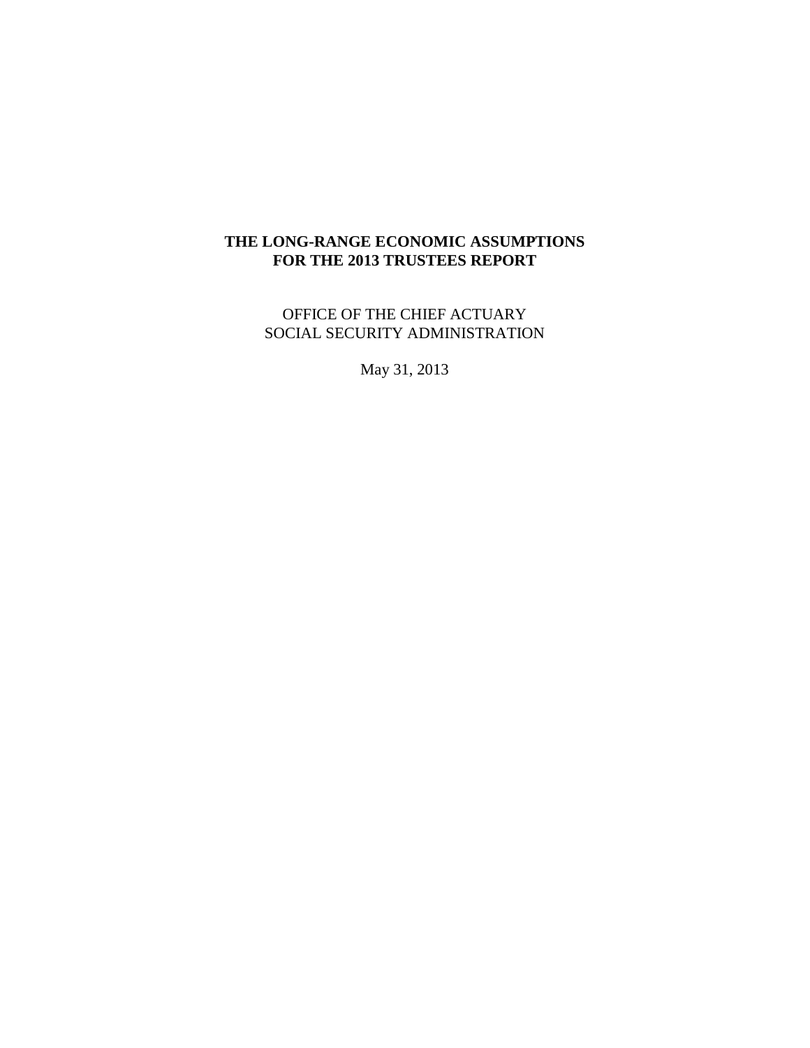# THE LONG-RANGE ECONOMIC ASSUMPTIONS FOR THE 2013 TRUSTEES REPORT

OFFICE OF THE CHIEF ACTUARY
SOCIAL SECURITY ADMINISTRATION

May 31, 2013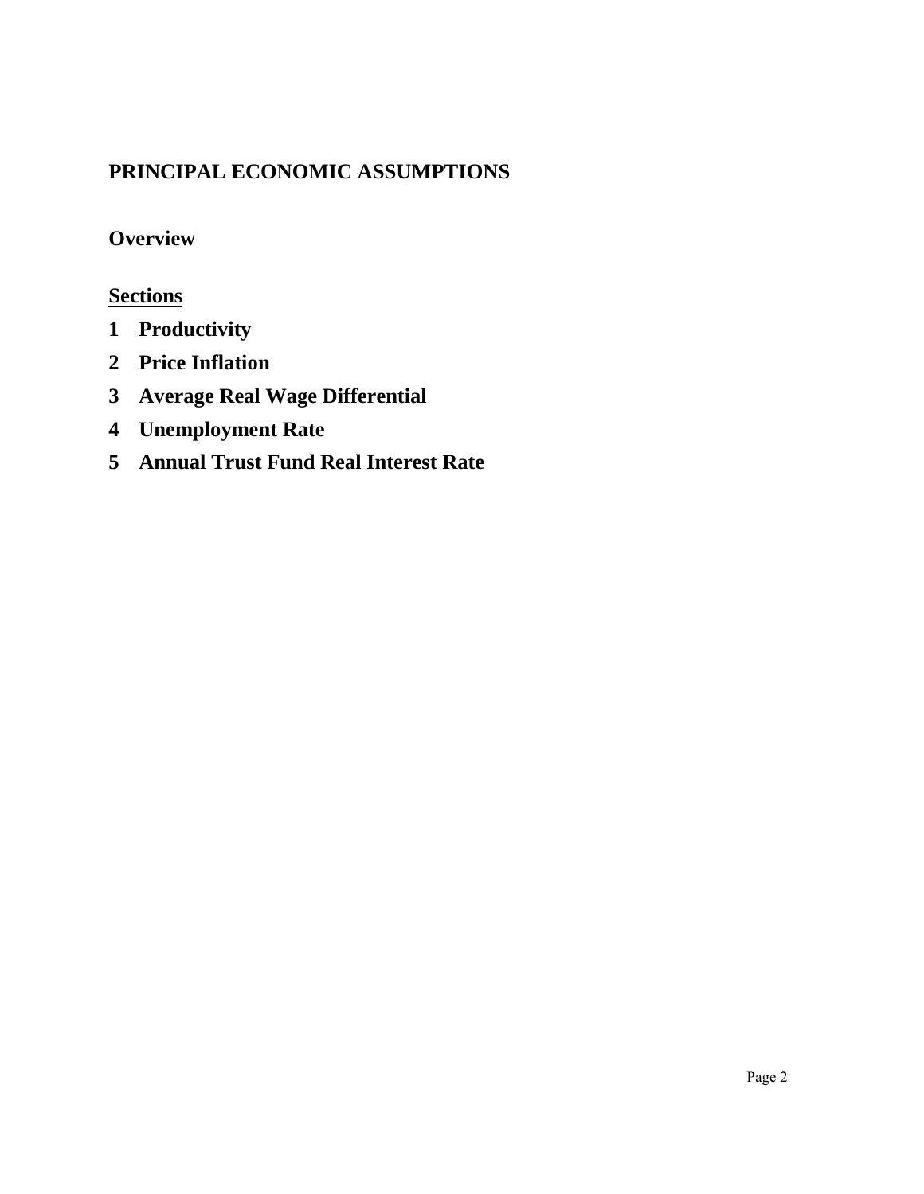# PRINCIPAL ECONOMIC ASSUMPTIONS

## Overview

**Sections**

1. **Productivity**
2. **Price Inflation**
3. **Average Real Wage Differential**
4. **Unemployment Rate**
5. **Annual Trust Fund Real Interest Rate**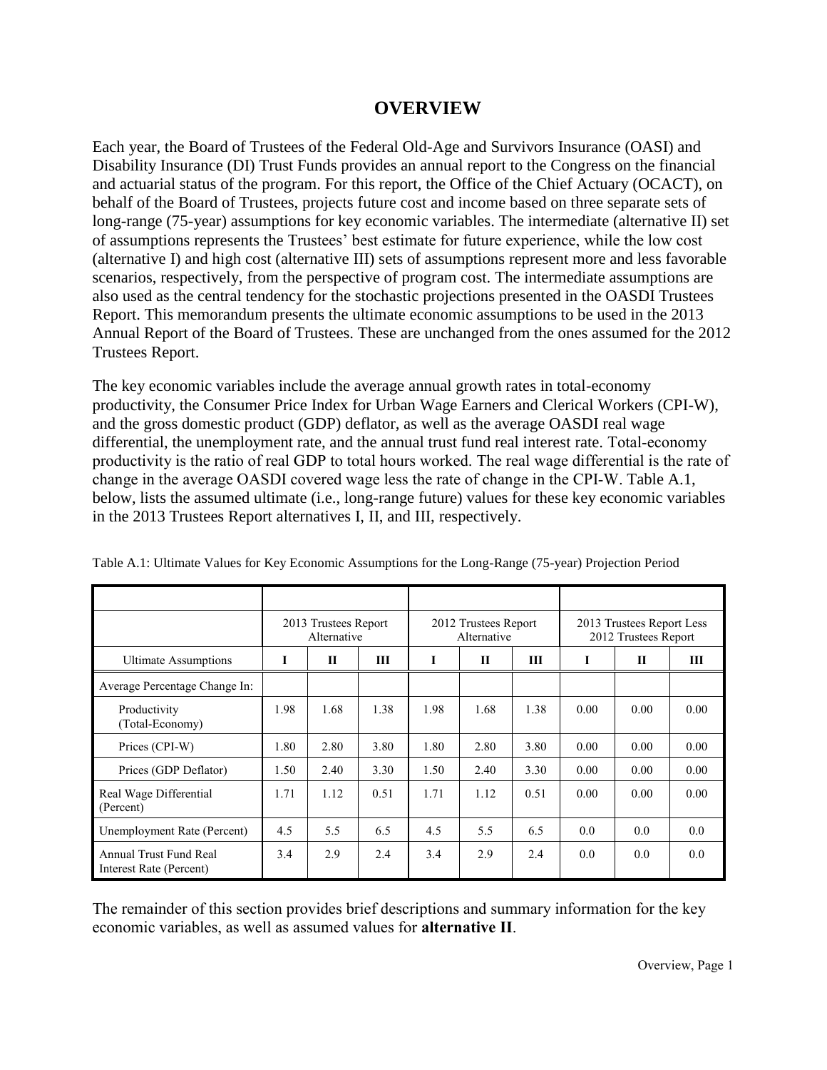# OVERVIEW

Each year, the Board of Trustees of the Federal Old-Age and Survivors Insurance (OASI) and Disability Insurance (DI) Trust Funds provides an annual report to the Congress on the financial and actuarial status of the program. For this report, the Office of the Chief Actuary (OCACT), on behalf of the Board of Trustees, projects future cost and income based on three separate sets of long-range (75-year) assumptions for key economic variables. The intermediate (alternative II) set of assumptions represents the Trustees' best estimate for future experience, while the low cost (alternative I) and high cost (alternative III) sets of assumptions represent more and less favorable scenarios, respectively, from the perspective of program cost. The intermediate assumptions are also used as the central tendency for the stochastic projections presented in the OASDI Trustees Report. This memorandum presents the ultimate economic assumptions to be used in the 2013 Annual Report of the Board of Trustees. These are unchanged from the ones assumed for the 2012 Trustees Report.

The key economic variables include the average annual growth rates in total-economy productivity, the Consumer Price Index for Urban Wage Earners and Clerical Workers (CPI-W), and the gross domestic product (GDP) deflator, as well as the average OASDI real wage differential, the unemployment rate, and the annual trust fund real interest rate. Total-economy productivity is the ratio of real GDP to total hours worked. The real wage differential is the rate of change in the average OASDI covered wage less the rate of change in the CPI-W. Table A.1, below, lists the assumed ultimate (i.e., long-range future) values for these key economic variables in the 2013 Trustees Report alternatives I, II, and III, respectively.

Table A.1: Ultimate Values for Key Economic Assumptions for the Long-Range (75-year) Projection Period

| | 2013 Trustees Report Alternative | | | 2012 Trustees Report Alternative | | | 2013 Trustees Report Less 2012 Trustees Report | | |
|---|---|---|---|---|---|---|---|---|---|
| Ultimate Assumptions | **I** | **II** | **III** | **I** | **II** | **III** | **I** | **II** | **III** |
| Average Percentage Change In: | | | | | | | | | |
| Productivity (Total-Economy) | 1.98 | 1.68 | 1.38 | 1.98 | 1.68 | 1.38 | 0.00 | 0.00 | 0.00 |
| Prices (CPI-W) | 1.80 | 2.80 | 3.80 | 1.80 | 2.80 | 3.80 | 0.00 | 0.00 | 0.00 |
| Prices (GDP Deflator) | 1.50 | 2.40 | 3.30 | 1.50 | 2.40 | 3.30 | 0.00 | 0.00 | 0.00 |
| Real Wage Differential (Percent) | 1.71 | 1.12 | 0.51 | 1.71 | 1.12 | 0.51 | 0.00 | 0.00 | 0.00 |
| Unemployment Rate (Percent) | 4.5 | 5.5 | 6.5 | 4.5 | 5.5 | 6.5 | 0.0 | 0.0 | 0.0 |
| Annual Trust Fund Real Interest Rate (Percent) | 3.4 | 2.9 | 2.4 | 3.4 | 2.9 | 2.4 | 0.0 | 0.0 | 0.0 |

The remainder of this section provides brief descriptions and summary information for the key economic variables, as well as assumed values for **alternative II**.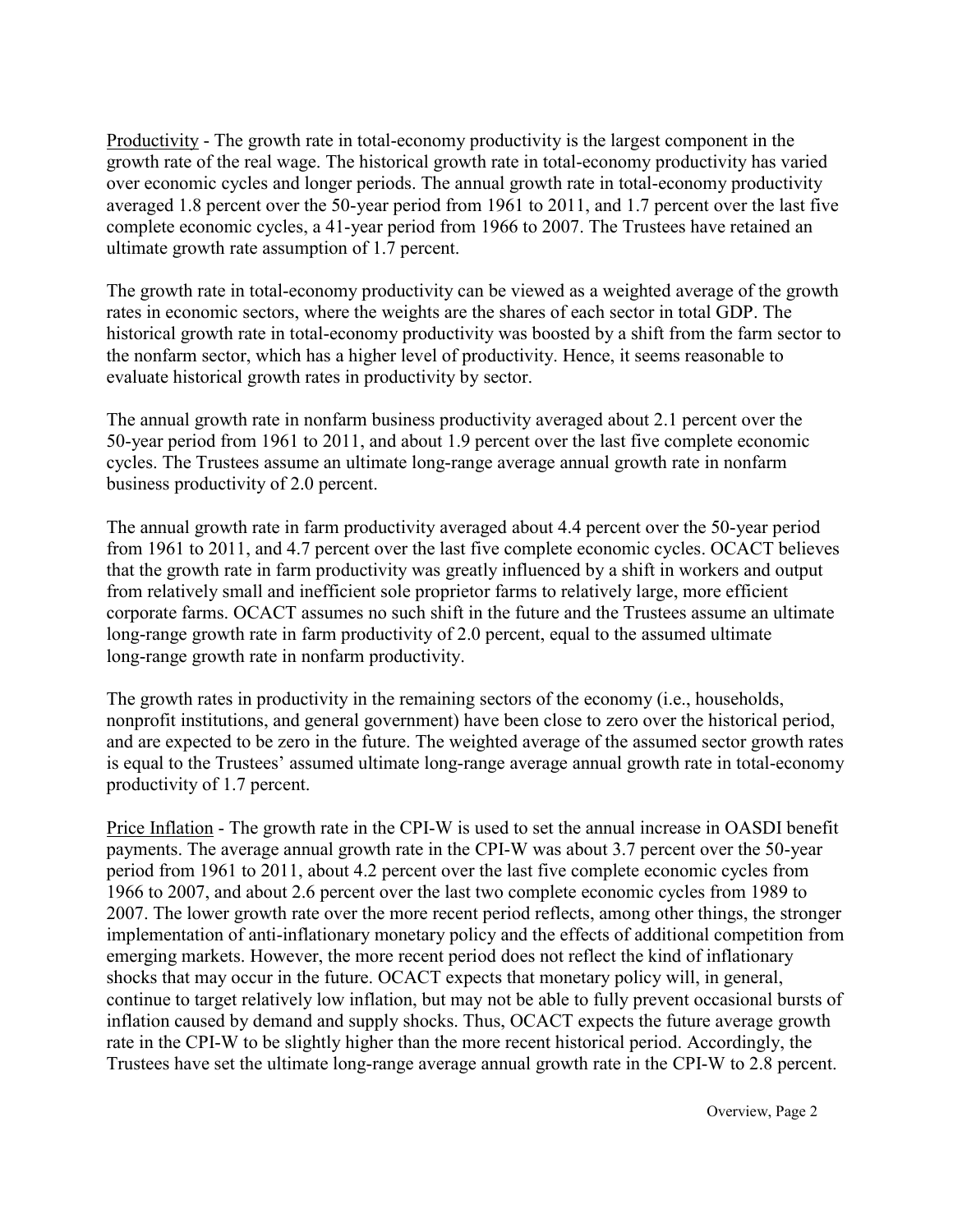Productivity - The growth rate in total-economy productivity is the largest component in the growth rate of the real wage. The historical growth rate in total-economy productivity has varied over economic cycles and longer periods. The annual growth rate in total-economy productivity averaged 1.8 percent over the 50-year period from 1961 to 2011, and 1.7 percent over the last five complete economic cycles, a 41-year period from 1966 to 2007. The Trustees have retained an ultimate growth rate assumption of 1.7 percent.

The growth rate in total-economy productivity can be viewed as a weighted average of the growth rates in economic sectors, where the weights are the shares of each sector in total GDP. The historical growth rate in total-economy productivity was boosted by a shift from the farm sector to the nonfarm sector, which has a higher level of productivity. Hence, it seems reasonable to evaluate historical growth rates in productivity by sector.

The annual growth rate in nonfarm business productivity averaged about 2.1 percent over the 50-year period from 1961 to 2011, and about 1.9 percent over the last five complete economic cycles. The Trustees assume an ultimate long-range average annual growth rate in nonfarm business productivity of 2.0 percent.

The annual growth rate in farm productivity averaged about 4.4 percent over the 50-year period from 1961 to 2011, and 4.7 percent over the last five complete economic cycles. OCACT believes that the growth rate in farm productivity was greatly influenced by a shift in workers and output from relatively small and inefficient sole proprietor farms to relatively large, more efficient corporate farms. OCACT assumes no such shift in the future and the Trustees assume an ultimate long-range growth rate in farm productivity of 2.0 percent, equal to the assumed ultimate long-range growth rate in nonfarm productivity.

The growth rates in productivity in the remaining sectors of the economy (i.e., households, nonprofit institutions, and general government) have been close to zero over the historical period, and are expected to be zero in the future. The weighted average of the assumed sector growth rates is equal to the Trustees' assumed ultimate long-range average annual growth rate in total-economy productivity of 1.7 percent.

Price Inflation - The growth rate in the CPI-W is used to set the annual increase in OASDI benefit payments. The average annual growth rate in the CPI-W was about 3.7 percent over the 50-year period from 1961 to 2011, about 4.2 percent over the last five complete economic cycles from 1966 to 2007, and about 2.6 percent over the last two complete economic cycles from 1989 to 2007. The lower growth rate over the more recent period reflects, among other things, the stronger implementation of anti-inflationary monetary policy and the effects of additional competition from emerging markets. However, the more recent period does not reflect the kind of inflationary shocks that may occur in the future. OCACT expects that monetary policy will, in general, continue to target relatively low inflation, but may not be able to fully prevent occasional bursts of inflation caused by demand and supply shocks. Thus, OCACT expects the future average growth rate in the CPI-W to be slightly higher than the more recent historical period. Accordingly, the Trustees have set the ultimate long-range average annual growth rate in the CPI-W to 2.8 percent.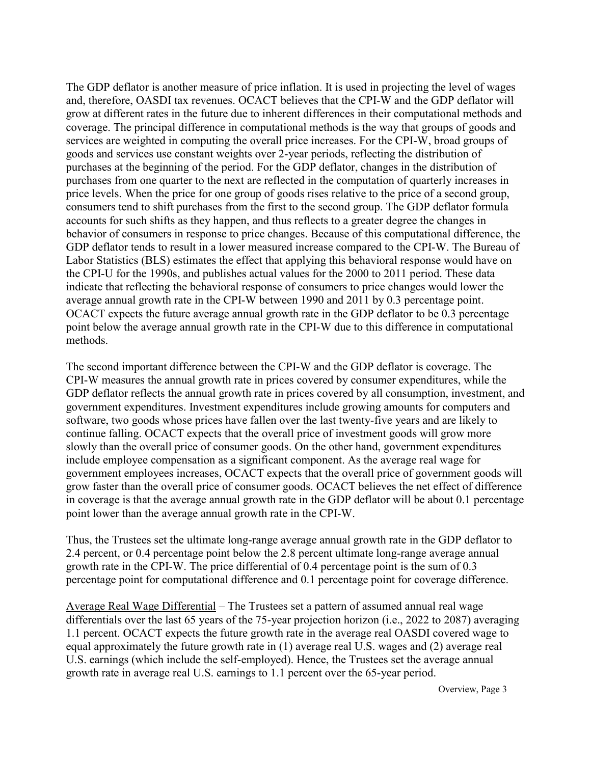The GDP deflator is another measure of price inflation. It is used in projecting the level of wages and, therefore, OASDI tax revenues. OCACT believes that the CPI-W and the GDP deflator will grow at different rates in the future due to inherent differences in their computational methods and coverage. The principal difference in computational methods is the way that groups of goods and services are weighted in computing the overall price increases. For the CPI-W, broad groups of goods and services use constant weights over 2-year periods, reflecting the distribution of purchases at the beginning of the period. For the GDP deflator, changes in the distribution of purchases from one quarter to the next are reflected in the computation of quarterly increases in price levels. When the price for one group of goods rises relative to the price of a second group, consumers tend to shift purchases from the first to the second group. The GDP deflator formula accounts for such shifts as they happen, and thus reflects to a greater degree the changes in behavior of consumers in response to price changes. Because of this computational difference, the GDP deflator tends to result in a lower measured increase compared to the CPI-W. The Bureau of Labor Statistics (BLS) estimates the effect that applying this behavioral response would have on the CPI-U for the 1990s, and publishes actual values for the 2000 to 2011 period. These data indicate that reflecting the behavioral response of consumers to price changes would lower the average annual growth rate in the CPI-W between 1990 and 2011 by 0.3 percentage point. OCACT expects the future average annual growth rate in the GDP deflator to be 0.3 percentage point below the average annual growth rate in the CPI-W due to this difference in computational methods.

The second important difference between the CPI-W and the GDP deflator is coverage. The CPI-W measures the annual growth rate in prices covered by consumer expenditures, while the GDP deflator reflects the annual growth rate in prices covered by all consumption, investment, and government expenditures. Investment expenditures include growing amounts for computers and software, two goods whose prices have fallen over the last twenty-five years and are likely to continue falling. OCACT expects that the overall price of investment goods will grow more slowly than the overall price of consumer goods. On the other hand, government expenditures include employee compensation as a significant component. As the average real wage for government employees increases, OCACT expects that the overall price of government goods will grow faster than the overall price of consumer goods. OCACT believes the net effect of difference in coverage is that the average annual growth rate in the GDP deflator will be about 0.1 percentage point lower than the average annual growth rate in the CPI-W.

Thus, the Trustees set the ultimate long-range average annual growth rate in the GDP deflator to 2.4 percent, or 0.4 percentage point below the 2.8 percent ultimate long-range average annual growth rate in the CPI-W. The price differential of 0.4 percentage point is the sum of 0.3 percentage point for computational difference and 0.1 percentage point for coverage difference.

<u>Average Real Wage Differential</u> – The Trustees set a pattern of assumed annual real wage differentials over the last 65 years of the 75-year projection horizon (i.e., 2022 to 2087) averaging 1.1 percent. OCACT expects the future growth rate in the average real OASDI covered wage to equal approximately the future growth rate in (1) average real U.S. wages and (2) average real U.S. earnings (which include the self-employed). Hence, the Trustees set the average annual growth rate in average real U.S. earnings to 1.1 percent over the 65-year period.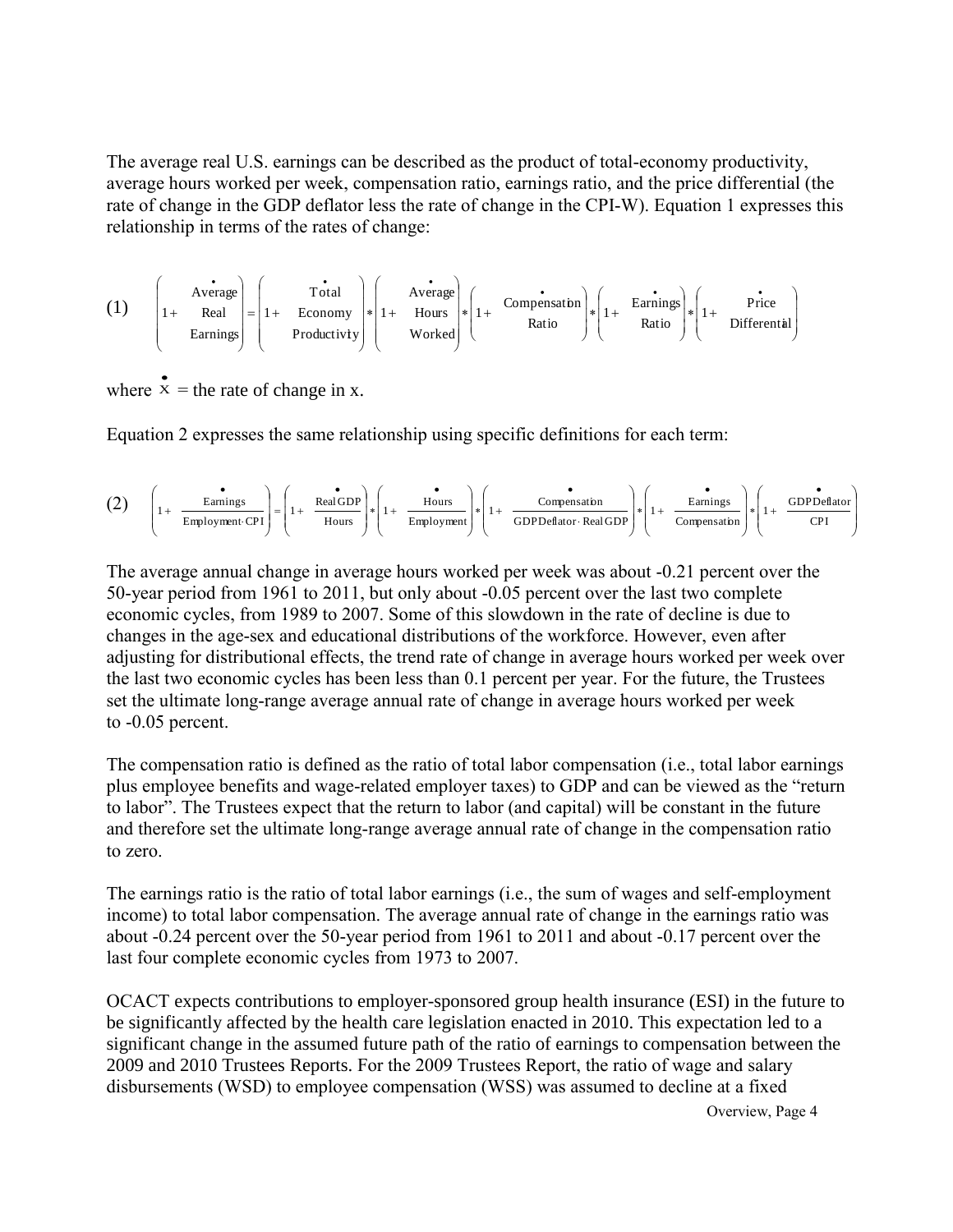The average real U.S. earnings can be described as the product of total-economy productivity, average hours worked per week, compensation ratio, earnings ratio, and the price differential (the rate of change in the GDP deflator less the rate of change in the CPI-W). Equation 1 expresses this relationship in terms of the rates of change:

$$(1)\quad \left(1+\dot{\begin{matrix}\text{Average}\\\text{Real}\\\text{Earnings}\end{matrix}}\right)=\left(1+\dot{\begin{matrix}\text{Total}\\\text{Economy}\\\text{Productivity}\end{matrix}}\right)*\left(1+\dot{\begin{matrix}\text{Average}\\\text{Hours}\\\text{Worked}\end{matrix}}\right)*\left(1+\dot{\begin{matrix}\text{Compensation}\\\text{Ratio}\end{matrix}}\right)*\left(1+\dot{\begin{matrix}\text{Earnings}\\\text{Ratio}\end{matrix}}\right)*\left(1+\dot{\begin{matrix}\text{Price}\\\text{Differential}\end{matrix}}\right)$$

where $\dot{x}$ = the rate of change in x.

Equation 2 expresses the same relationship using specific definitions for each term:

$$(2)\quad \left(1+\dot{\frac{\text{Earnings}}{\text{Employment}\cdot\text{CPI}}}\right)=\left(1+\dot{\frac{\text{Real GDP}}{\text{Hours}}}\right)*\left(1+\dot{\frac{\text{Hours}}{\text{Employment}}}\right)*\left(1+\dot{\frac{\text{Compensation}}{\text{GDP Deflator}\cdot\text{Real GDP}}}\right)*\left(1+\dot{\frac{\text{Earnings}}{\text{Compensation}}}\right)*\left(1+\dot{\frac{\text{GDP Deflator}}{\text{CPI}}}\right)$$

The average annual change in average hours worked per week was about -0.21 percent over the 50-year period from 1961 to 2011, but only about -0.05 percent over the last two complete economic cycles, from 1989 to 2007. Some of this slowdown in the rate of decline is due to changes in the age-sex and educational distributions of the workforce. However, even after adjusting for distributional effects, the trend rate of change in average hours worked per week over the last two economic cycles has been less than 0.1 percent per year. For the future, the Trustees set the ultimate long-range average annual rate of change in average hours worked per week to -0.05 percent.

The compensation ratio is defined as the ratio of total labor compensation (i.e., total labor earnings plus employee benefits and wage-related employer taxes) to GDP and can be viewed as the "return to labor". The Trustees expect that the return to labor (and capital) will be constant in the future and therefore set the ultimate long-range average annual rate of change in the compensation ratio to zero.

The earnings ratio is the ratio of total labor earnings (i.e., the sum of wages and self-employment income) to total labor compensation. The average annual rate of change in the earnings ratio was about -0.24 percent over the 50-year period from 1961 to 2011 and about -0.17 percent over the last four complete economic cycles from 1973 to 2007.

OCACT expects contributions to employer-sponsored group health insurance (ESI) in the future to be significantly affected by the health care legislation enacted in 2010. This expectation led to a significant change in the assumed future path of the ratio of earnings to compensation between the 2009 and 2010 Trustees Reports. For the 2009 Trustees Report, the ratio of wage and salary disbursements (WSD) to employee compensation (WSS) was assumed to decline at a fixed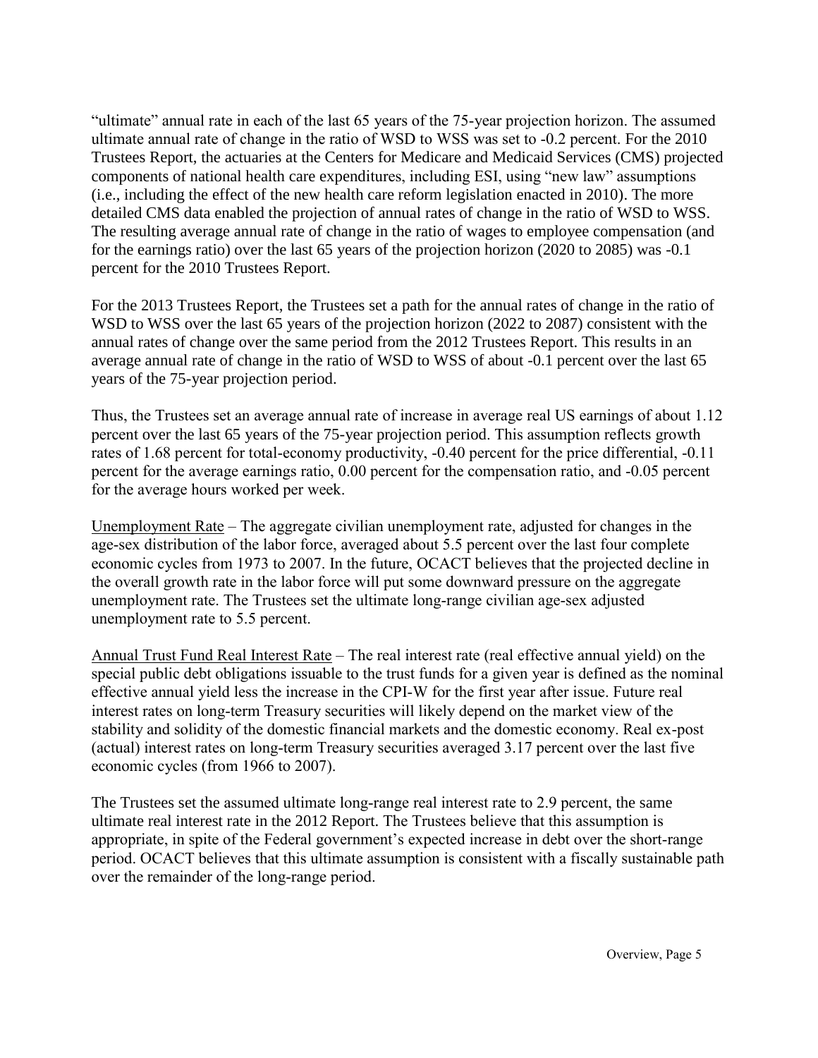"ultimate" annual rate in each of the last 65 years of the 75-year projection horizon. The assumed ultimate annual rate of change in the ratio of WSD to WSS was set to -0.2 percent. For the 2010 Trustees Report, the actuaries at the Centers for Medicare and Medicaid Services (CMS) projected components of national health care expenditures, including ESI, using "new law" assumptions (i.e., including the effect of the new health care reform legislation enacted in 2010). The more detailed CMS data enabled the projection of annual rates of change in the ratio of WSD to WSS. The resulting average annual rate of change in the ratio of wages to employee compensation (and for the earnings ratio) over the last 65 years of the projection horizon (2020 to 2085) was -0.1 percent for the 2010 Trustees Report.

For the 2013 Trustees Report, the Trustees set a path for the annual rates of change in the ratio of WSD to WSS over the last 65 years of the projection horizon (2022 to 2087) consistent with the annual rates of change over the same period from the 2012 Trustees Report. This results in an average annual rate of change in the ratio of WSD to WSS of about -0.1 percent over the last 65 years of the 75-year projection period.

Thus, the Trustees set an average annual rate of increase in average real US earnings of about 1.12 percent over the last 65 years of the 75-year projection period. This assumption reflects growth rates of 1.68 percent for total-economy productivity, -0.40 percent for the price differential, -0.11 percent for the average earnings ratio, 0.00 percent for the compensation ratio, and -0.05 percent for the average hours worked per week.

Unemployment Rate – The aggregate civilian unemployment rate, adjusted for changes in the age-sex distribution of the labor force, averaged about 5.5 percent over the last four complete economic cycles from 1973 to 2007. In the future, OCACT believes that the projected decline in the overall growth rate in the labor force will put some downward pressure on the aggregate unemployment rate. The Trustees set the ultimate long-range civilian age-sex adjusted unemployment rate to 5.5 percent.

Annual Trust Fund Real Interest Rate – The real interest rate (real effective annual yield) on the special public debt obligations issuable to the trust funds for a given year is defined as the nominal effective annual yield less the increase in the CPI-W for the first year after issue. Future real interest rates on long-term Treasury securities will likely depend on the market view of the stability and solidity of the domestic financial markets and the domestic economy. Real ex-post (actual) interest rates on long-term Treasury securities averaged 3.17 percent over the last five economic cycles (from 1966 to 2007).

The Trustees set the assumed ultimate long-range real interest rate to 2.9 percent, the same ultimate real interest rate in the 2012 Report. The Trustees believe that this assumption is appropriate, in spite of the Federal government's expected increase in debt over the short-range period. OCACT believes that this ultimate assumption is consistent with a fiscally sustainable path over the remainder of the long-range period.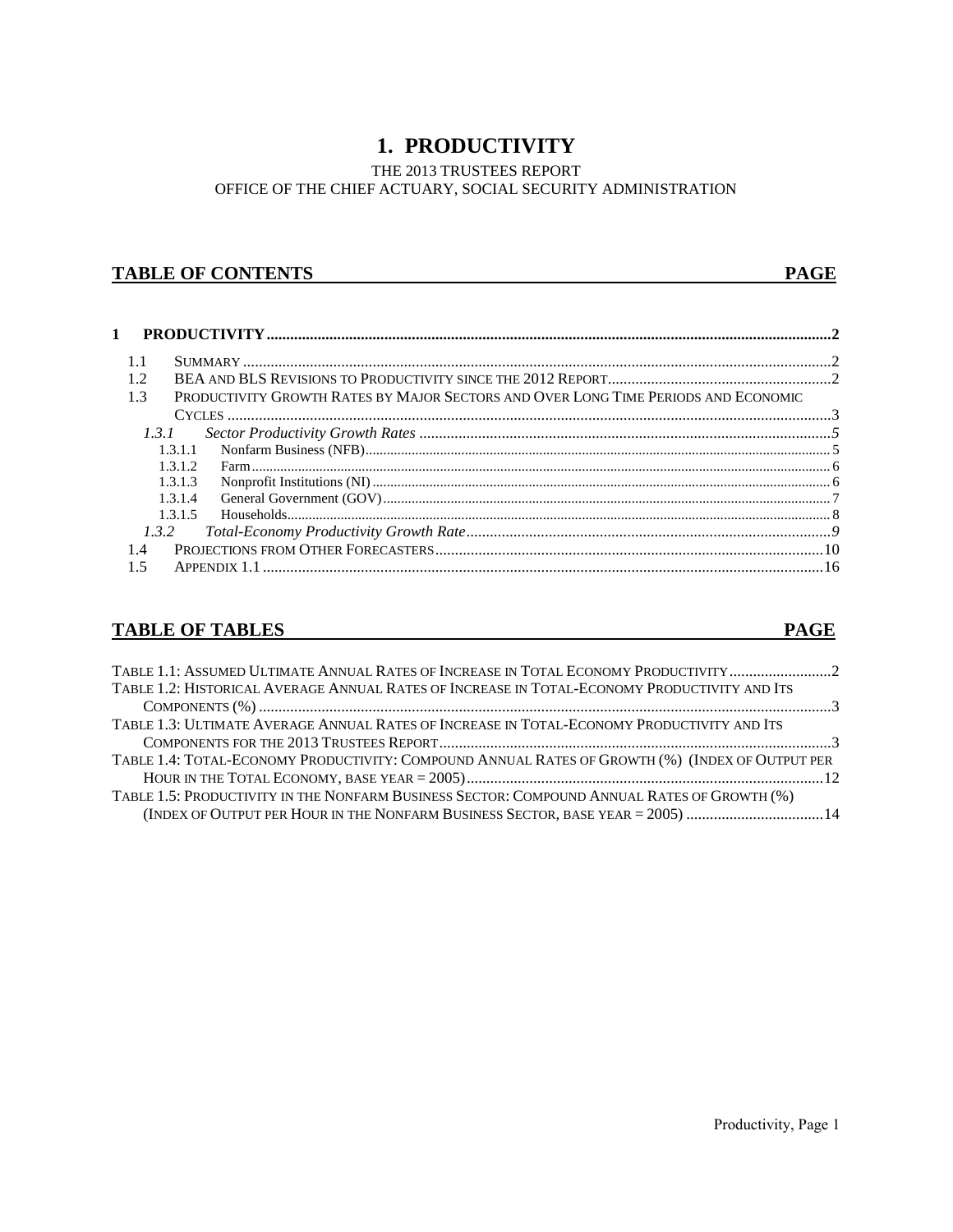# 1. PRODUCTIVITY

THE 2013 TRUSTEES REPORT
OFFICE OF THE CHIEF ACTUARY, SOCIAL SECURITY ADMINISTRATION

## TABLE OF CONTENTS PAGE

**1 PRODUCTIVITY** ..... 2

- 1.1 SUMMARY ..... 2
- 1.2 BEA AND BLS REVISIONS TO PRODUCTIVITY SINCE THE 2012 REPORT ..... 2
- 1.3 PRODUCTIVITY GROWTH RATES BY MAJOR SECTORS AND OVER LONG TIME PERIODS AND ECONOMIC CYCLES ..... 3
  - *1.3.1 Sector Productivity Growth Rates* ..... 5
    - 1.3.1.1 Nonfarm Business (NFB) ..... 5
    - 1.3.1.2 Farm ..... 6
    - 1.3.1.3 Nonprofit Institutions (NI) ..... 6
    - 1.3.1.4 General Government (GOV) ..... 7
    - 1.3.1.5 Households ..... 8
  - *1.3.2 Total-Economy Productivity Growth Rate* ..... 9
- 1.4 PROJECTIONS FROM OTHER FORECASTERS ..... 10
- 1.5 APPENDIX 1.1 ..... 16

## TABLE OF TABLES PAGE

- TABLE 1.1: ASSUMED ULTIMATE ANNUAL RATES OF INCREASE IN TOTAL ECONOMY PRODUCTIVITY ..... 2
- TABLE 1.2: HISTORICAL AVERAGE ANNUAL RATES OF INCREASE IN TOTAL-ECONOMY PRODUCTIVITY AND ITS COMPONENTS (%) ..... 3
- TABLE 1.3: ULTIMATE AVERAGE ANNUAL RATES OF INCREASE IN TOTAL-ECONOMY PRODUCTIVITY AND ITS COMPONENTS FOR THE 2013 TRUSTEES REPORT ..... 3
- TABLE 1.4: TOTAL-ECONOMY PRODUCTIVITY: COMPOUND ANNUAL RATES OF GROWTH (%) (INDEX OF OUTPUT PER HOUR IN THE TOTAL ECONOMY, BASE YEAR = 2005) ..... 12
- TABLE 1.5: PRODUCTIVITY IN THE NONFARM BUSINESS SECTOR: COMPOUND ANNUAL RATES OF GROWTH (%) (INDEX OF OUTPUT PER HOUR IN THE NONFARM BUSINESS SECTOR, BASE YEAR = 2005) ..... 14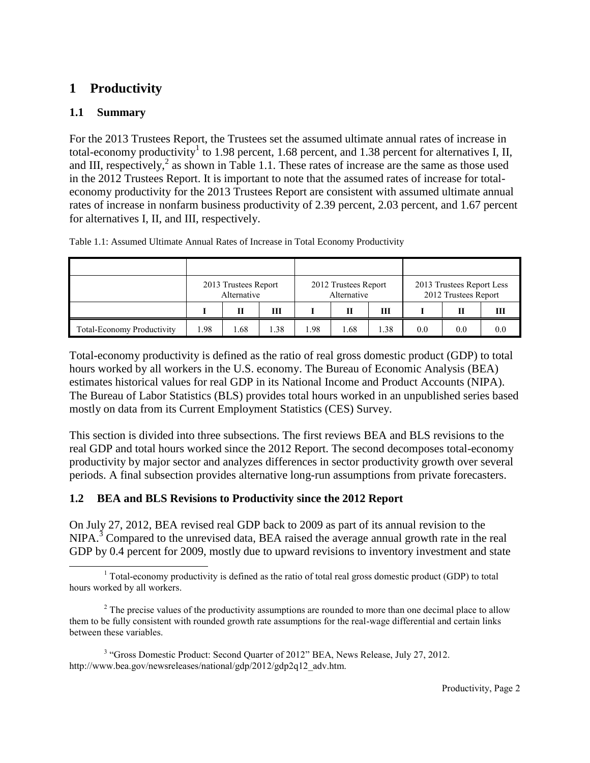# 1 Productivity

## 1.1 Summary

For the 2013 Trustees Report, the Trustees set the assumed ultimate annual rates of increase in total-economy productivity[1] to 1.98 percent, 1.68 percent, and 1.38 percent for alternatives I, II, and III, respectively,[2] as shown in Table 1.1. These rates of increase are the same as those used in the 2012 Trustees Report. It is important to note that the assumed rates of increase for total-economy productivity for the 2013 Trustees Report are consistent with assumed ultimate annual rates of increase in nonfarm business productivity of 2.39 percent, 2.03 percent, and 1.67 percent for alternatives I, II, and III, respectively.

Table 1.1: Assumed Ultimate Annual Rates of Increase in Total Economy Productivity

| | 2013 Trustees Report Alternative | | | 2012 Trustees Report Alternative | | | 2013 Trustees Report Less 2012 Trustees Report | | |
|---|---|---|---|---|---|---|---|---|---|
| | I | II | III | I | II | III | I | II | III |
| Total-Economy Productivity | 1.98 | 1.68 | 1.38 | 1.98 | 1.68 | 1.38 | 0.0 | 0.0 | 0.0 |

Total-economy productivity is defined as the ratio of real gross domestic product (GDP) to total hours worked by all workers in the U.S. economy. The Bureau of Economic Analysis (BEA) estimates historical values for real GDP in its National Income and Product Accounts (NIPA). The Bureau of Labor Statistics (BLS) provides total hours worked in an unpublished series based mostly on data from its Current Employment Statistics (CES) Survey.

This section is divided into three subsections. The first reviews BEA and BLS revisions to the real GDP and total hours worked since the 2012 Report. The second decomposes total-economy productivity by major sector and analyzes differences in sector productivity growth over several periods. A final subsection provides alternative long-run assumptions from private forecasters.

## 1.2 BEA and BLS Revisions to Productivity since the 2012 Report

On July 27, 2012, BEA revised real GDP back to 2009 as part of its annual revision to the NIPA.[3] Compared to the unrevised data, BEA raised the average annual growth rate in the real GDP by 0.4 percent for 2009, mostly due to upward revisions to inventory investment and state

[1] Total-economy productivity is defined as the ratio of total real gross domestic product (GDP) to total hours worked by all workers.

[2] The precise values of the productivity assumptions are rounded to more than one decimal place to allow them to be fully consistent with rounded growth rate assumptions for the real-wage differential and certain links between these variables.

[3] "Gross Domestic Product: Second Quarter of 2012" BEA, News Release, July 27, 2012. http://www.bea.gov/newsreleases/national/gdp/2012/gdp2q12_adv.htm.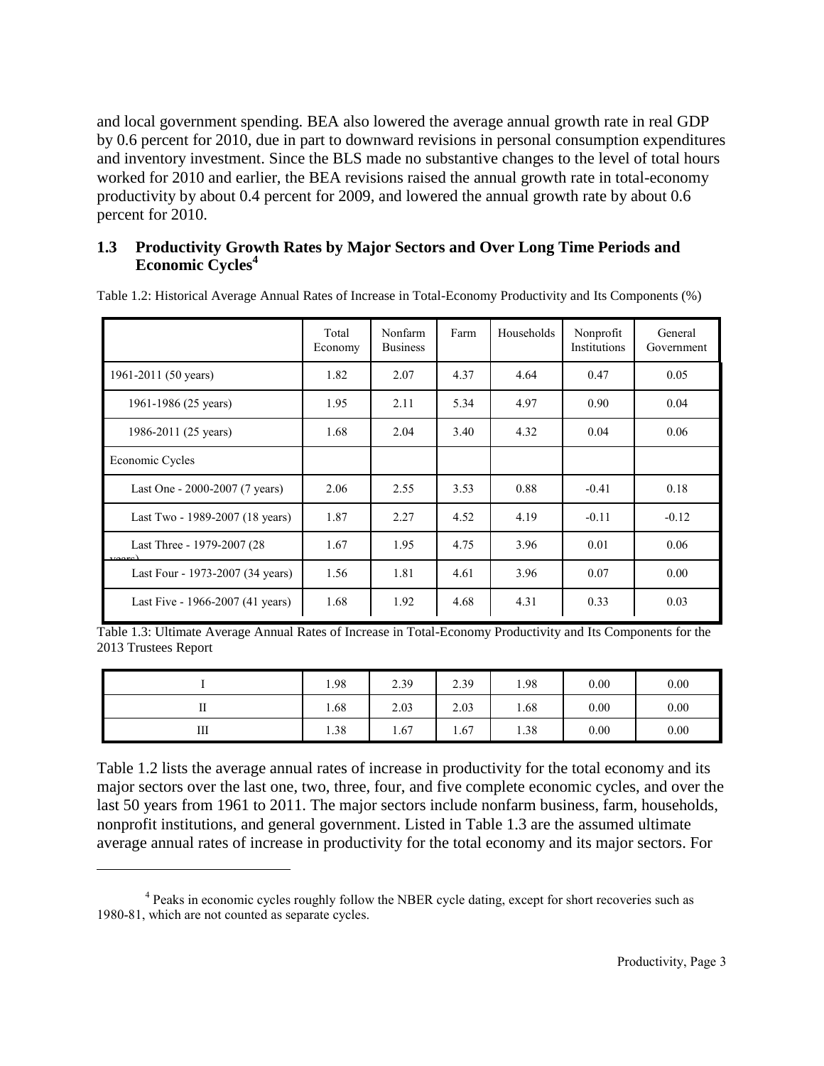and local government spending. BEA also lowered the average annual growth rate in real GDP by 0.6 percent for 2010, due in part to downward revisions in personal consumption expenditures and inventory investment. Since the BLS made no substantive changes to the level of total hours worked for 2010 and earlier, the BEA revisions raised the annual growth rate in total-economy productivity by about 0.4 percent for 2009, and lowered the annual growth rate by about 0.6 percent for 2010.

## 1.3 Productivity Growth Rates by Major Sectors and Over Long Time Periods and Economic Cycles[4]

Table 1.2: Historical Average Annual Rates of Increase in Total-Economy Productivity and Its Components (%)

| | Total Economy | Nonfarm Business | Farm | Households | Nonprofit Institutions | General Government |
|---|---|---|---|---|---|---|
| 1961-2011 (50 years) | 1.82 | 2.07 | 4.37 | 4.64 | 0.47 | 0.05 |
| 1961-1986 (25 years) | 1.95 | 2.11 | 5.34 | 4.97 | 0.90 | 0.04 |
| 1986-2011 (25 years) | 1.68 | 2.04 | 3.40 | 4.32 | 0.04 | 0.06 |
| Economic Cycles | | | | | | |
| Last One - 2000-2007 (7 years) | 2.06 | 2.55 | 3.53 | 0.88 | -0.41 | 0.18 |
| Last Two - 1989-2007 (18 years) | 1.87 | 2.27 | 4.52 | 4.19 | -0.11 | -0.12 |
| Last Three - 1979-2007 (28 years) | 1.67 | 1.95 | 4.75 | 3.96 | 0.01 | 0.06 |
| Last Four - 1973-2007 (34 years) | 1.56 | 1.81 | 4.61 | 3.96 | 0.07 | 0.00 |
| Last Five - 1966-2007 (41 years) | 1.68 | 1.92 | 4.68 | 4.31 | 0.33 | 0.03 |

Table 1.3: Ultimate Average Annual Rates of Increase in Total-Economy Productivity and Its Components for the 2013 Trustees Report

| | | | | | | |
|---|---|---|---|---|---|---|
| I | 1.98 | 2.39 | 2.39 | 1.98 | 0.00 | 0.00 |
| II | 1.68 | 2.03 | 2.03 | 1.68 | 0.00 | 0.00 |
| III | 1.38 | 1.67 | 1.67 | 1.38 | 0.00 | 0.00 |

Table 1.2 lists the average annual rates of increase in productivity for the total economy and its major sectors over the last one, two, three, four, and five complete economic cycles, and over the last 50 years from 1961 to 2011. The major sectors include nonfarm business, farm, households, nonprofit institutions, and general government. Listed in Table 1.3 are the assumed ultimate average annual rates of increase in productivity for the total economy and its major sectors. For

[4] Peaks in economic cycles roughly follow the NBER cycle dating, except for short recoveries such as 1980-81, which are not counted as separate cycles.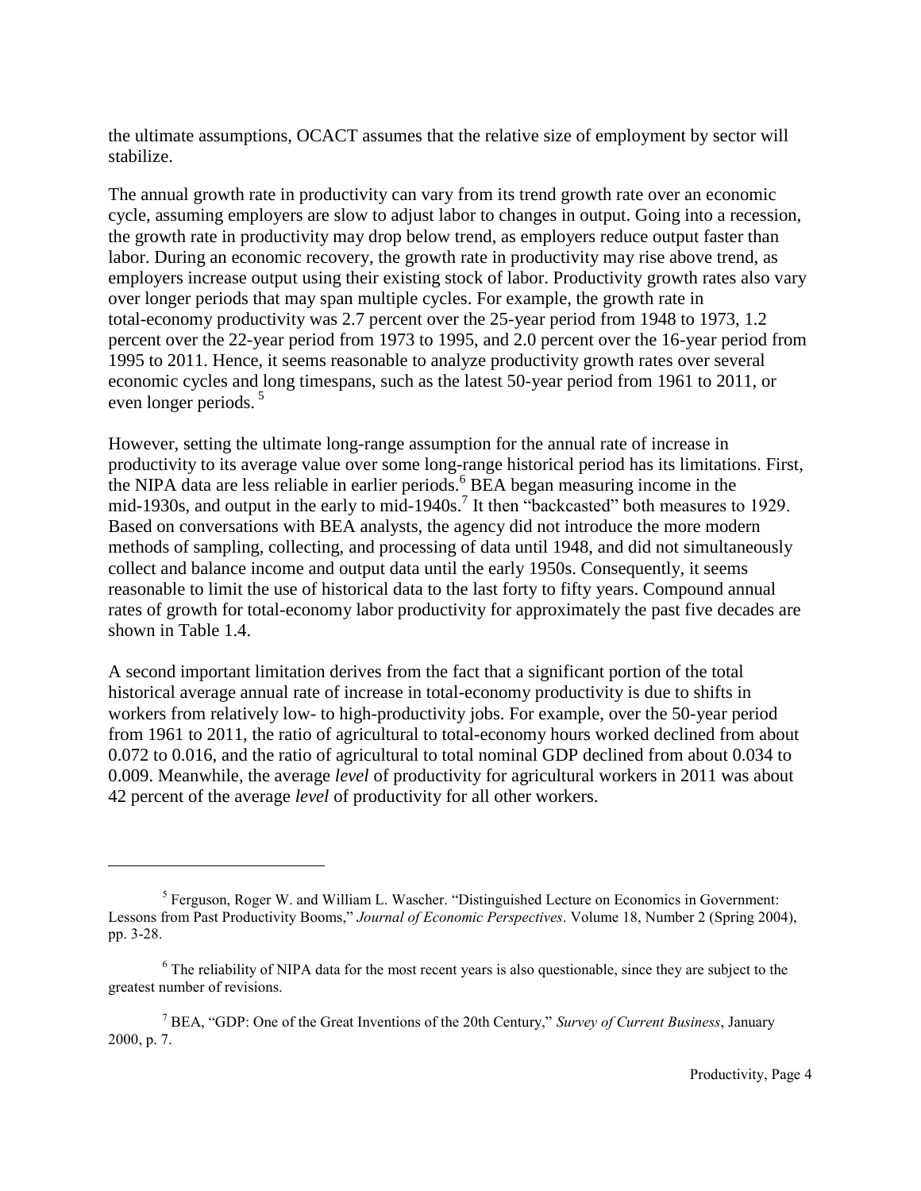the ultimate assumptions, OCACT assumes that the relative size of employment by sector will stabilize.

The annual growth rate in productivity can vary from its trend growth rate over an economic cycle, assuming employers are slow to adjust labor to changes in output. Going into a recession, the growth rate in productivity may drop below trend, as employers reduce output faster than labor. During an economic recovery, the growth rate in productivity may rise above trend, as employers increase output using their existing stock of labor. Productivity growth rates also vary over longer periods that may span multiple cycles. For example, the growth rate in total-economy productivity was 2.7 percent over the 25-year period from 1948 to 1973, 1.2 percent over the 22-year period from 1973 to 1995, and 2.0 percent over the 16-year period from 1995 to 2011. Hence, it seems reasonable to analyze productivity growth rates over several economic cycles and long timespans, such as the latest 50-year period from 1961 to 2011, or even longer periods. [5]

However, setting the ultimate long-range assumption for the annual rate of increase in productivity to its average value over some long-range historical period has its limitations. First, the NIPA data are less reliable in earlier periods.[6] BEA began measuring income in the mid-1930s, and output in the early to mid-1940s.[7] It then "backcasted" both measures to 1929. Based on conversations with BEA analysts, the agency did not introduce the more modern methods of sampling, collecting, and processing of data until 1948, and did not simultaneously collect and balance income and output data until the early 1950s. Consequently, it seems reasonable to limit the use of historical data to the last forty to fifty years. Compound annual rates of growth for total-economy labor productivity for approximately the past five decades are shown in Table 1.4.

A second important limitation derives from the fact that a significant portion of the total historical average annual rate of increase in total-economy productivity is due to shifts in workers from relatively low- to high-productivity jobs. For example, over the 50-year period from 1961 to 2011, the ratio of agricultural to total-economy hours worked declined from about 0.072 to 0.016, and the ratio of agricultural to total nominal GDP declined from about 0.034 to 0.009. Meanwhile, the average *level* of productivity for agricultural workers in 2011 was about 42 percent of the average *level* of productivity for all other workers.

---

[5] Ferguson, Roger W. and William L. Wascher. "Distinguished Lecture on Economics in Government: Lessons from Past Productivity Booms," *Journal of Economic Perspectives*. Volume 18, Number 2 (Spring 2004), pp. 3-28.

[6] The reliability of NIPA data for the most recent years is also questionable, since they are subject to the greatest number of revisions.

[7] BEA, "GDP: One of the Great Inventions of the 20th Century," *Survey of Current Business*, January 2000, p. 7.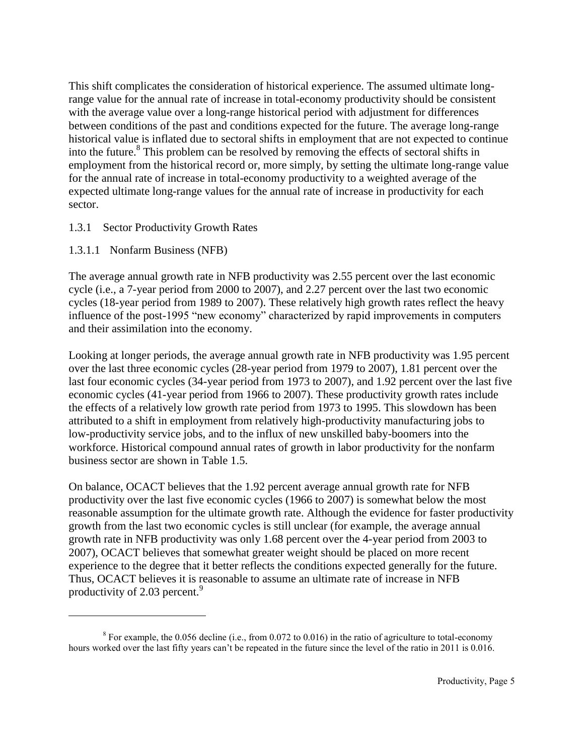This shift complicates the consideration of historical experience. The assumed ultimate long-range value for the annual rate of increase in total-economy productivity should be consistent with the average value over a long-range historical period with adjustment for differences between conditions of the past and conditions expected for the future. The average long-range historical value is inflated due to sectoral shifts in employment that are not expected to continue into the future.[8] This problem can be resolved by removing the effects of sectoral shifts in employment from the historical record or, more simply, by setting the ultimate long-range value for the annual rate of increase in total-economy productivity to a weighted average of the expected ultimate long-range values for the annual rate of increase in productivity for each sector.

### 1.3.1 Sector Productivity Growth Rates

#### 1.3.1.1 Nonfarm Business (NFB)

The average annual growth rate in NFB productivity was 2.55 percent over the last economic cycle (i.e., a 7-year period from 2000 to 2007), and 2.27 percent over the last two economic cycles (18-year period from 1989 to 2007). These relatively high growth rates reflect the heavy influence of the post-1995 "new economy" characterized by rapid improvements in computers and their assimilation into the economy.

Looking at longer periods, the average annual growth rate in NFB productivity was 1.95 percent over the last three economic cycles (28-year period from 1979 to 2007), 1.81 percent over the last four economic cycles (34-year period from 1973 to 2007), and 1.92 percent over the last five economic cycles (41-year period from 1966 to 2007). These productivity growth rates include the effects of a relatively low growth rate period from 1973 to 1995. This slowdown has been attributed to a shift in employment from relatively high-productivity manufacturing jobs to low-productivity service jobs, and to the influx of new unskilled baby-boomers into the workforce. Historical compound annual rates of growth in labor productivity for the nonfarm business sector are shown in Table 1.5.

On balance, OCACT believes that the 1.92 percent average annual growth rate for NFB productivity over the last five economic cycles (1966 to 2007) is somewhat below the most reasonable assumption for the ultimate growth rate. Although the evidence for faster productivity growth from the last two economic cycles is still unclear (for example, the average annual growth rate in NFB productivity was only 1.68 percent over the 4-year period from 2003 to 2007), OCACT believes that somewhat greater weight should be placed on more recent experience to the degree that it better reflects the conditions expected generally for the future. Thus, OCACT believes it is reasonable to assume an ultimate rate of increase in NFB productivity of 2.03 percent.[9]

---

[8] For example, the 0.056 decline (i.e., from 0.072 to 0.016) in the ratio of agriculture to total-economy hours worked over the last fifty years can't be repeated in the future since the level of the ratio in 2011 is 0.016.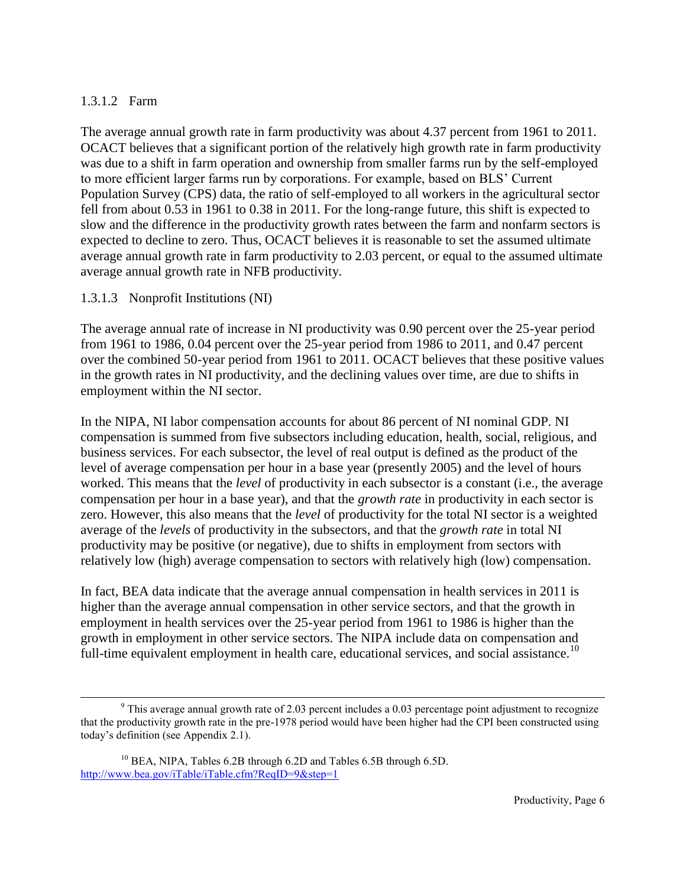#### 1.3.1.2 Farm

The average annual growth rate in farm productivity was about 4.37 percent from 1961 to 2011. OCACT believes that a significant portion of the relatively high growth rate in farm productivity was due to a shift in farm operation and ownership from smaller farms run by the self-employed to more efficient larger farms run by corporations. For example, based on BLS' Current Population Survey (CPS) data, the ratio of self-employed to all workers in the agricultural sector fell from about 0.53 in 1961 to 0.38 in 2011. For the long-range future, this shift is expected to slow and the difference in the productivity growth rates between the farm and nonfarm sectors is expected to decline to zero. Thus, OCACT believes it is reasonable to set the assumed ultimate average annual growth rate in farm productivity to 2.03 percent, or equal to the assumed ultimate average annual growth rate in NFB productivity.

#### 1.3.1.3 Nonprofit Institutions (NI)

The average annual rate of increase in NI productivity was 0.90 percent over the 25-year period from 1961 to 1986, 0.04 percent over the 25-year period from 1986 to 2011, and 0.47 percent over the combined 50-year period from 1961 to 2011. OCACT believes that these positive values in the growth rates in NI productivity, and the declining values over time, are due to shifts in employment within the NI sector.

In the NIPA, NI labor compensation accounts for about 86 percent of NI nominal GDP. NI compensation is summed from five subsectors including education, health, social, religious, and business services. For each subsector, the level of real output is defined as the product of the level of average compensation per hour in a base year (presently 2005) and the level of hours worked. This means that the *level* of productivity in each subsector is a constant (i.e., the average compensation per hour in a base year), and that the *growth rate* in productivity in each sector is zero. However, this also means that the *level* of productivity for the total NI sector is a weighted average of the *levels* of productivity in the subsectors, and that the *growth rate* in total NI productivity may be positive (or negative), due to shifts in employment from sectors with relatively low (high) average compensation to sectors with relatively high (low) compensation.

In fact, BEA data indicate that the average annual compensation in health services in 2011 is higher than the average annual compensation in other service sectors, and that the growth in employment in health services over the 25-year period from 1961 to 1986 is higher than the growth in employment in other service sectors. The NIPA include data on compensation and full-time equivalent employment in health care, educational services, and social assistance.[10]

---

[9] This average annual growth rate of 2.03 percent includes a 0.03 percentage point adjustment to recognize that the productivity growth rate in the pre-1978 period would have been higher had the CPI been constructed using today's definition (see Appendix 2.1).

[10] BEA, NIPA, Tables 6.2B through 6.2D and Tables 6.5B through 6.5D. http://www.bea.gov/iTable/iTable.cfm?ReqID=9&step=1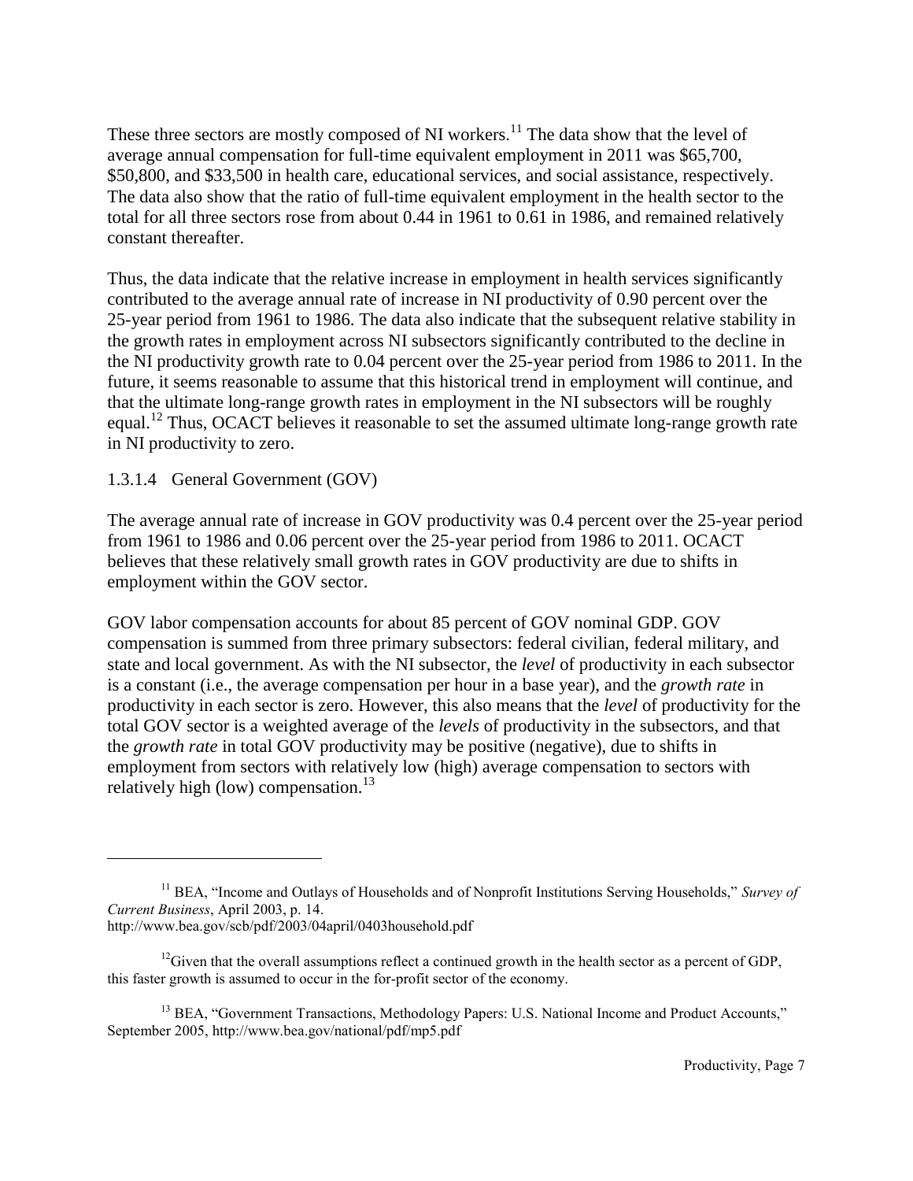These three sectors are mostly composed of NI workers.[11] The data show that the level of average annual compensation for full-time equivalent employment in 2011 was $65,700, $50,800, and $33,500 in health care, educational services, and social assistance, respectively. The data also show that the ratio of full-time equivalent employment in the health sector to the total for all three sectors rose from about 0.44 in 1961 to 0.61 in 1986, and remained relatively constant thereafter.

Thus, the data indicate that the relative increase in employment in health services significantly contributed to the average annual rate of increase in NI productivity of 0.90 percent over the 25-year period from 1961 to 1986. The data also indicate that the subsequent relative stability in the growth rates in employment across NI subsectors significantly contributed to the decline in the NI productivity growth rate to 0.04 percent over the 25-year period from 1986 to 2011. In the future, it seems reasonable to assume that this historical trend in employment will continue, and that the ultimate long-range growth rates in employment in the NI subsectors will be roughly equal.[12] Thus, OCACT believes it reasonable to set the assumed ultimate long-range growth rate in NI productivity to zero.

#### 1.3.1.4 General Government (GOV)

The average annual rate of increase in GOV productivity was 0.4 percent over the 25-year period from 1961 to 1986 and 0.06 percent over the 25-year period from 1986 to 2011. OCACT believes that these relatively small growth rates in GOV productivity are due to shifts in employment within the GOV sector.

GOV labor compensation accounts for about 85 percent of GOV nominal GDP. GOV compensation is summed from three primary subsectors: federal civilian, federal military, and state and local government. As with the NI subsector, the *level* of productivity in each subsector is a constant (i.e., the average compensation per hour in a base year), and the *growth rate* in productivity in each sector is zero. However, this also means that the *level* of productivity for the total GOV sector is a weighted average of the *levels* of productivity in the subsectors, and that the *growth rate* in total GOV productivity may be positive (negative), due to shifts in employment from sectors with relatively low (high) average compensation to sectors with relatively high (low) compensation.[13]

---

[11] BEA, "Income and Outlays of Households and of Nonprofit Institutions Serving Households," *Survey of Current Business*, April 2003, p. 14. http://www.bea.gov/scb/pdf/2003/04april/0403household.pdf

[12] Given that the overall assumptions reflect a continued growth in the health sector as a percent of GDP, this faster growth is assumed to occur in the for-profit sector of the economy.

[13] BEA, "Government Transactions, Methodology Papers: U.S. National Income and Product Accounts," September 2005, http://www.bea.gov/national/pdf/mp5.pdf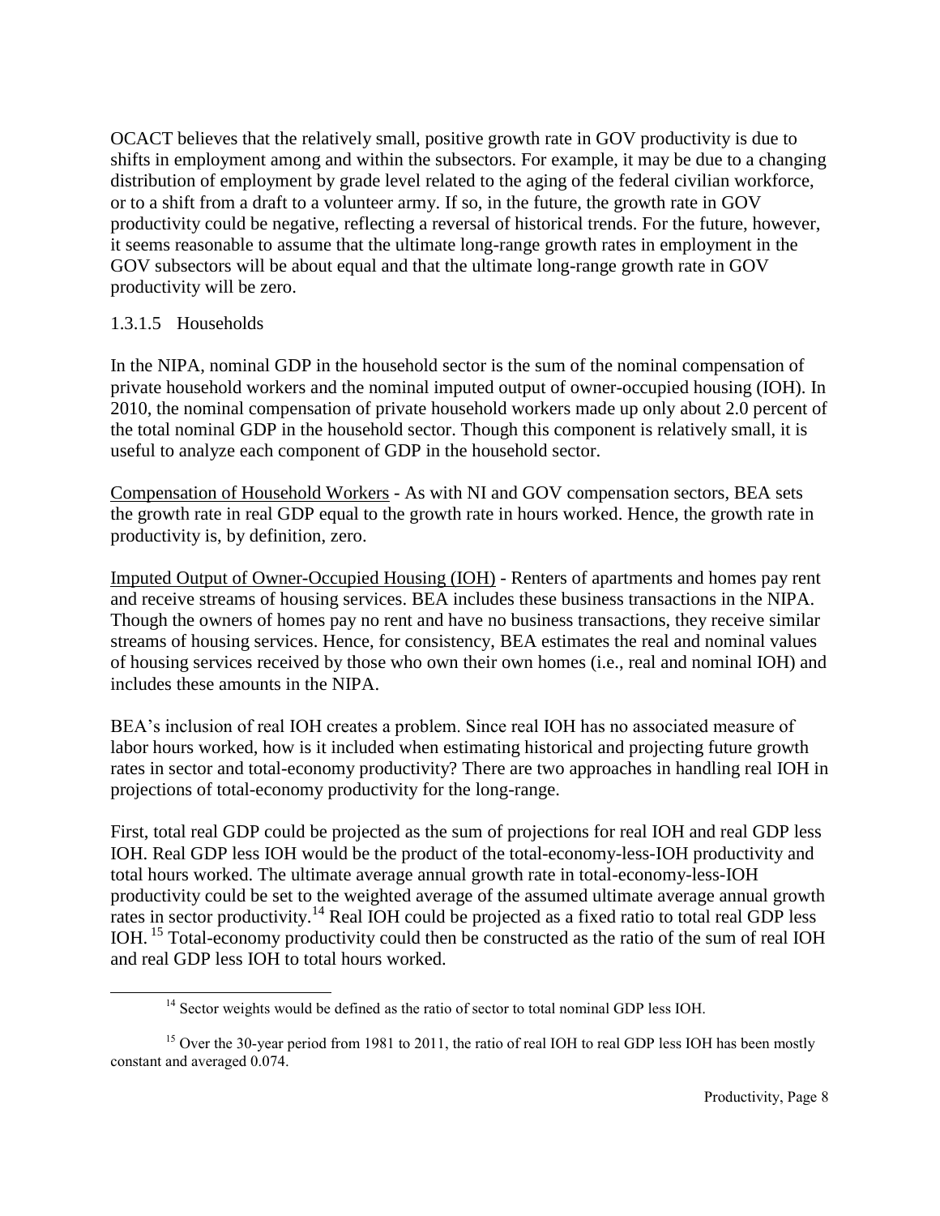OCACT believes that the relatively small, positive growth rate in GOV productivity is due to shifts in employment among and within the subsectors. For example, it may be due to a changing distribution of employment by grade level related to the aging of the federal civilian workforce, or to a shift from a draft to a volunteer army. If so, in the future, the growth rate in GOV productivity could be negative, reflecting a reversal of historical trends. For the future, however, it seems reasonable to assume that the ultimate long-range growth rates in employment in the GOV subsectors will be about equal and that the ultimate long-range growth rate in GOV productivity will be zero.

#### 1.3.1.5 Households

In the NIPA, nominal GDP in the household sector is the sum of the nominal compensation of private household workers and the nominal imputed output of owner-occupied housing (IOH). In 2010, the nominal compensation of private household workers made up only about 2.0 percent of the total nominal GDP in the household sector. Though this component is relatively small, it is useful to analyze each component of GDP in the household sector.

Compensation of Household Workers - As with NI and GOV compensation sectors, BEA sets the growth rate in real GDP equal to the growth rate in hours worked. Hence, the growth rate in productivity is, by definition, zero.

Imputed Output of Owner-Occupied Housing (IOH) - Renters of apartments and homes pay rent and receive streams of housing services. BEA includes these business transactions in the NIPA. Though the owners of homes pay no rent and have no business transactions, they receive similar streams of housing services. Hence, for consistency, BEA estimates the real and nominal values of housing services received by those who own their own homes (i.e., real and nominal IOH) and includes these amounts in the NIPA.

BEA's inclusion of real IOH creates a problem. Since real IOH has no associated measure of labor hours worked, how is it included when estimating historical and projecting future growth rates in sector and total-economy productivity? There are two approaches in handling real IOH in projections of total-economy productivity for the long-range.

First, total real GDP could be projected as the sum of projections for real IOH and real GDP less IOH. Real GDP less IOH would be the product of the total-economy-less-IOH productivity and total hours worked. The ultimate average annual growth rate in total-economy-less-IOH productivity could be set to the weighted average of the assumed ultimate average annual growth rates in sector productivity.[14] Real IOH could be projected as a fixed ratio to total real GDP less IOH.[15] Total-economy productivity could then be constructed as the ratio of the sum of real IOH and real GDP less IOH to total hours worked.

[14] Sector weights would be defined as the ratio of sector to total nominal GDP less IOH.

[15] Over the 30-year period from 1981 to 2011, the ratio of real IOH to real GDP less IOH has been mostly constant and averaged 0.074.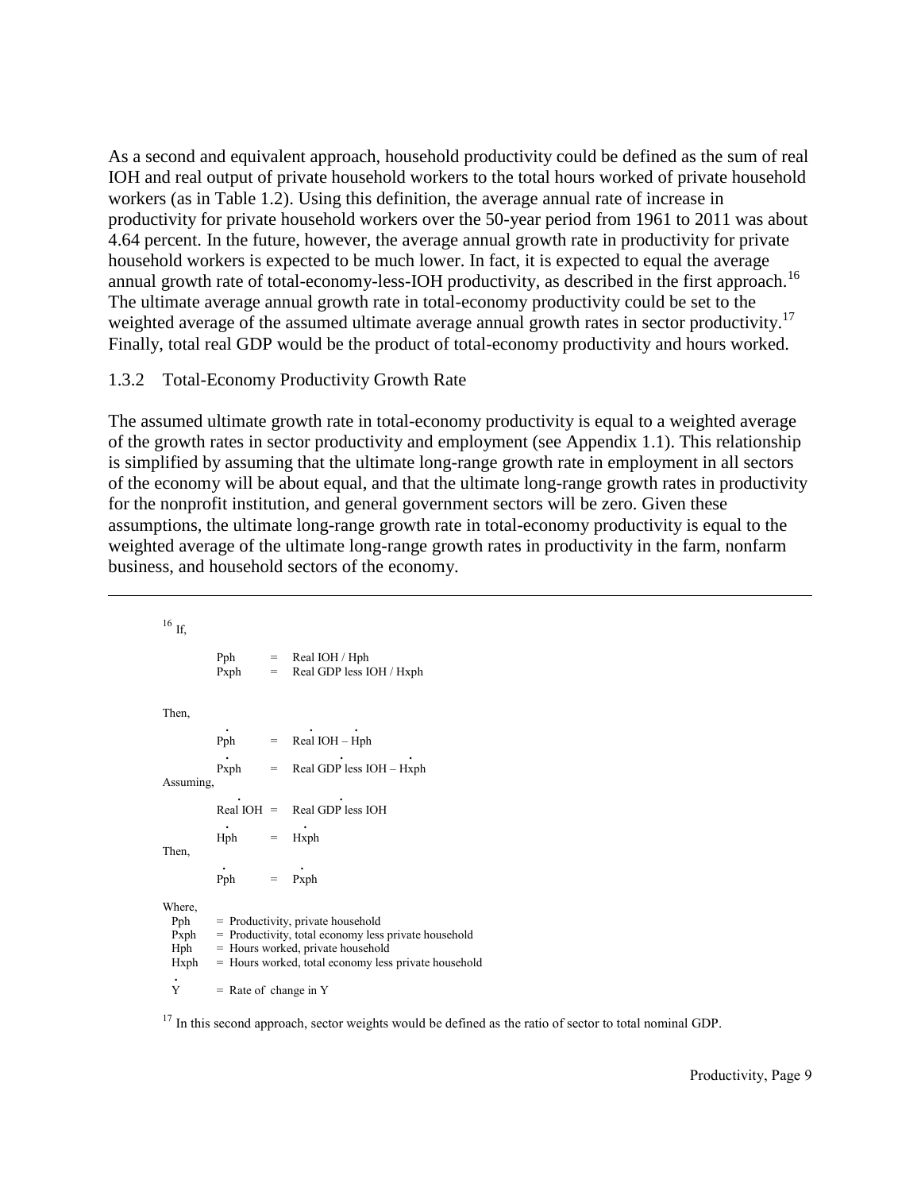As a second and equivalent approach, household productivity could be defined as the sum of real IOH and real output of private household workers to the total hours worked of private household workers (as in Table 1.2). Using this definition, the average annual rate of increase in productivity for private household workers over the 50-year period from 1961 to 2011 was about 4.64 percent. In the future, however, the average annual growth rate in productivity for private household workers is expected to be much lower. In fact, it is expected to equal the average annual growth rate of total-economy-less-IOH productivity, as described in the first approach.[16] The ultimate average annual growth rate in total-economy productivity could be set to the weighted average of the assumed ultimate average annual growth rates in sector productivity.[17] Finally, total real GDP would be the product of total-economy productivity and hours worked.

### 1.3.2 Total-Economy Productivity Growth Rate

The assumed ultimate growth rate in total-economy productivity is equal to a weighted average of the growth rates in sector productivity and employment (see Appendix 1.1). This relationship is simplified by assuming that the ultimate long-range growth rate in employment in all sectors of the economy will be about equal, and that the ultimate long-range growth rates in productivity for the nonprofit institution, and general government sectors will be zero. Given these assumptions, the ultimate long-range growth rate in total-economy productivity is equal to the weighted average of the ultimate long-range growth rates in productivity in the farm, nonfarm business, and household sectors of the economy.

---

[16] If,

$$\text{Pph} = \text{Real IOH} / \text{Hph}$$
$$\text{Pxph} = \text{Real GDP less IOH} / \text{Hxph}$$

Then,

$$\dot{\text{P}}\text{ph} = \dot{\text{R}}\text{eal IOH} - \dot{\text{H}}\text{ph}$$
$$\dot{\text{P}}\text{xph} = \text{Real GDP less IOH}^{\cdot} - \dot{\text{H}}\text{xph}$$

Assuming,

$$\text{Real IOH}^{\cdot} = \text{Real GDP less IOH}^{\cdot}$$
$$\dot{\text{H}}\text{ph} = \dot{\text{H}}\text{xph}$$

Then,

$$\dot{\text{P}}\text{ph} = \dot{\text{P}}\text{xph}$$

Where,
- Pph = Productivity, private household
- Pxph = Productivity, total economy less private household
- Hph = Hours worked, private household
- Hxph = Hours worked, total economy less private household
- $\dot{Y}$ = Rate of change in Y

[17] In this second approach, sector weights would be defined as the ratio of sector to total nominal GDP.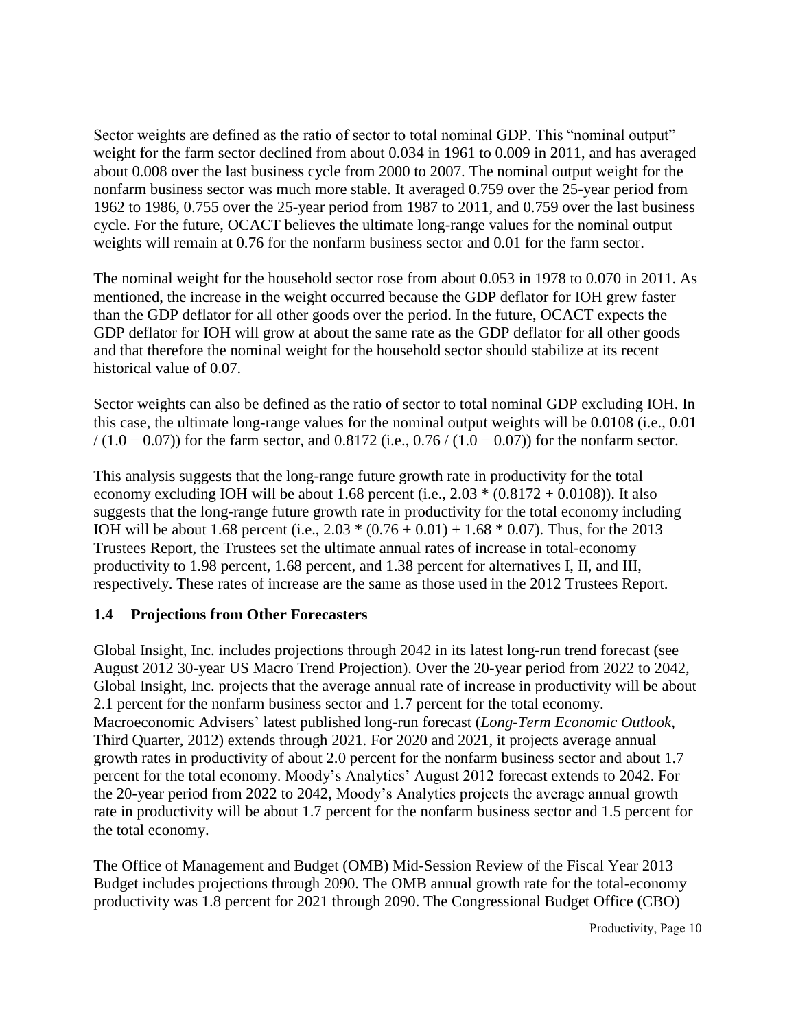Sector weights are defined as the ratio of sector to total nominal GDP. This "nominal output" weight for the farm sector declined from about 0.034 in 1961 to 0.009 in 2011, and has averaged about 0.008 over the last business cycle from 2000 to 2007. The nominal output weight for the nonfarm business sector was much more stable. It averaged 0.759 over the 25-year period from 1962 to 1986, 0.755 over the 25-year period from 1987 to 2011, and 0.759 over the last business cycle. For the future, OCACT believes the ultimate long-range values for the nominal output weights will remain at 0.76 for the nonfarm business sector and 0.01 for the farm sector.

The nominal weight for the household sector rose from about 0.053 in 1978 to 0.070 in 2011. As mentioned, the increase in the weight occurred because the GDP deflator for IOH grew faster than the GDP deflator for all other goods over the period. In the future, OCACT expects the GDP deflator for IOH will grow at about the same rate as the GDP deflator for all other goods and that therefore the nominal weight for the household sector should stabilize at its recent historical value of 0.07.

Sector weights can also be defined as the ratio of sector to total nominal GDP excluding IOH. In this case, the ultimate long-range values for the nominal output weights will be 0.0108 (i.e., 0.01 / (1.0 − 0.07)) for the farm sector, and 0.8172 (i.e., 0.76 / (1.0 − 0.07)) for the nonfarm sector.

This analysis suggests that the long-range future growth rate in productivity for the total economy excluding IOH will be about 1.68 percent (i.e., 2.03 * (0.8172 + 0.0108)). It also suggests that the long-range future growth rate in productivity for the total economy including IOH will be about 1.68 percent (i.e., 2.03 * (0.76 + 0.01) + 1.68 * 0.07). Thus, for the 2013 Trustees Report, the Trustees set the ultimate annual rates of increase in total-economy productivity to 1.98 percent, 1.68 percent, and 1.38 percent for alternatives I, II, and III, respectively. These rates of increase are the same as those used in the 2012 Trustees Report.

### 1.4 Projections from Other Forecasters

Global Insight, Inc. includes projections through 2042 in its latest long-run trend forecast (see August 2012 30-year US Macro Trend Projection). Over the 20-year period from 2022 to 2042, Global Insight, Inc. projects that the average annual rate of increase in productivity will be about 2.1 percent for the nonfarm business sector and 1.7 percent for the total economy. Macroeconomic Advisers' latest published long-run forecast (*Long-Term Economic Outlook*, Third Quarter, 2012) extends through 2021. For 2020 and 2021, it projects average annual growth rates in productivity of about 2.0 percent for the nonfarm business sector and about 1.7 percent for the total economy. Moody's Analytics' August 2012 forecast extends to 2042. For the 20-year period from 2022 to 2042, Moody's Analytics projects the average annual growth rate in productivity will be about 1.7 percent for the nonfarm business sector and 1.5 percent for the total economy.

The Office of Management and Budget (OMB) Mid-Session Review of the Fiscal Year 2013 Budget includes projections through 2090. The OMB annual growth rate for the total-economy productivity was 1.8 percent for 2021 through 2090. The Congressional Budget Office (CBO)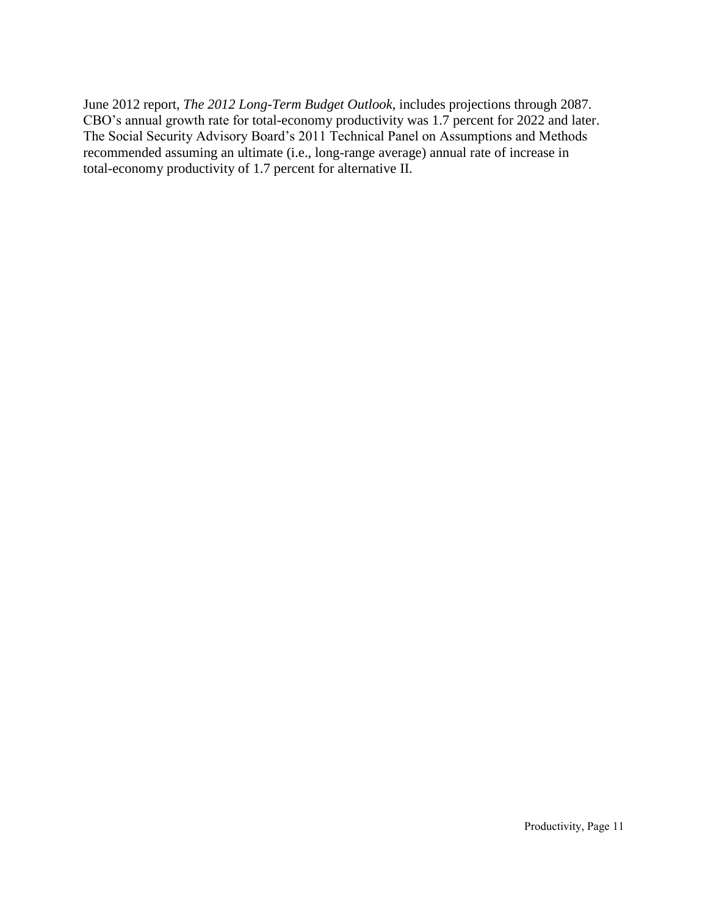June 2012 report, *The 2012 Long-Term Budget Outlook*, includes projections through 2087. CBO's annual growth rate for total-economy productivity was 1.7 percent for 2022 and later. The Social Security Advisory Board's 2011 Technical Panel on Assumptions and Methods recommended assuming an ultimate (i.e., long-range average) annual rate of increase in total-economy productivity of 1.7 percent for alternative II.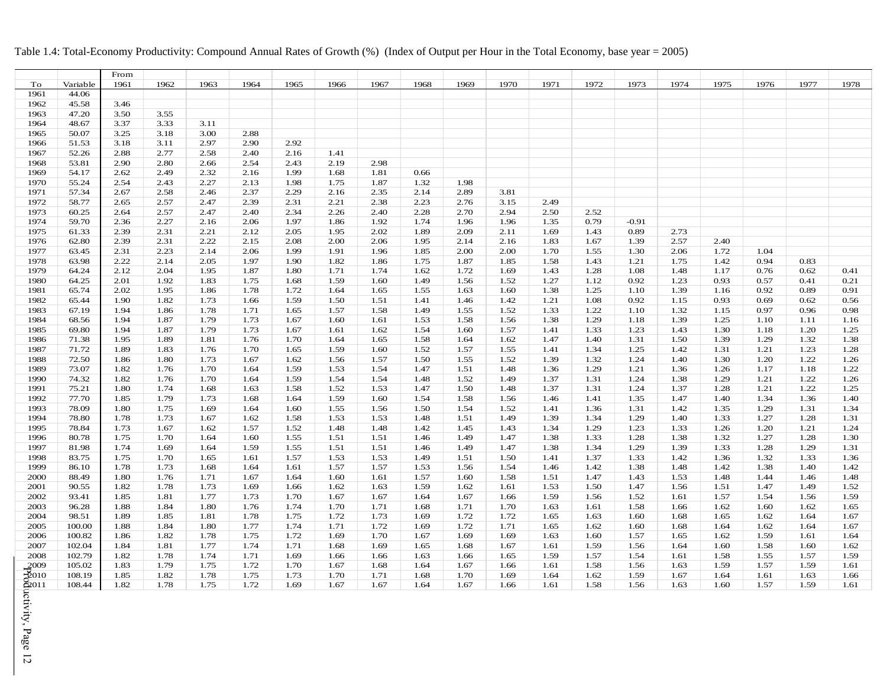Table 1.4: Total-Economy Productivity: Compound Annual Rates of Growth (%) (Index of Output per Hour in the Total Economy, base year = 2005)

| To | Variable | From 1961 | 1962 | 1963 | 1964 | 1965 | 1966 | 1967 | 1968 | 1969 | 1970 | 1971 | 1972 | 1973 | 1974 | 1975 | 1976 | 1977 | 1978 |
|---|---|---|---|---|---|---|---|---|---|---|---|---|---|---|---|---|---|---|---|
| 1961 | 44.06 | | | | | | | | | | | | | | | | | | |
| 1962 | 45.58 | 3.46 | | | | | | | | | | | | | | | | | |
| 1963 | 47.20 | 3.50 | 3.55 | | | | | | | | | | | | | | | | |
| 1964 | 48.67 | 3.37 | 3.33 | 3.11 | | | | | | | | | | | | | | | |
| 1965 | 50.07 | 3.25 | 3.18 | 3.00 | 2.88 | | | | | | | | | | | | | | |
| 1966 | 51.53 | 3.18 | 3.11 | 2.97 | 2.90 | 2.92 | | | | | | | | | | | | | |
| 1967 | 52.26 | 2.88 | 2.77 | 2.58 | 2.40 | 2.16 | 1.41 | | | | | | | | | | | | |
| 1968 | 53.81 | 2.90 | 2.80 | 2.66 | 2.54 | 2.43 | 2.19 | 2.98 | | | | | | | | | | | |
| 1969 | 54.17 | 2.62 | 2.49 | 2.32 | 2.16 | 1.99 | 1.68 | 1.81 | 0.66 | | | | | | | | | | |
| 1970 | 55.24 | 2.54 | 2.43 | 2.27 | 2.13 | 1.98 | 1.75 | 1.87 | 1.32 | 1.98 | | | | | | | | | |
| 1971 | 57.34 | 2.67 | 2.58 | 2.46 | 2.37 | 2.29 | 2.16 | 2.35 | 2.14 | 2.89 | 3.81 | | | | | | | | |
| 1972 | 58.77 | 2.65 | 2.57 | 2.47 | 2.39 | 2.31 | 2.21 | 2.38 | 2.23 | 2.76 | 3.15 | 2.49 | | | | | | | |
| 1973 | 60.25 | 2.64 | 2.57 | 2.47 | 2.40 | 2.34 | 2.26 | 2.40 | 2.28 | 2.70 | 2.94 | 2.50 | 2.52 | | | | | | |
| 1974 | 59.70 | 2.36 | 2.27 | 2.16 | 2.06 | 1.97 | 1.86 | 1.92 | 1.74 | 1.96 | 1.96 | 1.35 | 0.79 | -0.91 | | | | | |
| 1975 | 61.33 | 2.39 | 2.31 | 2.21 | 2.12 | 2.05 | 1.95 | 2.02 | 1.89 | 2.09 | 2.11 | 1.69 | 1.43 | 0.89 | 2.73 | | | | |
| 1976 | 62.80 | 2.39 | 2.31 | 2.22 | 2.15 | 2.08 | 2.00 | 2.06 | 1.95 | 2.14 | 2.16 | 1.83 | 1.67 | 1.39 | 2.57 | 2.40 | | | |
| 1977 | 63.45 | 2.31 | 2.23 | 2.14 | 2.06 | 1.99 | 1.91 | 1.96 | 1.85 | 2.00 | 2.00 | 1.70 | 1.55 | 1.30 | 2.06 | 1.72 | 1.04 | | |
| 1978 | 63.98 | 2.22 | 2.14 | 2.05 | 1.97 | 1.90 | 1.82 | 1.86 | 1.75 | 1.87 | 1.85 | 1.58 | 1.43 | 1.21 | 1.75 | 1.42 | 0.94 | 0.83 | |
| 1979 | 64.24 | 2.12 | 2.04 | 1.95 | 1.87 | 1.80 | 1.71 | 1.74 | 1.62 | 1.72 | 1.69 | 1.43 | 1.28 | 1.08 | 1.48 | 1.17 | 0.76 | 0.62 | 0.41 |
| 1980 | 64.25 | 2.01 | 1.92 | 1.83 | 1.75 | 1.68 | 1.59 | 1.60 | 1.49 | 1.56 | 1.52 | 1.27 | 1.12 | 0.92 | 1.23 | 0.93 | 0.57 | 0.41 | 0.21 |
| 1981 | 65.74 | 2.02 | 1.95 | 1.86 | 1.78 | 1.72 | 1.64 | 1.65 | 1.55 | 1.63 | 1.60 | 1.38 | 1.25 | 1.10 | 1.39 | 1.16 | 0.92 | 0.89 | 0.91 |
| 1982 | 65.44 | 1.90 | 1.82 | 1.73 | 1.66 | 1.59 | 1.50 | 1.51 | 1.41 | 1.46 | 1.42 | 1.21 | 1.08 | 0.92 | 1.15 | 0.93 | 0.69 | 0.62 | 0.56 |
| 1983 | 67.19 | 1.94 | 1.86 | 1.78 | 1.71 | 1.65 | 1.57 | 1.58 | 1.49 | 1.55 | 1.52 | 1.33 | 1.22 | 1.10 | 1.32 | 1.15 | 0.97 | 0.96 | 0.98 |
| 1984 | 68.56 | 1.94 | 1.87 | 1.79 | 1.73 | 1.67 | 1.60 | 1.61 | 1.53 | 1.58 | 1.56 | 1.38 | 1.29 | 1.18 | 1.39 | 1.25 | 1.10 | 1.11 | 1.16 |
| 1985 | 69.80 | 1.94 | 1.87 | 1.79 | 1.73 | 1.67 | 1.61 | 1.62 | 1.54 | 1.60 | 1.57 | 1.41 | 1.33 | 1.23 | 1.43 | 1.30 | 1.18 | 1.20 | 1.25 |
| 1986 | 71.38 | 1.95 | 1.89 | 1.81 | 1.76 | 1.70 | 1.64 | 1.65 | 1.58 | 1.64 | 1.62 | 1.47 | 1.40 | 1.31 | 1.50 | 1.39 | 1.29 | 1.32 | 1.38 |
| 1987 | 71.72 | 1.89 | 1.83 | 1.76 | 1.70 | 1.65 | 1.59 | 1.60 | 1.52 | 1.57 | 1.55 | 1.41 | 1.34 | 1.25 | 1.42 | 1.31 | 1.21 | 1.23 | 1.28 |
| 1988 | 72.50 | 1.86 | 1.80 | 1.73 | 1.67 | 1.62 | 1.56 | 1.57 | 1.50 | 1.55 | 1.52 | 1.39 | 1.32 | 1.24 | 1.40 | 1.30 | 1.20 | 1.22 | 1.26 |
| 1989 | 73.07 | 1.82 | 1.76 | 1.70 | 1.64 | 1.59 | 1.53 | 1.54 | 1.47 | 1.51 | 1.48 | 1.36 | 1.29 | 1.21 | 1.36 | 1.26 | 1.17 | 1.18 | 1.22 |
| 1990 | 74.32 | 1.82 | 1.76 | 1.70 | 1.64 | 1.59 | 1.54 | 1.54 | 1.48 | 1.52 | 1.49 | 1.37 | 1.31 | 1.24 | 1.38 | 1.29 | 1.21 | 1.22 | 1.26 |
| 1991 | 75.21 | 1.80 | 1.74 | 1.68 | 1.63 | 1.58 | 1.52 | 1.53 | 1.47 | 1.50 | 1.48 | 1.37 | 1.31 | 1.24 | 1.37 | 1.28 | 1.21 | 1.22 | 1.25 |
| 1992 | 77.70 | 1.85 | 1.79 | 1.73 | 1.68 | 1.64 | 1.59 | 1.60 | 1.54 | 1.58 | 1.56 | 1.46 | 1.41 | 1.35 | 1.47 | 1.40 | 1.34 | 1.36 | 1.40 |
| 1993 | 78.09 | 1.80 | 1.75 | 1.69 | 1.64 | 1.60 | 1.55 | 1.56 | 1.50 | 1.54 | 1.52 | 1.41 | 1.36 | 1.31 | 1.42 | 1.35 | 1.29 | 1.31 | 1.34 |
| 1994 | 78.80 | 1.78 | 1.73 | 1.67 | 1.62 | 1.58 | 1.53 | 1.53 | 1.48 | 1.51 | 1.49 | 1.39 | 1.34 | 1.29 | 1.40 | 1.33 | 1.27 | 1.28 | 1.31 |
| 1995 | 78.84 | 1.73 | 1.67 | 1.62 | 1.57 | 1.52 | 1.48 | 1.48 | 1.42 | 1.45 | 1.43 | 1.34 | 1.29 | 1.23 | 1.33 | 1.26 | 1.20 | 1.21 | 1.24 |
| 1996 | 80.78 | 1.75 | 1.70 | 1.64 | 1.60 | 1.55 | 1.51 | 1.51 | 1.46 | 1.49 | 1.47 | 1.38 | 1.33 | 1.28 | 1.38 | 1.32 | 1.27 | 1.28 | 1.30 |
| 1997 | 81.98 | 1.74 | 1.69 | 1.64 | 1.59 | 1.55 | 1.51 | 1.51 | 1.46 | 1.49 | 1.47 | 1.38 | 1.34 | 1.29 | 1.39 | 1.33 | 1.28 | 1.29 | 1.31 |
| 1998 | 83.75 | 1.75 | 1.70 | 1.65 | 1.61 | 1.57 | 1.53 | 1.53 | 1.49 | 1.51 | 1.50 | 1.41 | 1.37 | 1.33 | 1.42 | 1.36 | 1.32 | 1.33 | 1.36 |
| 1999 | 86.10 | 1.78 | 1.73 | 1.68 | 1.64 | 1.61 | 1.57 | 1.57 | 1.53 | 1.56 | 1.54 | 1.46 | 1.42 | 1.38 | 1.48 | 1.42 | 1.38 | 1.40 | 1.42 |
| 2000 | 88.49 | 1.80 | 1.76 | 1.71 | 1.67 | 1.64 | 1.60 | 1.61 | 1.57 | 1.60 | 1.58 | 1.51 | 1.47 | 1.43 | 1.53 | 1.48 | 1.44 | 1.46 | 1.48 |
| 2001 | 90.55 | 1.82 | 1.78 | 1.73 | 1.69 | 1.66 | 1.62 | 1.63 | 1.59 | 1.62 | 1.61 | 1.53 | 1.50 | 1.47 | 1.56 | 1.51 | 1.47 | 1.49 | 1.52 |
| 2002 | 93.41 | 1.85 | 1.81 | 1.77 | 1.73 | 1.70 | 1.67 | 1.67 | 1.64 | 1.67 | 1.66 | 1.59 | 1.56 | 1.52 | 1.61 | 1.57 | 1.54 | 1.56 | 1.59 |
| 2003 | 96.28 | 1.88 | 1.84 | 1.80 | 1.76 | 1.74 | 1.70 | 1.71 | 1.68 | 1.71 | 1.70 | 1.63 | 1.61 | 1.58 | 1.66 | 1.62 | 1.60 | 1.62 | 1.65 |
| 2004 | 98.51 | 1.89 | 1.85 | 1.81 | 1.78 | 1.75 | 1.72 | 1.73 | 1.69 | 1.72 | 1.72 | 1.65 | 1.63 | 1.60 | 1.68 | 1.65 | 1.62 | 1.64 | 1.67 |
| 2005 | 100.00 | 1.88 | 1.84 | 1.80 | 1.77 | 1.74 | 1.71 | 1.72 | 1.69 | 1.72 | 1.71 | 1.65 | 1.62 | 1.60 | 1.68 | 1.64 | 1.62 | 1.64 | 1.67 |
| 2006 | 100.82 | 1.86 | 1.82 | 1.78 | 1.75 | 1.72 | 1.69 | 1.70 | 1.67 | 1.69 | 1.69 | 1.63 | 1.60 | 1.57 | 1.65 | 1.62 | 1.59 | 1.61 | 1.64 |
| 2007 | 102.04 | 1.84 | 1.81 | 1.77 | 1.74 | 1.71 | 1.68 | 1.69 | 1.65 | 1.68 | 1.67 | 1.61 | 1.59 | 1.56 | 1.64 | 1.60 | 1.58 | 1.60 | 1.62 |
| 2008 | 102.79 | 1.82 | 1.78 | 1.74 | 1.71 | 1.69 | 1.66 | 1.66 | 1.63 | 1.66 | 1.65 | 1.59 | 1.57 | 1.54 | 1.61 | 1.58 | 1.55 | 1.57 | 1.59 |
| 2009 | 105.02 | 1.83 | 1.79 | 1.75 | 1.72 | 1.70 | 1.67 | 1.68 | 1.64 | 1.67 | 1.66 | 1.61 | 1.58 | 1.56 | 1.63 | 1.59 | 1.57 | 1.59 | 1.61 |
| 2010 | 108.19 | 1.85 | 1.82 | 1.78 | 1.75 | 1.73 | 1.70 | 1.71 | 1.68 | 1.70 | 1.69 | 1.64 | 1.62 | 1.59 | 1.67 | 1.64 | 1.61 | 1.63 | 1.66 |
| 2011 | 108.44 | 1.82 | 1.78 | 1.75 | 1.72 | 1.69 | 1.67 | 1.67 | 1.64 | 1.67 | 1.66 | 1.61 | 1.58 | 1.56 | 1.63 | 1.60 | 1.57 | 1.59 | 1.61 |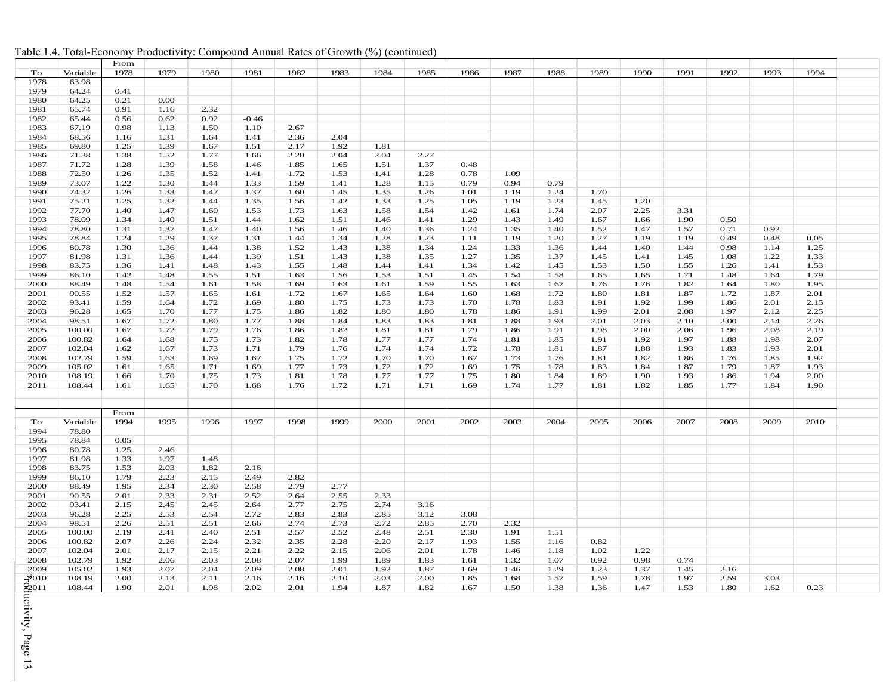Table 1.4. Total-Economy Productivity: Compound Annual Rates of Growth (%) (continued)

| To | Variable | From 1978 | 1979 | 1980 | 1981 | 1982 | 1983 | 1984 | 1985 | 1986 | 1987 | 1988 | 1989 | 1990 | 1991 | 1992 | 1993 | 1994 |
|---|---|---|---|---|---|---|---|---|---|---|---|---|---|---|---|---|---|---|
| 1978 | 63.98 | | | | | | | | | | | | | | | | | |
| 1979 | 64.24 | 0.41 | | | | | | | | | | | | | | | | |
| 1980 | 64.25 | 0.21 | 0.00 | | | | | | | | | | | | | | | |
| 1981 | 65.74 | 0.91 | 1.16 | 2.32 | | | | | | | | | | | | | | |
| 1982 | 65.44 | 0.56 | 0.62 | 0.92 | -0.46 | | | | | | | | | | | | | |
| 1983 | 67.19 | 0.98 | 1.13 | 1.50 | 1.10 | 2.67 | | | | | | | | | | | | |
| 1984 | 68.56 | 1.16 | 1.31 | 1.64 | 1.41 | 2.36 | 2.04 | | | | | | | | | | | |
| 1985 | 69.80 | 1.25 | 1.39 | 1.67 | 1.51 | 2.17 | 1.92 | 1.81 | | | | | | | | | | |
| 1986 | 71.38 | 1.38 | 1.52 | 1.77 | 1.66 | 2.20 | 2.04 | 2.04 | 2.27 | | | | | | | | | |
| 1987 | 71.72 | 1.28 | 1.39 | 1.58 | 1.46 | 1.85 | 1.65 | 1.51 | 1.37 | 0.48 | | | | | | | | |
| 1988 | 72.50 | 1.26 | 1.35 | 1.52 | 1.41 | 1.72 | 1.53 | 1.41 | 1.28 | 0.78 | 1.09 | | | | | | | |
| 1989 | 73.07 | 1.22 | 1.30 | 1.44 | 1.33 | 1.59 | 1.41 | 1.28 | 1.15 | 0.79 | 0.94 | 0.79 | | | | | | |
| 1990 | 74.32 | 1.26 | 1.33 | 1.47 | 1.37 | 1.60 | 1.45 | 1.35 | 1.26 | 1.01 | 1.19 | 1.24 | 1.70 | | | | | |
| 1991 | 75.21 | 1.25 | 1.32 | 1.44 | 1.35 | 1.56 | 1.42 | 1.33 | 1.25 | 1.05 | 1.19 | 1.23 | 1.45 | 1.20 | | | | |
| 1992 | 77.70 | 1.40 | 1.47 | 1.60 | 1.53 | 1.73 | 1.63 | 1.58 | 1.54 | 1.42 | 1.61 | 1.74 | 2.07 | 2.25 | 3.31 | | | |
| 1993 | 78.09 | 1.34 | 1.40 | 1.51 | 1.44 | 1.62 | 1.51 | 1.46 | 1.41 | 1.29 | 1.43 | 1.49 | 1.67 | 1.66 | 1.90 | 0.50 | | |
| 1994 | 78.80 | 1.31 | 1.37 | 1.47 | 1.40 | 1.56 | 1.46 | 1.40 | 1.36 | 1.24 | 1.35 | 1.40 | 1.52 | 1.47 | 1.57 | 0.71 | 0.92 | |
| 1995 | 78.84 | 1.24 | 1.29 | 1.37 | 1.31 | 1.44 | 1.34 | 1.28 | 1.23 | 1.11 | 1.19 | 1.20 | 1.27 | 1.19 | 1.19 | 0.49 | 0.48 | 0.05 |
| 1996 | 80.78 | 1.30 | 1.36 | 1.44 | 1.38 | 1.52 | 1.43 | 1.38 | 1.34 | 1.24 | 1.33 | 1.36 | 1.44 | 1.40 | 1.44 | 0.98 | 1.14 | 1.25 |
| 1997 | 81.98 | 1.31 | 1.36 | 1.44 | 1.39 | 1.51 | 1.43 | 1.38 | 1.35 | 1.27 | 1.35 | 1.37 | 1.45 | 1.41 | 1.45 | 1.08 | 1.22 | 1.33 |
| 1998 | 83.75 | 1.36 | 1.41 | 1.48 | 1.43 | 1.55 | 1.48 | 1.44 | 1.41 | 1.34 | 1.42 | 1.45 | 1.53 | 1.50 | 1.55 | 1.26 | 1.41 | 1.53 |
| 1999 | 86.10 | 1.42 | 1.48 | 1.55 | 1.51 | 1.63 | 1.56 | 1.53 | 1.51 | 1.45 | 1.54 | 1.58 | 1.65 | 1.65 | 1.71 | 1.48 | 1.64 | 1.79 |
| 2000 | 88.49 | 1.48 | 1.54 | 1.61 | 1.58 | 1.69 | 1.63 | 1.61 | 1.59 | 1.55 | 1.63 | 1.67 | 1.76 | 1.76 | 1.82 | 1.64 | 1.80 | 1.95 |
| 2001 | 90.55 | 1.52 | 1.57 | 1.65 | 1.61 | 1.72 | 1.67 | 1.65 | 1.64 | 1.60 | 1.68 | 1.72 | 1.80 | 1.81 | 1.87 | 1.72 | 1.87 | 2.01 |
| 2002 | 93.41 | 1.59 | 1.64 | 1.72 | 1.69 | 1.80 | 1.75 | 1.73 | 1.73 | 1.70 | 1.78 | 1.83 | 1.91 | 1.92 | 1.99 | 1.86 | 2.01 | 2.15 |
| 2003 | 96.28 | 1.65 | 1.70 | 1.77 | 1.75 | 1.86 | 1.82 | 1.80 | 1.80 | 1.78 | 1.86 | 1.91 | 1.99 | 2.01 | 2.08 | 1.97 | 2.12 | 2.25 |
| 2004 | 98.51 | 1.67 | 1.72 | 1.80 | 1.77 | 1.88 | 1.84 | 1.83 | 1.83 | 1.81 | 1.88 | 1.93 | 2.01 | 2.03 | 2.10 | 2.00 | 2.14 | 2.26 |
| 2005 | 100.00 | 1.67 | 1.72 | 1.79 | 1.76 | 1.86 | 1.82 | 1.81 | 1.81 | 1.79 | 1.86 | 1.91 | 1.98 | 2.00 | 2.06 | 1.96 | 2.08 | 2.19 |
| 2006 | 100.82 | 1.64 | 1.68 | 1.75 | 1.73 | 1.82 | 1.78 | 1.77 | 1.77 | 1.74 | 1.81 | 1.85 | 1.91 | 1.92 | 1.97 | 1.88 | 1.98 | 2.07 |
| 2007 | 102.04 | 1.62 | 1.67 | 1.73 | 1.71 | 1.79 | 1.76 | 1.74 | 1.74 | 1.72 | 1.78 | 1.81 | 1.87 | 1.88 | 1.93 | 1.83 | 1.93 | 2.01 |
| 2008 | 102.79 | 1.59 | 1.63 | 1.69 | 1.67 | 1.75 | 1.72 | 1.70 | 1.70 | 1.67 | 1.73 | 1.76 | 1.81 | 1.82 | 1.86 | 1.76 | 1.85 | 1.92 |
| 2009 | 105.02 | 1.61 | 1.65 | 1.71 | 1.69 | 1.77 | 1.73 | 1.72 | 1.72 | 1.69 | 1.75 | 1.78 | 1.83 | 1.84 | 1.87 | 1.79 | 1.87 | 1.93 |
| 2010 | 108.19 | 1.66 | 1.70 | 1.75 | 1.73 | 1.81 | 1.78 | 1.77 | 1.77 | 1.75 | 1.80 | 1.84 | 1.89 | 1.90 | 1.93 | 1.86 | 1.94 | 2.00 |
| 2011 | 108.44 | 1.61 | 1.65 | 1.70 | 1.68 | 1.76 | 1.72 | 1.71 | 1.71 | 1.69 | 1.74 | 1.77 | 1.81 | 1.82 | 1.85 | 1.77 | 1.84 | 1.90 |

| To | Variable | From 1994 | 1995 | 1996 | 1997 | 1998 | 1999 | 2000 | 2001 | 2002 | 2003 | 2004 | 2005 | 2006 | 2007 | 2008 | 2009 | 2010 |
|---|---|---|---|---|---|---|---|---|---|---|---|---|---|---|---|---|---|---|
| 1994 | 78.80 | | | | | | | | | | | | | | | | | |
| 1995 | 78.84 | 0.05 | | | | | | | | | | | | | | | | |
| 1996 | 80.78 | 1.25 | 2.46 | | | | | | | | | | | | | | | |
| 1997 | 81.98 | 1.33 | 1.97 | 1.48 | | | | | | | | | | | | | | |
| 1998 | 83.75 | 1.53 | 2.03 | 1.82 | 2.16 | | | | | | | | | | | | | |
| 1999 | 86.10 | 1.79 | 2.23 | 2.15 | 2.49 | 2.82 | | | | | | | | | | | | |
| 2000 | 88.49 | 1.95 | 2.34 | 2.30 | 2.58 | 2.79 | 2.77 | | | | | | | | | | | |
| 2001 | 90.55 | 2.01 | 2.33 | 2.31 | 2.52 | 2.64 | 2.55 | 2.33 | | | | | | | | | | |
| 2002 | 93.41 | 2.15 | 2.45 | 2.45 | 2.64 | 2.77 | 2.75 | 2.74 | 3.16 | | | | | | | | | |
| 2003 | 96.28 | 2.25 | 2.53 | 2.54 | 2.72 | 2.83 | 2.83 | 2.85 | 3.12 | 3.08 | | | | | | | | |
| 2004 | 98.51 | 2.26 | 2.51 | 2.51 | 2.66 | 2.74 | 2.73 | 2.72 | 2.85 | 2.70 | 2.32 | | | | | | | |
| 2005 | 100.00 | 2.19 | 2.41 | 2.40 | 2.51 | 2.57 | 2.52 | 2.48 | 2.51 | 2.30 | 1.91 | 1.51 | | | | | | |
| 2006 | 100.82 | 2.07 | 2.26 | 2.24 | 2.32 | 2.35 | 2.28 | 2.20 | 2.17 | 1.93 | 1.55 | 1.16 | 0.82 | | | | | |
| 2007 | 102.04 | 2.01 | 2.17 | 2.15 | 2.21 | 2.22 | 2.15 | 2.06 | 2.01 | 1.78 | 1.46 | 1.18 | 1.02 | 1.22 | | | | |
| 2008 | 102.79 | 1.92 | 2.06 | 2.03 | 2.08 | 2.07 | 1.99 | 1.89 | 1.83 | 1.61 | 1.32 | 1.07 | 0.92 | 0.98 | 0.74 | | | |
| 2009 | 105.02 | 1.93 | 2.07 | 2.04 | 2.09 | 2.08 | 2.01 | 1.92 | 1.87 | 1.69 | 1.46 | 1.29 | 1.23 | 1.37 | 1.45 | 2.16 | | |
| 2010 | 108.19 | 2.00 | 2.13 | 2.11 | 2.16 | 2.16 | 2.10 | 2.03 | 2.00 | 1.85 | 1.68 | 1.57 | 1.59 | 1.78 | 1.97 | 2.59 | 3.03 | |
| 2011 | 108.44 | 1.90 | 2.01 | 1.98 | 2.02 | 2.01 | 1.94 | 1.87 | 1.82 | 1.67 | 1.50 | 1.38 | 1.36 | 1.47 | 1.53 | 1.80 | 1.62 | 0.23 |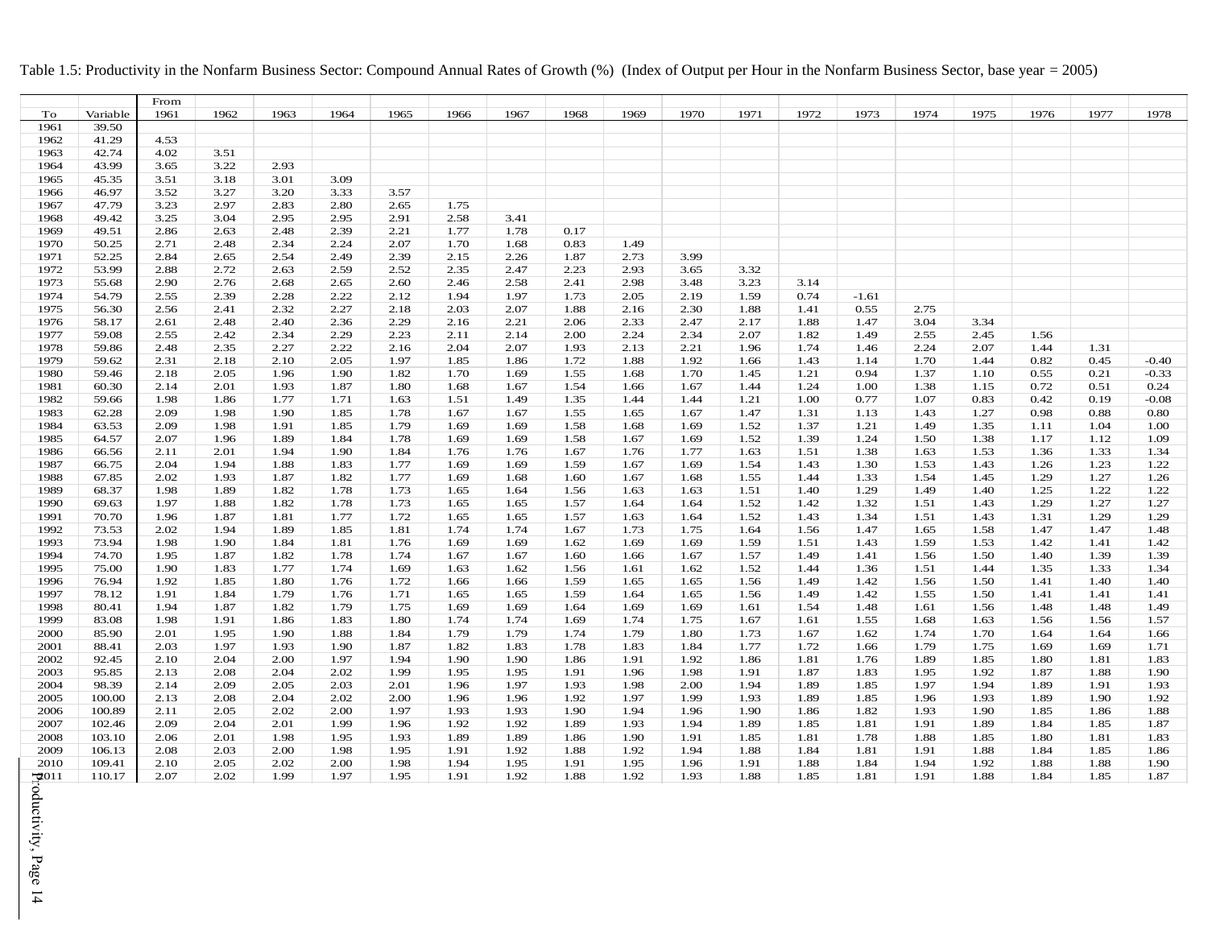Table 1.5: Productivity in the Nonfarm Business Sector: Compound Annual Rates of Growth (%) (Index of Output per Hour in the Nonfarm Business Sector, base year = 2005)

| To | Variable | From 1961 | 1962 | 1963 | 1964 | 1965 | 1966 | 1967 | 1968 | 1969 | 1970 | 1971 | 1972 | 1973 | 1974 | 1975 | 1976 | 1977 | 1978 |
|---|---|---|---|---|---|---|---|---|---|---|---|---|---|---|---|---|---|---|---|
| 1961 | 39.50 | | | | | | | | | | | | | | | | | | |
| 1962 | 41.29 | 4.53 | | | | | | | | | | | | | | | | | |
| 1963 | 42.74 | 4.02 | 3.51 | | | | | | | | | | | | | | | | |
| 1964 | 43.99 | 3.65 | 3.22 | 2.93 | | | | | | | | | | | | | | | |
| 1965 | 45.35 | 3.51 | 3.18 | 3.01 | 3.09 | | | | | | | | | | | | | | |
| 1966 | 46.97 | 3.52 | 3.27 | 3.20 | 3.33 | 3.57 | | | | | | | | | | | | | |
| 1967 | 47.79 | 3.23 | 2.97 | 2.83 | 2.80 | 2.65 | 1.75 | | | | | | | | | | | | |
| 1968 | 49.42 | 3.25 | 3.04 | 2.95 | 2.95 | 2.91 | 2.58 | 3.41 | | | | | | | | | | | |
| 1969 | 49.51 | 2.86 | 2.63 | 2.48 | 2.39 | 2.21 | 1.77 | 1.78 | 0.17 | | | | | | | | | | |
| 1970 | 50.25 | 2.71 | 2.48 | 2.34 | 2.24 | 2.07 | 1.70 | 1.68 | 0.83 | 1.49 | | | | | | | | | |
| 1971 | 52.25 | 2.84 | 2.65 | 2.54 | 2.49 | 2.39 | 2.15 | 2.26 | 1.87 | 2.73 | 3.99 | | | | | | | | |
| 1972 | 53.99 | 2.88 | 2.72 | 2.63 | 2.59 | 2.52 | 2.35 | 2.47 | 2.23 | 2.93 | 3.65 | 3.32 | | | | | | | |
| 1973 | 55.68 | 2.90 | 2.76 | 2.68 | 2.65 | 2.60 | 2.46 | 2.58 | 2.41 | 2.98 | 3.48 | 3.23 | 3.14 | | | | | | |
| 1974 | 54.79 | 2.55 | 2.39 | 2.28 | 2.22 | 2.12 | 1.94 | 1.97 | 1.73 | 2.05 | 2.19 | 1.59 | 0.74 | -1.61 | | | | | |
| 1975 | 56.30 | 2.56 | 2.41 | 2.32 | 2.27 | 2.18 | 2.03 | 2.07 | 1.88 | 2.16 | 2.30 | 1.88 | 1.41 | 0.55 | 2.75 | | | | |
| 1976 | 58.17 | 2.61 | 2.48 | 2.40 | 2.36 | 2.29 | 2.16 | 2.21 | 2.06 | 2.33 | 2.47 | 2.17 | 1.88 | 1.47 | 3.04 | 3.34 | | | |
| 1977 | 59.08 | 2.55 | 2.42 | 2.34 | 2.29 | 2.23 | 2.11 | 2.14 | 2.00 | 2.24 | 2.34 | 2.07 | 1.82 | 1.49 | 2.55 | 2.45 | 1.56 | | |
| 1978 | 59.86 | 2.48 | 2.35 | 2.27 | 2.22 | 2.16 | 2.04 | 2.07 | 1.93 | 2.13 | 2.21 | 1.96 | 1.74 | 1.46 | 2.24 | 2.07 | 1.44 | 1.31 | |
| 1979 | 59.62 | 2.31 | 2.18 | 2.10 | 2.05 | 1.97 | 1.85 | 1.86 | 1.72 | 1.88 | 1.92 | 1.66 | 1.43 | 1.14 | 1.70 | 1.44 | 0.82 | 0.45 | -0.40 |
| 1980 | 59.46 | 2.18 | 2.05 | 1.96 | 1.90 | 1.82 | 1.70 | 1.69 | 1.55 | 1.68 | 1.70 | 1.45 | 1.21 | 0.94 | 1.37 | 1.10 | 0.55 | 0.21 | -0.33 |
| 1981 | 60.30 | 2.14 | 2.01 | 1.93 | 1.87 | 1.80 | 1.68 | 1.67 | 1.54 | 1.66 | 1.67 | 1.44 | 1.24 | 1.00 | 1.38 | 1.15 | 0.72 | 0.51 | 0.24 |
| 1982 | 59.66 | 1.98 | 1.86 | 1.77 | 1.71 | 1.63 | 1.51 | 1.49 | 1.35 | 1.44 | 1.44 | 1.21 | 1.00 | 0.77 | 1.07 | 0.83 | 0.42 | 0.19 | -0.08 |
| 1983 | 62.28 | 2.09 | 1.98 | 1.90 | 1.85 | 1.78 | 1.67 | 1.67 | 1.55 | 1.65 | 1.67 | 1.47 | 1.31 | 1.13 | 1.43 | 1.27 | 0.98 | 0.88 | 0.80 |
| 1984 | 63.53 | 2.09 | 1.98 | 1.91 | 1.85 | 1.79 | 1.69 | 1.69 | 1.58 | 1.68 | 1.69 | 1.52 | 1.37 | 1.21 | 1.49 | 1.35 | 1.11 | 1.04 | 1.00 |
| 1985 | 64.57 | 2.07 | 1.96 | 1.89 | 1.84 | 1.78 | 1.69 | 1.69 | 1.58 | 1.67 | 1.69 | 1.52 | 1.39 | 1.24 | 1.50 | 1.38 | 1.17 | 1.12 | 1.09 |
| 1986 | 66.56 | 2.11 | 2.01 | 1.94 | 1.90 | 1.84 | 1.76 | 1.76 | 1.67 | 1.76 | 1.77 | 1.63 | 1.51 | 1.38 | 1.63 | 1.53 | 1.36 | 1.33 | 1.34 |
| 1987 | 66.75 | 2.04 | 1.94 | 1.88 | 1.83 | 1.77 | 1.69 | 1.69 | 1.59 | 1.67 | 1.69 | 1.54 | 1.43 | 1.30 | 1.53 | 1.43 | 1.26 | 1.23 | 1.22 |
| 1988 | 67.85 | 2.02 | 1.93 | 1.87 | 1.82 | 1.77 | 1.69 | 1.68 | 1.60 | 1.67 | 1.68 | 1.55 | 1.44 | 1.33 | 1.54 | 1.45 | 1.29 | 1.27 | 1.26 |
| 1989 | 68.37 | 1.98 | 1.89 | 1.82 | 1.78 | 1.73 | 1.65 | 1.64 | 1.56 | 1.63 | 1.63 | 1.51 | 1.40 | 1.29 | 1.49 | 1.40 | 1.25 | 1.22 | 1.22 |
| 1990 | 69.63 | 1.97 | 1.88 | 1.82 | 1.78 | 1.73 | 1.65 | 1.65 | 1.57 | 1.64 | 1.64 | 1.52 | 1.42 | 1.32 | 1.51 | 1.43 | 1.29 | 1.27 | 1.27 |
| 1991 | 70.70 | 1.96 | 1.87 | 1.81 | 1.77 | 1.72 | 1.65 | 1.65 | 1.57 | 1.63 | 1.64 | 1.52 | 1.43 | 1.34 | 1.51 | 1.43 | 1.31 | 1.29 | 1.29 |
| 1992 | 73.53 | 2.02 | 1.94 | 1.89 | 1.85 | 1.81 | 1.74 | 1.74 | 1.67 | 1.73 | 1.75 | 1.64 | 1.56 | 1.47 | 1.65 | 1.58 | 1.47 | 1.47 | 1.48 |
| 1993 | 73.94 | 1.98 | 1.90 | 1.84 | 1.81 | 1.76 | 1.69 | 1.69 | 1.62 | 1.69 | 1.69 | 1.59 | 1.51 | 1.43 | 1.59 | 1.53 | 1.42 | 1.41 | 1.42 |
| 1994 | 74.70 | 1.95 | 1.87 | 1.82 | 1.78 | 1.74 | 1.67 | 1.67 | 1.60 | 1.66 | 1.67 | 1.57 | 1.49 | 1.41 | 1.56 | 1.50 | 1.40 | 1.39 | 1.39 |
| 1995 | 75.00 | 1.90 | 1.83 | 1.77 | 1.74 | 1.69 | 1.63 | 1.62 | 1.56 | 1.61 | 1.62 | 1.52 | 1.44 | 1.36 | 1.51 | 1.44 | 1.35 | 1.33 | 1.34 |
| 1996 | 76.94 | 1.92 | 1.85 | 1.80 | 1.76 | 1.72 | 1.66 | 1.66 | 1.59 | 1.65 | 1.65 | 1.56 | 1.49 | 1.42 | 1.56 | 1.50 | 1.41 | 1.40 | 1.40 |
| 1997 | 78.12 | 1.91 | 1.84 | 1.79 | 1.76 | 1.71 | 1.65 | 1.65 | 1.59 | 1.64 | 1.65 | 1.56 | 1.49 | 1.42 | 1.55 | 1.50 | 1.41 | 1.41 | 1.41 |
| 1998 | 80.41 | 1.94 | 1.87 | 1.82 | 1.79 | 1.75 | 1.69 | 1.69 | 1.64 | 1.69 | 1.69 | 1.61 | 1.54 | 1.48 | 1.61 | 1.56 | 1.48 | 1.48 | 1.49 |
| 1999 | 83.08 | 1.98 | 1.91 | 1.86 | 1.83 | 1.80 | 1.74 | 1.74 | 1.69 | 1.74 | 1.75 | 1.67 | 1.61 | 1.55 | 1.68 | 1.63 | 1.56 | 1.56 | 1.57 |
| 2000 | 85.90 | 2.01 | 1.95 | 1.90 | 1.88 | 1.84 | 1.79 | 1.79 | 1.74 | 1.79 | 1.80 | 1.73 | 1.67 | 1.62 | 1.74 | 1.70 | 1.64 | 1.64 | 1.66 |
| 2001 | 88.41 | 2.03 | 1.97 | 1.93 | 1.90 | 1.87 | 1.82 | 1.83 | 1.78 | 1.83 | 1.84 | 1.77 | 1.72 | 1.66 | 1.79 | 1.75 | 1.69 | 1.69 | 1.71 |
| 2002 | 92.45 | 2.10 | 2.04 | 2.00 | 1.97 | 1.94 | 1.90 | 1.90 | 1.86 | 1.91 | 1.92 | 1.86 | 1.81 | 1.76 | 1.89 | 1.85 | 1.80 | 1.81 | 1.83 |
| 2003 | 95.85 | 2.13 | 2.08 | 2.04 | 2.02 | 1.99 | 1.95 | 1.95 | 1.91 | 1.96 | 1.98 | 1.91 | 1.87 | 1.83 | 1.95 | 1.92 | 1.87 | 1.88 | 1.90 |
| 2004 | 98.39 | 2.14 | 2.09 | 2.05 | 2.03 | 2.01 | 1.96 | 1.97 | 1.93 | 1.98 | 2.00 | 1.94 | 1.89 | 1.85 | 1.97 | 1.94 | 1.89 | 1.91 | 1.93 |
| 2005 | 100.00 | 2.13 | 2.08 | 2.04 | 2.02 | 2.00 | 1.96 | 1.96 | 1.92 | 1.97 | 1.99 | 1.93 | 1.89 | 1.85 | 1.96 | 1.93 | 1.89 | 1.90 | 1.92 |
| 2006 | 100.89 | 2.11 | 2.05 | 2.02 | 2.00 | 1.97 | 1.93 | 1.93 | 1.90 | 1.94 | 1.96 | 1.90 | 1.86 | 1.82 | 1.93 | 1.90 | 1.85 | 1.86 | 1.88 |
| 2007 | 102.46 | 2.09 | 2.04 | 2.01 | 1.99 | 1.96 | 1.92 | 1.92 | 1.89 | 1.93 | 1.94 | 1.89 | 1.85 | 1.81 | 1.91 | 1.89 | 1.84 | 1.85 | 1.87 |
| 2008 | 103.10 | 2.06 | 2.01 | 1.98 | 1.95 | 1.93 | 1.89 | 1.89 | 1.86 | 1.90 | 1.91 | 1.85 | 1.81 | 1.78 | 1.88 | 1.85 | 1.80 | 1.81 | 1.83 |
| 2009 | 106.13 | 2.08 | 2.03 | 2.00 | 1.98 | 1.95 | 1.91 | 1.92 | 1.88 | 1.92 | 1.94 | 1.88 | 1.84 | 1.81 | 1.91 | 1.88 | 1.84 | 1.85 | 1.86 |
| 2010 | 109.41 | 2.10 | 2.05 | 2.02 | 2.00 | 1.98 | 1.94 | 1.95 | 1.91 | 1.95 | 1.96 | 1.91 | 1.88 | 1.84 | 1.94 | 1.92 | 1.88 | 1.88 | 1.90 |
| 2011 | 110.17 | 2.07 | 2.02 | 1.99 | 1.97 | 1.95 | 1.91 | 1.92 | 1.88 | 1.92 | 1.93 | 1.88 | 1.85 | 1.81 | 1.91 | 1.88 | 1.84 | 1.85 | 1.87 |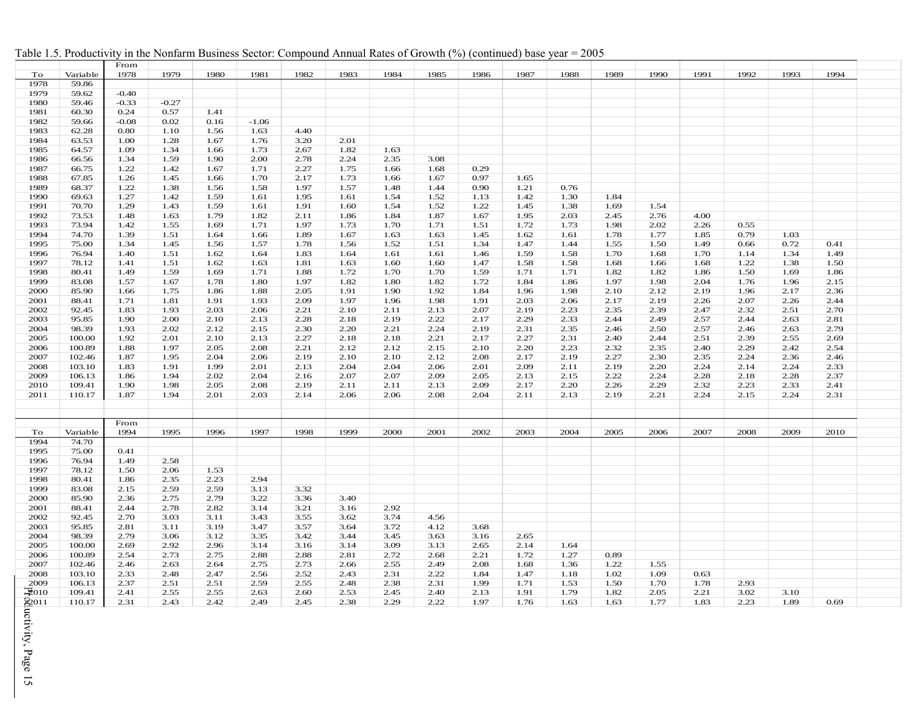Table 1.5. Productivity in the Nonfarm Business Sector: Compound Annual Rates of Growth (%) (continued) base year = 2005

| To | Variable | From 1978 | 1979 | 1980 | 1981 | 1982 | 1983 | 1984 | 1985 | 1986 | 1987 | 1988 | 1989 | 1990 | 1991 | 1992 | 1993 | 1994 |
|---|---|---|---|---|---|---|---|---|---|---|---|---|---|---|---|---|---|---|
| 1978 | 59.86 | | | | | | | | | | | | | | | | | |
| 1979 | 59.62 | -0.40 | | | | | | | | | | | | | | | | |
| 1980 | 59.46 | -0.33 | -0.27 | | | | | | | | | | | | | | | |
| 1981 | 60.30 | 0.24 | 0.57 | 1.41 | | | | | | | | | | | | | | |
| 1982 | 59.66 | -0.08 | 0.02 | 0.16 | -1.06 | | | | | | | | | | | | | |
| 1983 | 62.28 | 0.80 | 1.10 | 1.56 | 1.63 | 4.40 | | | | | | | | | | | | |
| 1984 | 63.53 | 1.00 | 1.28 | 1.67 | 1.76 | 3.20 | 2.01 | | | | | | | | | | | |
| 1985 | 64.57 | 1.09 | 1.34 | 1.66 | 1.73 | 2.67 | 1.82 | 1.63 | | | | | | | | | | |
| 1986 | 66.56 | 1.34 | 1.59 | 1.90 | 2.00 | 2.78 | 2.24 | 2.35 | 3.08 | | | | | | | | | |
| 1987 | 66.75 | 1.22 | 1.42 | 1.67 | 1.71 | 2.27 | 1.75 | 1.66 | 1.68 | 0.29 | | | | | | | | |
| 1988 | 67.85 | 1.26 | 1.45 | 1.66 | 1.70 | 2.17 | 1.73 | 1.66 | 1.67 | 0.97 | 1.65 | | | | | | | |
| 1989 | 68.37 | 1.22 | 1.38 | 1.56 | 1.58 | 1.97 | 1.57 | 1.48 | 1.44 | 0.90 | 1.21 | 0.76 | | | | | | |
| 1990 | 69.63 | 1.27 | 1.42 | 1.59 | 1.61 | 1.95 | 1.61 | 1.54 | 1.52 | 1.13 | 1.42 | 1.30 | 1.84 | | | | | |
| 1991 | 70.70 | 1.29 | 1.43 | 1.59 | 1.61 | 1.91 | 1.60 | 1.54 | 1.52 | 1.22 | 1.45 | 1.38 | 1.69 | 1.54 | | | | |
| 1992 | 73.53 | 1.48 | 1.63 | 1.79 | 1.82 | 2.11 | 1.86 | 1.84 | 1.87 | 1.67 | 1.95 | 2.03 | 2.45 | 2.76 | 4.00 | | | |
| 1993 | 73.94 | 1.42 | 1.55 | 1.69 | 1.71 | 1.97 | 1.73 | 1.70 | 1.71 | 1.51 | 1.72 | 1.73 | 1.98 | 2.02 | 2.26 | 0.55 | | |
| 1994 | 74.70 | 1.39 | 1.51 | 1.64 | 1.66 | 1.89 | 1.67 | 1.63 | 1.63 | 1.45 | 1.62 | 1.61 | 1.78 | 1.77 | 1.85 | 0.79 | 1.03 | |
| 1995 | 75.00 | 1.34 | 1.45 | 1.56 | 1.57 | 1.78 | 1.56 | 1.52 | 1.51 | 1.34 | 1.47 | 1.44 | 1.55 | 1.50 | 1.49 | 0.66 | 0.72 | 0.41 |
| 1996 | 76.94 | 1.40 | 1.51 | 1.62 | 1.64 | 1.83 | 1.64 | 1.61 | 1.61 | 1.46 | 1.59 | 1.58 | 1.70 | 1.68 | 1.70 | 1.14 | 1.34 | 1.49 |
| 1997 | 78.12 | 1.41 | 1.51 | 1.62 | 1.63 | 1.81 | 1.63 | 1.60 | 1.60 | 1.47 | 1.58 | 1.58 | 1.68 | 1.66 | 1.68 | 1.22 | 1.38 | 1.50 |
| 1998 | 80.41 | 1.49 | 1.59 | 1.69 | 1.71 | 1.88 | 1.72 | 1.70 | 1.70 | 1.59 | 1.71 | 1.71 | 1.82 | 1.82 | 1.86 | 1.50 | 1.69 | 1.86 |
| 1999 | 83.08 | 1.57 | 1.67 | 1.78 | 1.80 | 1.97 | 1.82 | 1.80 | 1.82 | 1.72 | 1.84 | 1.86 | 1.97 | 1.98 | 2.04 | 1.76 | 1.96 | 2.15 |
| 2000 | 85.90 | 1.66 | 1.75 | 1.86 | 1.88 | 2.05 | 1.91 | 1.90 | 1.92 | 1.84 | 1.96 | 1.98 | 2.10 | 2.12 | 2.19 | 1.96 | 2.17 | 2.36 |
| 2001 | 88.41 | 1.71 | 1.81 | 1.91 | 1.93 | 2.09 | 1.97 | 1.96 | 1.98 | 1.91 | 2.03 | 2.06 | 2.17 | 2.19 | 2.26 | 2.07 | 2.26 | 2.44 |
| 2002 | 92.45 | 1.83 | 1.93 | 2.03 | 2.06 | 2.21 | 2.10 | 2.11 | 2.13 | 2.07 | 2.19 | 2.23 | 2.35 | 2.39 | 2.47 | 2.32 | 2.51 | 2.70 |
| 2003 | 95.85 | 1.90 | 2.00 | 2.10 | 2.13 | 2.28 | 2.18 | 2.19 | 2.22 | 2.17 | 2.29 | 2.33 | 2.44 | 2.49 | 2.57 | 2.44 | 2.63 | 2.81 |
| 2004 | 98.39 | 1.93 | 2.02 | 2.12 | 2.15 | 2.30 | 2.20 | 2.21 | 2.24 | 2.19 | 2.31 | 2.35 | 2.46 | 2.50 | 2.57 | 2.46 | 2.63 | 2.79 |
| 2005 | 100.00 | 1.92 | 2.01 | 2.10 | 2.13 | 2.27 | 2.18 | 2.18 | 2.21 | 2.17 | 2.27 | 2.31 | 2.40 | 2.44 | 2.51 | 2.39 | 2.55 | 2.69 |
| 2006 | 100.89 | 1.88 | 1.97 | 2.05 | 2.08 | 2.21 | 2.12 | 2.12 | 2.15 | 2.10 | 2.20 | 2.23 | 2.32 | 2.35 | 2.40 | 2.29 | 2.42 | 2.54 |
| 2007 | 102.46 | 1.87 | 1.95 | 2.04 | 2.06 | 2.19 | 2.10 | 2.10 | 2.12 | 2.08 | 2.17 | 2.19 | 2.27 | 2.30 | 2.35 | 2.24 | 2.36 | 2.46 |
| 2008 | 103.10 | 1.83 | 1.91 | 1.99 | 2.01 | 2.13 | 2.04 | 2.04 | 2.06 | 2.01 | 2.09 | 2.11 | 2.19 | 2.20 | 2.24 | 2.14 | 2.24 | 2.33 |
| 2009 | 106.13 | 1.86 | 1.94 | 2.02 | 2.04 | 2.16 | 2.07 | 2.07 | 2.09 | 2.05 | 2.13 | 2.15 | 2.22 | 2.24 | 2.28 | 2.18 | 2.28 | 2.37 |
| 2010 | 109.41 | 1.90 | 1.98 | 2.05 | 2.08 | 2.19 | 2.11 | 2.11 | 2.13 | 2.09 | 2.17 | 2.20 | 2.26 | 2.29 | 2.32 | 2.23 | 2.33 | 2.41 |
| 2011 | 110.17 | 1.87 | 1.94 | 2.01 | 2.03 | 2.14 | 2.06 | 2.06 | 2.08 | 2.04 | 2.11 | 2.13 | 2.19 | 2.21 | 2.24 | 2.15 | 2.24 | 2.31 |

| To | Variable | From 1994 | 1995 | 1996 | 1997 | 1998 | 1999 | 2000 | 2001 | 2002 | 2003 | 2004 | 2005 | 2006 | 2007 | 2008 | 2009 | 2010 |
|---|---|---|---|---|---|---|---|---|---|---|---|---|---|---|---|---|---|---|
| 1994 | 74.70 | | | | | | | | | | | | | | | | | |
| 1995 | 75.00 | 0.41 | | | | | | | | | | | | | | | | |
| 1996 | 76.94 | 1.49 | 2.58 | | | | | | | | | | | | | | | |
| 1997 | 78.12 | 1.50 | 2.06 | 1.53 | | | | | | | | | | | | | | |
| 1998 | 80.41 | 1.86 | 2.35 | 2.23 | 2.94 | | | | | | | | | | | | | |
| 1999 | 83.08 | 2.15 | 2.59 | 2.59 | 3.13 | 3.32 | | | | | | | | | | | | |
| 2000 | 85.90 | 2.36 | 2.75 | 2.79 | 3.22 | 3.36 | 3.40 | | | | | | | | | | | |
| 2001 | 88.41 | 2.44 | 2.78 | 2.82 | 3.14 | 3.21 | 3.16 | 2.92 | | | | | | | | | | |
| 2002 | 92.45 | 2.70 | 3.03 | 3.11 | 3.43 | 3.55 | 3.62 | 3.74 | 4.56 | | | | | | | | | |
| 2003 | 95.85 | 2.81 | 3.11 | 3.19 | 3.47 | 3.57 | 3.64 | 3.72 | 4.12 | 3.68 | | | | | | | | |
| 2004 | 98.39 | 2.79 | 3.06 | 3.12 | 3.35 | 3.42 | 3.44 | 3.45 | 3.63 | 3.16 | 2.65 | | | | | | | |
| 2005 | 100.00 | 2.69 | 2.92 | 2.96 | 3.14 | 3.16 | 3.14 | 3.09 | 3.13 | 2.65 | 2.14 | 1.64 | | | | | | |
| 2006 | 100.89 | 2.54 | 2.73 | 2.75 | 2.88 | 2.88 | 2.81 | 2.72 | 2.68 | 2.21 | 1.72 | 1.27 | 0.89 | | | | | |
| 2007 | 102.46 | 2.46 | 2.63 | 2.64 | 2.75 | 2.73 | 2.66 | 2.55 | 2.49 | 2.08 | 1.68 | 1.36 | 1.22 | 1.55 | | | | |
| 2008 | 103.10 | 2.33 | 2.48 | 2.47 | 2.56 | 2.52 | 2.43 | 2.31 | 2.22 | 1.84 | 1.47 | 1.18 | 1.02 | 1.09 | 0.63 | | | |
| 2009 | 106.13 | 2.37 | 2.51 | 2.51 | 2.59 | 2.55 | 2.48 | 2.38 | 2.31 | 1.99 | 1.71 | 1.53 | 1.50 | 1.70 | 1.78 | 2.93 | | |
| 2010 | 109.41 | 2.41 | 2.55 | 2.55 | 2.63 | 2.60 | 2.53 | 2.45 | 2.40 | 2.13 | 1.91 | 1.79 | 1.82 | 2.05 | 2.21 | 3.02 | 3.10 | |
| 2011 | 110.17 | 2.31 | 2.43 | 2.42 | 2.49 | 2.45 | 2.38 | 2.29 | 2.22 | 1.97 | 1.76 | 1.63 | 1.63 | 1.77 | 1.83 | 2.23 | 1.89 | 0.69 |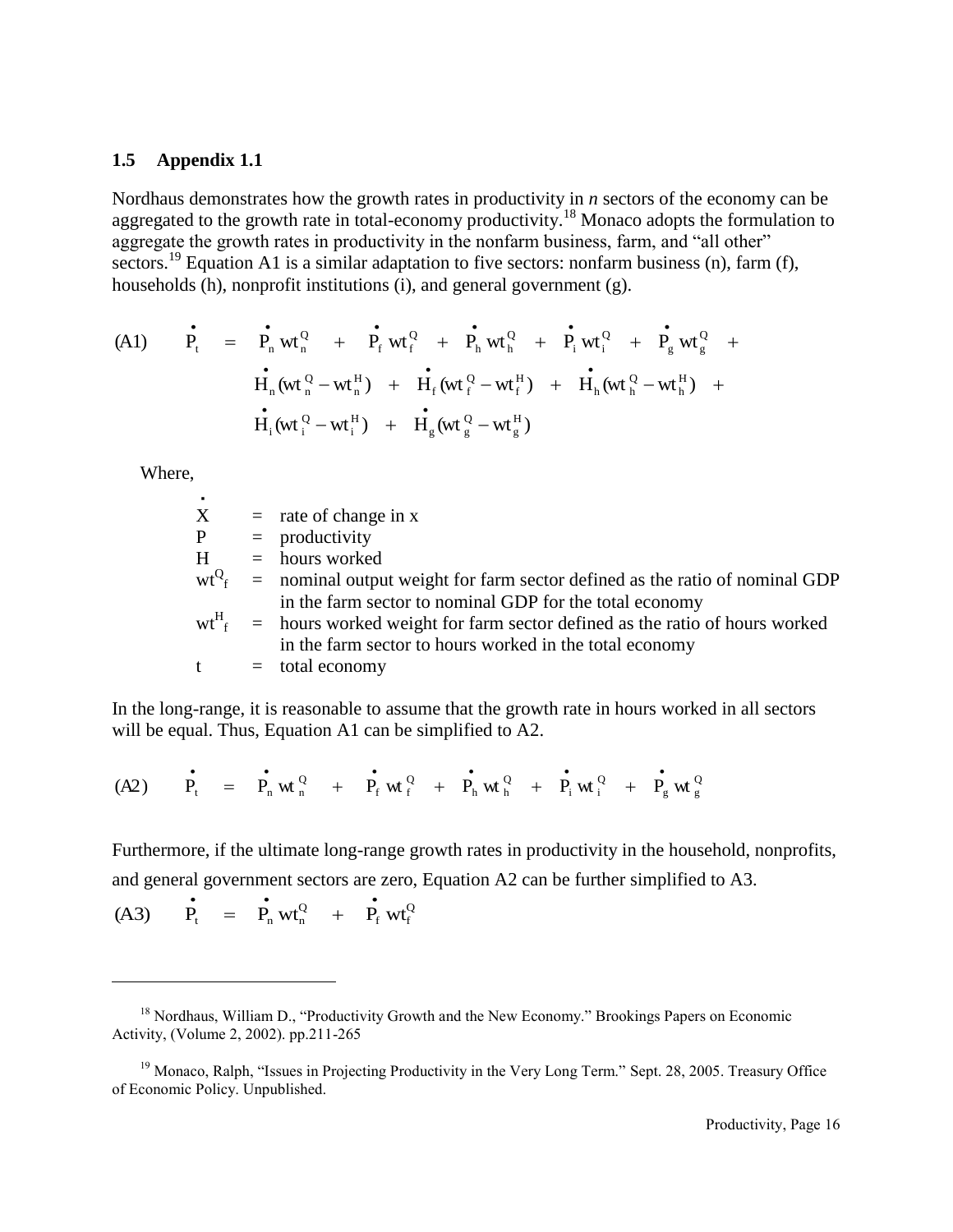### 1.5 Appendix 1.1

Nordhaus demonstrates how the growth rates in productivity in *n* sectors of the economy can be aggregated to the growth rate in total-economy productivity.[18] Monaco adopts the formulation to aggregate the growth rates in productivity in the nonfarm business, farm, and "all other" sectors.[19] Equation A1 is a similar adaptation to five sectors: nonfarm business (n), farm (f), households (h), nonprofit institutions (i), and general government (g).

$$
\text{(A1)} \quad \dot{P}_t = \dot{P}_n wt_n^Q + \dot{P}_f wt_f^Q + \dot{P}_h wt_h^Q + \dot{P}_i wt_i^Q + \dot{P}_g wt_g^Q + \dot{H}_n (wt_n^Q - wt_n^H) + \dot{H}_f (wt_f^Q - wt_f^H) + \dot{H}_h (wt_h^Q - wt_h^H) + \dot{H}_i (wt_i^Q - wt_i^H) + \dot{H}_g (wt_g^Q - wt_g^H)
$$

Where,

- $\dot{X}$ = rate of change in x
- $P$ = productivity
- $H$ = hours worked
- $wt^Q_f$ = nominal output weight for farm sector defined as the ratio of nominal GDP in the farm sector to nominal GDP for the total economy
- $wt^H_f$ = hours worked weight for farm sector defined as the ratio of hours worked in the farm sector to hours worked in the total economy
- $t$ = total economy

In the long-range, it is reasonable to assume that the growth rate in hours worked in all sectors will be equal. Thus, Equation A1 can be simplified to A2.

$$
\text{(A2)} \quad \dot{P}_t = \dot{P}_n wt_n^Q + \dot{P}_f wt_f^Q + \dot{P}_h wt_h^Q + \dot{P}_i wt_i^Q + \dot{P}_g wt_g^Q
$$

Furthermore, if the ultimate long-range growth rates in productivity in the household, nonprofits, and general government sectors are zero, Equation A2 can be further simplified to A3.

$$
\text{(A3)} \quad \dot{P}_t = \dot{P}_n wt_n^Q + \dot{P}_f wt_f^Q
$$

---

[18] Nordhaus, William D., "Productivity Growth and the New Economy." Brookings Papers on Economic Activity, (Volume 2, 2002). pp.211-265

[19] Monaco, Ralph, "Issues in Projecting Productivity in the Very Long Term." Sept. 28, 2005. Treasury Office of Economic Policy. Unpublished.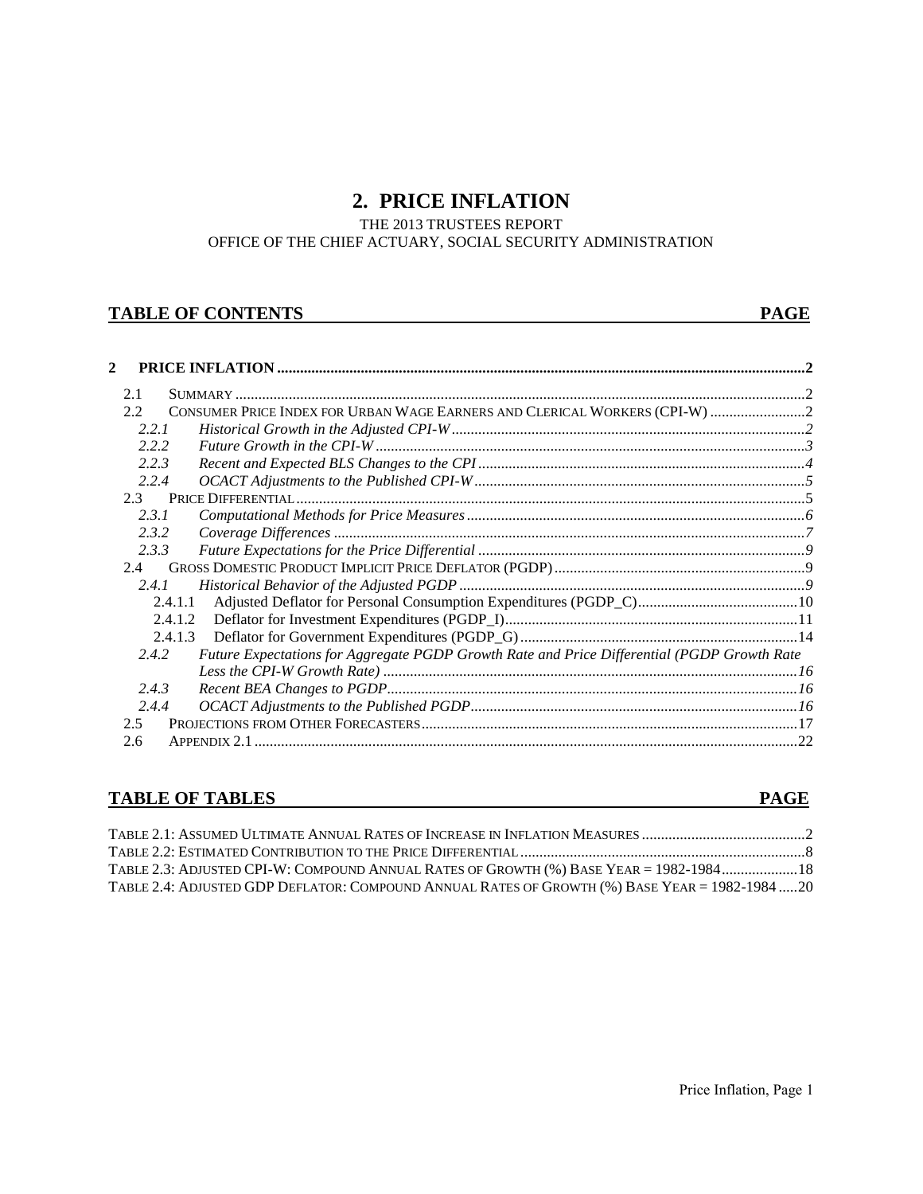# 2. PRICE INFLATION

THE 2013 TRUSTEES REPORT

OFFICE OF THE CHIEF ACTUARY, SOCIAL SECURITY ADMINISTRATION

## TABLE OF CONTENTS — PAGE

**2 PRICE INFLATION ........................................................................................................................... 2**

- 2.1 SUMMARY ........................................................................................................................................ 2
- 2.2 CONSUMER PRICE INDEX FOR URBAN WAGE EARNERS AND CLERICAL WORKERS (CPI-W) ......................... 2
  - *2.2.1 Historical Growth in the Adjusted CPI-W ................................................................................ 2*
  - *2.2.2 Future Growth in the CPI-W ..................................................................................................... 3*
  - *2.2.3 Recent and Expected BLS Changes to the CPI ......................................................................... 4*
  - *2.2.4 OCACT Adjustments to the Published CPI-W .......................................................................... 5*
- 2.3 PRICE DIFFERENTIAL ..................................................................................................................... 5
  - *2.3.1 Computational Methods for Price Measures ............................................................................. 6*
  - *2.3.2 Coverage Differences ................................................................................................................ 7*
  - *2.3.3 Future Expectations for the Price Differential .......................................................................... 9*
- 2.4 GROSS DOMESTIC PRODUCT IMPLICIT PRICE DEFLATOR (PGDP) ................................................................... 9
  - *2.4.1 Historical Behavior of the Adjusted PGDP ............................................................................... 9*
    - 2.4.1.1 Adjusted Deflator for Personal Consumption Expenditures (PGDP_C) ........................................ 10
    - 2.4.1.2 Deflator for Investment Expenditures (PGDP_I) ............................................................................ 11
    - 2.4.1.3 Deflator for Government Expenditures (PGDP_G) ......................................................................... 14
  - *2.4.2 Future Expectations for Aggregate PGDP Growth Rate and Price Differential (PGDP Growth Rate Less the CPI-W Growth Rate) ............................................................................................................ 16*
  - *2.4.3 Recent BEA Changes to PGDP ............................................................................................... 16*
  - *2.4.4 OCACT Adjustments to the Published PGDP ......................................................................... 16*
- 2.5 PROJECTIONS FROM OTHER FORECASTERS .................................................................................................. 17
- 2.6 APPENDIX 2.1 ................................................................................................................................... 22

## TABLE OF TABLES — PAGE

- TABLE 2.1: ASSUMED ULTIMATE ANNUAL RATES OF INCREASE IN INFLATION MEASURES ........................................... 2
- TABLE 2.2: ESTIMATED CONTRIBUTION TO THE PRICE DIFFERENTIAL ........................................................................... 8
- TABLE 2.3: ADJUSTED CPI-W: COMPOUND ANNUAL RATES OF GROWTH (%) BASE YEAR = 1982-1984 .................... 18
- TABLE 2.4: ADJUSTED GDP DEFLATOR: COMPOUND ANNUAL RATES OF GROWTH (%) BASE YEAR = 1982-1984 ..... 20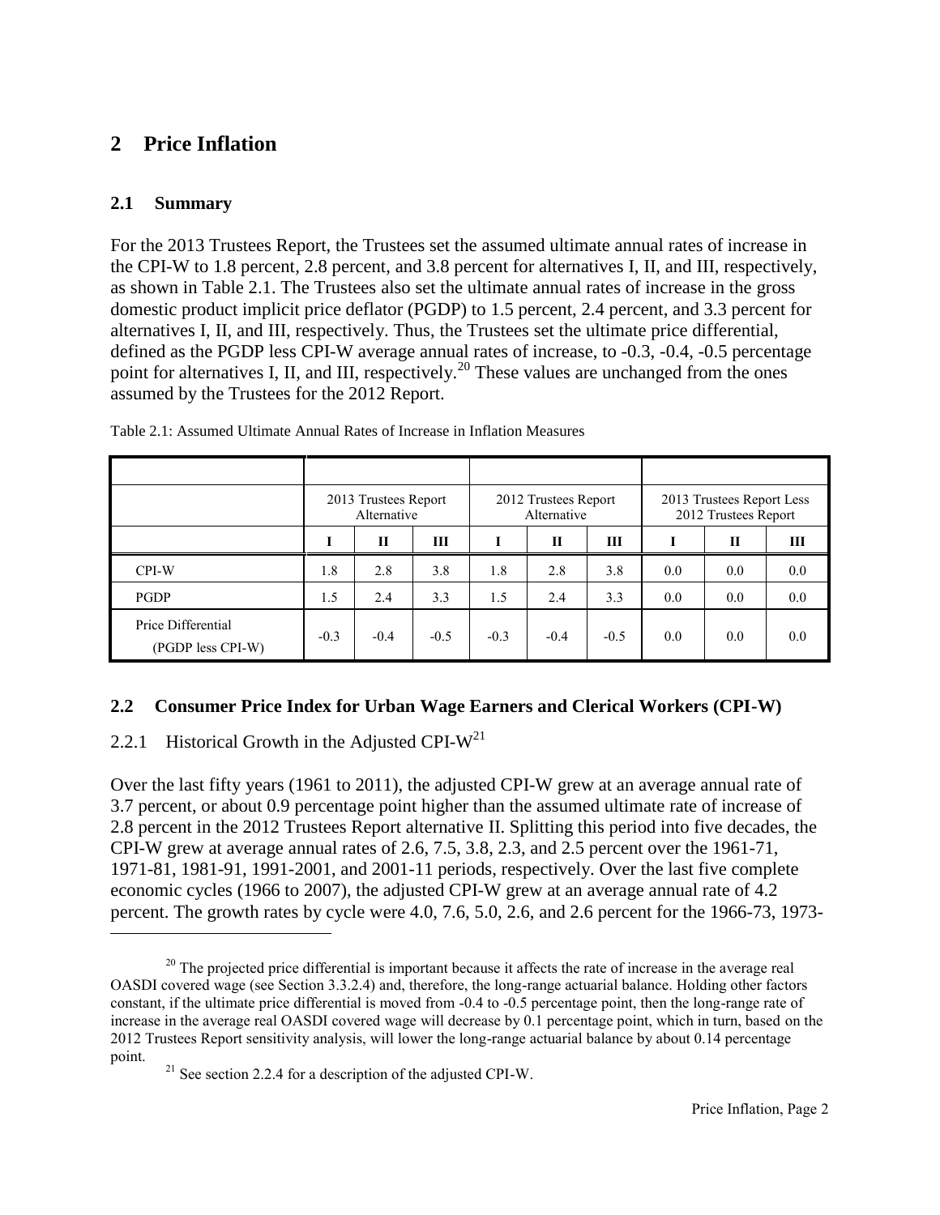## 2 Price Inflation

### 2.1 Summary

For the 2013 Trustees Report, the Trustees set the assumed ultimate annual rates of increase in the CPI-W to 1.8 percent, 2.8 percent, and 3.8 percent for alternatives I, II, and III, respectively, as shown in Table 2.1. The Trustees also set the ultimate annual rates of increase in the gross domestic product implicit price deflator (PGDP) to 1.5 percent, 2.4 percent, and 3.3 percent for alternatives I, II, and III, respectively. Thus, the Trustees set the ultimate price differential, defined as the PGDP less CPI-W average annual rates of increase, to -0.3, -0.4, -0.5 percentage point for alternatives I, II, and III, respectively.[20] These values are unchanged from the ones assumed by the Trustees for the 2012 Report.

Table 2.1: Assumed Ultimate Annual Rates of Increase in Inflation Measures

| | 2013 Trustees Report Alternative | | | 2012 Trustees Report Alternative | | | 2013 Trustees Report Less 2012 Trustees Report | | |
|---|---|---|---|---|---|---|---|---|---|
| | I | II | III | I | II | III | I | II | III |
| CPI-W | 1.8 | 2.8 | 3.8 | 1.8 | 2.8 | 3.8 | 0.0 | 0.0 | 0.0 |
| PGDP | 1.5 | 2.4 | 3.3 | 1.5 | 2.4 | 3.3 | 0.0 | 0.0 | 0.0 |
| Price Differential (PGDP less CPI-W) | -0.3 | -0.4 | -0.5 | -0.3 | -0.4 | -0.5 | 0.0 | 0.0 | 0.0 |

### 2.2 Consumer Price Index for Urban Wage Earners and Clerical Workers (CPI-W)

#### 2.2.1 Historical Growth in the Adjusted CPI-W[21]

Over the last fifty years (1961 to 2011), the adjusted CPI-W grew at an average annual rate of 3.7 percent, or about 0.9 percentage point higher than the assumed ultimate rate of increase of 2.8 percent in the 2012 Trustees Report alternative II. Splitting this period into five decades, the CPI-W grew at average annual rates of 2.6, 7.5, 3.8, 2.3, and 2.5 percent over the 1961-71, 1971-81, 1981-91, 1991-2001, and 2001-11 periods, respectively. Over the last five complete economic cycles (1966 to 2007), the adjusted CPI-W grew at an average annual rate of 4.2 percent. The growth rates by cycle were 4.0, 7.6, 5.0, 2.6, and 2.6 percent for the 1966-73, 1973-

[20] The projected price differential is important because it affects the rate of increase in the average real OASDI covered wage (see Section 3.3.2.4) and, therefore, the long-range actuarial balance. Holding other factors constant, if the ultimate price differential is moved from -0.4 to -0.5 percentage point, then the long-range rate of increase in the average real OASDI covered wage will decrease by 0.1 percentage point, which in turn, based on the 2012 Trustees Report sensitivity analysis, will lower the long-range actuarial balance by about 0.14 percentage point.

[21] See section 2.2.4 for a description of the adjusted CPI-W.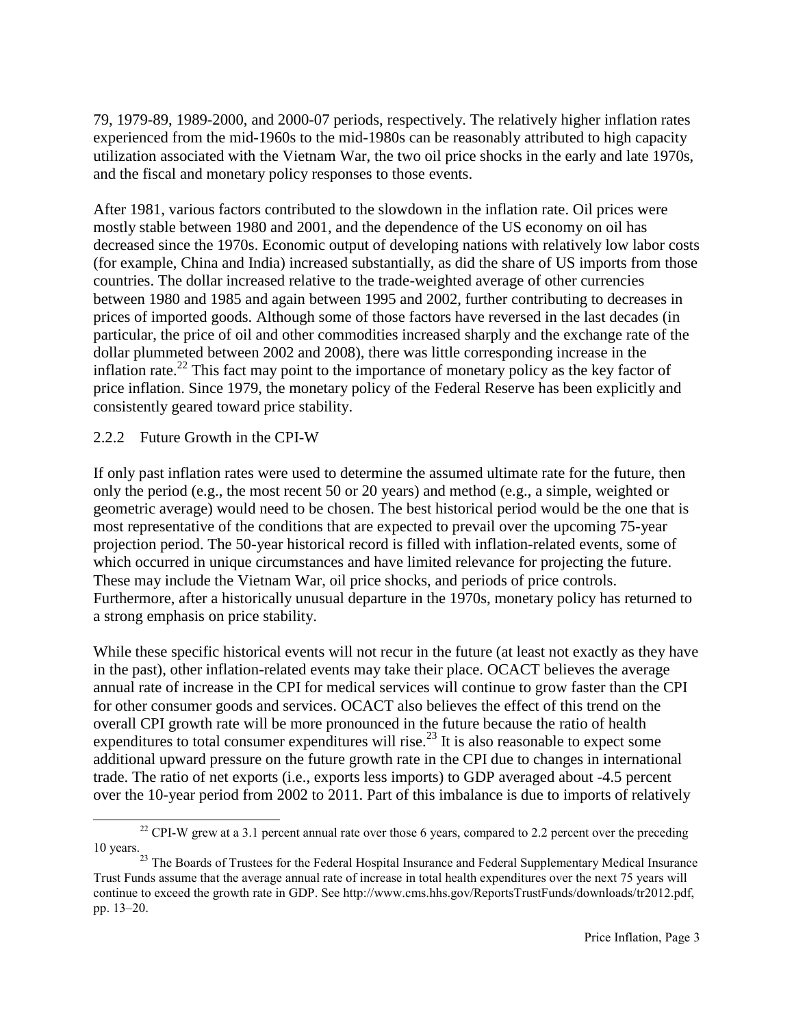79, 1979-89, 1989-2000, and 2000-07 periods, respectively. The relatively higher inflation rates experienced from the mid-1960s to the mid-1980s can be reasonably attributed to high capacity utilization associated with the Vietnam War, the two oil price shocks in the early and late 1970s, and the fiscal and monetary policy responses to those events.

After 1981, various factors contributed to the slowdown in the inflation rate. Oil prices were mostly stable between 1980 and 2001, and the dependence of the US economy on oil has decreased since the 1970s. Economic output of developing nations with relatively low labor costs (for example, China and India) increased substantially, as did the share of US imports from those countries. The dollar increased relative to the trade-weighted average of other currencies between 1980 and 1985 and again between 1995 and 2002, further contributing to decreases in prices of imported goods. Although some of those factors have reversed in the last decades (in particular, the price of oil and other commodities increased sharply and the exchange rate of the dollar plummeted between 2002 and 2008), there was little corresponding increase in the inflation rate.[22] This fact may point to the importance of monetary policy as the key factor of price inflation. Since 1979, the monetary policy of the Federal Reserve has been explicitly and consistently geared toward price stability.

### 2.2.2 Future Growth in the CPI-W

If only past inflation rates were used to determine the assumed ultimate rate for the future, then only the period (e.g., the most recent 50 or 20 years) and method (e.g., a simple, weighted or geometric average) would need to be chosen. The best historical period would be the one that is most representative of the conditions that are expected to prevail over the upcoming 75-year projection period. The 50-year historical record is filled with inflation-related events, some of which occurred in unique circumstances and have limited relevance for projecting the future. These may include the Vietnam War, oil price shocks, and periods of price controls. Furthermore, after a historically unusual departure in the 1970s, monetary policy has returned to a strong emphasis on price stability.

While these specific historical events will not recur in the future (at least not exactly as they have in the past), other inflation-related events may take their place. OCACT believes the average annual rate of increase in the CPI for medical services will continue to grow faster than the CPI for other consumer goods and services. OCACT also believes the effect of this trend on the overall CPI growth rate will be more pronounced in the future because the ratio of health expenditures to total consumer expenditures will rise.[23] It is also reasonable to expect some additional upward pressure on the future growth rate in the CPI due to changes in international trade. The ratio of net exports (i.e., exports less imports) to GDP averaged about -4.5 percent over the 10-year period from 2002 to 2011. Part of this imbalance is due to imports of relatively

---

[22] CPI-W grew at a 3.1 percent annual rate over those 6 years, compared to 2.2 percent over the preceding 10 years.

[23] The Boards of Trustees for the Federal Hospital Insurance and Federal Supplementary Medical Insurance Trust Funds assume that the average annual rate of increase in total health expenditures over the next 75 years will continue to exceed the growth rate in GDP. See http://www.cms.hhs.gov/ReportsTrustFunds/downloads/tr2012.pdf, pp. 13–20.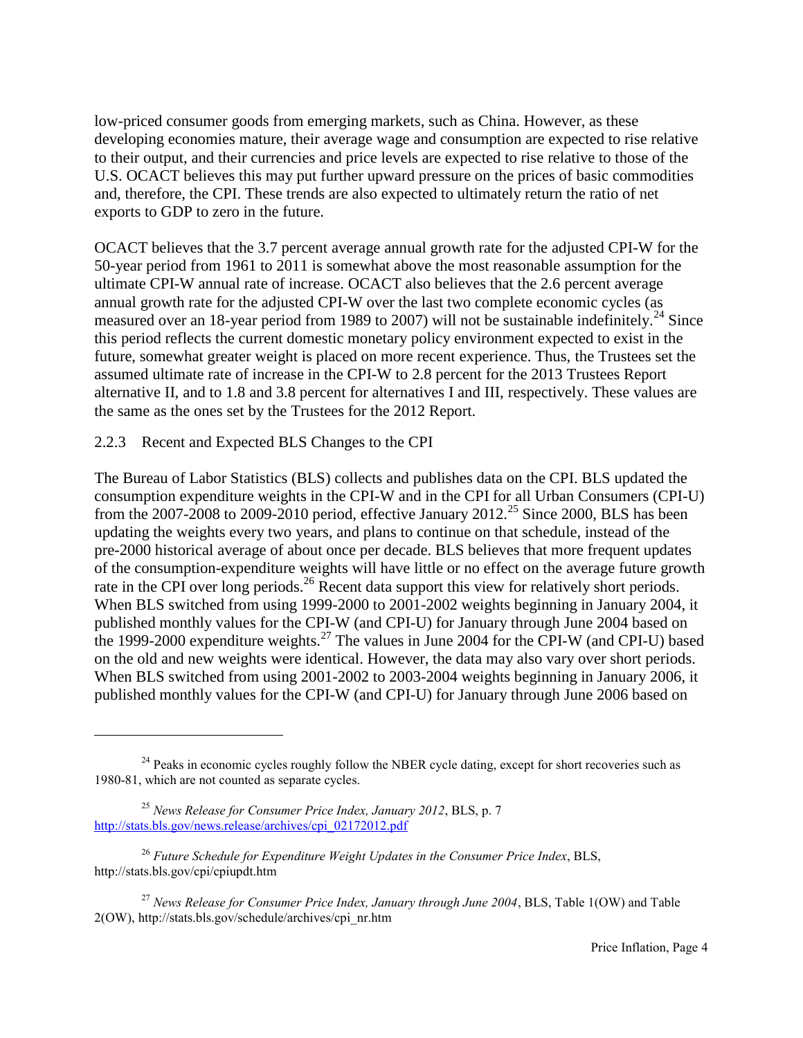low-priced consumer goods from emerging markets, such as China. However, as these developing economies mature, their average wage and consumption are expected to rise relative to their output, and their currencies and price levels are expected to rise relative to those of the U.S. OCACT believes this may put further upward pressure on the prices of basic commodities and, therefore, the CPI. These trends are also expected to ultimately return the ratio of net exports to GDP to zero in the future.

OCACT believes that the 3.7 percent average annual growth rate for the adjusted CPI-W for the 50-year period from 1961 to 2011 is somewhat above the most reasonable assumption for the ultimate CPI-W annual rate of increase. OCACT also believes that the 2.6 percent average annual growth rate for the adjusted CPI-W over the last two complete economic cycles (as measured over an 18-year period from 1989 to 2007) will not be sustainable indefinitely.[24] Since this period reflects the current domestic monetary policy environment expected to exist in the future, somewhat greater weight is placed on more recent experience. Thus, the Trustees set the assumed ultimate rate of increase in the CPI-W to 2.8 percent for the 2013 Trustees Report alternative II, and to 1.8 and 3.8 percent for alternatives I and III, respectively. These values are the same as the ones set by the Trustees for the 2012 Report.

### 2.2.3 Recent and Expected BLS Changes to the CPI

The Bureau of Labor Statistics (BLS) collects and publishes data on the CPI. BLS updated the consumption expenditure weights in the CPI-W and in the CPI for all Urban Consumers (CPI-U) from the 2007-2008 to 2009-2010 period, effective January 2012.[25] Since 2000, BLS has been updating the weights every two years, and plans to continue on that schedule, instead of the pre-2000 historical average of about once per decade. BLS believes that more frequent updates of the consumption-expenditure weights will have little or no effect on the average future growth rate in the CPI over long periods.[26] Recent data support this view for relatively short periods. When BLS switched from using 1999-2000 to 2001-2002 weights beginning in January 2004, it published monthly values for the CPI-W (and CPI-U) for January through June 2004 based on the 1999-2000 expenditure weights.[27] The values in June 2004 for the CPI-W (and CPI-U) based on the old and new weights were identical. However, the data may also vary over short periods. When BLS switched from using 2001-2002 to 2003-2004 weights beginning in January 2006, it published monthly values for the CPI-W (and CPI-U) for January through June 2006 based on

---

[24] Peaks in economic cycles roughly follow the NBER cycle dating, except for short recoveries such as 1980-81, which are not counted as separate cycles.

[25] *News Release for Consumer Price Index, January 2012*, BLS, p. 7 http://stats.bls.gov/news.release/archives/cpi_02172012.pdf

[26] *Future Schedule for Expenditure Weight Updates in the Consumer Price Index*, BLS, http://stats.bls.gov/cpi/cpiupdt.htm

[27] *News Release for Consumer Price Index, January through June 2004*, BLS, Table 1(OW) and Table 2(OW), http://stats.bls.gov/schedule/archives/cpi_nr.htm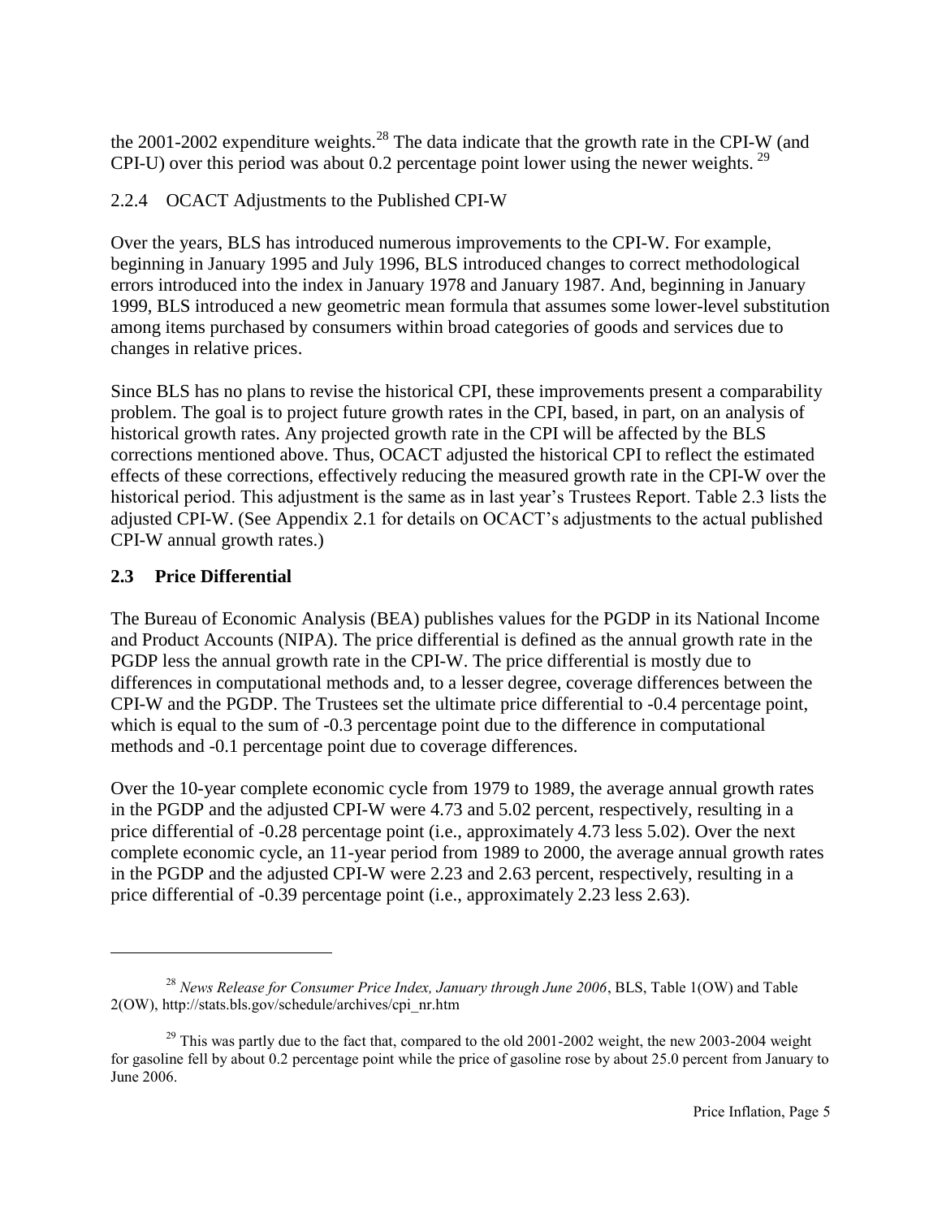the 2001-2002 expenditure weights.[28] The data indicate that the growth rate in the CPI-W (and CPI-U) over this period was about 0.2 percentage point lower using the newer weights.[29]

### 2.2.4 OCACT Adjustments to the Published CPI-W

Over the years, BLS has introduced numerous improvements to the CPI-W. For example, beginning in January 1995 and July 1996, BLS introduced changes to correct methodological errors introduced into the index in January 1978 and January 1987. And, beginning in January 1999, BLS introduced a new geometric mean formula that assumes some lower-level substitution among items purchased by consumers within broad categories of goods and services due to changes in relative prices.

Since BLS has no plans to revise the historical CPI, these improvements present a comparability problem. The goal is to project future growth rates in the CPI, based, in part, on an analysis of historical growth rates. Any projected growth rate in the CPI will be affected by the BLS corrections mentioned above. Thus, OCACT adjusted the historical CPI to reflect the estimated effects of these corrections, effectively reducing the measured growth rate in the CPI-W over the historical period. This adjustment is the same as in last year's Trustees Report. Table 2.3 lists the adjusted CPI-W. (See Appendix 2.1 for details on OCACT's adjustments to the actual published CPI-W annual growth rates.)

## 2.3 Price Differential

The Bureau of Economic Analysis (BEA) publishes values for the PGDP in its National Income and Product Accounts (NIPA). The price differential is defined as the annual growth rate in the PGDP less the annual growth rate in the CPI-W. The price differential is mostly due to differences in computational methods and, to a lesser degree, coverage differences between the CPI-W and the PGDP. The Trustees set the ultimate price differential to -0.4 percentage point, which is equal to the sum of -0.3 percentage point due to the difference in computational methods and -0.1 percentage point due to coverage differences.

Over the 10-year complete economic cycle from 1979 to 1989, the average annual growth rates in the PGDP and the adjusted CPI-W were 4.73 and 5.02 percent, respectively, resulting in a price differential of -0.28 percentage point (i.e., approximately 4.73 less 5.02). Over the next complete economic cycle, an 11-year period from 1989 to 2000, the average annual growth rates in the PGDP and the adjusted CPI-W were 2.23 and 2.63 percent, respectively, resulting in a price differential of -0.39 percentage point (i.e., approximately 2.23 less 2.63).

---

[28] *News Release for Consumer Price Index, January through June 2006*, BLS, Table 1(OW) and Table 2(OW), http://stats.bls.gov/schedule/archives/cpi_nr.htm

[29] This was partly due to the fact that, compared to the old 2001-2002 weight, the new 2003-2004 weight for gasoline fell by about 0.2 percentage point while the price of gasoline rose by about 25.0 percent from January to June 2006.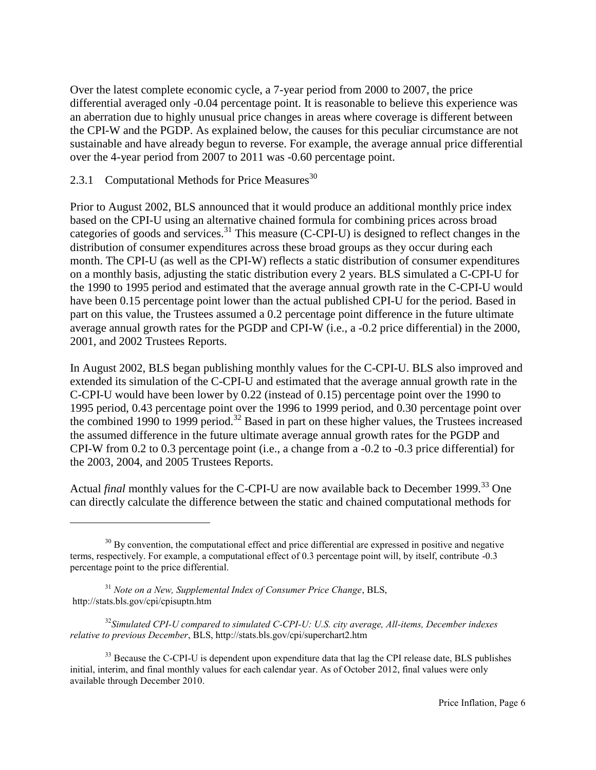Over the latest complete economic cycle, a 7-year period from 2000 to 2007, the price differential averaged only -0.04 percentage point. It is reasonable to believe this experience was an aberration due to highly unusual price changes in areas where coverage is different between the CPI-W and the PGDP. As explained below, the causes for this peculiar circumstance are not sustainable and have already begun to reverse. For example, the average annual price differential over the 4-year period from 2007 to 2011 was -0.60 percentage point.

### 2.3.1 Computational Methods for Price Measures[30]

Prior to August 2002, BLS announced that it would produce an additional monthly price index based on the CPI-U using an alternative chained formula for combining prices across broad categories of goods and services.[31] This measure (C-CPI-U) is designed to reflect changes in the distribution of consumer expenditures across these broad groups as they occur during each month. The CPI-U (as well as the CPI-W) reflects a static distribution of consumer expenditures on a monthly basis, adjusting the static distribution every 2 years. BLS simulated a C-CPI-U for the 1990 to 1995 period and estimated that the average annual growth rate in the C-CPI-U would have been 0.15 percentage point lower than the actual published CPI-U for the period. Based in part on this value, the Trustees assumed a 0.2 percentage point difference in the future ultimate average annual growth rates for the PGDP and CPI-W (i.e., a -0.2 price differential) in the 2000, 2001, and 2002 Trustees Reports.

In August 2002, BLS began publishing monthly values for the C-CPI-U. BLS also improved and extended its simulation of the C-CPI-U and estimated that the average annual growth rate in the C-CPI-U would have been lower by 0.22 (instead of 0.15) percentage point over the 1990 to 1995 period, 0.43 percentage point over the 1996 to 1999 period, and 0.30 percentage point over the combined 1990 to 1999 period.[32] Based in part on these higher values, the Trustees increased the assumed difference in the future ultimate average annual growth rates for the PGDP and CPI-W from 0.2 to 0.3 percentage point (i.e., a change from a -0.2 to -0.3 price differential) for the 2003, 2004, and 2005 Trustees Reports.

Actual *final* monthly values for the C-CPI-U are now available back to December 1999.[33] One can directly calculate the difference between the static and chained computational methods for

---

[30] By convention, the computational effect and price differential are expressed in positive and negative terms, respectively. For example, a computational effect of 0.3 percentage point will, by itself, contribute -0.3 percentage point to the price differential.

[31] *Note on a New, Supplemental Index of Consumer Price Change*, BLS, http://stats.bls.gov/cpi/cpisuptn.htm

[32] *Simulated CPI-U compared to simulated C-CPI-U: U.S. city average, All-items, December indexes relative to previous December*, BLS, http://stats.bls.gov/cpi/superchart2.htm

[33] Because the C-CPI-U is dependent upon expenditure data that lag the CPI release date, BLS publishes initial, interim, and final monthly values for each calendar year. As of October 2012, final values were only available through December 2010.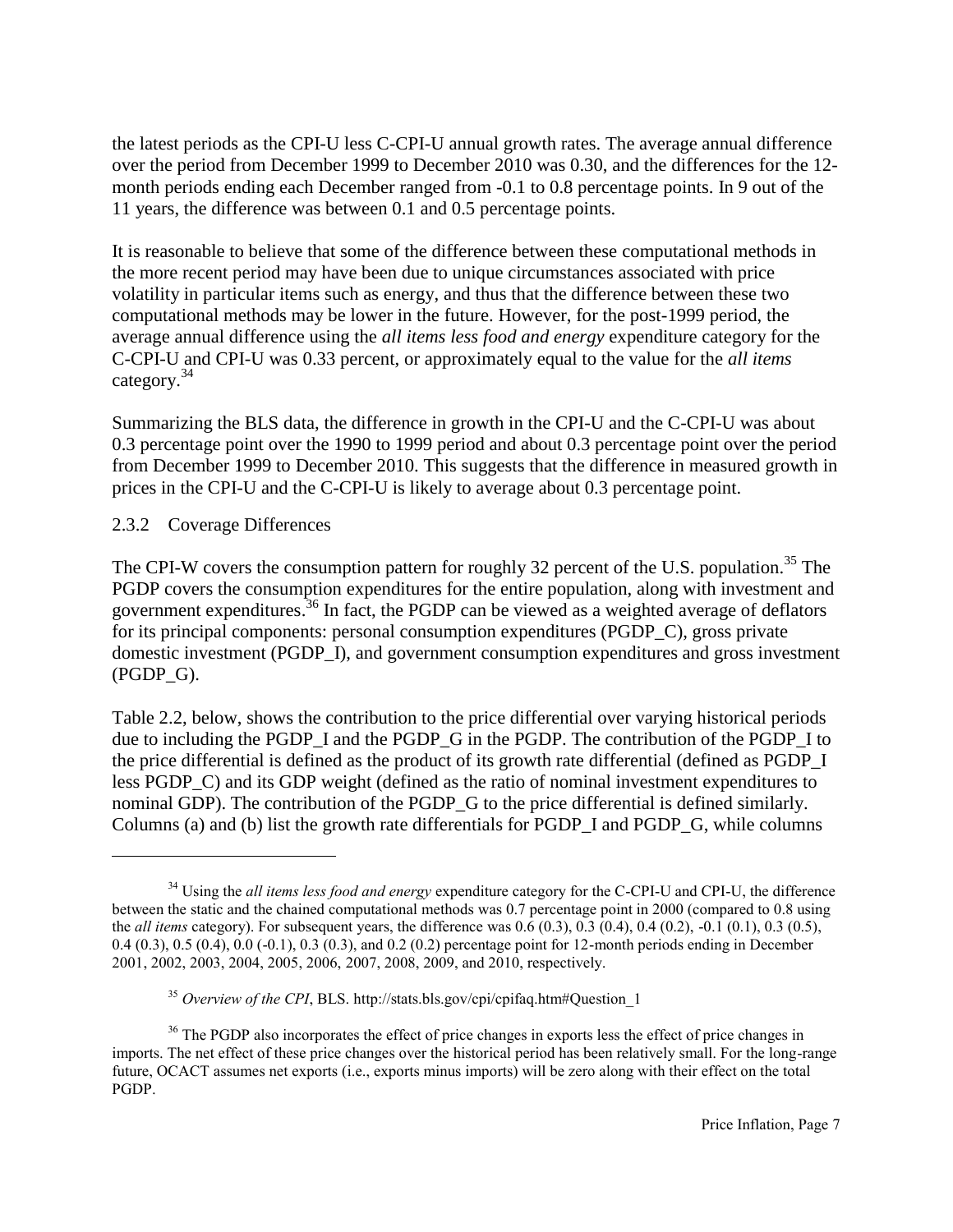the latest periods as the CPI-U less C-CPI-U annual growth rates. The average annual difference over the period from December 1999 to December 2010 was 0.30, and the differences for the 12-month periods ending each December ranged from -0.1 to 0.8 percentage points. In 9 out of the 11 years, the difference was between 0.1 and 0.5 percentage points.

It is reasonable to believe that some of the difference between these computational methods in the more recent period may have been due to unique circumstances associated with price volatility in particular items such as energy, and thus that the difference between these two computational methods may be lower in the future. However, for the post-1999 period, the average annual difference using the *all items less food and energy* expenditure category for the C-CPI-U and CPI-U was 0.33 percent, or approximately equal to the value for the *all items* category.[34]

Summarizing the BLS data, the difference in growth in the CPI-U and the C-CPI-U was about 0.3 percentage point over the 1990 to 1999 period and about 0.3 percentage point over the period from December 1999 to December 2010. This suggests that the difference in measured growth in prices in the CPI-U and the C-CPI-U is likely to average about 0.3 percentage point.

### 2.3.2 Coverage Differences

The CPI-W covers the consumption pattern for roughly 32 percent of the U.S. population.[35] The PGDP covers the consumption expenditures for the entire population, along with investment and government expenditures.[36] In fact, the PGDP can be viewed as a weighted average of deflators for its principal components: personal consumption expenditures (PGDP_C), gross private domestic investment (PGDP_I), and government consumption expenditures and gross investment (PGDP_G).

Table 2.2, below, shows the contribution to the price differential over varying historical periods due to including the PGDP_I and the PGDP_G in the PGDP. The contribution of the PGDP_I to the price differential is defined as the product of its growth rate differential (defined as PGDP_I less PGDP_C) and its GDP weight (defined as the ratio of nominal investment expenditures to nominal GDP). The contribution of the PGDP_G to the price differential is defined similarly. Columns (a) and (b) list the growth rate differentials for PGDP_I and PGDP_G, while columns

---

[34] Using the *all items less food and energy* expenditure category for the C-CPI-U and CPI-U, the difference between the static and the chained computational methods was 0.7 percentage point in 2000 (compared to 0.8 using the *all items* category). For subsequent years, the difference was 0.6 (0.3), 0.3 (0.4), 0.4 (0.2), -0.1 (0.1), 0.3 (0.5), 0.4 (0.3), 0.5 (0.4), 0.0 (-0.1), 0.3 (0.3), and 0.2 (0.2) percentage point for 12-month periods ending in December 2001, 2002, 2003, 2004, 2005, 2006, 2007, 2008, 2009, and 2010, respectively.

[35] *Overview of the CPI*, BLS. http://stats.bls.gov/cpi/cpifaq.htm#Question_1

[36] The PGDP also incorporates the effect of price changes in exports less the effect of price changes in imports. The net effect of these price changes over the historical period has been relatively small. For the long-range future, OCACT assumes net exports (i.e., exports minus imports) will be zero along with their effect on the total PGDP.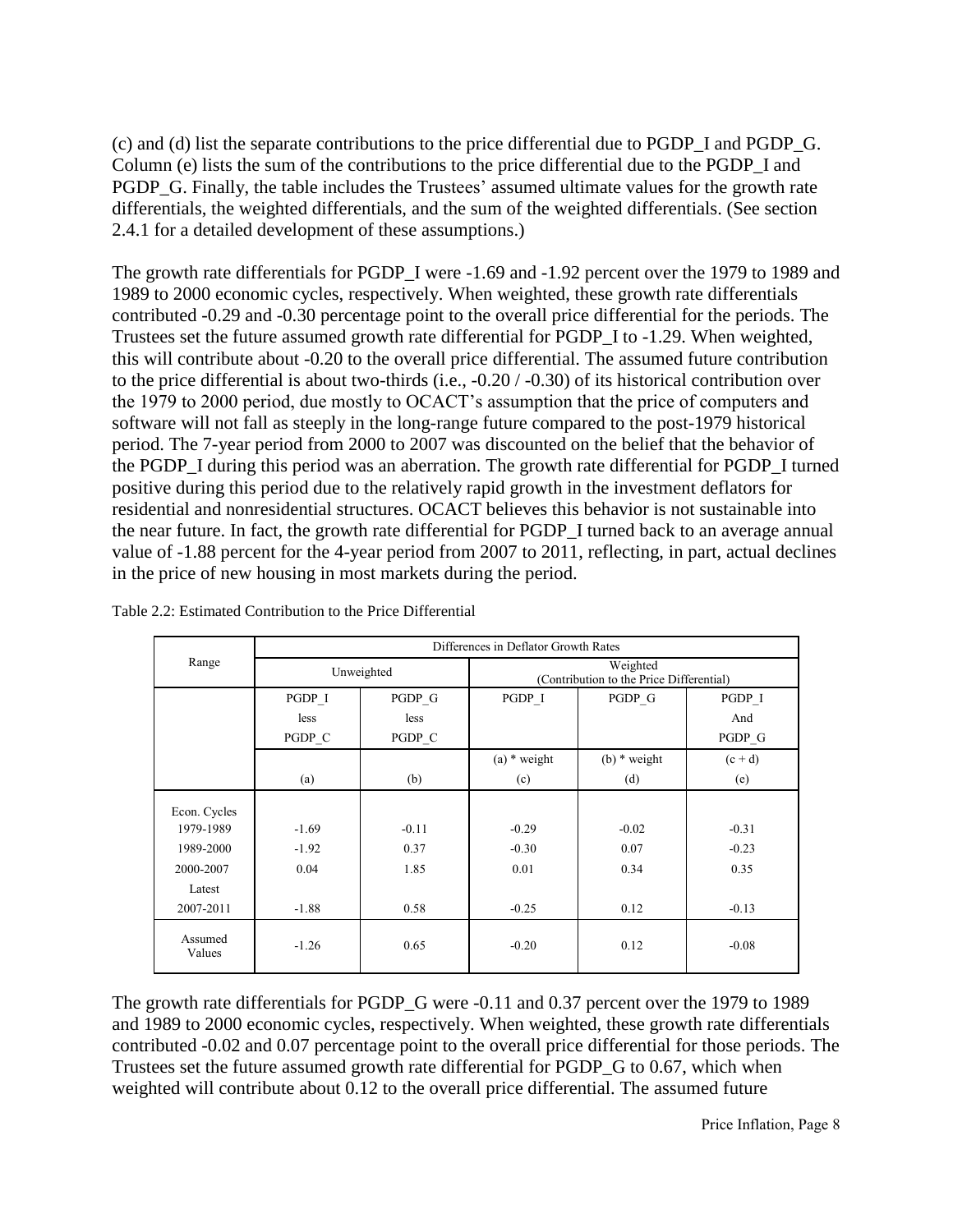(c) and (d) list the separate contributions to the price differential due to PGDP_I and PGDP_G. Column (e) lists the sum of the contributions to the price differential due to the PGDP_I and PGDP_G. Finally, the table includes the Trustees' assumed ultimate values for the growth rate differentials, the weighted differentials, and the sum of the weighted differentials. (See section 2.4.1 for a detailed development of these assumptions.)

The growth rate differentials for PGDP_I were -1.69 and -1.92 percent over the 1979 to 1989 and 1989 to 2000 economic cycles, respectively. When weighted, these growth rate differentials contributed -0.29 and -0.30 percentage point to the overall price differential for the periods. The Trustees set the future assumed growth rate differential for PGDP_I to -1.29. When weighted, this will contribute about -0.20 to the overall price differential. The assumed future contribution to the price differential is about two-thirds (i.e., -0.20 / -0.30) of its historical contribution over the 1979 to 2000 period, due mostly to OCACT's assumption that the price of computers and software will not fall as steeply in the long-range future compared to the post-1979 historical period. The 7-year period from 2000 to 2007 was discounted on the belief that the behavior of the PGDP_I during this period was an aberration. The growth rate differential for PGDP_I turned positive during this period due to the relatively rapid growth in the investment deflators for residential and nonresidential structures. OCACT believes this behavior is not sustainable into the near future. In fact, the growth rate differential for PGDP_I turned back to an average annual value of -1.88 percent for the 4-year period from 2007 to 2011, reflecting, in part, actual declines in the price of new housing in most markets during the period.

Table 2.2: Estimated Contribution to the Price Differential

| Range | Differences in Deflator Growth Rates | | | | |
|---|---|---|---|---|---|
| | Unweighted | | Weighted (Contribution to the Price Differential) | | |
| | PGDP_I less PGDP_C | PGDP_G less PGDP_C | PGDP_I | PGDP_G | PGDP_I And PGDP_G |
| | | | (a) * weight | (b) * weight | (c + d) |
| | (a) | (b) | (c) | (d) | (e) |
| Econ. Cycles | | | | | |
| 1979-1989 | -1.69 | -0.11 | -0.29 | -0.02 | -0.31 |
| 1989-2000 | -1.92 | 0.37 | -0.30 | 0.07 | -0.23 |
| 2000-2007 | 0.04 | 1.85 | 0.01 | 0.34 | 0.35 |
| Latest | | | | | |
| 2007-2011 | -1.88 | 0.58 | -0.25 | 0.12 | -0.13 |
| Assumed Values | -1.26 | 0.65 | -0.20 | 0.12 | -0.08 |

The growth rate differentials for PGDP_G were -0.11 and 0.37 percent over the 1979 to 1989 and 1989 to 2000 economic cycles, respectively. When weighted, these growth rate differentials contributed -0.02 and 0.07 percentage point to the overall price differential for those periods. The Trustees set the future assumed growth rate differential for PGDP_G to 0.67, which when weighted will contribute about 0.12 to the overall price differential. The assumed future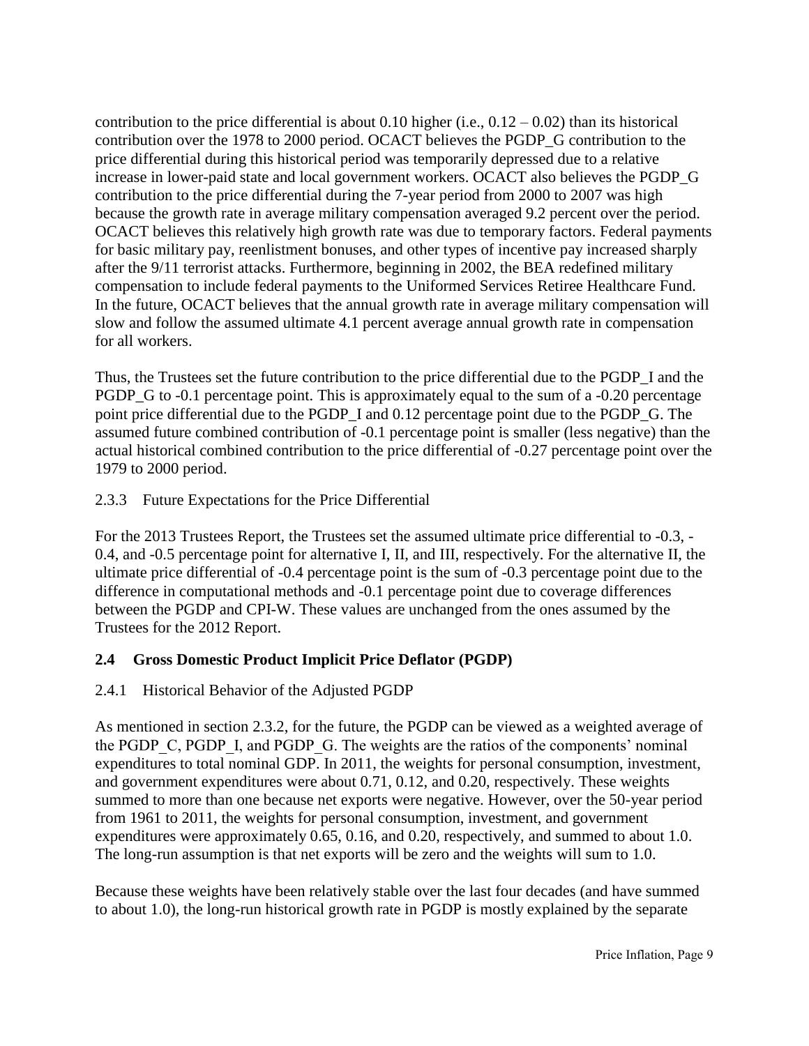contribution to the price differential is about 0.10 higher (i.e., 0.12 – 0.02) than its historical contribution over the 1978 to 2000 period. OCACT believes the PGDP_G contribution to the price differential during this historical period was temporarily depressed due to a relative increase in lower-paid state and local government workers. OCACT also believes the PGDP_G contribution to the price differential during the 7-year period from 2000 to 2007 was high because the growth rate in average military compensation averaged 9.2 percent over the period. OCACT believes this relatively high growth rate was due to temporary factors. Federal payments for basic military pay, reenlistment bonuses, and other types of incentive pay increased sharply after the 9/11 terrorist attacks. Furthermore, beginning in 2002, the BEA redefined military compensation to include federal payments to the Uniformed Services Retiree Healthcare Fund. In the future, OCACT believes that the annual growth rate in average military compensation will slow and follow the assumed ultimate 4.1 percent average annual growth rate in compensation for all workers.

Thus, the Trustees set the future contribution to the price differential due to the PGDP_I and the PGDP_G to -0.1 percentage point. This is approximately equal to the sum of a -0.20 percentage point price differential due to the PGDP_I and 0.12 percentage point due to the PGDP_G. The assumed future combined contribution of -0.1 percentage point is smaller (less negative) than the actual historical combined contribution to the price differential of -0.27 percentage point over the 1979 to 2000 period.

### 2.3.3 Future Expectations for the Price Differential

For the 2013 Trustees Report, the Trustees set the assumed ultimate price differential to -0.3, -0.4, and -0.5 percentage point for alternative I, II, and III, respectively. For the alternative II, the ultimate price differential of -0.4 percentage point is the sum of -0.3 percentage point due to the difference in computational methods and -0.1 percentage point due to coverage differences between the PGDP and CPI-W. These values are unchanged from the ones assumed by the Trustees for the 2012 Report.

## 2.4 Gross Domestic Product Implicit Price Deflator (PGDP)

### 2.4.1 Historical Behavior of the Adjusted PGDP

As mentioned in section 2.3.2, for the future, the PGDP can be viewed as a weighted average of the PGDP_C, PGDP_I, and PGDP_G. The weights are the ratios of the components' nominal expenditures to total nominal GDP. In 2011, the weights for personal consumption, investment, and government expenditures were about 0.71, 0.12, and 0.20, respectively. These weights summed to more than one because net exports were negative. However, over the 50-year period from 1961 to 2011, the weights for personal consumption, investment, and government expenditures were approximately 0.65, 0.16, and 0.20, respectively, and summed to about 1.0. The long-run assumption is that net exports will be zero and the weights will sum to 1.0.

Because these weights have been relatively stable over the last four decades (and have summed to about 1.0), the long-run historical growth rate in PGDP is mostly explained by the separate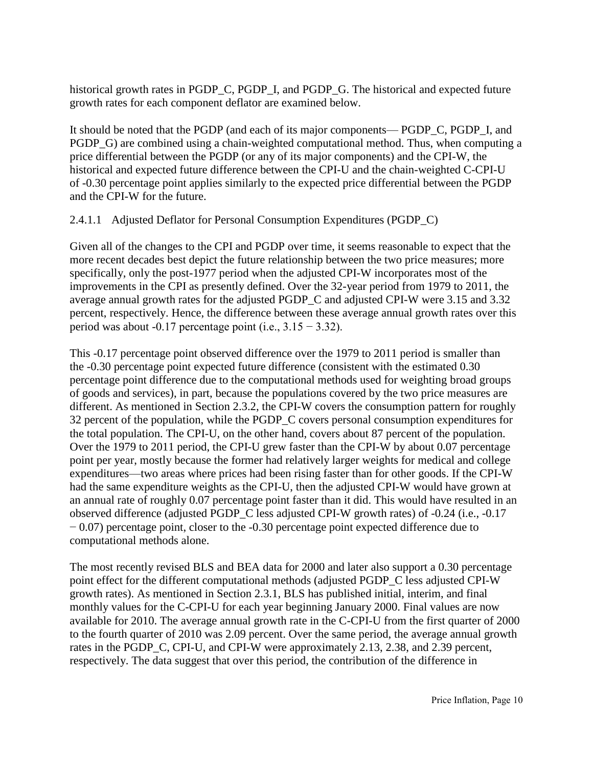historical growth rates in PGDP_C, PGDP_I, and PGDP_G. The historical and expected future growth rates for each component deflator are examined below.

It should be noted that the PGDP (and each of its major components— PGDP_C, PGDP_I, and PGDP_G) are combined using a chain-weighted computational method. Thus, when computing a price differential between the PGDP (or any of its major components) and the CPI-W, the historical and expected future difference between the CPI-U and the chain-weighted C-CPI-U of -0.30 percentage point applies similarly to the expected price differential between the PGDP and the CPI-W for the future.

#### 2.4.1.1 Adjusted Deflator for Personal Consumption Expenditures (PGDP_C)

Given all of the changes to the CPI and PGDP over time, it seems reasonable to expect that the more recent decades best depict the future relationship between the two price measures; more specifically, only the post-1977 period when the adjusted CPI-W incorporates most of the improvements in the CPI as presently defined. Over the 32-year period from 1979 to 2011, the average annual growth rates for the adjusted PGDP_C and adjusted CPI-W were 3.15 and 3.32 percent, respectively. Hence, the difference between these average annual growth rates over this period was about -0.17 percentage point (i.e., $3.15 - 3.32$).

This -0.17 percentage point observed difference over the 1979 to 2011 period is smaller than the -0.30 percentage point expected future difference (consistent with the estimated 0.30 percentage point difference due to the computational methods used for weighting broad groups of goods and services), in part, because the populations covered by the two price measures are different. As mentioned in Section 2.3.2, the CPI-W covers the consumption pattern for roughly 32 percent of the population, while the PGDP_C covers personal consumption expenditures for the total population. The CPI-U, on the other hand, covers about 87 percent of the population. Over the 1979 to 2011 period, the CPI-U grew faster than the CPI-W by about 0.07 percentage point per year, mostly because the former had relatively larger weights for medical and college expenditures—two areas where prices had been rising faster than for other goods. If the CPI-W had the same expenditure weights as the CPI-U, then the adjusted CPI-W would have grown at an annual rate of roughly 0.07 percentage point faster than it did. This would have resulted in an observed difference (adjusted PGDP_C less adjusted CPI-W growth rates) of -0.24 (i.e., $-0.17 - 0.07$) percentage point, closer to the -0.30 percentage point expected difference due to computational methods alone.

The most recently revised BLS and BEA data for 2000 and later also support a 0.30 percentage point effect for the different computational methods (adjusted PGDP_C less adjusted CPI-W growth rates). As mentioned in Section 2.3.1, BLS has published initial, interim, and final monthly values for the C-CPI-U for each year beginning January 2000. Final values are now available for 2010. The average annual growth rate in the C-CPI-U from the first quarter of 2000 to the fourth quarter of 2010 was 2.09 percent. Over the same period, the average annual growth rates in the PGDP_C, CPI-U, and CPI-W were approximately 2.13, 2.38, and 2.39 percent, respectively. The data suggest that over this period, the contribution of the difference in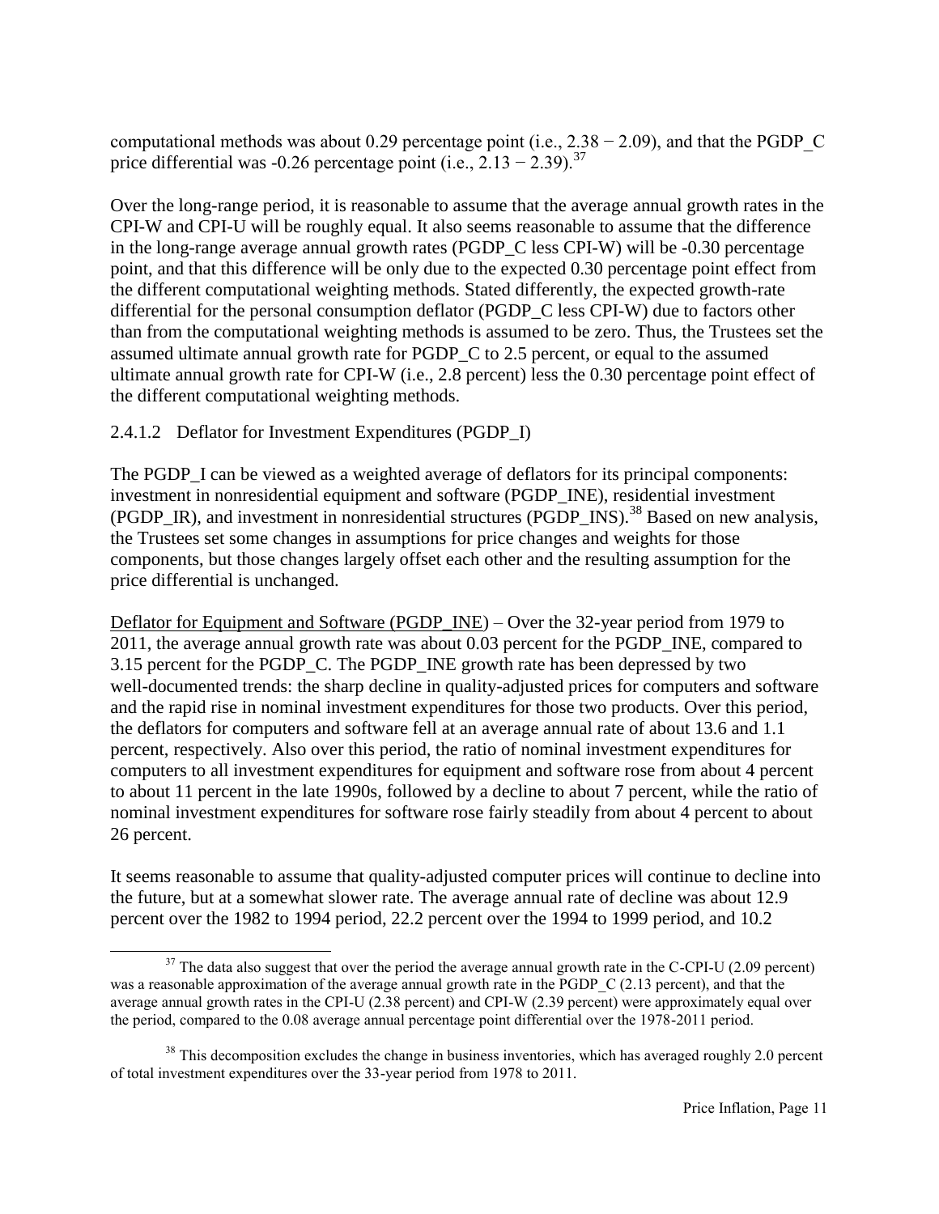computational methods was about 0.29 percentage point (i.e., 2.38 − 2.09), and that the PGDP_C price differential was -0.26 percentage point (i.e., 2.13 − 2.39).[37]

Over the long-range period, it is reasonable to assume that the average annual growth rates in the CPI-W and CPI-U will be roughly equal. It also seems reasonable to assume that the difference in the long-range average annual growth rates (PGDP_C less CPI-W) will be -0.30 percentage point, and that this difference will be only due to the expected 0.30 percentage point effect from the different computational weighting methods. Stated differently, the expected growth-rate differential for the personal consumption deflator (PGDP_C less CPI-W) due to factors other than from the computational weighting methods is assumed to be zero. Thus, the Trustees set the assumed ultimate annual growth rate for PGDP_C to 2.5 percent, or equal to the assumed ultimate annual growth rate for CPI-W (i.e., 2.8 percent) less the 0.30 percentage point effect of the different computational weighting methods.

#### 2.4.1.2 Deflator for Investment Expenditures (PGDP_I)

The PGDP_I can be viewed as a weighted average of deflators for its principal components: investment in nonresidential equipment and software (PGDP_INE), residential investment (PGDP_IR), and investment in nonresidential structures (PGDP_INS).[38] Based on new analysis, the Trustees set some changes in assumptions for price changes and weights for those components, but those changes largely offset each other and the resulting assumption for the price differential is unchanged.

Deflator for Equipment and Software (PGDP_INE) – Over the 32-year period from 1979 to 2011, the average annual growth rate was about 0.03 percent for the PGDP_INE, compared to 3.15 percent for the PGDP_C. The PGDP_INE growth rate has been depressed by two well-documented trends: the sharp decline in quality-adjusted prices for computers and software and the rapid rise in nominal investment expenditures for those two products. Over this period, the deflators for computers and software fell at an average annual rate of about 13.6 and 1.1 percent, respectively. Also over this period, the ratio of nominal investment expenditures for computers to all investment expenditures for equipment and software rose from about 4 percent to about 11 percent in the late 1990s, followed by a decline to about 7 percent, while the ratio of nominal investment expenditures for software rose fairly steadily from about 4 percent to about 26 percent.

It seems reasonable to assume that quality-adjusted computer prices will continue to decline into the future, but at a somewhat slower rate. The average annual rate of decline was about 12.9 percent over the 1982 to 1994 period, 22.2 percent over the 1994 to 1999 period, and 10.2

---

[37] The data also suggest that over the period the average annual growth rate in the C-CPI-U (2.09 percent) was a reasonable approximation of the average annual growth rate in the PGDP_C (2.13 percent), and that the average annual growth rates in the CPI-U (2.38 percent) and CPI-W (2.39 percent) were approximately equal over the period, compared to the 0.08 average annual percentage point differential over the 1978-2011 period.

[38] This decomposition excludes the change in business inventories, which has averaged roughly 2.0 percent of total investment expenditures over the 33-year period from 1978 to 2011.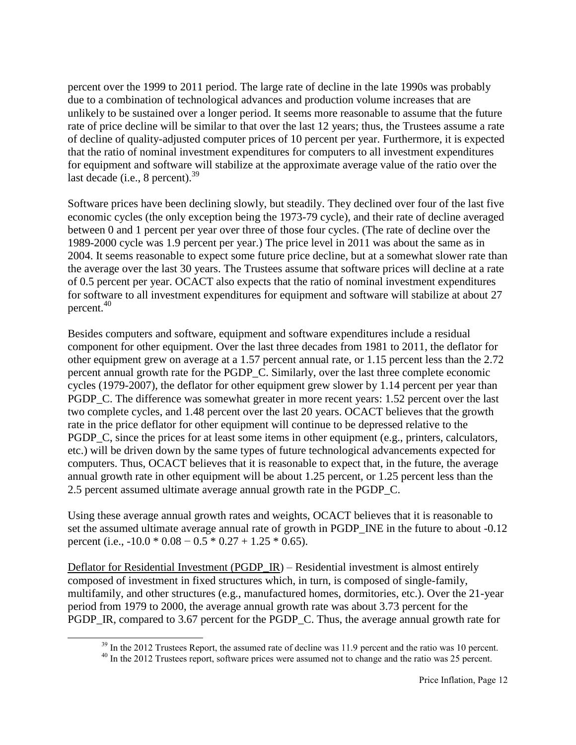percent over the 1999 to 2011 period. The large rate of decline in the late 1990s was probably due to a combination of technological advances and production volume increases that are unlikely to be sustained over a longer period. It seems more reasonable to assume that the future rate of price decline will be similar to that over the last 12 years; thus, the Trustees assume a rate of decline of quality-adjusted computer prices of 10 percent per year. Furthermore, it is expected that the ratio of nominal investment expenditures for computers to all investment expenditures for equipment and software will stabilize at the approximate average value of the ratio over the last decade (i.e., 8 percent).[39]

Software prices have been declining slowly, but steadily. They declined over four of the last five economic cycles (the only exception being the 1973-79 cycle), and their rate of decline averaged between 0 and 1 percent per year over three of those four cycles. (The rate of decline over the 1989-2000 cycle was 1.9 percent per year.) The price level in 2011 was about the same as in 2004. It seems reasonable to expect some future price decline, but at a somewhat slower rate than the average over the last 30 years. The Trustees assume that software prices will decline at a rate of 0.5 percent per year. OCACT also expects that the ratio of nominal investment expenditures for software to all investment expenditures for equipment and software will stabilize at about 27 percent.[40]

Besides computers and software, equipment and software expenditures include a residual component for other equipment. Over the last three decades from 1981 to 2011, the deflator for other equipment grew on average at a 1.57 percent annual rate, or 1.15 percent less than the 2.72 percent annual growth rate for the PGDP_C. Similarly, over the last three complete economic cycles (1979-2007), the deflator for other equipment grew slower by 1.14 percent per year than PGDP_C. The difference was somewhat greater in more recent years: 1.52 percent over the last two complete cycles, and 1.48 percent over the last 20 years. OCACT believes that the growth rate in the price deflator for other equipment will continue to be depressed relative to the PGDP_C, since the prices for at least some items in other equipment (e.g., printers, calculators, etc.) will be driven down by the same types of future technological advancements expected for computers. Thus, OCACT believes that it is reasonable to expect that, in the future, the average annual growth rate in other equipment will be about 1.25 percent, or 1.25 percent less than the 2.5 percent assumed ultimate average annual growth rate in the PGDP_C.

Using these average annual growth rates and weights, OCACT believes that it is reasonable to set the assumed ultimate average annual rate of growth in PGDP_INE in the future to about -0.12 percent (i.e., $-10.0 * 0.08 - 0.5 * 0.27 + 1.25 * 0.65$).

<u>Deflator for Residential Investment (PGDP_IR)</u> – Residential investment is almost entirely composed of investment in fixed structures which, in turn, is composed of single-family, multifamily, and other structures (e.g., manufactured homes, dormitories, etc.). Over the 21-year period from 1979 to 2000, the average annual growth rate was about 3.73 percent for the PGDP_IR, compared to 3.67 percent for the PGDP_C. Thus, the average annual growth rate for

[39] In the 2012 Trustees Report, the assumed rate of decline was 11.9 percent and the ratio was 10 percent.

[40] In the 2012 Trustees report, software prices were assumed not to change and the ratio was 25 percent.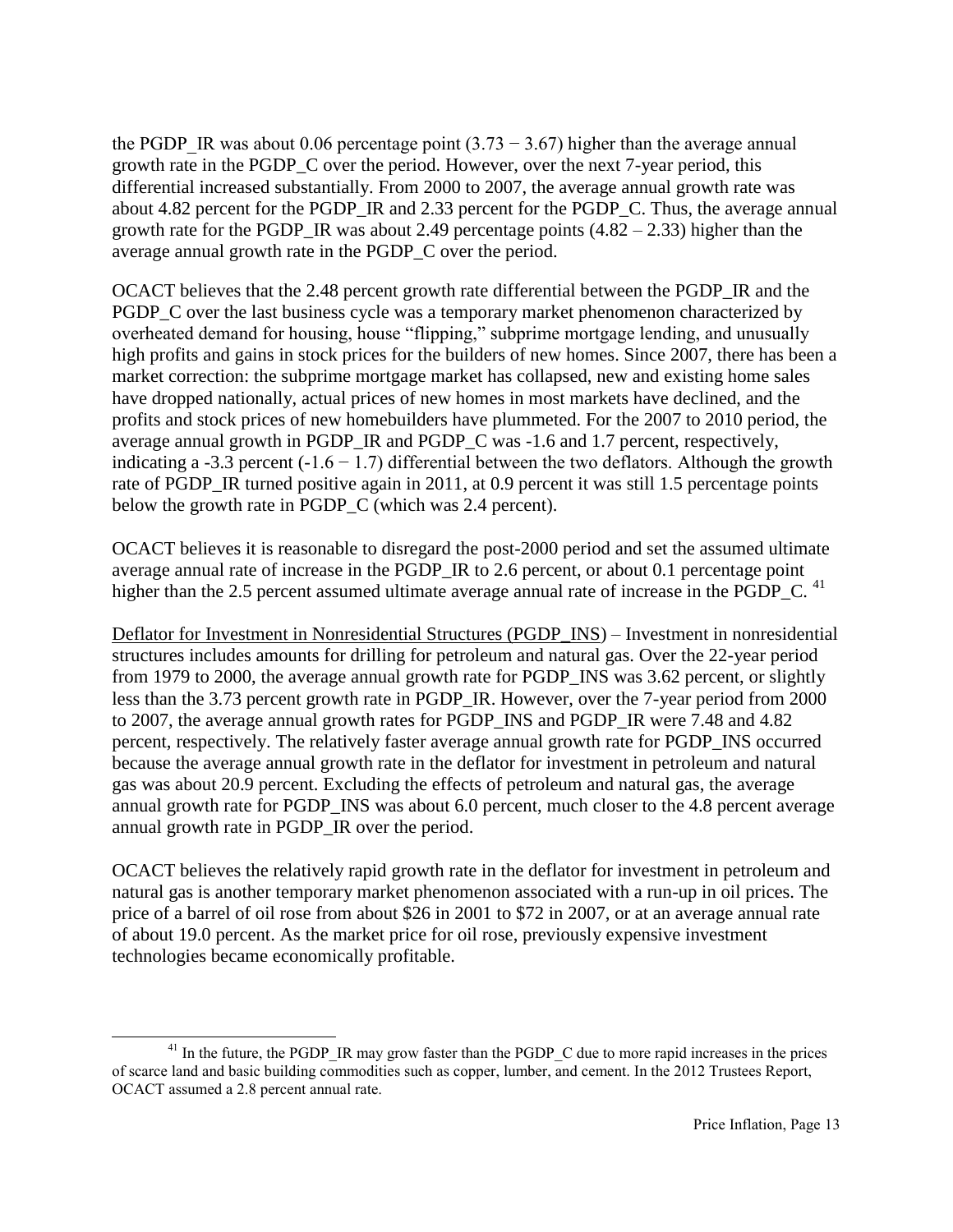the PGDP_IR was about 0.06 percentage point (3.73 − 3.67) higher than the average annual growth rate in the PGDP_C over the period. However, over the next 7-year period, this differential increased substantially. From 2000 to 2007, the average annual growth rate was about 4.82 percent for the PGDP_IR and 2.33 percent for the PGDP_C. Thus, the average annual growth rate for the PGDP_IR was about 2.49 percentage points (4.82 – 2.33) higher than the average annual growth rate in the PGDP_C over the period.

OCACT believes that the 2.48 percent growth rate differential between the PGDP_IR and the PGDP_C over the last business cycle was a temporary market phenomenon characterized by overheated demand for housing, house "flipping," subprime mortgage lending, and unusually high profits and gains in stock prices for the builders of new homes. Since 2007, there has been a market correction: the subprime mortgage market has collapsed, new and existing home sales have dropped nationally, actual prices of new homes in most markets have declined, and the profits and stock prices of new homebuilders have plummeted. For the 2007 to 2010 period, the average annual growth in PGDP_IR and PGDP_C was -1.6 and 1.7 percent, respectively, indicating a -3.3 percent (-1.6 − 1.7) differential between the two deflators. Although the growth rate of PGDP_IR turned positive again in 2011, at 0.9 percent it was still 1.5 percentage points below the growth rate in PGDP_C (which was 2.4 percent).

OCACT believes it is reasonable to disregard the post-2000 period and set the assumed ultimate average annual rate of increase in the PGDP_IR to 2.6 percent, or about 0.1 percentage point higher than the 2.5 percent assumed ultimate average annual rate of increase in the PGDP_C. [41]

Deflator for Investment in Nonresidential Structures (PGDP_INS) – Investment in nonresidential structures includes amounts for drilling for petroleum and natural gas. Over the 22-year period from 1979 to 2000, the average annual growth rate for PGDP_INS was 3.62 percent, or slightly less than the 3.73 percent growth rate in PGDP_IR. However, over the 7-year period from 2000 to 2007, the average annual growth rates for PGDP_INS and PGDP_IR were 7.48 and 4.82 percent, respectively. The relatively faster average annual growth rate for PGDP_INS occurred because the average annual growth rate in the deflator for investment in petroleum and natural gas was about 20.9 percent. Excluding the effects of petroleum and natural gas, the average annual growth rate for PGDP_INS was about 6.0 percent, much closer to the 4.8 percent average annual growth rate in PGDP_IR over the period.

OCACT believes the relatively rapid growth rate in the deflator for investment in petroleum and natural gas is another temporary market phenomenon associated with a run-up in oil prices. The price of a barrel of oil rose from about $26 in 2001 to $72 in 2007, or at an average annual rate of about 19.0 percent. As the market price for oil rose, previously expensive investment technologies became economically profitable.

[41] In the future, the PGDP_IR may grow faster than the PGDP_C due to more rapid increases in the prices of scarce land and basic building commodities such as copper, lumber, and cement. In the 2012 Trustees Report, OCACT assumed a 2.8 percent annual rate.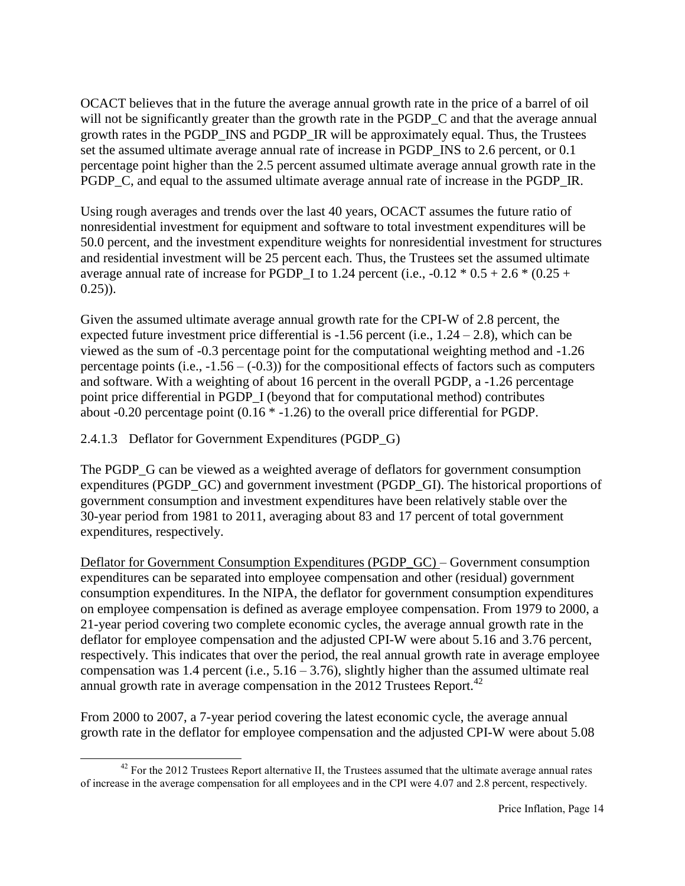OCACT believes that in the future the average annual growth rate in the price of a barrel of oil will not be significantly greater than the growth rate in the PGDP_C and that the average annual growth rates in the PGDP_INS and PGDP_IR will be approximately equal. Thus, the Trustees set the assumed ultimate average annual rate of increase in PGDP_INS to 2.6 percent, or 0.1 percentage point higher than the 2.5 percent assumed ultimate average annual growth rate in the PGDP_C, and equal to the assumed ultimate average annual rate of increase in the PGDP_IR.

Using rough averages and trends over the last 40 years, OCACT assumes the future ratio of nonresidential investment for equipment and software to total investment expenditures will be 50.0 percent, and the investment expenditure weights for nonresidential investment for structures and residential investment will be 25 percent each. Thus, the Trustees set the assumed ultimate average annual rate of increase for PGDP_I to 1.24 percent (i.e., $-0.12 * 0.5 + 2.6 * (0.25 + 0.25)$).

Given the assumed ultimate average annual growth rate for the CPI-W of 2.8 percent, the expected future investment price differential is -1.56 percent (i.e., $1.24 – 2.8$), which can be viewed as the sum of -0.3 percentage point for the computational weighting method and -1.26 percentage points (i.e., $-1.56 – (-0.3)$) for the compositional effects of factors such as computers and software. With a weighting of about 16 percent in the overall PGDP, a -1.26 percentage point price differential in PGDP_I (beyond that for computational method) contributes about -0.20 percentage point ($0.16 * -1.26$) to the overall price differential for PGDP.

#### 2.4.1.3 Deflator for Government Expenditures (PGDP_G)

The PGDP_G can be viewed as a weighted average of deflators for government consumption expenditures (PGDP_GC) and government investment (PGDP_GI). The historical proportions of government consumption and investment expenditures have been relatively stable over the 30-year period from 1981 to 2011, averaging about 83 and 17 percent of total government expenditures, respectively.

Deflator for Government Consumption Expenditures (PGDP_GC) – Government consumption expenditures can be separated into employee compensation and other (residual) government consumption expenditures. In the NIPA, the deflator for government consumption expenditures on employee compensation is defined as average employee compensation. From 1979 to 2000, a 21-year period covering two complete economic cycles, the average annual growth rate in the deflator for employee compensation and the adjusted CPI-W were about 5.16 and 3.76 percent, respectively. This indicates that over the period, the real annual growth rate in average employee compensation was 1.4 percent (i.e., $5.16 – 3.76$), slightly higher than the assumed ultimate real annual growth rate in average compensation in the 2012 Trustees Report.[42]

From 2000 to 2007, a 7-year period covering the latest economic cycle, the average annual growth rate in the deflator for employee compensation and the adjusted CPI-W were about 5.08

[42] For the 2012 Trustees Report alternative II, the Trustees assumed that the ultimate average annual rates of increase in the average compensation for all employees and in the CPI were 4.07 and 2.8 percent, respectively.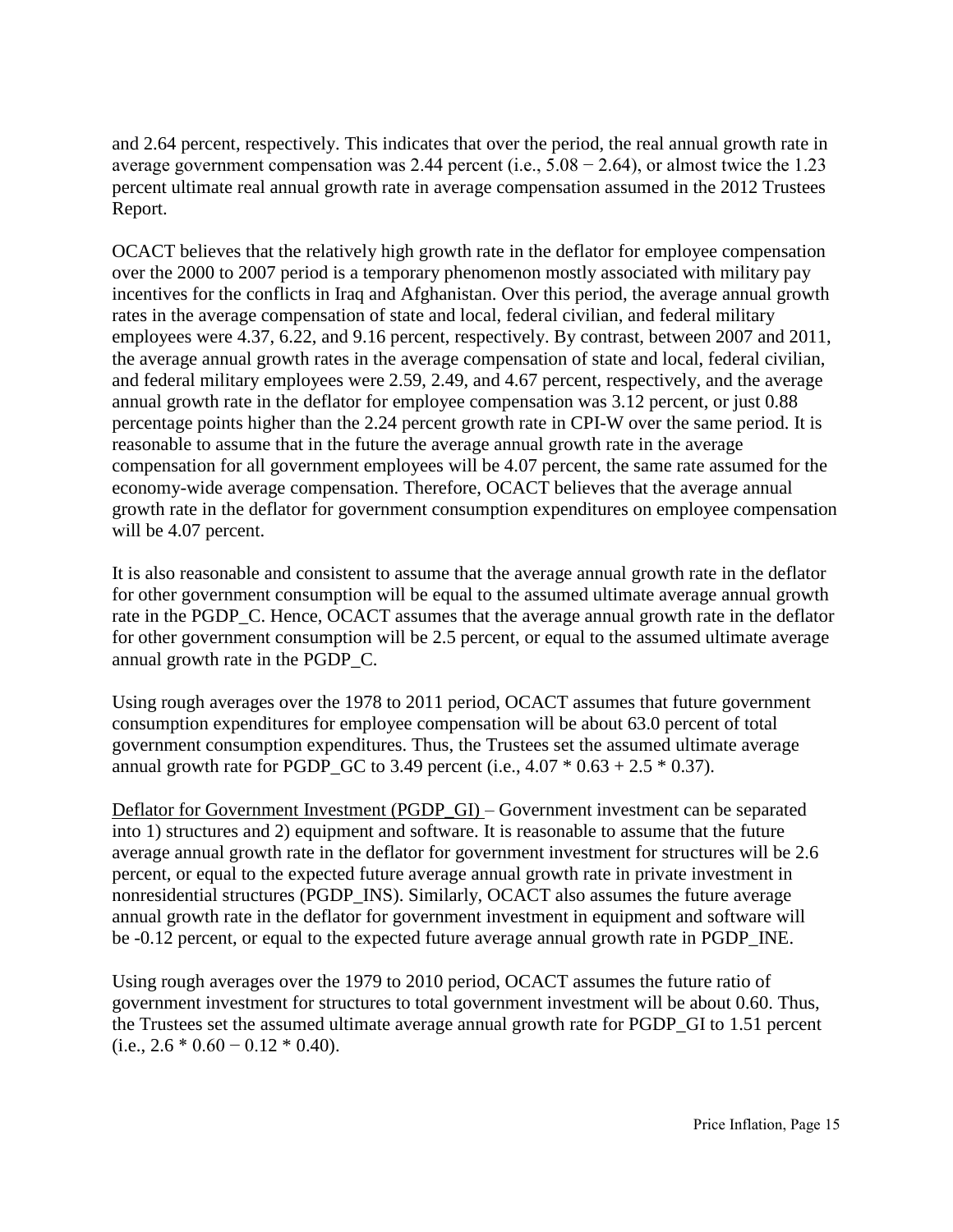and 2.64 percent, respectively. This indicates that over the period, the real annual growth rate in average government compensation was 2.44 percent (i.e., 5.08 − 2.64), or almost twice the 1.23 percent ultimate real annual growth rate in average compensation assumed in the 2012 Trustees Report.

OCACT believes that the relatively high growth rate in the deflator for employee compensation over the 2000 to 2007 period is a temporary phenomenon mostly associated with military pay incentives for the conflicts in Iraq and Afghanistan. Over this period, the average annual growth rates in the average compensation of state and local, federal civilian, and federal military employees were 4.37, 6.22, and 9.16 percent, respectively. By contrast, between 2007 and 2011, the average annual growth rates in the average compensation of state and local, federal civilian, and federal military employees were 2.59, 2.49, and 4.67 percent, respectively, and the average annual growth rate in the deflator for employee compensation was 3.12 percent, or just 0.88 percentage points higher than the 2.24 percent growth rate in CPI-W over the same period. It is reasonable to assume that in the future the average annual growth rate in the average compensation for all government employees will be 4.07 percent, the same rate assumed for the economy-wide average compensation. Therefore, OCACT believes that the average annual growth rate in the deflator for government consumption expenditures on employee compensation will be 4.07 percent.

It is also reasonable and consistent to assume that the average annual growth rate in the deflator for other government consumption will be equal to the assumed ultimate average annual growth rate in the PGDP_C. Hence, OCACT assumes that the average annual growth rate in the deflator for other government consumption will be 2.5 percent, or equal to the assumed ultimate average annual growth rate in the PGDP_C.

Using rough averages over the 1978 to 2011 period, OCACT assumes that future government consumption expenditures for employee compensation will be about 63.0 percent of total government consumption expenditures. Thus, the Trustees set the assumed ultimate average annual growth rate for PGDP_GC to 3.49 percent (i.e., 4.07 * 0.63 + 2.5 * 0.37).

Deflator for Government Investment (PGDP_GI) – Government investment can be separated into 1) structures and 2) equipment and software. It is reasonable to assume that the future average annual growth rate in the deflator for government investment for structures will be 2.6 percent, or equal to the expected future average annual growth rate in private investment in nonresidential structures (PGDP_INS). Similarly, OCACT also assumes the future average annual growth rate in the deflator for government investment in equipment and software will be -0.12 percent, or equal to the expected future average annual growth rate in PGDP_INE.

Using rough averages over the 1979 to 2010 period, OCACT assumes the future ratio of government investment for structures to total government investment will be about 0.60. Thus, the Trustees set the assumed ultimate average annual growth rate for PGDP_GI to 1.51 percent (i.e., 2.6 * 0.60 − 0.12 * 0.40).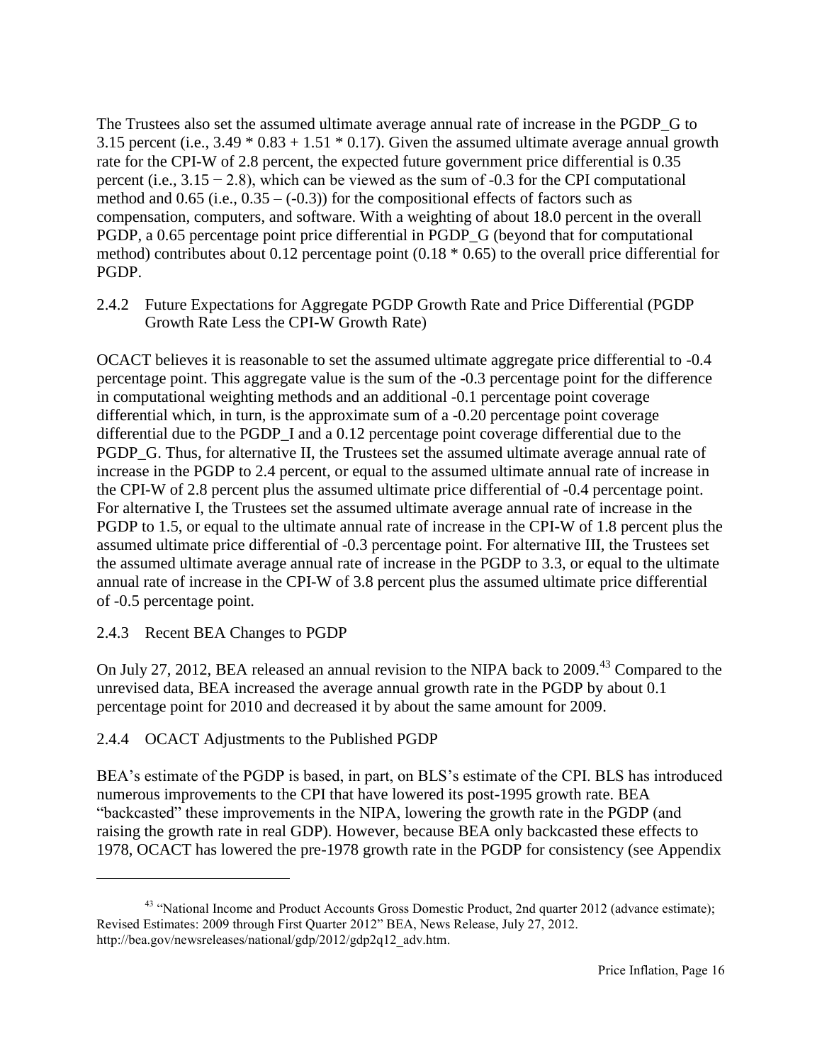The Trustees also set the assumed ultimate average annual rate of increase in the PGDP_G to 3.15 percent (i.e., $3.49 * 0.83 + 1.51 * 0.17$). Given the assumed ultimate average annual growth rate for the CPI-W of 2.8 percent, the expected future government price differential is 0.35 percent (i.e., $3.15 - 2.8$), which can be viewed as the sum of -0.3 for the CPI computational method and 0.65 (i.e., $0.35 - (-0.3)$) for the compositional effects of factors such as compensation, computers, and software. With a weighting of about 18.0 percent in the overall PGDP, a 0.65 percentage point price differential in PGDP_G (beyond that for computational method) contributes about 0.12 percentage point ($0.18 * 0.65$) to the overall price differential for PGDP.

### 2.4.2 Future Expectations for Aggregate PGDP Growth Rate and Price Differential (PGDP Growth Rate Less the CPI-W Growth Rate)

OCACT believes it is reasonable to set the assumed ultimate aggregate price differential to -0.4 percentage point. This aggregate value is the sum of the -0.3 percentage point for the difference in computational weighting methods and an additional -0.1 percentage point coverage differential which, in turn, is the approximate sum of a -0.20 percentage point coverage differential due to the PGDP_I and a 0.12 percentage point coverage differential due to the PGDP_G. Thus, for alternative II, the Trustees set the assumed ultimate average annual rate of increase in the PGDP to 2.4 percent, or equal to the assumed ultimate annual rate of increase in the CPI-W of 2.8 percent plus the assumed ultimate price differential of -0.4 percentage point. For alternative I, the Trustees set the assumed ultimate average annual rate of increase in the PGDP to 1.5, or equal to the ultimate annual rate of increase in the CPI-W of 1.8 percent plus the assumed ultimate price differential of -0.3 percentage point. For alternative III, the Trustees set the assumed ultimate average annual rate of increase in the PGDP to 3.3, or equal to the ultimate annual rate of increase in the CPI-W of 3.8 percent plus the assumed ultimate price differential of -0.5 percentage point.

### 2.4.3 Recent BEA Changes to PGDP

On July 27, 2012, BEA released an annual revision to the NIPA back to 2009.[43] Compared to the unrevised data, BEA increased the average annual growth rate in the PGDP by about 0.1 percentage point for 2010 and decreased it by about the same amount for 2009.

### 2.4.4 OCACT Adjustments to the Published PGDP

BEA's estimate of the PGDP is based, in part, on BLS's estimate of the CPI. BLS has introduced numerous improvements to the CPI that have lowered its post-1995 growth rate. BEA "backcasted" these improvements in the NIPA, lowering the growth rate in the PGDP (and raising the growth rate in real GDP). However, because BEA only backcasted these effects to 1978, OCACT has lowered the pre-1978 growth rate in the PGDP for consistency (see Appendix

---

[43] "National Income and Product Accounts Gross Domestic Product, 2nd quarter 2012 (advance estimate); Revised Estimates: 2009 through First Quarter 2012" BEA, News Release, July 27, 2012. http://bea.gov/newsreleases/national/gdp/2012/gdp2q12_adv.htm.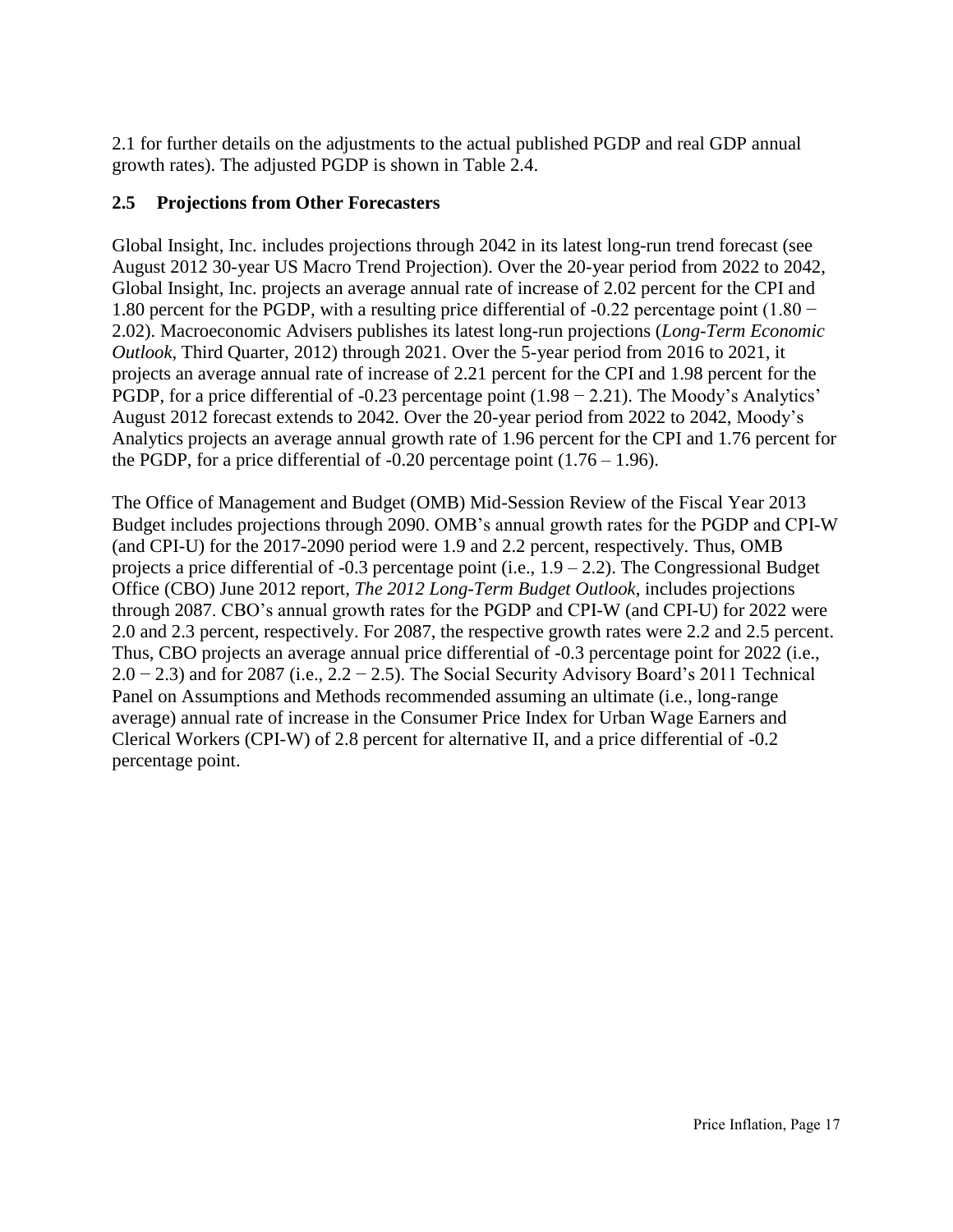2.1 for further details on the adjustments to the actual published PGDP and real GDP annual growth rates). The adjusted PGDP is shown in Table 2.4.

## 2.5 Projections from Other Forecasters

Global Insight, Inc. includes projections through 2042 in its latest long-run trend forecast (see August 2012 30-year US Macro Trend Projection). Over the 20-year period from 2022 to 2042, Global Insight, Inc. projects an average annual rate of increase of 2.02 percent for the CPI and 1.80 percent for the PGDP, with a resulting price differential of -0.22 percentage point (1.80 − 2.02). Macroeconomic Advisers publishes its latest long-run projections (*Long-Term Economic Outlook*, Third Quarter, 2012) through 2021. Over the 5-year period from 2016 to 2021, it projects an average annual rate of increase of 2.21 percent for the CPI and 1.98 percent for the PGDP, for a price differential of -0.23 percentage point (1.98 − 2.21). The Moody's Analytics' August 2012 forecast extends to 2042. Over the 20-year period from 2022 to 2042, Moody's Analytics projects an average annual growth rate of 1.96 percent for the CPI and 1.76 percent for the PGDP, for a price differential of -0.20 percentage point (1.76 – 1.96).

The Office of Management and Budget (OMB) Mid-Session Review of the Fiscal Year 2013 Budget includes projections through 2090. OMB's annual growth rates for the PGDP and CPI-W (and CPI-U) for the 2017-2090 period were 1.9 and 2.2 percent, respectively. Thus, OMB projects a price differential of -0.3 percentage point (i.e., 1.9 – 2.2). The Congressional Budget Office (CBO) June 2012 report, *The 2012 Long-Term Budget Outlook*, includes projections through 2087. CBO's annual growth rates for the PGDP and CPI-W (and CPI-U) for 2022 were 2.0 and 2.3 percent, respectively. For 2087, the respective growth rates were 2.2 and 2.5 percent. Thus, CBO projects an average annual price differential of -0.3 percentage point for 2022 (i.e., 2.0 − 2.3) and for 2087 (i.e., 2.2 − 2.5). The Social Security Advisory Board's 2011 Technical Panel on Assumptions and Methods recommended assuming an ultimate (i.e., long-range average) annual rate of increase in the Consumer Price Index for Urban Wage Earners and Clerical Workers (CPI-W) of 2.8 percent for alternative II, and a price differential of -0.2 percentage point.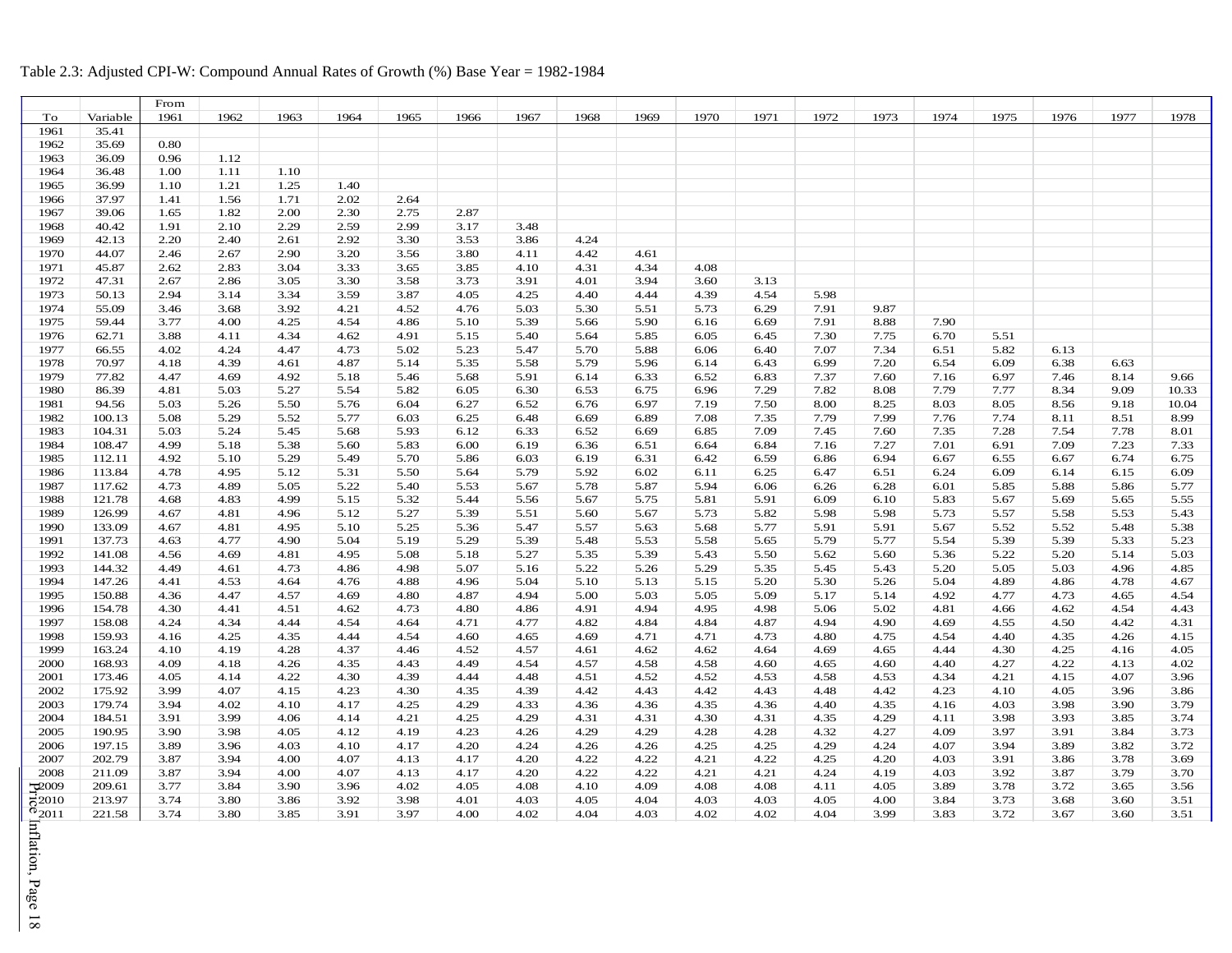Table 2.3: Adjusted CPI-W: Compound Annual Rates of Growth (%) Base Year = 1982-1984

| To | Variable | From 1961 | 1962 | 1963 | 1964 | 1965 | 1966 | 1967 | 1968 | 1969 | 1970 | 1971 | 1972 | 1973 | 1974 | 1975 | 1976 | 1977 | 1978 |
|---|---|---|---|---|---|---|---|---|---|---|---|---|---|---|---|---|---|---|---|
| 1961 | 35.41 | | | | | | | | | | | | | | | | | | |
| 1962 | 35.69 | 0.80 | | | | | | | | | | | | | | | | | |
| 1963 | 36.09 | 0.96 | 1.12 | | | | | | | | | | | | | | | | |
| 1964 | 36.48 | 1.00 | 1.11 | 1.10 | | | | | | | | | | | | | | | |
| 1965 | 36.99 | 1.10 | 1.21 | 1.25 | 1.40 | | | | | | | | | | | | | | |
| 1966 | 37.97 | 1.41 | 1.56 | 1.71 | 2.02 | 2.64 | | | | | | | | | | | | | |
| 1967 | 39.06 | 1.65 | 1.82 | 2.00 | 2.30 | 2.75 | 2.87 | | | | | | | | | | | | |
| 1968 | 40.42 | 1.91 | 2.10 | 2.29 | 2.59 | 2.99 | 3.17 | 3.48 | | | | | | | | | | | |
| 1969 | 42.13 | 2.20 | 2.40 | 2.61 | 2.92 | 3.30 | 3.53 | 3.86 | 4.24 | | | | | | | | | | |
| 1970 | 44.07 | 2.46 | 2.67 | 2.90 | 3.20 | 3.56 | 3.80 | 4.11 | 4.42 | 4.61 | | | | | | | | | |
| 1971 | 45.87 | 2.62 | 2.83 | 3.04 | 3.33 | 3.65 | 3.85 | 4.10 | 4.31 | 4.34 | 4.08 | | | | | | | | |
| 1972 | 47.31 | 2.67 | 2.86 | 3.05 | 3.30 | 3.58 | 3.73 | 3.91 | 4.01 | 3.94 | 3.60 | 3.13 | | | | | | | |
| 1973 | 50.13 | 2.94 | 3.14 | 3.34 | 3.59 | 3.87 | 4.05 | 4.25 | 4.40 | 4.44 | 4.39 | 4.54 | 5.98 | | | | | | |
| 1974 | 55.09 | 3.46 | 3.68 | 3.92 | 4.21 | 4.52 | 4.76 | 5.03 | 5.30 | 5.51 | 5.73 | 6.29 | 7.91 | 9.87 | | | | | |
| 1975 | 59.44 | 3.77 | 4.00 | 4.25 | 4.54 | 4.86 | 5.10 | 5.39 | 5.66 | 5.90 | 6.16 | 6.69 | 7.91 | 8.88 | 7.90 | | | | |
| 1976 | 62.71 | 3.88 | 4.11 | 4.34 | 4.62 | 4.91 | 5.15 | 5.40 | 5.64 | 5.85 | 6.05 | 6.45 | 7.30 | 7.75 | 6.70 | 5.51 | | | |
| 1977 | 66.55 | 4.02 | 4.24 | 4.47 | 4.73 | 5.02 | 5.23 | 5.47 | 5.70 | 5.88 | 6.06 | 6.40 | 7.07 | 7.34 | 6.51 | 5.82 | 6.13 | | |
| 1978 | 70.97 | 4.18 | 4.39 | 4.61 | 4.87 | 5.14 | 5.35 | 5.58 | 5.79 | 5.96 | 6.14 | 6.43 | 6.99 | 7.20 | 6.54 | 6.09 | 6.38 | 6.63 | |
| 1979 | 77.82 | 4.47 | 4.69 | 4.92 | 5.18 | 5.46 | 5.68 | 5.91 | 6.14 | 6.33 | 6.52 | 6.83 | 7.37 | 7.60 | 7.16 | 6.97 | 7.46 | 8.14 | 9.66 |
| 1980 | 86.39 | 4.81 | 5.03 | 5.27 | 5.54 | 5.82 | 6.05 | 6.30 | 6.53 | 6.75 | 6.96 | 7.29 | 7.82 | 8.08 | 7.79 | 7.77 | 8.34 | 9.09 | 10.33 |
| 1981 | 94.56 | 5.03 | 5.26 | 5.50 | 5.76 | 6.04 | 6.27 | 6.52 | 6.76 | 6.97 | 7.19 | 7.50 | 8.00 | 8.25 | 8.03 | 8.05 | 8.56 | 9.18 | 10.04 |
| 1982 | 100.13 | 5.08 | 5.29 | 5.52 | 5.77 | 6.03 | 6.25 | 6.48 | 6.69 | 6.89 | 7.08 | 7.35 | 7.79 | 7.99 | 7.76 | 7.74 | 8.11 | 8.51 | 8.99 |
| 1983 | 104.31 | 5.03 | 5.24 | 5.45 | 5.68 | 5.93 | 6.12 | 6.33 | 6.52 | 6.69 | 6.85 | 7.09 | 7.45 | 7.60 | 7.35 | 7.28 | 7.54 | 7.78 | 8.01 |
| 1984 | 108.47 | 4.99 | 5.18 | 5.38 | 5.60 | 5.83 | 6.00 | 6.19 | 6.36 | 6.51 | 6.64 | 6.84 | 7.16 | 7.27 | 7.01 | 6.91 | 7.09 | 7.23 | 7.33 |
| 1985 | 112.11 | 4.92 | 5.10 | 5.29 | 5.49 | 5.70 | 5.86 | 6.03 | 6.19 | 6.31 | 6.42 | 6.59 | 6.86 | 6.94 | 6.67 | 6.55 | 6.67 | 6.74 | 6.75 |
| 1986 | 113.84 | 4.78 | 4.95 | 5.12 | 5.31 | 5.50 | 5.64 | 5.79 | 5.92 | 6.02 | 6.11 | 6.25 | 6.47 | 6.51 | 6.24 | 6.09 | 6.14 | 6.15 | 6.09 |
| 1987 | 117.62 | 4.73 | 4.89 | 5.05 | 5.22 | 5.40 | 5.53 | 5.67 | 5.78 | 5.87 | 5.94 | 6.06 | 6.26 | 6.28 | 6.01 | 5.85 | 5.88 | 5.86 | 5.77 |
| 1988 | 121.78 | 4.68 | 4.83 | 4.99 | 5.15 | 5.32 | 5.44 | 5.56 | 5.67 | 5.75 | 5.81 | 5.91 | 6.09 | 6.10 | 5.83 | 5.67 | 5.69 | 5.65 | 5.55 |
| 1989 | 126.99 | 4.67 | 4.81 | 4.96 | 5.12 | 5.27 | 5.39 | 5.51 | 5.60 | 5.67 | 5.73 | 5.82 | 5.98 | 5.98 | 5.73 | 5.57 | 5.58 | 5.53 | 5.43 |
| 1990 | 133.09 | 4.67 | 4.81 | 4.95 | 5.10 | 5.25 | 5.36 | 5.47 | 5.57 | 5.63 | 5.68 | 5.77 | 5.91 | 5.91 | 5.67 | 5.52 | 5.52 | 5.48 | 5.38 |
| 1991 | 137.73 | 4.63 | 4.77 | 4.90 | 5.04 | 5.19 | 5.29 | 5.39 | 5.48 | 5.53 | 5.58 | 5.65 | 5.79 | 5.77 | 5.54 | 5.39 | 5.39 | 5.33 | 5.23 |
| 1992 | 141.08 | 4.56 | 4.69 | 4.81 | 4.95 | 5.08 | 5.18 | 5.27 | 5.35 | 5.39 | 5.43 | 5.50 | 5.62 | 5.60 | 5.36 | 5.22 | 5.20 | 5.14 | 5.03 |
| 1993 | 144.32 | 4.49 | 4.61 | 4.73 | 4.86 | 4.98 | 5.07 | 5.16 | 5.22 | 5.26 | 5.29 | 5.35 | 5.45 | 5.43 | 5.20 | 5.05 | 5.03 | 4.96 | 4.85 |
| 1994 | 147.26 | 4.41 | 4.53 | 4.64 | 4.76 | 4.88 | 4.96 | 5.04 | 5.10 | 5.13 | 5.15 | 5.20 | 5.30 | 5.26 | 5.04 | 4.89 | 4.86 | 4.78 | 4.67 |
| 1995 | 150.88 | 4.36 | 4.47 | 4.57 | 4.69 | 4.80 | 4.87 | 4.94 | 5.00 | 5.03 | 5.05 | 5.09 | 5.17 | 5.14 | 4.92 | 4.77 | 4.73 | 4.65 | 4.54 |
| 1996 | 154.78 | 4.30 | 4.41 | 4.51 | 4.62 | 4.73 | 4.80 | 4.86 | 4.91 | 4.94 | 4.95 | 4.98 | 5.06 | 5.02 | 4.81 | 4.66 | 4.62 | 4.54 | 4.43 |
| 1997 | 158.08 | 4.24 | 4.34 | 4.44 | 4.54 | 4.64 | 4.71 | 4.77 | 4.82 | 4.84 | 4.84 | 4.87 | 4.94 | 4.90 | 4.69 | 4.55 | 4.50 | 4.42 | 4.31 |
| 1998 | 159.93 | 4.16 | 4.25 | 4.35 | 4.44 | 4.54 | 4.60 | 4.65 | 4.69 | 4.71 | 4.71 | 4.73 | 4.80 | 4.75 | 4.54 | 4.40 | 4.35 | 4.26 | 4.15 |
| 1999 | 163.24 | 4.10 | 4.19 | 4.28 | 4.37 | 4.46 | 4.52 | 4.57 | 4.61 | 4.62 | 4.62 | 4.64 | 4.69 | 4.65 | 4.44 | 4.30 | 4.25 | 4.16 | 4.05 |
| 2000 | 168.93 | 4.09 | 4.18 | 4.26 | 4.35 | 4.43 | 4.49 | 4.54 | 4.57 | 4.58 | 4.58 | 4.60 | 4.65 | 4.60 | 4.40 | 4.27 | 4.22 | 4.13 | 4.02 |
| 2001 | 173.46 | 4.05 | 4.14 | 4.22 | 4.30 | 4.39 | 4.44 | 4.48 | 4.51 | 4.52 | 4.52 | 4.53 | 4.58 | 4.53 | 4.34 | 4.21 | 4.15 | 4.07 | 3.96 |
| 2002 | 175.92 | 3.99 | 4.07 | 4.15 | 4.23 | 4.30 | 4.35 | 4.39 | 4.42 | 4.43 | 4.42 | 4.43 | 4.48 | 4.42 | 4.23 | 4.10 | 4.05 | 3.96 | 3.86 |
| 2003 | 179.74 | 3.94 | 4.02 | 4.10 | 4.17 | 4.25 | 4.29 | 4.33 | 4.36 | 4.36 | 4.35 | 4.36 | 4.40 | 4.35 | 4.16 | 4.03 | 3.98 | 3.90 | 3.79 |
| 2004 | 184.51 | 3.91 | 3.99 | 4.06 | 4.14 | 4.21 | 4.25 | 4.29 | 4.31 | 4.31 | 4.30 | 4.31 | 4.35 | 4.29 | 4.11 | 3.98 | 3.93 | 3.85 | 3.74 |
| 2005 | 190.95 | 3.90 | 3.98 | 4.05 | 4.12 | 4.19 | 4.23 | 4.26 | 4.29 | 4.29 | 4.28 | 4.28 | 4.32 | 4.27 | 4.09 | 3.97 | 3.91 | 3.84 | 3.73 |
| 2006 | 197.15 | 3.89 | 3.96 | 4.03 | 4.10 | 4.17 | 4.20 | 4.24 | 4.26 | 4.26 | 4.25 | 4.25 | 4.29 | 4.24 | 4.07 | 3.94 | 3.89 | 3.82 | 3.72 |
| 2007 | 202.79 | 3.87 | 3.94 | 4.00 | 4.07 | 4.13 | 4.17 | 4.20 | 4.22 | 4.22 | 4.21 | 4.22 | 4.25 | 4.20 | 4.03 | 3.91 | 3.86 | 3.78 | 3.69 |
| 2008 | 211.09 | 3.87 | 3.94 | 4.00 | 4.07 | 4.13 | 4.17 | 4.20 | 4.22 | 4.22 | 4.21 | 4.21 | 4.24 | 4.19 | 4.03 | 3.92 | 3.87 | 3.79 | 3.70 |
| 2009 | 209.61 | 3.77 | 3.84 | 3.90 | 3.96 | 4.02 | 4.05 | 4.08 | 4.10 | 4.09 | 4.08 | 4.08 | 4.11 | 4.05 | 3.89 | 3.78 | 3.72 | 3.65 | 3.56 |
| 2010 | 213.97 | 3.74 | 3.80 | 3.86 | 3.92 | 3.98 | 4.01 | 4.03 | 4.05 | 4.04 | 4.03 | 4.03 | 4.05 | 4.00 | 3.84 | 3.73 | 3.68 | 3.60 | 3.51 |
| 2011 | 221.58 | 3.74 | 3.80 | 3.85 | 3.91 | 3.97 | 4.00 | 4.02 | 4.04 | 4.03 | 4.02 | 4.02 | 4.04 | 3.99 | 3.83 | 3.72 | 3.67 | 3.60 | 3.51 |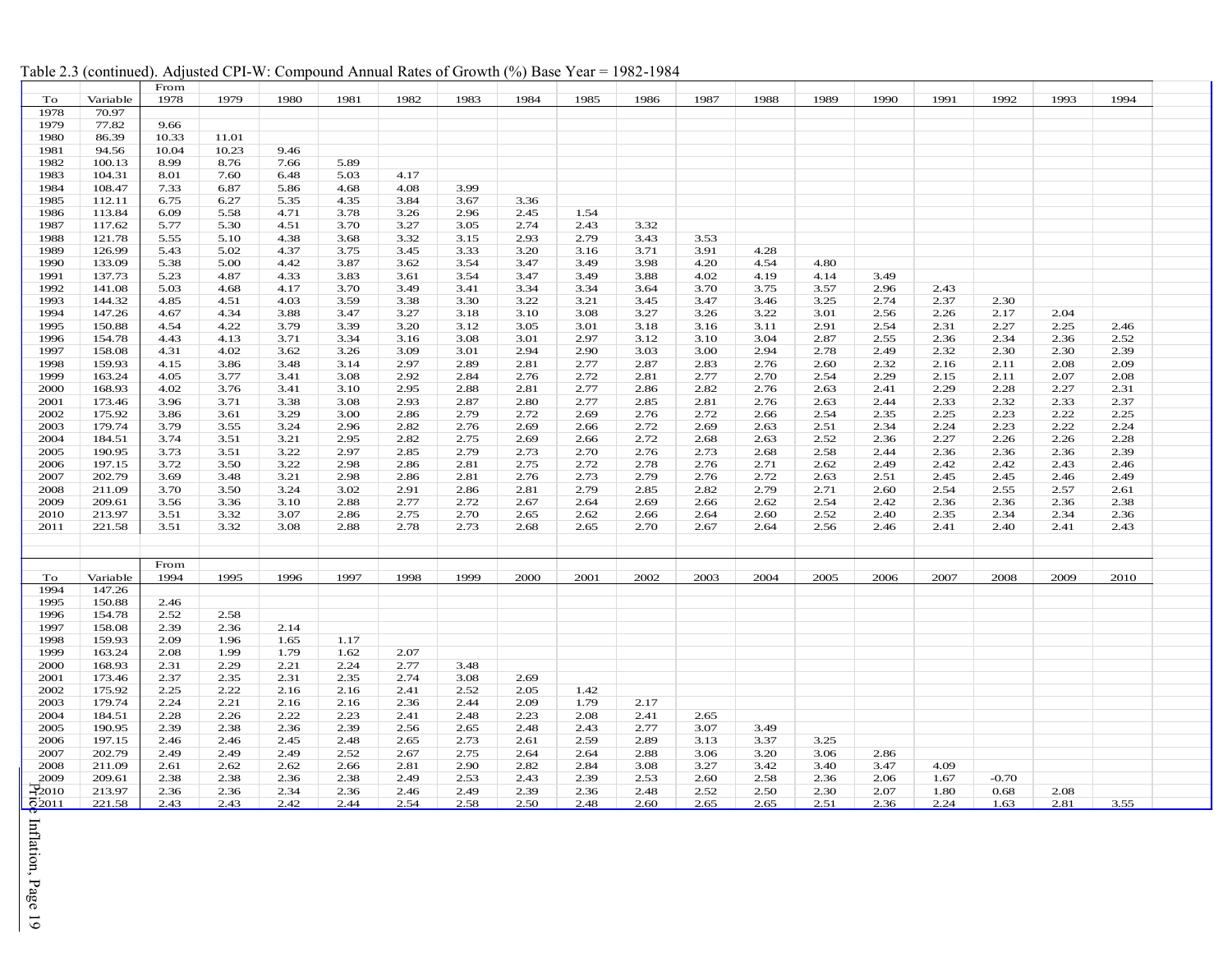Table 2.3 (continued). Adjusted CPI-W: Compound Annual Rates of Growth (%) Base Year = 1982-1984

| To | Variable | From 1978 | 1979 | 1980 | 1981 | 1982 | 1983 | 1984 | 1985 | 1986 | 1987 | 1988 | 1989 | 1990 | 1991 | 1992 | 1993 | 1994 |
|---|---|---|---|---|---|---|---|---|---|---|---|---|---|---|---|---|---|---|
| 1978 | 70.97 | | | | | | | | | | | | | | | | | |
| 1979 | 77.82 | 9.66 | | | | | | | | | | | | | | | | |
| 1980 | 86.39 | 10.33 | 11.01 | | | | | | | | | | | | | | | |
| 1981 | 94.56 | 10.04 | 10.23 | 9.46 | | | | | | | | | | | | | | |
| 1982 | 100.13 | 8.99 | 8.76 | 7.66 | 5.89 | | | | | | | | | | | | | |
| 1983 | 104.31 | 8.01 | 7.60 | 6.48 | 5.03 | 4.17 | | | | | | | | | | | | |
| 1984 | 108.47 | 7.33 | 6.87 | 5.86 | 4.68 | 4.08 | 3.99 | | | | | | | | | | | |
| 1985 | 112.11 | 6.75 | 6.27 | 5.35 | 4.35 | 3.84 | 3.67 | 3.36 | | | | | | | | | | |
| 1986 | 113.84 | 6.09 | 5.58 | 4.71 | 3.78 | 3.26 | 2.96 | 2.45 | 1.54 | | | | | | | | | |
| 1987 | 117.62 | 5.77 | 5.30 | 4.51 | 3.70 | 3.27 | 3.05 | 2.74 | 2.43 | 3.32 | | | | | | | | |
| 1988 | 121.78 | 5.55 | 5.10 | 4.38 | 3.68 | 3.32 | 3.15 | 2.93 | 2.79 | 3.43 | 3.53 | | | | | | | |
| 1989 | 126.99 | 5.43 | 5.02 | 4.37 | 3.75 | 3.45 | 3.33 | 3.20 | 3.16 | 3.71 | 3.91 | 4.28 | | | | | | |
| 1990 | 133.09 | 5.38 | 5.00 | 4.42 | 3.87 | 3.62 | 3.54 | 3.47 | 3.49 | 3.98 | 4.20 | 4.54 | 4.80 | | | | | |
| 1991 | 137.73 | 5.23 | 4.87 | 4.33 | 3.83 | 3.61 | 3.54 | 3.47 | 3.49 | 3.88 | 4.02 | 4.19 | 4.14 | 3.49 | | | | |
| 1992 | 141.08 | 5.03 | 4.68 | 4.17 | 3.70 | 3.49 | 3.41 | 3.34 | 3.34 | 3.64 | 3.70 | 3.75 | 3.57 | 2.96 | 2.43 | | | |
| 1993 | 144.32 | 4.85 | 4.51 | 4.03 | 3.59 | 3.38 | 3.30 | 3.22 | 3.21 | 3.45 | 3.47 | 3.46 | 3.25 | 2.74 | 2.37 | 2.30 | | |
| 1994 | 147.26 | 4.67 | 4.34 | 3.88 | 3.47 | 3.27 | 3.18 | 3.10 | 3.08 | 3.27 | 3.26 | 3.22 | 3.01 | 2.56 | 2.26 | 2.17 | 2.04 | |
| 1995 | 150.88 | 4.54 | 4.22 | 3.79 | 3.39 | 3.20 | 3.12 | 3.05 | 3.01 | 3.18 | 3.16 | 3.11 | 2.91 | 2.54 | 2.31 | 2.27 | 2.25 | 2.46 |
| 1996 | 154.78 | 4.43 | 4.13 | 3.71 | 3.34 | 3.16 | 3.08 | 3.01 | 2.97 | 3.12 | 3.10 | 3.04 | 2.87 | 2.55 | 2.36 | 2.34 | 2.36 | 2.52 |
| 1997 | 158.08 | 4.31 | 4.02 | 3.62 | 3.26 | 3.09 | 3.01 | 2.94 | 2.90 | 3.03 | 3.00 | 2.94 | 2.78 | 2.49 | 2.32 | 2.30 | 2.30 | 2.39 |
| 1998 | 159.93 | 4.15 | 3.86 | 3.48 | 3.14 | 2.97 | 2.89 | 2.81 | 2.77 | 2.87 | 2.83 | 2.76 | 2.60 | 2.32 | 2.16 | 2.11 | 2.08 | 2.09 |
| 1999 | 163.24 | 4.05 | 3.77 | 3.41 | 3.08 | 2.92 | 2.84 | 2.76 | 2.72 | 2.81 | 2.77 | 2.70 | 2.54 | 2.29 | 2.15 | 2.11 | 2.07 | 2.08 |
| 2000 | 168.93 | 4.02 | 3.76 | 3.41 | 3.10 | 2.95 | 2.88 | 2.81 | 2.77 | 2.86 | 2.82 | 2.76 | 2.63 | 2.41 | 2.29 | 2.28 | 2.27 | 2.31 |
| 2001 | 173.46 | 3.96 | 3.71 | 3.38 | 3.08 | 2.93 | 2.87 | 2.80 | 2.77 | 2.85 | 2.81 | 2.76 | 2.63 | 2.44 | 2.33 | 2.32 | 2.33 | 2.37 |
| 2002 | 175.92 | 3.86 | 3.61 | 3.29 | 3.00 | 2.86 | 2.79 | 2.72 | 2.69 | 2.76 | 2.72 | 2.66 | 2.54 | 2.35 | 2.25 | 2.23 | 2.22 | 2.25 |
| 2003 | 179.74 | 3.79 | 3.55 | 3.24 | 2.96 | 2.82 | 2.76 | 2.69 | 2.66 | 2.72 | 2.69 | 2.63 | 2.51 | 2.34 | 2.24 | 2.23 | 2.22 | 2.24 |
| 2004 | 184.51 | 3.74 | 3.51 | 3.21 | 2.95 | 2.82 | 2.75 | 2.69 | 2.66 | 2.72 | 2.68 | 2.63 | 2.52 | 2.36 | 2.27 | 2.26 | 2.26 | 2.28 |
| 2005 | 190.95 | 3.73 | 3.51 | 3.22 | 2.97 | 2.85 | 2.79 | 2.73 | 2.70 | 2.76 | 2.73 | 2.68 | 2.58 | 2.44 | 2.36 | 2.36 | 2.36 | 2.39 |
| 2006 | 197.15 | 3.72 | 3.50 | 3.22 | 2.98 | 2.86 | 2.81 | 2.75 | 2.72 | 2.78 | 2.76 | 2.71 | 2.62 | 2.49 | 2.42 | 2.42 | 2.43 | 2.46 |
| 2007 | 202.79 | 3.69 | 3.48 | 3.21 | 2.98 | 2.86 | 2.81 | 2.76 | 2.73 | 2.79 | 2.76 | 2.72 | 2.63 | 2.51 | 2.45 | 2.45 | 2.46 | 2.49 |
| 2008 | 211.09 | 3.70 | 3.50 | 3.24 | 3.02 | 2.91 | 2.86 | 2.81 | 2.79 | 2.85 | 2.82 | 2.79 | 2.71 | 2.60 | 2.54 | 2.55 | 2.57 | 2.61 |
| 2009 | 209.61 | 3.56 | 3.36 | 3.10 | 2.88 | 2.77 | 2.72 | 2.67 | 2.64 | 2.69 | 2.66 | 2.62 | 2.54 | 2.42 | 2.36 | 2.36 | 2.36 | 2.38 |
| 2010 | 213.97 | 3.51 | 3.32 | 3.07 | 2.86 | 2.75 | 2.70 | 2.65 | 2.62 | 2.66 | 2.64 | 2.60 | 2.52 | 2.40 | 2.35 | 2.34 | 2.34 | 2.36 |
| 2011 | 221.58 | 3.51 | 3.32 | 3.08 | 2.88 | 2.78 | 2.73 | 2.68 | 2.65 | 2.70 | 2.67 | 2.64 | 2.56 | 2.46 | 2.41 | 2.40 | 2.41 | 2.43 |

| To | Variable | From 1994 | 1995 | 1996 | 1997 | 1998 | 1999 | 2000 | 2001 | 2002 | 2003 | 2004 | 2005 | 2006 | 2007 | 2008 | 2009 | 2010 |
|---|---|---|---|---|---|---|---|---|---|---|---|---|---|---|---|---|---|---|
| 1994 | 147.26 | | | | | | | | | | | | | | | | | |
| 1995 | 150.88 | 2.46 | | | | | | | | | | | | | | | | |
| 1996 | 154.78 | 2.52 | 2.58 | | | | | | | | | | | | | | | |
| 1997 | 158.08 | 2.39 | 2.36 | 2.14 | | | | | | | | | | | | | | |
| 1998 | 159.93 | 2.09 | 1.96 | 1.65 | 1.17 | | | | | | | | | | | | | |
| 1999 | 163.24 | 2.08 | 1.99 | 1.79 | 1.62 | 2.07 | | | | | | | | | | | | |
| 2000 | 168.93 | 2.31 | 2.29 | 2.21 | 2.24 | 2.77 | 3.48 | | | | | | | | | | | |
| 2001 | 173.46 | 2.37 | 2.35 | 2.31 | 2.35 | 2.74 | 3.08 | 2.69 | | | | | | | | | | |
| 2002 | 175.92 | 2.25 | 2.22 | 2.16 | 2.16 | 2.41 | 2.52 | 2.05 | 1.42 | | | | | | | | | |
| 2003 | 179.74 | 2.24 | 2.21 | 2.16 | 2.16 | 2.36 | 2.44 | 2.09 | 1.79 | 2.17 | | | | | | | | |
| 2004 | 184.51 | 2.28 | 2.26 | 2.22 | 2.23 | 2.41 | 2.48 | 2.23 | 2.08 | 2.41 | 2.65 | | | | | | | |
| 2005 | 190.95 | 2.39 | 2.38 | 2.36 | 2.39 | 2.56 | 2.65 | 2.48 | 2.43 | 2.77 | 3.07 | 3.49 | | | | | | |
| 2006 | 197.15 | 2.46 | 2.46 | 2.45 | 2.48 | 2.65 | 2.73 | 2.61 | 2.59 | 2.89 | 3.13 | 3.37 | 3.25 | | | | | |
| 2007 | 202.79 | 2.49 | 2.49 | 2.49 | 2.52 | 2.67 | 2.75 | 2.64 | 2.64 | 2.88 | 3.06 | 3.20 | 3.06 | 2.86 | | | | |
| 2008 | 211.09 | 2.61 | 2.62 | 2.62 | 2.66 | 2.81 | 2.90 | 2.82 | 2.84 | 3.08 | 3.27 | 3.42 | 3.40 | 3.47 | 4.09 | | | |
| 2009 | 209.61 | 2.38 | 2.38 | 2.36 | 2.38 | 2.49 | 2.53 | 2.43 | 2.39 | 2.53 | 2.60 | 2.58 | 2.36 | 2.06 | 1.67 | -0.70 | | |
| 2010 | 213.97 | 2.36 | 2.36 | 2.34 | 2.36 | 2.46 | 2.49 | 2.39 | 2.36 | 2.48 | 2.52 | 2.50 | 2.30 | 2.07 | 1.80 | 0.68 | 2.08 | |
| 2011 | 221.58 | 2.43 | 2.43 | 2.42 | 2.44 | 2.54 | 2.58 | 2.50 | 2.48 | 2.60 | 2.65 | 2.65 | 2.51 | 2.36 | 2.24 | 1.63 | 2.81 | 3.55 |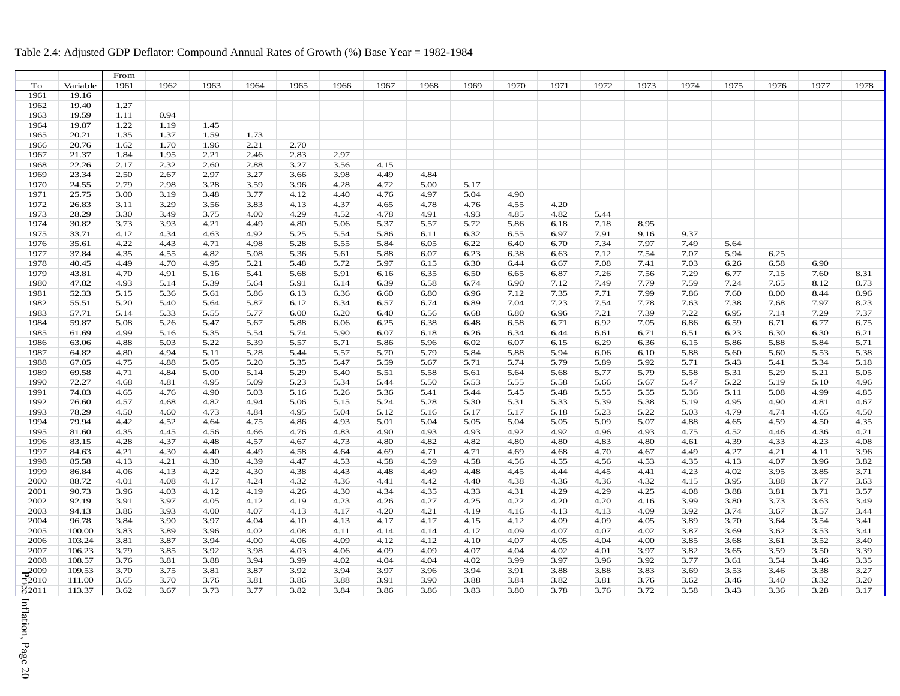Table 2.4: Adjusted GDP Deflator: Compound Annual Rates of Growth (%) Base Year = 1982-1984

| | | From | | | | | | | | | | | | | | | | | |
|---|---|---|---|---|---|---|---|---|---|---|---|---|---|---|---|---|---|---|---|
| To | Variable | 1961 | 1962 | 1963 | 1964 | 1965 | 1966 | 1967 | 1968 | 1969 | 1970 | 1971 | 1972 | 1973 | 1974 | 1975 | 1976 | 1977 | 1978 |
| 1961 | 19.16 | | | | | | | | | | | | | | | | | | |
| 1962 | 19.40 | 1.27 | | | | | | | | | | | | | | | | | |
| 1963 | 19.59 | 1.11 | 0.94 | | | | | | | | | | | | | | | | |
| 1964 | 19.87 | 1.22 | 1.19 | 1.45 | | | | | | | | | | | | | | | |
| 1965 | 20.21 | 1.35 | 1.37 | 1.59 | 1.73 | | | | | | | | | | | | | | |
| 1966 | 20.76 | 1.62 | 1.70 | 1.96 | 2.21 | 2.70 | | | | | | | | | | | | | |
| 1967 | 21.37 | 1.84 | 1.95 | 2.21 | 2.46 | 2.83 | 2.97 | | | | | | | | | | | | |
| 1968 | 22.26 | 2.17 | 2.32 | 2.60 | 2.88 | 3.27 | 3.56 | 4.15 | | | | | | | | | | | |
| 1969 | 23.34 | 2.50 | 2.67 | 2.97 | 3.27 | 3.66 | 3.98 | 4.49 | 4.84 | | | | | | | | | | |
| 1970 | 24.55 | 2.79 | 2.98 | 3.28 | 3.59 | 3.96 | 4.28 | 4.72 | 5.00 | 5.17 | | | | | | | | | |
| 1971 | 25.75 | 3.00 | 3.19 | 3.48 | 3.77 | 4.12 | 4.40 | 4.76 | 4.97 | 5.04 | 4.90 | | | | | | | | |
| 1972 | 26.83 | 3.11 | 3.29 | 3.56 | 3.83 | 4.13 | 4.37 | 4.65 | 4.78 | 4.76 | 4.55 | 4.20 | | | | | | | |
| 1973 | 28.29 | 3.30 | 3.49 | 3.75 | 4.00 | 4.29 | 4.52 | 4.78 | 4.91 | 4.93 | 4.85 | 4.82 | 5.44 | | | | | | |
| 1974 | 30.82 | 3.73 | 3.93 | 4.21 | 4.49 | 4.80 | 5.06 | 5.37 | 5.57 | 5.72 | 5.86 | 6.18 | 7.18 | 8.95 | | | | | |
| 1975 | 33.71 | 4.12 | 4.34 | 4.63 | 4.92 | 5.25 | 5.54 | 5.86 | 6.11 | 6.32 | 6.55 | 6.97 | 7.91 | 9.16 | 9.37 | | | | |
| 1976 | 35.61 | 4.22 | 4.43 | 4.71 | 4.98 | 5.28 | 5.55 | 5.84 | 6.05 | 6.22 | 6.40 | 6.70 | 7.34 | 7.97 | 7.49 | 5.64 | | | |
| 1977 | 37.84 | 4.35 | 4.55 | 4.82 | 5.08 | 5.36 | 5.61 | 5.88 | 6.07 | 6.23 | 6.38 | 6.63 | 7.12 | 7.54 | 7.07 | 5.94 | 6.25 | | |
| 1978 | 40.45 | 4.49 | 4.70 | 4.95 | 5.21 | 5.48 | 5.72 | 5.97 | 6.15 | 6.30 | 6.44 | 6.67 | 7.08 | 7.41 | 7.03 | 6.26 | 6.58 | 6.90 | |
| 1979 | 43.81 | 4.70 | 4.91 | 5.16 | 5.41 | 5.68 | 5.91 | 6.16 | 6.35 | 6.50 | 6.65 | 6.87 | 7.26 | 7.56 | 7.29 | 6.77 | 7.15 | 7.60 | 8.31 |
| 1980 | 47.82 | 4.93 | 5.14 | 5.39 | 5.64 | 5.91 | 6.14 | 6.39 | 6.58 | 6.74 | 6.90 | 7.12 | 7.49 | 7.79 | 7.59 | 7.24 | 7.65 | 8.12 | 8.73 |
| 1981 | 52.33 | 5.15 | 5.36 | 5.61 | 5.86 | 6.13 | 6.36 | 6.60 | 6.80 | 6.96 | 7.12 | 7.35 | 7.71 | 7.99 | 7.86 | 7.60 | 8.00 | 8.44 | 8.96 |
| 1982 | 55.51 | 5.20 | 5.40 | 5.64 | 5.87 | 6.12 | 6.34 | 6.57 | 6.74 | 6.89 | 7.04 | 7.23 | 7.54 | 7.78 | 7.63 | 7.38 | 7.68 | 7.97 | 8.23 |
| 1983 | 57.71 | 5.14 | 5.33 | 5.55 | 5.77 | 6.00 | 6.20 | 6.40 | 6.56 | 6.68 | 6.80 | 6.96 | 7.21 | 7.39 | 7.22 | 6.95 | 7.14 | 7.29 | 7.37 |
| 1984 | 59.87 | 5.08 | 5.26 | 5.47 | 5.67 | 5.88 | 6.06 | 6.25 | 6.38 | 6.48 | 6.58 | 6.71 | 6.92 | 7.05 | 6.86 | 6.59 | 6.71 | 6.77 | 6.75 |
| 1985 | 61.69 | 4.99 | 5.16 | 5.35 | 5.54 | 5.74 | 5.90 | 6.07 | 6.18 | 6.26 | 6.34 | 6.44 | 6.61 | 6.71 | 6.51 | 6.23 | 6.30 | 6.30 | 6.21 |
| 1986 | 63.06 | 4.88 | 5.03 | 5.22 | 5.39 | 5.57 | 5.71 | 5.86 | 5.96 | 6.02 | 6.07 | 6.15 | 6.29 | 6.36 | 6.15 | 5.86 | 5.88 | 5.84 | 5.71 |
| 1987 | 64.82 | 4.80 | 4.94 | 5.11 | 5.28 | 5.44 | 5.57 | 5.70 | 5.79 | 5.84 | 5.88 | 5.94 | 6.06 | 6.10 | 5.88 | 5.60 | 5.60 | 5.53 | 5.38 |
| 1988 | 67.05 | 4.75 | 4.88 | 5.05 | 5.20 | 5.35 | 5.47 | 5.59 | 5.67 | 5.71 | 5.74 | 5.79 | 5.89 | 5.92 | 5.71 | 5.43 | 5.41 | 5.34 | 5.18 |
| 1989 | 69.58 | 4.71 | 4.84 | 5.00 | 5.14 | 5.29 | 5.40 | 5.51 | 5.58 | 5.61 | 5.64 | 5.68 | 5.77 | 5.79 | 5.58 | 5.31 | 5.29 | 5.21 | 5.05 |
| 1990 | 72.27 | 4.68 | 4.81 | 4.95 | 5.09 | 5.23 | 5.34 | 5.44 | 5.50 | 5.53 | 5.55 | 5.58 | 5.66 | 5.67 | 5.47 | 5.22 | 5.19 | 5.10 | 4.96 |
| 1991 | 74.83 | 4.65 | 4.76 | 4.90 | 5.03 | 5.16 | 5.26 | 5.36 | 5.41 | 5.44 | 5.45 | 5.48 | 5.55 | 5.55 | 5.36 | 5.11 | 5.08 | 4.99 | 4.85 |
| 1992 | 76.60 | 4.57 | 4.68 | 4.82 | 4.94 | 5.06 | 5.15 | 5.24 | 5.28 | 5.30 | 5.31 | 5.33 | 5.39 | 5.38 | 5.19 | 4.95 | 4.90 | 4.81 | 4.67 |
| 1993 | 78.29 | 4.50 | 4.60 | 4.73 | 4.84 | 4.95 | 5.04 | 5.12 | 5.16 | 5.17 | 5.17 | 5.18 | 5.23 | 5.22 | 5.03 | 4.79 | 4.74 | 4.65 | 4.50 |
| 1994 | 79.94 | 4.42 | 4.52 | 4.64 | 4.75 | 4.86 | 4.93 | 5.01 | 5.04 | 5.05 | 5.04 | 5.05 | 5.09 | 5.07 | 4.88 | 4.65 | 4.59 | 4.50 | 4.35 |
| 1995 | 81.60 | 4.35 | 4.45 | 4.56 | 4.66 | 4.76 | 4.83 | 4.90 | 4.93 | 4.93 | 4.92 | 4.92 | 4.96 | 4.93 | 4.75 | 4.52 | 4.46 | 4.36 | 4.21 |
| 1996 | 83.15 | 4.28 | 4.37 | 4.48 | 4.57 | 4.67 | 4.73 | 4.80 | 4.82 | 4.82 | 4.80 | 4.80 | 4.83 | 4.80 | 4.61 | 4.39 | 4.33 | 4.23 | 4.08 |
| 1997 | 84.63 | 4.21 | 4.30 | 4.40 | 4.49 | 4.58 | 4.64 | 4.69 | 4.71 | 4.71 | 4.69 | 4.68 | 4.70 | 4.67 | 4.49 | 4.27 | 4.21 | 4.11 | 3.96 |
| 1998 | 85.58 | 4.13 | 4.21 | 4.30 | 4.39 | 4.47 | 4.53 | 4.58 | 4.59 | 4.58 | 4.56 | 4.55 | 4.56 | 4.53 | 4.35 | 4.13 | 4.07 | 3.96 | 3.82 |
| 1999 | 86.84 | 4.06 | 4.13 | 4.22 | 4.30 | 4.38 | 4.43 | 4.48 | 4.49 | 4.48 | 4.45 | 4.44 | 4.45 | 4.41 | 4.23 | 4.02 | 3.95 | 3.85 | 3.71 |
| 2000 | 88.72 | 4.01 | 4.08 | 4.17 | 4.24 | 4.32 | 4.36 | 4.41 | 4.42 | 4.40 | 4.38 | 4.36 | 4.36 | 4.32 | 4.15 | 3.95 | 3.88 | 3.77 | 3.63 |
| 2001 | 90.73 | 3.96 | 4.03 | 4.12 | 4.19 | 4.26 | 4.30 | 4.34 | 4.35 | 4.33 | 4.31 | 4.29 | 4.29 | 4.25 | 4.08 | 3.88 | 3.81 | 3.71 | 3.57 |
| 2002 | 92.19 | 3.91 | 3.97 | 4.05 | 4.12 | 4.19 | 4.23 | 4.26 | 4.27 | 4.25 | 4.22 | 4.20 | 4.20 | 4.16 | 3.99 | 3.80 | 3.73 | 3.63 | 3.49 |
| 2003 | 94.13 | 3.86 | 3.93 | 4.00 | 4.07 | 4.13 | 4.17 | 4.20 | 4.21 | 4.19 | 4.16 | 4.13 | 4.13 | 4.09 | 3.92 | 3.74 | 3.67 | 3.57 | 3.44 |
| 2004 | 96.78 | 3.84 | 3.90 | 3.97 | 4.04 | 4.10 | 4.13 | 4.17 | 4.17 | 4.15 | 4.12 | 4.09 | 4.09 | 4.05 | 3.89 | 3.70 | 3.64 | 3.54 | 3.41 |
| 2005 | 100.00 | 3.83 | 3.89 | 3.96 | 4.02 | 4.08 | 4.11 | 4.14 | 4.14 | 4.12 | 4.09 | 4.07 | 4.07 | 4.02 | 3.87 | 3.69 | 3.62 | 3.53 | 3.41 |
| 2006 | 103.24 | 3.81 | 3.87 | 3.94 | 4.00 | 4.06 | 4.09 | 4.12 | 4.12 | 4.10 | 4.07 | 4.05 | 4.04 | 4.00 | 3.85 | 3.68 | 3.61 | 3.52 | 3.40 |
| 2007 | 106.23 | 3.79 | 3.85 | 3.92 | 3.98 | 4.03 | 4.06 | 4.09 | 4.09 | 4.07 | 4.04 | 4.02 | 4.01 | 3.97 | 3.82 | 3.65 | 3.59 | 3.50 | 3.39 |
| 2008 | 108.57 | 3.76 | 3.81 | 3.88 | 3.94 | 3.99 | 4.02 | 4.04 | 4.04 | 4.02 | 3.99 | 3.97 | 3.96 | 3.92 | 3.77 | 3.61 | 3.54 | 3.46 | 3.35 |
| 2009 | 109.53 | 3.70 | 3.75 | 3.81 | 3.87 | 3.92 | 3.94 | 3.97 | 3.96 | 3.94 | 3.91 | 3.88 | 3.88 | 3.83 | 3.69 | 3.53 | 3.46 | 3.38 | 3.27 |
| 2010 | 111.00 | 3.65 | 3.70 | 3.76 | 3.81 | 3.86 | 3.88 | 3.91 | 3.90 | 3.88 | 3.84 | 3.82 | 3.81 | 3.76 | 3.62 | 3.46 | 3.40 | 3.32 | 3.20 |
| 2011 | 113.37 | 3.62 | 3.67 | 3.73 | 3.77 | 3.82 | 3.84 | 3.86 | 3.86 | 3.83 | 3.80 | 3.78 | 3.76 | 3.72 | 3.58 | 3.43 | 3.36 | 3.28 | 3.17 |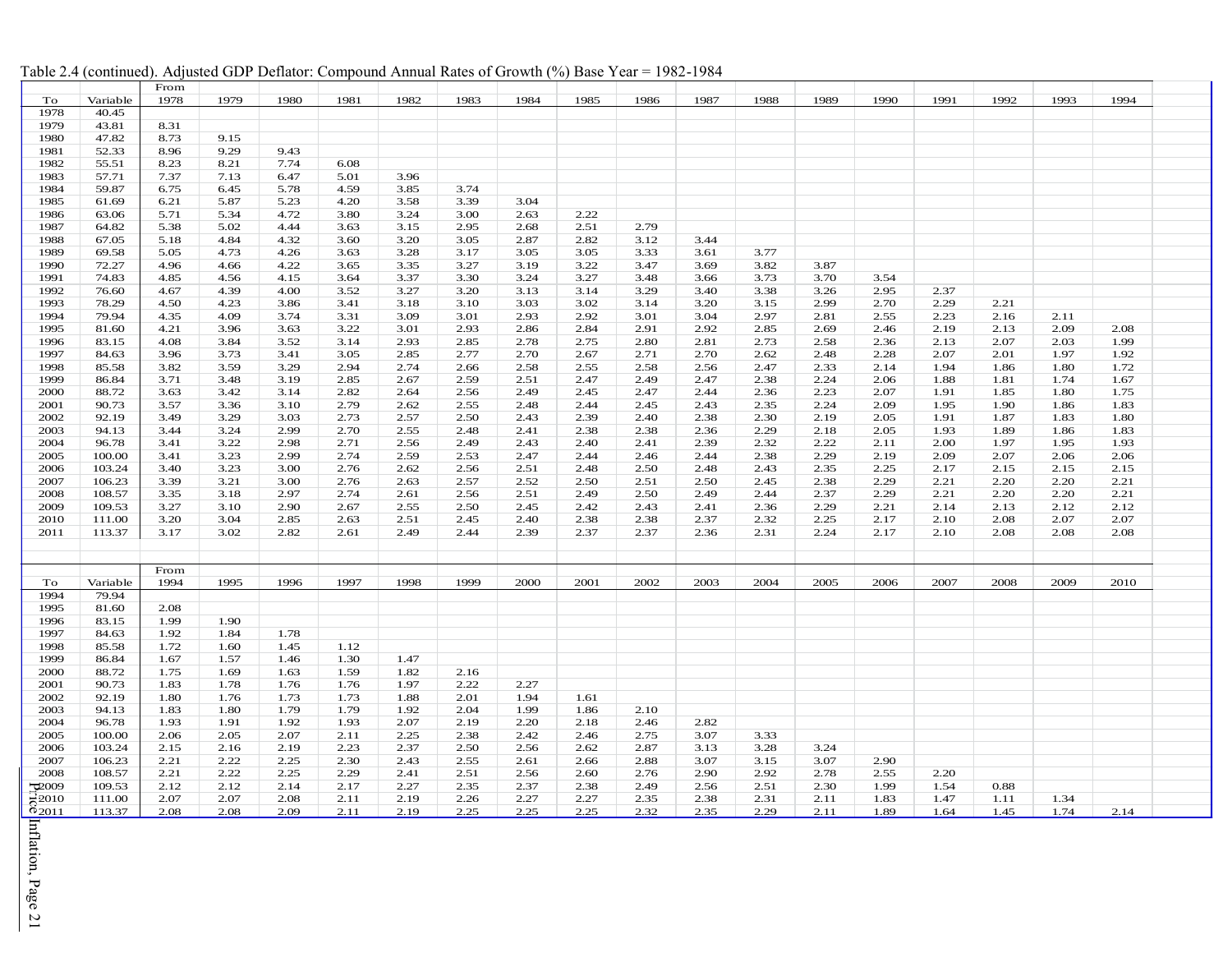Table 2.4 (continued). Adjusted GDP Deflator: Compound Annual Rates of Growth (%) Base Year = 1982-1984

| | | From | | | | | | | | | | | | | | | | |
|---|---|---|---|---|---|---|---|---|---|---|---|---|---|---|---|---|---|---|
| To | Variable | 1978 | 1979 | 1980 | 1981 | 1982 | 1983 | 1984 | 1985 | 1986 | 1987 | 1988 | 1989 | 1990 | 1991 | 1992 | 1993 | 1994 |
| 1978 | 40.45 | | | | | | | | | | | | | | | | | |
| 1979 | 43.81 | 8.31 | | | | | | | | | | | | | | | | |
| 1980 | 47.82 | 8.73 | 9.15 | | | | | | | | | | | | | | | |
| 1981 | 52.33 | 8.96 | 9.29 | 9.43 | | | | | | | | | | | | | | |
| 1982 | 55.51 | 8.23 | 8.21 | 7.74 | 6.08 | | | | | | | | | | | | | |
| 1983 | 57.71 | 7.37 | 7.13 | 6.47 | 5.01 | 3.96 | | | | | | | | | | | | |
| 1984 | 59.87 | 6.75 | 6.45 | 5.78 | 4.59 | 3.85 | 3.74 | | | | | | | | | | | |
| 1985 | 61.69 | 6.21 | 5.87 | 5.23 | 4.20 | 3.58 | 3.39 | 3.04 | | | | | | | | | | |
| 1986 | 63.06 | 5.71 | 5.34 | 4.72 | 3.80 | 3.24 | 3.00 | 2.63 | 2.22 | | | | | | | | | |
| 1987 | 64.82 | 5.38 | 5.02 | 4.44 | 3.63 | 3.15 | 2.95 | 2.68 | 2.51 | 2.79 | | | | | | | | |
| 1988 | 67.05 | 5.18 | 4.84 | 4.32 | 3.60 | 3.20 | 3.05 | 2.87 | 2.82 | 3.12 | 3.44 | | | | | | | |
| 1989 | 69.58 | 5.05 | 4.73 | 4.26 | 3.63 | 3.28 | 3.17 | 3.05 | 3.05 | 3.33 | 3.61 | 3.77 | | | | | | |
| 1990 | 72.27 | 4.96 | 4.66 | 4.22 | 3.65 | 3.35 | 3.27 | 3.19 | 3.22 | 3.47 | 3.69 | 3.82 | 3.87 | | | | | |
| 1991 | 74.83 | 4.85 | 4.56 | 4.15 | 3.64 | 3.37 | 3.30 | 3.24 | 3.27 | 3.48 | 3.66 | 3.73 | 3.70 | 3.54 | | | | |
| 1992 | 76.60 | 4.67 | 4.39 | 4.00 | 3.52 | 3.27 | 3.20 | 3.13 | 3.14 | 3.29 | 3.40 | 3.38 | 3.26 | 2.95 | 2.37 | | | |
| 1993 | 78.29 | 4.50 | 4.23 | 3.86 | 3.41 | 3.18 | 3.10 | 3.03 | 3.02 | 3.14 | 3.20 | 3.15 | 2.99 | 2.70 | 2.29 | 2.21 | | |
| 1994 | 79.94 | 4.35 | 4.09 | 3.74 | 3.31 | 3.09 | 3.01 | 2.93 | 2.92 | 3.01 | 3.04 | 2.97 | 2.81 | 2.55 | 2.23 | 2.16 | 2.11 | |
| 1995 | 81.60 | 4.21 | 3.96 | 3.63 | 3.22 | 3.01 | 2.93 | 2.86 | 2.84 | 2.91 | 2.92 | 2.85 | 2.69 | 2.46 | 2.19 | 2.13 | 2.09 | 2.08 |
| 1996 | 83.15 | 4.08 | 3.84 | 3.52 | 3.14 | 2.93 | 2.85 | 2.78 | 2.75 | 2.80 | 2.81 | 2.73 | 2.58 | 2.36 | 2.13 | 2.07 | 2.03 | 1.99 |
| 1997 | 84.63 | 3.96 | 3.73 | 3.41 | 3.05 | 2.85 | 2.77 | 2.70 | 2.67 | 2.71 | 2.70 | 2.62 | 2.48 | 2.28 | 2.07 | 2.01 | 1.97 | 1.92 |
| 1998 | 85.58 | 3.82 | 3.59 | 3.29 | 2.94 | 2.74 | 2.66 | 2.58 | 2.55 | 2.58 | 2.56 | 2.47 | 2.33 | 2.14 | 1.94 | 1.86 | 1.80 | 1.72 |
| 1999 | 86.84 | 3.71 | 3.48 | 3.19 | 2.85 | 2.67 | 2.59 | 2.51 | 2.47 | 2.49 | 2.47 | 2.38 | 2.24 | 2.06 | 1.88 | 1.81 | 1.74 | 1.67 |
| 2000 | 88.72 | 3.63 | 3.42 | 3.14 | 2.82 | 2.64 | 2.56 | 2.49 | 2.45 | 2.47 | 2.44 | 2.36 | 2.23 | 2.07 | 1.91 | 1.85 | 1.80 | 1.75 |
| 2001 | 90.73 | 3.57 | 3.36 | 3.10 | 2.79 | 2.62 | 2.55 | 2.48 | 2.44 | 2.45 | 2.43 | 2.35 | 2.24 | 2.09 | 1.95 | 1.90 | 1.86 | 1.83 |
| 2002 | 92.19 | 3.49 | 3.29 | 3.03 | 2.73 | 2.57 | 2.50 | 2.43 | 2.39 | 2.40 | 2.38 | 2.30 | 2.19 | 2.05 | 1.91 | 1.87 | 1.83 | 1.80 |
| 2003 | 94.13 | 3.44 | 3.24 | 2.99 | 2.70 | 2.55 | 2.48 | 2.41 | 2.38 | 2.38 | 2.36 | 2.29 | 2.18 | 2.05 | 1.93 | 1.89 | 1.86 | 1.83 |
| 2004 | 96.78 | 3.41 | 3.22 | 2.98 | 2.71 | 2.56 | 2.49 | 2.43 | 2.40 | 2.41 | 2.39 | 2.32 | 2.22 | 2.11 | 2.00 | 1.97 | 1.95 | 1.93 |
| 2005 | 100.00 | 3.41 | 3.23 | 2.99 | 2.74 | 2.59 | 2.53 | 2.47 | 2.44 | 2.46 | 2.44 | 2.38 | 2.29 | 2.19 | 2.09 | 2.07 | 2.06 | 2.06 |
| 2006 | 103.24 | 3.40 | 3.23 | 3.00 | 2.76 | 2.62 | 2.56 | 2.51 | 2.48 | 2.50 | 2.48 | 2.43 | 2.35 | 2.25 | 2.17 | 2.15 | 2.15 | 2.15 |
| 2007 | 106.23 | 3.39 | 3.21 | 3.00 | 2.76 | 2.63 | 2.57 | 2.52 | 2.50 | 2.51 | 2.50 | 2.45 | 2.38 | 2.29 | 2.21 | 2.20 | 2.20 | 2.21 |
| 2008 | 108.57 | 3.35 | 3.18 | 2.97 | 2.74 | 2.61 | 2.56 | 2.51 | 2.49 | 2.50 | 2.49 | 2.44 | 2.37 | 2.29 | 2.21 | 2.20 | 2.20 | 2.21 |
| 2009 | 109.53 | 3.27 | 3.10 | 2.90 | 2.67 | 2.55 | 2.50 | 2.45 | 2.42 | 2.43 | 2.41 | 2.36 | 2.29 | 2.21 | 2.14 | 2.13 | 2.12 | 2.12 |
| 2010 | 111.00 | 3.20 | 3.04 | 2.85 | 2.63 | 2.51 | 2.45 | 2.40 | 2.38 | 2.38 | 2.37 | 2.32 | 2.25 | 2.17 | 2.10 | 2.08 | 2.07 | 2.07 |
| 2011 | 113.37 | 3.17 | 3.02 | 2.82 | 2.61 | 2.49 | 2.44 | 2.39 | 2.37 | 2.37 | 2.36 | 2.31 | 2.24 | 2.17 | 2.10 | 2.08 | 2.08 | 2.08 |

| | | From | | | | | | | | | | | | | | | | |
|---|---|---|---|---|---|---|---|---|---|---|---|---|---|---|---|---|---|---|
| To | Variable | 1994 | 1995 | 1996 | 1997 | 1998 | 1999 | 2000 | 2001 | 2002 | 2003 | 2004 | 2005 | 2006 | 2007 | 2008 | 2009 | 2010 |
| 1994 | 79.94 | | | | | | | | | | | | | | | | | |
| 1995 | 81.60 | 2.08 | | | | | | | | | | | | | | | | |
| 1996 | 83.15 | 1.99 | 1.90 | | | | | | | | | | | | | | | |
| 1997 | 84.63 | 1.92 | 1.84 | 1.78 | | | | | | | | | | | | | | |
| 1998 | 85.58 | 1.72 | 1.60 | 1.45 | 1.12 | | | | | | | | | | | | | |
| 1999 | 86.84 | 1.67 | 1.57 | 1.46 | 1.30 | 1.47 | | | | | | | | | | | | |
| 2000 | 88.72 | 1.75 | 1.69 | 1.63 | 1.59 | 1.82 | 2.16 | | | | | | | | | | | |
| 2001 | 90.73 | 1.83 | 1.78 | 1.76 | 1.76 | 1.97 | 2.22 | 2.27 | | | | | | | | | | |
| 2002 | 92.19 | 1.80 | 1.76 | 1.73 | 1.73 | 1.88 | 2.01 | 1.94 | 1.61 | | | | | | | | | |
| 2003 | 94.13 | 1.83 | 1.80 | 1.79 | 1.79 | 1.92 | 2.04 | 1.99 | 1.86 | 2.10 | | | | | | | | |
| 2004 | 96.78 | 1.93 | 1.91 | 1.92 | 1.93 | 2.07 | 2.19 | 2.20 | 2.18 | 2.46 | 2.82 | | | | | | | |
| 2005 | 100.00 | 2.06 | 2.05 | 2.07 | 2.11 | 2.25 | 2.38 | 2.42 | 2.46 | 2.75 | 3.07 | 3.33 | | | | | | |
| 2006 | 103.24 | 2.15 | 2.16 | 2.19 | 2.23 | 2.37 | 2.50 | 2.56 | 2.62 | 2.87 | 3.13 | 3.28 | 3.24 | | | | | |
| 2007 | 106.23 | 2.21 | 2.22 | 2.25 | 2.30 | 2.43 | 2.55 | 2.61 | 2.66 | 2.88 | 3.07 | 3.15 | 3.07 | 2.90 | | | | |
| 2008 | 108.57 | 2.21 | 2.22 | 2.25 | 2.29 | 2.41 | 2.51 | 2.56 | 2.60 | 2.76 | 2.90 | 2.92 | 2.78 | 2.55 | 2.20 | | | |
| 2009 | 109.53 | 2.12 | 2.12 | 2.14 | 2.17 | 2.27 | 2.35 | 2.37 | 2.38 | 2.49 | 2.56 | 2.51 | 2.30 | 1.99 | 1.54 | 0.88 | | |
| 2010 | 111.00 | 2.07 | 2.07 | 2.08 | 2.11 | 2.19 | 2.26 | 2.27 | 2.27 | 2.35 | 2.38 | 2.31 | 2.11 | 1.83 | 1.47 | 1.11 | 1.34 | |
| 2011 | 113.37 | 2.08 | 2.08 | 2.09 | 2.11 | 2.19 | 2.25 | 2.25 | 2.25 | 2.32 | 2.35 | 2.29 | 2.11 | 1.89 | 1.64 | 1.45 | 1.74 | 2.14 |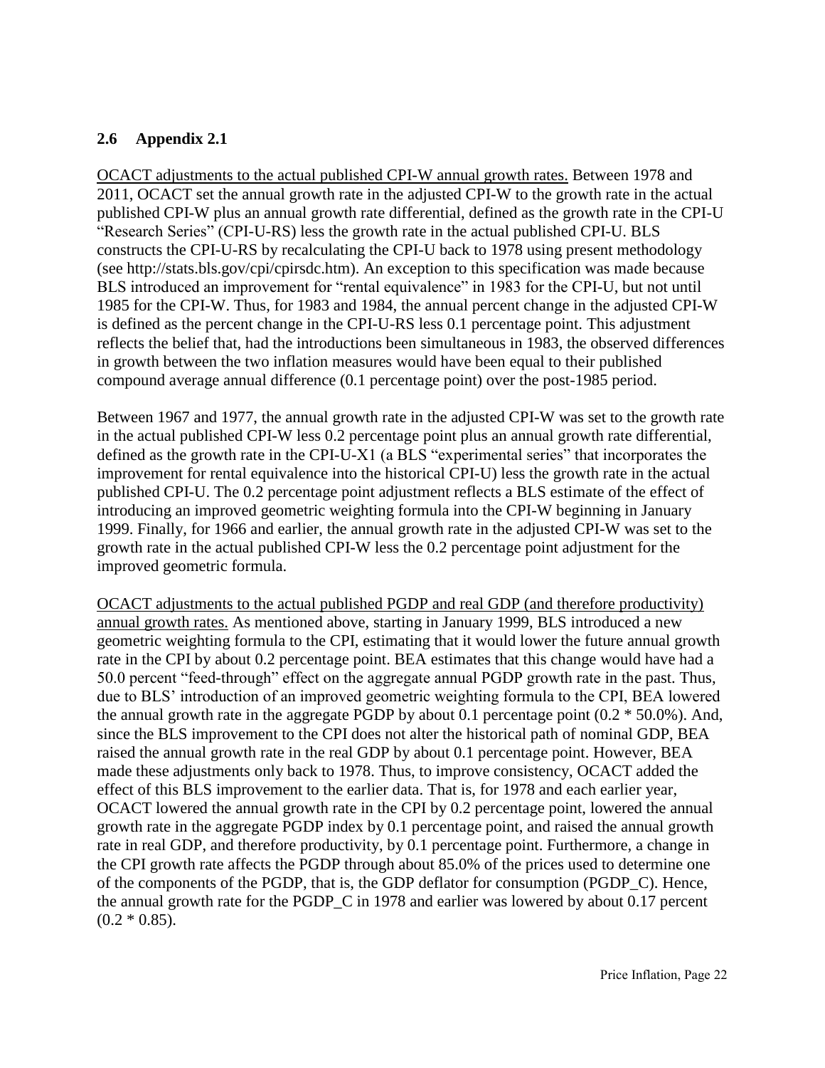## 2.6 Appendix 2.1

OCACT adjustments to the actual published CPI-W annual growth rates. Between 1978 and 2011, OCACT set the annual growth rate in the adjusted CPI-W to the growth rate in the actual published CPI-W plus an annual growth rate differential, defined as the growth rate in the CPI-U "Research Series" (CPI-U-RS) less the growth rate in the actual published CPI-U. BLS constructs the CPI-U-RS by recalculating the CPI-U back to 1978 using present methodology (see http://stats.bls.gov/cpi/cpirsdc.htm). An exception to this specification was made because BLS introduced an improvement for "rental equivalence" in 1983 for the CPI-U, but not until 1985 for the CPI-W. Thus, for 1983 and 1984, the annual percent change in the adjusted CPI-W is defined as the percent change in the CPI-U-RS less 0.1 percentage point. This adjustment reflects the belief that, had the introductions been simultaneous in 1983, the observed differences in growth between the two inflation measures would have been equal to their published compound average annual difference (0.1 percentage point) over the post-1985 period.

Between 1967 and 1977, the annual growth rate in the adjusted CPI-W was set to the growth rate in the actual published CPI-W less 0.2 percentage point plus an annual growth rate differential, defined as the growth rate in the CPI-U-X1 (a BLS "experimental series" that incorporates the improvement for rental equivalence into the historical CPI-U) less the growth rate in the actual published CPI-U. The 0.2 percentage point adjustment reflects a BLS estimate of the effect of introducing an improved geometric weighting formula into the CPI-W beginning in January 1999. Finally, for 1966 and earlier, the annual growth rate in the adjusted CPI-W was set to the growth rate in the actual published CPI-W less the 0.2 percentage point adjustment for the improved geometric formula.

OCACT adjustments to the actual published PGDP and real GDP (and therefore productivity) annual growth rates. As mentioned above, starting in January 1999, BLS introduced a new geometric weighting formula to the CPI, estimating that it would lower the future annual growth rate in the CPI by about 0.2 percentage point. BEA estimates that this change would have had a 50.0 percent "feed-through" effect on the aggregate annual PGDP growth rate in the past. Thus, due to BLS' introduction of an improved geometric weighting formula to the CPI, BEA lowered the annual growth rate in the aggregate PGDP by about 0.1 percentage point (0.2 * 50.0%). And, since the BLS improvement to the CPI does not alter the historical path of nominal GDP, BEA raised the annual growth rate in the real GDP by about 0.1 percentage point. However, BEA made these adjustments only back to 1978. Thus, to improve consistency, OCACT added the effect of this BLS improvement to the earlier data. That is, for 1978 and each earlier year, OCACT lowered the annual growth rate in the CPI by 0.2 percentage point, lowered the annual growth rate in the aggregate PGDP index by 0.1 percentage point, and raised the annual growth rate in real GDP, and therefore productivity, by 0.1 percentage point. Furthermore, a change in the CPI growth rate affects the PGDP through about 85.0% of the prices used to determine one of the components of the PGDP, that is, the GDP deflator for consumption (PGDP_C). Hence, the annual growth rate for the PGDP_C in 1978 and earlier was lowered by about 0.17 percent (0.2 * 0.85).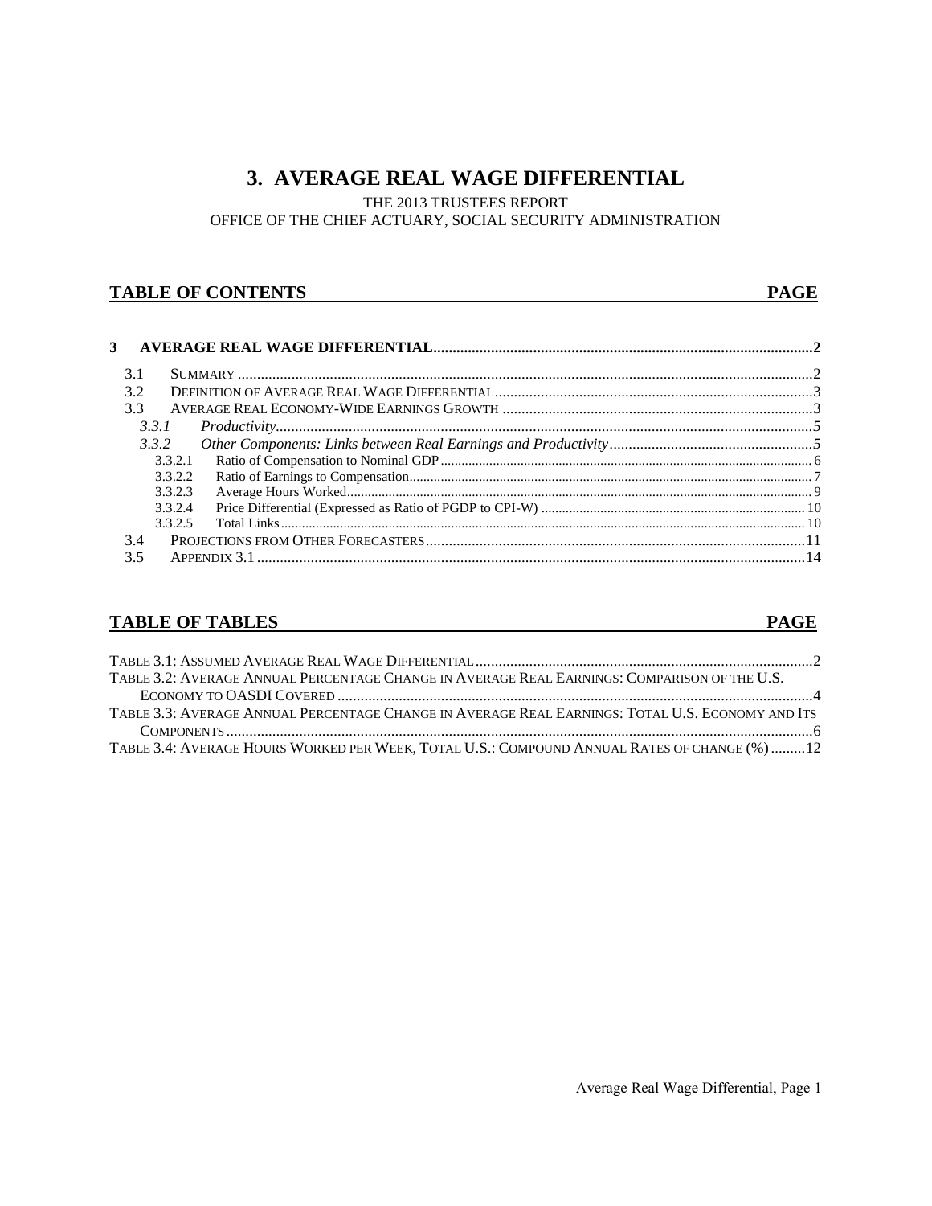# 3. AVERAGE REAL WAGE DIFFERENTIAL

THE 2013 TRUSTEES REPORT
OFFICE OF THE CHIEF ACTUARY, SOCIAL SECURITY ADMINISTRATION

## TABLE OF CONTENTS — PAGE

**3 AVERAGE REAL WAGE DIFFERENTIAL ..... 2**

- 3.1 SUMMARY ..... 2
- 3.2 DEFINITION OF AVERAGE REAL WAGE DIFFERENTIAL ..... 3
- 3.3 AVERAGE REAL ECONOMY-WIDE EARNINGS GROWTH ..... 3
  - *3.3.1 Productivity ..... 5*
  - *3.3.2 Other Components: Links between Real Earnings and Productivity ..... 5*
    - 3.3.2.1 Ratio of Compensation to Nominal GDP ..... 6
    - 3.3.2.2 Ratio of Earnings to Compensation ..... 7
    - 3.3.2.3 Average Hours Worked ..... 9
    - 3.3.2.4 Price Differential (Expressed as Ratio of PGDP to CPI-W) ..... 10
    - 3.3.2.5 Total Links ..... 10
- 3.4 PROJECTIONS FROM OTHER FORECASTERS ..... 11
- 3.5 APPENDIX 3.1 ..... 14

## TABLE OF TABLES — PAGE

- TABLE 3.1: ASSUMED AVERAGE REAL WAGE DIFFERENTIAL ..... 2
- TABLE 3.2: AVERAGE ANNUAL PERCENTAGE CHANGE IN AVERAGE REAL EARNINGS: COMPARISON OF THE U.S. ECONOMY TO OASDI COVERED ..... 4
- TABLE 3.3: AVERAGE ANNUAL PERCENTAGE CHANGE IN AVERAGE REAL EARNINGS: TOTAL U.S. ECONOMY AND ITS COMPONENTS ..... 6
- TABLE 3.4: AVERAGE HOURS WORKED PER WEEK, TOTAL U.S.: COMPOUND ANNUAL RATES OF CHANGE (%) ..... 12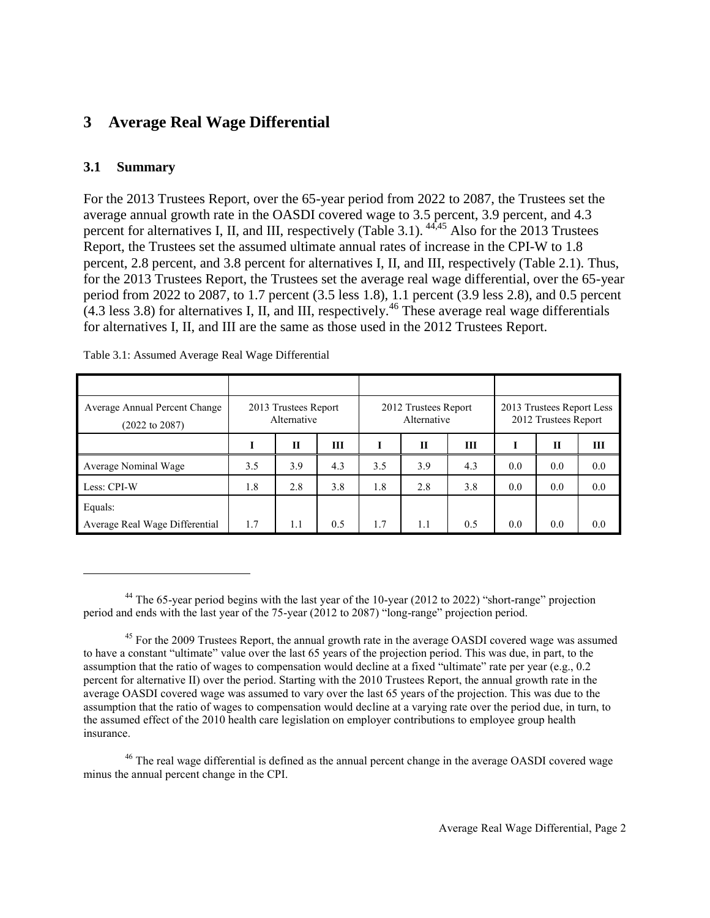# 3 Average Real Wage Differential

## 3.1 Summary

For the 2013 Trustees Report, over the 65-year period from 2022 to 2087, the Trustees set the average annual growth rate in the OASDI covered wage to 3.5 percent, 3.9 percent, and 4.3 percent for alternatives I, II, and III, respectively (Table 3.1). [44,45] Also for the 2013 Trustees Report, the Trustees set the assumed ultimate annual rates of increase in the CPI-W to 1.8 percent, 2.8 percent, and 3.8 percent for alternatives I, II, and III, respectively (Table 2.1). Thus, for the 2013 Trustees Report, the Trustees set the average real wage differential, over the 65-year period from 2022 to 2087, to 1.7 percent (3.5 less 1.8), 1.1 percent (3.9 less 2.8), and 0.5 percent (4.3 less 3.8) for alternatives I, II, and III, respectively.[46] These average real wage differentials for alternatives I, II, and III are the same as those used in the 2012 Trustees Report.

Table 3.1: Assumed Average Real Wage Differential

| Average Annual Percent Change (2022 to 2087) | 2013 Trustees Report Alternative | | | 2012 Trustees Report Alternative | | | 2013 Trustees Report Less 2012 Trustees Report | | |
|---|---|---|---|---|---|---|---|---|---|
| | I | II | III | I | II | III | I | II | III |
| Average Nominal Wage | 3.5 | 3.9 | 4.3 | 3.5 | 3.9 | 4.3 | 0.0 | 0.0 | 0.0 |
| Less: CPI-W | 1.8 | 2.8 | 3.8 | 1.8 | 2.8 | 3.8 | 0.0 | 0.0 | 0.0 |
| Equals: Average Real Wage Differential | 1.7 | 1.1 | 0.5 | 1.7 | 1.1 | 0.5 | 0.0 | 0.0 | 0.0 |

---

[44] The 65-year period begins with the last year of the 10-year (2012 to 2022) "short-range" projection period and ends with the last year of the 75-year (2012 to 2087) "long-range" projection period.

[45] For the 2009 Trustees Report, the annual growth rate in the average OASDI covered wage was assumed to have a constant "ultimate" value over the last 65 years of the projection period. This was due, in part, to the assumption that the ratio of wages to compensation would decline at a fixed "ultimate" rate per year (e.g., 0.2 percent for alternative II) over the period. Starting with the 2010 Trustees Report, the annual growth rate in the average OASDI covered wage was assumed to vary over the last 65 years of the projection. This was due to the assumption that the ratio of wages to compensation would decline at a varying rate over the period due, in turn, to the assumed effect of the 2010 health care legislation on employer contributions to employee group health insurance.

[46] The real wage differential is defined as the annual percent change in the average OASDI covered wage minus the annual percent change in the CPI.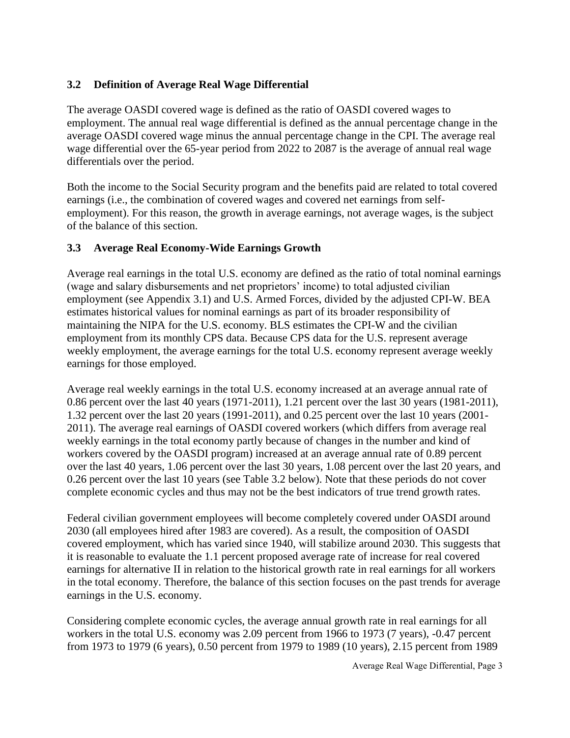### 3.2 Definition of Average Real Wage Differential

The average OASDI covered wage is defined as the ratio of OASDI covered wages to employment. The annual real wage differential is defined as the annual percentage change in the average OASDI covered wage minus the annual percentage change in the CPI. The average real wage differential over the 65-year period from 2022 to 2087 is the average of annual real wage differentials over the period.

Both the income to the Social Security program and the benefits paid are related to total covered earnings (i.e., the combination of covered wages and covered net earnings from self-employment). For this reason, the growth in average earnings, not average wages, is the subject of the balance of this section.

### 3.3 Average Real Economy-Wide Earnings Growth

Average real earnings in the total U.S. economy are defined as the ratio of total nominal earnings (wage and salary disbursements and net proprietors' income) to total adjusted civilian employment (see Appendix 3.1) and U.S. Armed Forces, divided by the adjusted CPI-W. BEA estimates historical values for nominal earnings as part of its broader responsibility of maintaining the NIPA for the U.S. economy. BLS estimates the CPI-W and the civilian employment from its monthly CPS data. Because CPS data for the U.S. represent average weekly employment, the average earnings for the total U.S. economy represent average weekly earnings for those employed.

Average real weekly earnings in the total U.S. economy increased at an average annual rate of 0.86 percent over the last 40 years (1971-2011), 1.21 percent over the last 30 years (1981-2011), 1.32 percent over the last 20 years (1991-2011), and 0.25 percent over the last 10 years (2001-2011). The average real earnings of OASDI covered workers (which differs from average real weekly earnings in the total economy partly because of changes in the number and kind of workers covered by the OASDI program) increased at an average annual rate of 0.89 percent over the last 40 years, 1.06 percent over the last 30 years, 1.08 percent over the last 20 years, and 0.26 percent over the last 10 years (see Table 3.2 below). Note that these periods do not cover complete economic cycles and thus may not be the best indicators of true trend growth rates.

Federal civilian government employees will become completely covered under OASDI around 2030 (all employees hired after 1983 are covered). As a result, the composition of OASDI covered employment, which has varied since 1940, will stabilize around 2030. This suggests that it is reasonable to evaluate the 1.1 percent proposed average rate of increase for real covered earnings for alternative II in relation to the historical growth rate in real earnings for all workers in the total economy. Therefore, the balance of this section focuses on the past trends for average earnings in the U.S. economy.

Considering complete economic cycles, the average annual growth rate in real earnings for all workers in the total U.S. economy was 2.09 percent from 1966 to 1973 (7 years), -0.47 percent from 1973 to 1979 (6 years), 0.50 percent from 1979 to 1989 (10 years), 2.15 percent from 1989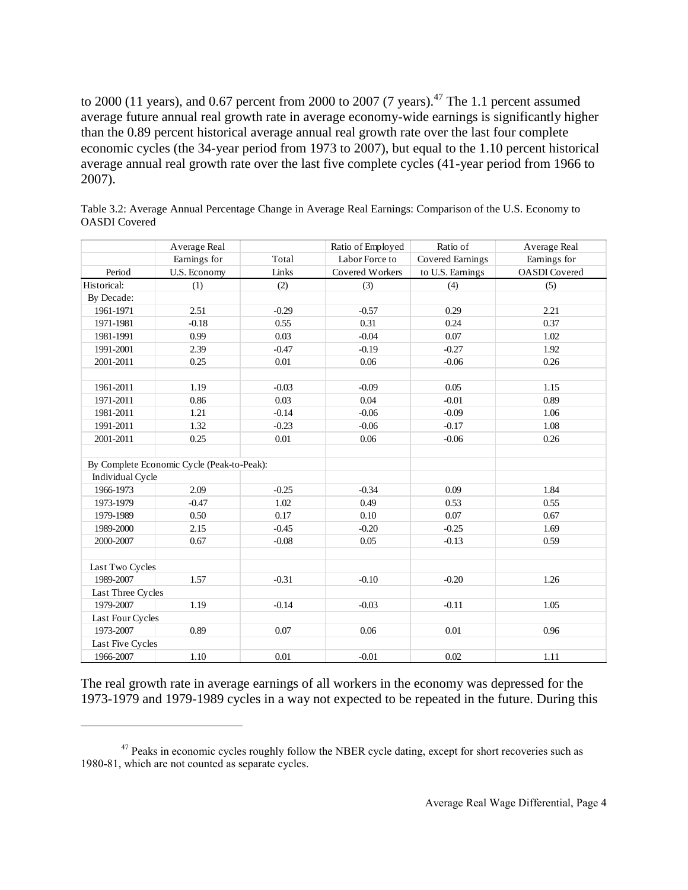to 2000 (11 years), and 0.67 percent from 2000 to 2007 (7 years).[47] The 1.1 percent assumed average future annual real growth rate in average economy-wide earnings is significantly higher than the 0.89 percent historical average annual real growth rate over the last four complete economic cycles (the 34-year period from 1973 to 2007), but equal to the 1.10 percent historical average annual real growth rate over the last five complete cycles (41-year period from 1966 to 2007).

Table 3.2: Average Annual Percentage Change in Average Real Earnings: Comparison of the U.S. Economy to OASDI Covered

| Period | Average Real Earnings for U.S. Economy | Total Links | Ratio of Employed Labor Force to Covered Workers | Ratio of Covered Earnings to U.S. Earnings | Average Real Earnings for OASDI Covered |
|---|---|---|---|---|---|
| Historical: | (1) | (2) | (3) | (4) | (5) |
| By Decade: | | | | | |
| 1961-1971 | 2.51 | -0.29 | -0.57 | 0.29 | 2.21 |
| 1971-1981 | -0.18 | 0.55 | 0.31 | 0.24 | 0.37 |
| 1981-1991 | 0.99 | 0.03 | -0.04 | 0.07 | 1.02 |
| 1991-2001 | 2.39 | -0.47 | -0.19 | -0.27 | 1.92 |
| 2001-2011 | 0.25 | 0.01 | 0.06 | -0.06 | 0.26 |
| | | | | | |
| 1961-2011 | 1.19 | -0.03 | -0.09 | 0.05 | 1.15 |
| 1971-2011 | 0.86 | 0.03 | 0.04 | -0.01 | 0.89 |
| 1981-2011 | 1.21 | -0.14 | -0.06 | -0.09 | 1.06 |
| 1991-2011 | 1.32 | -0.23 | -0.06 | -0.17 | 1.08 |
| 2001-2011 | 0.25 | 0.01 | 0.06 | -0.06 | 0.26 |
| | | | | | |
| By Complete Economic Cycle (Peak-to-Peak): | | | | | |
| Individual Cycle | | | | | |
| 1966-1973 | 2.09 | -0.25 | -0.34 | 0.09 | 1.84 |
| 1973-1979 | -0.47 | 1.02 | 0.49 | 0.53 | 0.55 |
| 1979-1989 | 0.50 | 0.17 | 0.10 | 0.07 | 0.67 |
| 1989-2000 | 2.15 | -0.45 | -0.20 | -0.25 | 1.69 |
| 2000-2007 | 0.67 | -0.08 | 0.05 | -0.13 | 0.59 |
| | | | | | |
| Last Two Cycles | | | | | |
| 1989-2007 | 1.57 | -0.31 | -0.10 | -0.20 | 1.26 |
| Last Three Cycles | | | | | |
| 1979-2007 | 1.19 | -0.14 | -0.03 | -0.11 | 1.05 |
| Last Four Cycles | | | | | |
| 1973-2007 | 0.89 | 0.07 | 0.06 | 0.01 | 0.96 |
| Last Five Cycles | | | | | |
| 1966-2007 | 1.10 | 0.01 | -0.01 | 0.02 | 1.11 |

The real growth rate in average earnings of all workers in the economy was depressed for the 1973-1979 and 1979-1989 cycles in a way not expected to be repeated in the future. During this

[47] Peaks in economic cycles roughly follow the NBER cycle dating, except for short recoveries such as 1980-81, which are not counted as separate cycles.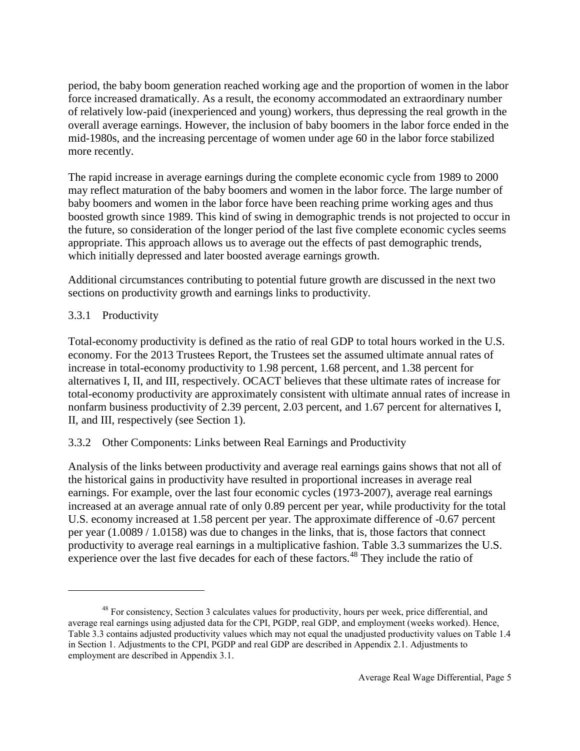period, the baby boom generation reached working age and the proportion of women in the labor force increased dramatically. As a result, the economy accommodated an extraordinary number of relatively low-paid (inexperienced and young) workers, thus depressing the real growth in the overall average earnings. However, the inclusion of baby boomers in the labor force ended in the mid-1980s, and the increasing percentage of women under age 60 in the labor force stabilized more recently.

The rapid increase in average earnings during the complete economic cycle from 1989 to 2000 may reflect maturation of the baby boomers and women in the labor force. The large number of baby boomers and women in the labor force have been reaching prime working ages and thus boosted growth since 1989. This kind of swing in demographic trends is not projected to occur in the future, so consideration of the longer period of the last five complete economic cycles seems appropriate. This approach allows us to average out the effects of past demographic trends, which initially depressed and later boosted average earnings growth.

Additional circumstances contributing to potential future growth are discussed in the next two sections on productivity growth and earnings links to productivity.

### 3.3.1 Productivity

Total-economy productivity is defined as the ratio of real GDP to total hours worked in the U.S. economy. For the 2013 Trustees Report, the Trustees set the assumed ultimate annual rates of increase in total-economy productivity to 1.98 percent, 1.68 percent, and 1.38 percent for alternatives I, II, and III, respectively. OCACT believes that these ultimate rates of increase for total-economy productivity are approximately consistent with ultimate annual rates of increase in nonfarm business productivity of 2.39 percent, 2.03 percent, and 1.67 percent for alternatives I, II, and III, respectively (see Section 1).

### 3.3.2 Other Components: Links between Real Earnings and Productivity

Analysis of the links between productivity and average real earnings gains shows that not all of the historical gains in productivity have resulted in proportional increases in average real earnings. For example, over the last four economic cycles (1973-2007), average real earnings increased at an average annual rate of only 0.89 percent per year, while productivity for the total U.S. economy increased at 1.58 percent per year. The approximate difference of -0.67 percent per year (1.0089 / 1.0158) was due to changes in the links, that is, those factors that connect productivity to average real earnings in a multiplicative fashion. Table 3.3 summarizes the U.S. experience over the last five decades for each of these factors.[48] They include the ratio of

---

[48] For consistency, Section 3 calculates values for productivity, hours per week, price differential, and average real earnings using adjusted data for the CPI, PGDP, real GDP, and employment (weeks worked). Hence, Table 3.3 contains adjusted productivity values which may not equal the unadjusted productivity values on Table 1.4 in Section 1. Adjustments to the CPI, PGDP and real GDP are described in Appendix 2.1. Adjustments to employment are described in Appendix 3.1.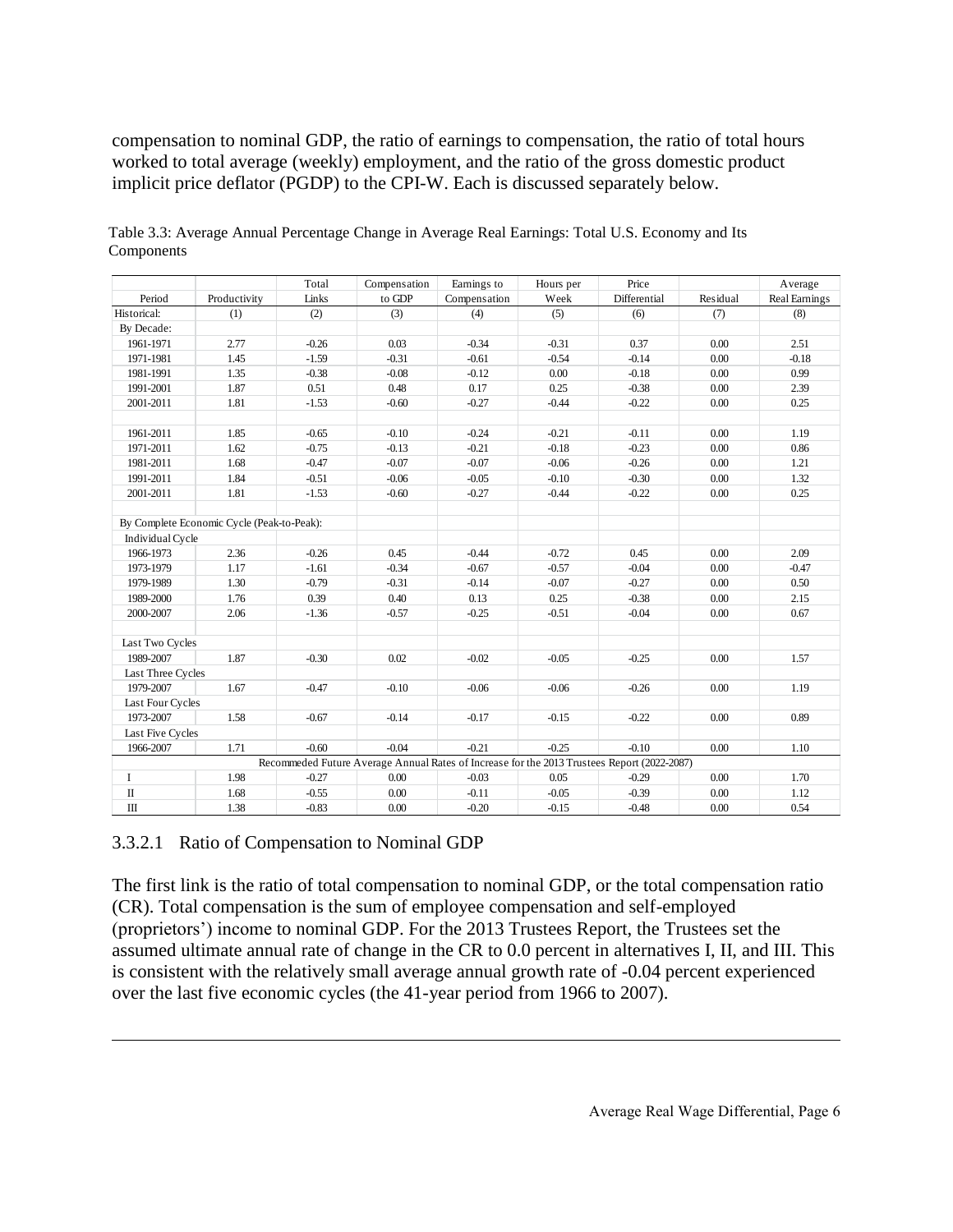compensation to nominal GDP, the ratio of earnings to compensation, the ratio of total hours worked to total average (weekly) employment, and the ratio of the gross domestic product implicit price deflator (PGDP) to the CPI-W. Each is discussed separately below.

Table 3.3: Average Annual Percentage Change in Average Real Earnings: Total U.S. Economy and Its Components

| Period | Productivity | Total Links | Compensation to GDP | Earnings to Compensation | Hours per Week | Price Differential | Residual | Average Real Earnings |
|---|---|---|---|---|---|---|---|---|
| Historical: | (1) | (2) | (3) | (4) | (5) | (6) | (7) | (8) |
| By Decade: | | | | | | | | |
| 1961-1971 | 2.77 | -0.26 | 0.03 | -0.34 | -0.31 | 0.37 | 0.00 | 2.51 |
| 1971-1981 | 1.45 | -1.59 | -0.31 | -0.61 | -0.54 | -0.14 | 0.00 | -0.18 |
| 1981-1991 | 1.35 | -0.38 | -0.08 | -0.12 | 0.00 | -0.18 | 0.00 | 0.99 |
| 1991-2001 | 1.87 | 0.51 | 0.48 | 0.17 | 0.25 | -0.38 | 0.00 | 2.39 |
| 2001-2011 | 1.81 | -1.53 | -0.60 | -0.27 | -0.44 | -0.22 | 0.00 | 0.25 |
| | | | | | | | | |
| 1961-2011 | 1.85 | -0.65 | -0.10 | -0.24 | -0.21 | -0.11 | 0.00 | 1.19 |
| 1971-2011 | 1.62 | -0.75 | -0.13 | -0.21 | -0.18 | -0.23 | 0.00 | 0.86 |
| 1981-2011 | 1.68 | -0.47 | -0.07 | -0.07 | -0.06 | -0.26 | 0.00 | 1.21 |
| 1991-2011 | 1.84 | -0.51 | -0.06 | -0.05 | -0.10 | -0.30 | 0.00 | 1.32 |
| 2001-2011 | 1.81 | -1.53 | -0.60 | -0.27 | -0.44 | -0.22 | 0.00 | 0.25 |
| | | | | | | | | |
| By Complete Economic Cycle (Peak-to-Peak): | | | | | | | | |
| Individual Cycle | | | | | | | | |
| 1966-1973 | 2.36 | -0.26 | 0.45 | -0.44 | -0.72 | 0.45 | 0.00 | 2.09 |
| 1973-1979 | 1.17 | -1.61 | -0.34 | -0.67 | -0.57 | -0.04 | 0.00 | -0.47 |
| 1979-1989 | 1.30 | -0.79 | -0.31 | -0.14 | -0.07 | -0.27 | 0.00 | 0.50 |
| 1989-2000 | 1.76 | 0.39 | 0.40 | 0.13 | 0.25 | -0.38 | 0.00 | 2.15 |
| 2000-2007 | 2.06 | -1.36 | -0.57 | -0.25 | -0.51 | -0.04 | 0.00 | 0.67 |
| | | | | | | | | |
| Last Two Cycles | | | | | | | | |
| 1989-2007 | 1.87 | -0.30 | 0.02 | -0.02 | -0.05 | -0.25 | 0.00 | 1.57 |
| Last Three Cycles | | | | | | | | |
| 1979-2007 | 1.67 | -0.47 | -0.10 | -0.06 | -0.06 | -0.26 | 0.00 | 1.19 |
| Last Four Cycles | | | | | | | | |
| 1973-2007 | 1.58 | -0.67 | -0.14 | -0.17 | -0.15 | -0.22 | 0.00 | 0.89 |
| Last Five Cycles | | | | | | | | |
| 1966-2007 | 1.71 | -0.60 | -0.04 | -0.21 | -0.25 | -0.10 | 0.00 | 1.10 |
| Recommeded Future Average Annual Rates of Increase for the 2013 Trustees Report (2022-2087) | | | | | | | | |
| I | 1.98 | -0.27 | 0.00 | -0.03 | 0.05 | -0.29 | 0.00 | 1.70 |
| II | 1.68 | -0.55 | 0.00 | -0.11 | -0.05 | -0.39 | 0.00 | 1.12 |
| III | 1.38 | -0.83 | 0.00 | -0.20 | -0.15 | -0.48 | 0.00 | 0.54 |

#### 3.3.2.1 Ratio of Compensation to Nominal GDP

The first link is the ratio of total compensation to nominal GDP, or the total compensation ratio (CR). Total compensation is the sum of employee compensation and self-employed (proprietors') income to nominal GDP. For the 2013 Trustees Report, the Trustees set the assumed ultimate annual rate of change in the CR to 0.0 percent in alternatives I, II, and III. This is consistent with the relatively small average annual growth rate of -0.04 percent experienced over the last five economic cycles (the 41-year period from 1966 to 2007).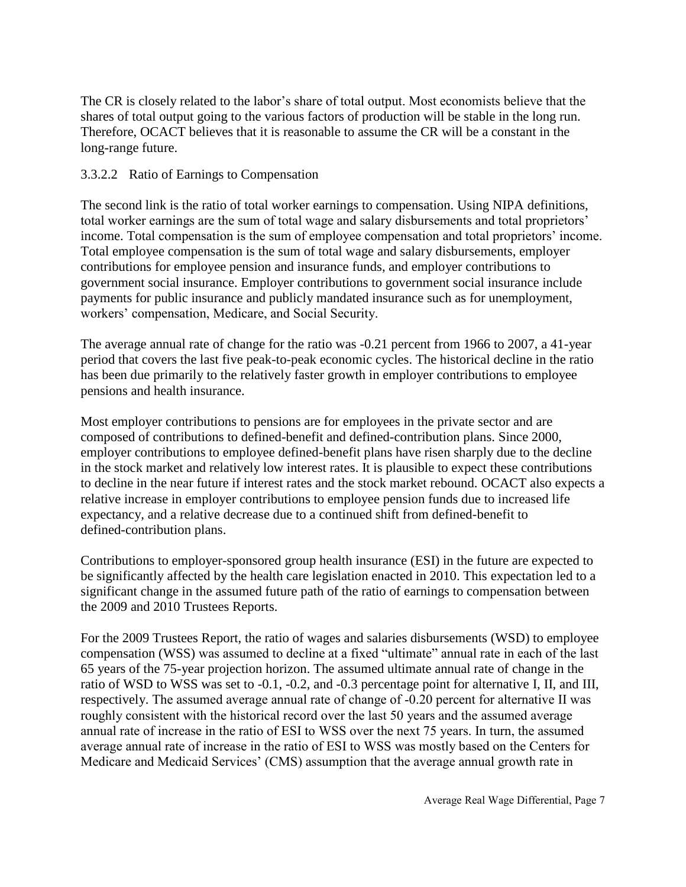The CR is closely related to the labor's share of total output. Most economists believe that the shares of total output going to the various factors of production will be stable in the long run. Therefore, OCACT believes that it is reasonable to assume the CR will be a constant in the long-range future.

#### 3.3.2.2 Ratio of Earnings to Compensation

The second link is the ratio of total worker earnings to compensation. Using NIPA definitions, total worker earnings are the sum of total wage and salary disbursements and total proprietors' income. Total compensation is the sum of employee compensation and total proprietors' income. Total employee compensation is the sum of total wage and salary disbursements, employer contributions for employee pension and insurance funds, and employer contributions to government social insurance. Employer contributions to government social insurance include payments for public insurance and publicly mandated insurance such as for unemployment, workers' compensation, Medicare, and Social Security.

The average annual rate of change for the ratio was -0.21 percent from 1966 to 2007, a 41-year period that covers the last five peak-to-peak economic cycles. The historical decline in the ratio has been due primarily to the relatively faster growth in employer contributions to employee pensions and health insurance.

Most employer contributions to pensions are for employees in the private sector and are composed of contributions to defined-benefit and defined-contribution plans. Since 2000, employer contributions to employee defined-benefit plans have risen sharply due to the decline in the stock market and relatively low interest rates. It is plausible to expect these contributions to decline in the near future if interest rates and the stock market rebound. OCACT also expects a relative increase in employer contributions to employee pension funds due to increased life expectancy, and a relative decrease due to a continued shift from defined-benefit to defined-contribution plans.

Contributions to employer-sponsored group health insurance (ESI) in the future are expected to be significantly affected by the health care legislation enacted in 2010. This expectation led to a significant change in the assumed future path of the ratio of earnings to compensation between the 2009 and 2010 Trustees Reports.

For the 2009 Trustees Report, the ratio of wages and salaries disbursements (WSD) to employee compensation (WSS) was assumed to decline at a fixed "ultimate" annual rate in each of the last 65 years of the 75-year projection horizon. The assumed ultimate annual rate of change in the ratio of WSD to WSS was set to -0.1, -0.2, and -0.3 percentage point for alternative I, II, and III, respectively. The assumed average annual rate of change of -0.20 percent for alternative II was roughly consistent with the historical record over the last 50 years and the assumed average annual rate of increase in the ratio of ESI to WSS over the next 75 years. In turn, the assumed average annual rate of increase in the ratio of ESI to WSS was mostly based on the Centers for Medicare and Medicaid Services' (CMS) assumption that the average annual growth rate in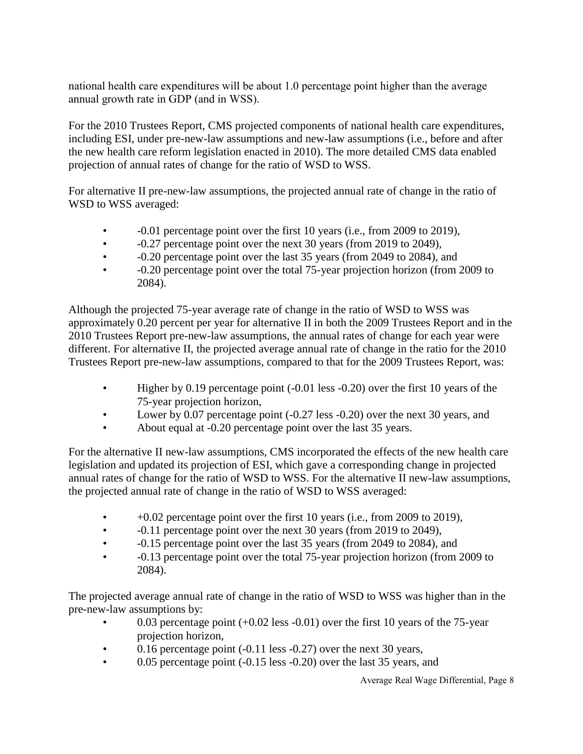national health care expenditures will be about 1.0 percentage point higher than the average annual growth rate in GDP (and in WSS).

For the 2010 Trustees Report, CMS projected components of national health care expenditures, including ESI, under pre-new-law assumptions and new-law assumptions (i.e., before and after the new health care reform legislation enacted in 2010). The more detailed CMS data enabled projection of annual rates of change for the ratio of WSD to WSS.

For alternative II pre-new-law assumptions, the projected annual rate of change in the ratio of WSD to WSS averaged:

- -0.01 percentage point over the first 10 years (i.e., from 2009 to 2019),
- -0.27 percentage point over the next 30 years (from 2019 to 2049),
- -0.20 percentage point over the last 35 years (from 2049 to 2084), and
- -0.20 percentage point over the total 75-year projection horizon (from 2009 to 2084).

Although the projected 75-year average rate of change in the ratio of WSD to WSS was approximately 0.20 percent per year for alternative II in both the 2009 Trustees Report and in the 2010 Trustees Report pre-new-law assumptions, the annual rates of change for each year were different. For alternative II, the projected average annual rate of change in the ratio for the 2010 Trustees Report pre-new-law assumptions, compared to that for the 2009 Trustees Report, was:

- Higher by 0.19 percentage point (-0.01 less -0.20) over the first 10 years of the 75-year projection horizon,
- Lower by 0.07 percentage point (-0.27 less -0.20) over the next 30 years, and
- About equal at -0.20 percentage point over the last 35 years.

For the alternative II new-law assumptions, CMS incorporated the effects of the new health care legislation and updated its projection of ESI, which gave a corresponding change in projected annual rates of change for the ratio of WSD to WSS. For the alternative II new-law assumptions, the projected annual rate of change in the ratio of WSD to WSS averaged:

- +0.02 percentage point over the first 10 years (i.e., from 2009 to 2019),
- -0.11 percentage point over the next 30 years (from 2019 to 2049),
- -0.15 percentage point over the last 35 years (from 2049 to 2084), and
- -0.13 percentage point over the total 75-year projection horizon (from 2009 to 2084).

The projected average annual rate of change in the ratio of WSD to WSS was higher than in the pre-new-law assumptions by:

- 0.03 percentage point (+0.02 less -0.01) over the first 10 years of the 75-year projection horizon,
- 0.16 percentage point (-0.11 less -0.27) over the next 30 years,
- 0.05 percentage point (-0.15 less -0.20) over the last 35 years, and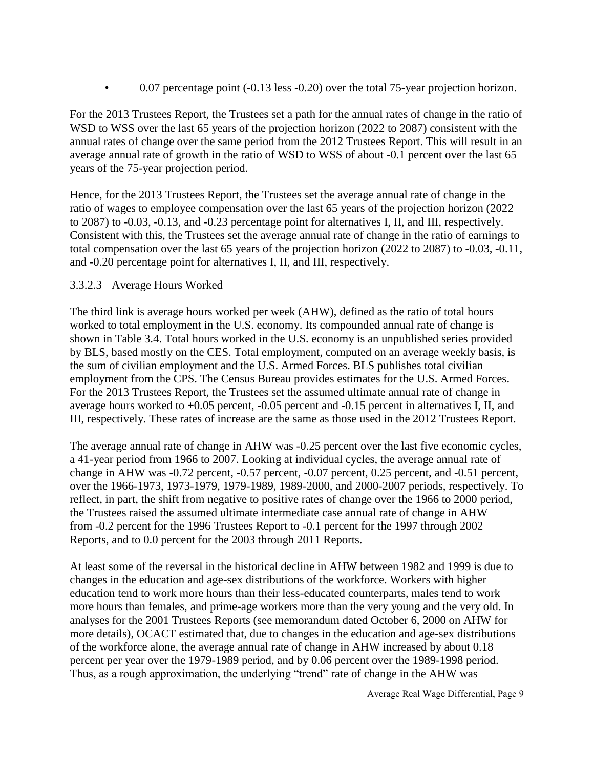- 0.07 percentage point (-0.13 less -0.20) over the total 75-year projection horizon.

For the 2013 Trustees Report, the Trustees set a path for the annual rates of change in the ratio of WSD to WSS over the last 65 years of the projection horizon (2022 to 2087) consistent with the annual rates of change over the same period from the 2012 Trustees Report. This will result in an average annual rate of growth in the ratio of WSD to WSS of about -0.1 percent over the last 65 years of the 75-year projection period.

Hence, for the 2013 Trustees Report, the Trustees set the average annual rate of change in the ratio of wages to employee compensation over the last 65 years of the projection horizon (2022 to 2087) to -0.03, -0.13, and -0.23 percentage point for alternatives I, II, and III, respectively. Consistent with this, the Trustees set the average annual rate of change in the ratio of earnings to total compensation over the last 65 years of the projection horizon (2022 to 2087) to -0.03, -0.11, and -0.20 percentage point for alternatives I, II, and III, respectively.

#### 3.3.2.3 Average Hours Worked

The third link is average hours worked per week (AHW), defined as the ratio of total hours worked to total employment in the U.S. economy. Its compounded annual rate of change is shown in Table 3.4. Total hours worked in the U.S. economy is an unpublished series provided by BLS, based mostly on the CES. Total employment, computed on an average weekly basis, is the sum of civilian employment and the U.S. Armed Forces. BLS publishes total civilian employment from the CPS. The Census Bureau provides estimates for the U.S. Armed Forces. For the 2013 Trustees Report, the Trustees set the assumed ultimate annual rate of change in average hours worked to +0.05 percent, -0.05 percent and -0.15 percent in alternatives I, II, and III, respectively. These rates of increase are the same as those used in the 2012 Trustees Report.

The average annual rate of change in AHW was -0.25 percent over the last five economic cycles, a 41-year period from 1966 to 2007. Looking at individual cycles, the average annual rate of change in AHW was -0.72 percent, -0.57 percent, -0.07 percent, 0.25 percent, and -0.51 percent, over the 1966-1973, 1973-1979, 1979-1989, 1989-2000, and 2000-2007 periods, respectively. To reflect, in part, the shift from negative to positive rates of change over the 1966 to 2000 period, the Trustees raised the assumed ultimate intermediate case annual rate of change in AHW from -0.2 percent for the 1996 Trustees Report to -0.1 percent for the 1997 through 2002 Reports, and to 0.0 percent for the 2003 through 2011 Reports.

At least some of the reversal in the historical decline in AHW between 1982 and 1999 is due to changes in the education and age-sex distributions of the workforce. Workers with higher education tend to work more hours than their less-educated counterparts, males tend to work more hours than females, and prime-age workers more than the very young and the very old. In analyses for the 2001 Trustees Reports (see memorandum dated October 6, 2000 on AHW for more details), OCACT estimated that, due to changes in the education and age-sex distributions of the workforce alone, the average annual rate of change in AHW increased by about 0.18 percent per year over the 1979-1989 period, and by 0.06 percent over the 1989-1998 period. Thus, as a rough approximation, the underlying "trend" rate of change in the AHW was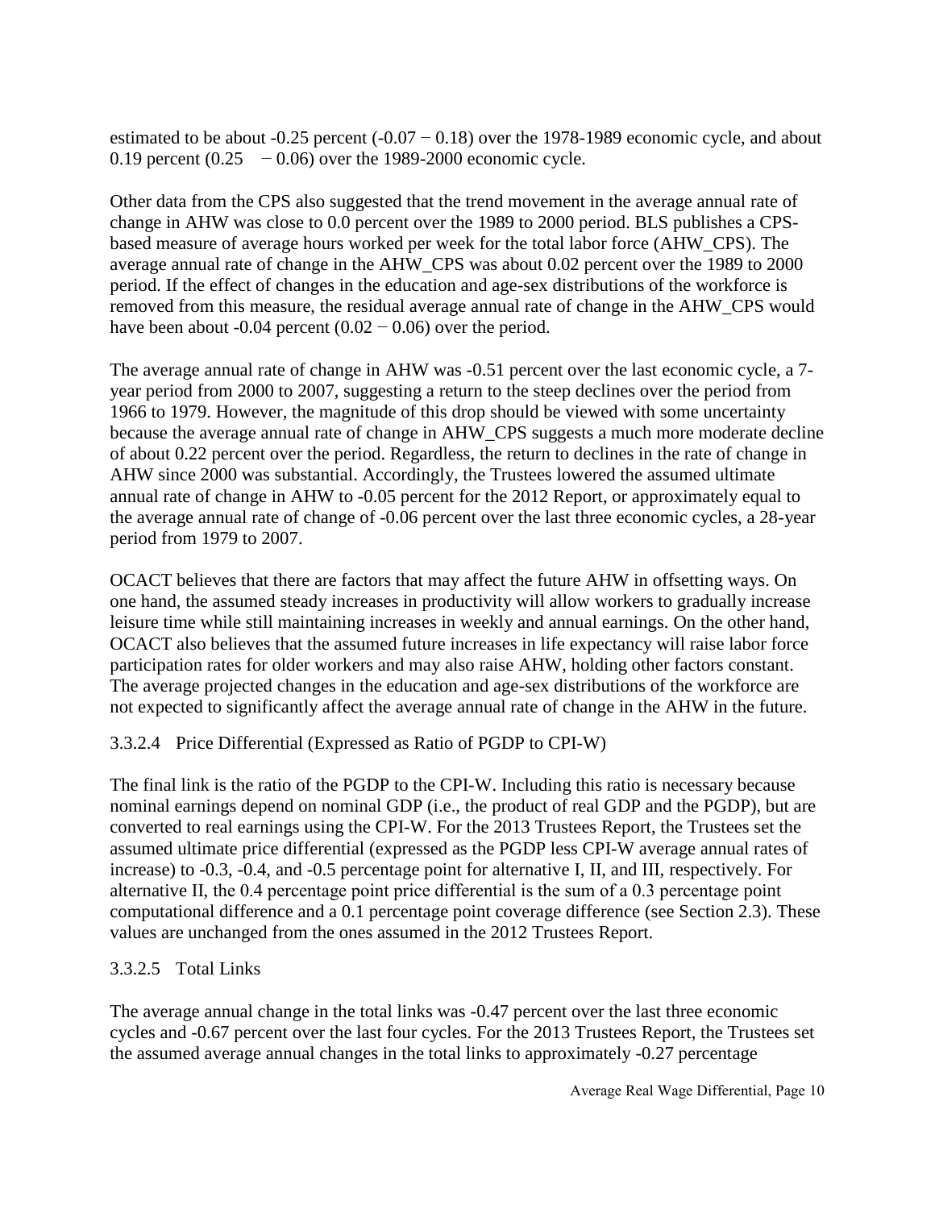estimated to be about -0.25 percent (-0.07 − 0.18) over the 1978-1989 economic cycle, and about 0.19 percent (0.25 − 0.06) over the 1989-2000 economic cycle.

Other data from the CPS also suggested that the trend movement in the average annual rate of change in AHW was close to 0.0 percent over the 1989 to 2000 period. BLS publishes a CPS-based measure of average hours worked per week for the total labor force (AHW_CPS). The average annual rate of change in the AHW_CPS was about 0.02 percent over the 1989 to 2000 period. If the effect of changes in the education and age-sex distributions of the workforce is removed from this measure, the residual average annual rate of change in the AHW_CPS would have been about -0.04 percent (0.02 − 0.06) over the period.

The average annual rate of change in AHW was -0.51 percent over the last economic cycle, a 7-year period from 2000 to 2007, suggesting a return to the steep declines over the period from 1966 to 1979. However, the magnitude of this drop should be viewed with some uncertainty because the average annual rate of change in AHW_CPS suggests a much more moderate decline of about 0.22 percent over the period. Regardless, the return to declines in the rate of change in AHW since 2000 was substantial. Accordingly, the Trustees lowered the assumed ultimate annual rate of change in AHW to -0.05 percent for the 2012 Report, or approximately equal to the average annual rate of change of -0.06 percent over the last three economic cycles, a 28-year period from 1979 to 2007.

OCACT believes that there are factors that may affect the future AHW in offsetting ways. On one hand, the assumed steady increases in productivity will allow workers to gradually increase leisure time while still maintaining increases in weekly and annual earnings. On the other hand, OCACT also believes that the assumed future increases in life expectancy will raise labor force participation rates for older workers and may also raise AHW, holding other factors constant. The average projected changes in the education and age-sex distributions of the workforce are not expected to significantly affect the average annual rate of change in the AHW in the future.

#### 3.3.2.4 Price Differential (Expressed as Ratio of PGDP to CPI-W)

The final link is the ratio of the PGDP to the CPI-W. Including this ratio is necessary because nominal earnings depend on nominal GDP (i.e., the product of real GDP and the PGDP), but are converted to real earnings using the CPI-W. For the 2013 Trustees Report, the Trustees set the assumed ultimate price differential (expressed as the PGDP less CPI-W average annual rates of increase) to -0.3, -0.4, and -0.5 percentage point for alternative I, II, and III, respectively. For alternative II, the 0.4 percentage point price differential is the sum of a 0.3 percentage point computational difference and a 0.1 percentage point coverage difference (see Section 2.3). These values are unchanged from the ones assumed in the 2012 Trustees Report.

#### 3.3.2.5 Total Links

The average annual change in the total links was -0.47 percent over the last three economic cycles and -0.67 percent over the last four cycles. For the 2013 Trustees Report, the Trustees set the assumed average annual changes in the total links to approximately -0.27 percentage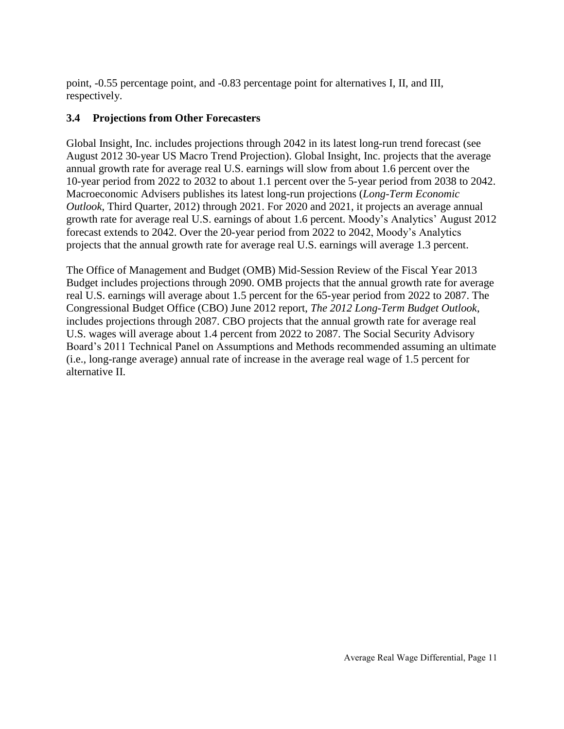point, -0.55 percentage point, and -0.83 percentage point for alternatives I, II, and III, respectively.

### 3.4 Projections from Other Forecasters

Global Insight, Inc. includes projections through 2042 in its latest long-run trend forecast (see August 2012 30-year US Macro Trend Projection). Global Insight, Inc. projects that the average annual growth rate for average real U.S. earnings will slow from about 1.6 percent over the 10-year period from 2022 to 2032 to about 1.1 percent over the 5-year period from 2038 to 2042. Macroeconomic Advisers publishes its latest long-run projections (*Long-Term Economic Outlook*, Third Quarter, 2012) through 2021. For 2020 and 2021, it projects an average annual growth rate for average real U.S. earnings of about 1.6 percent. Moody's Analytics' August 2012 forecast extends to 2042. Over the 20-year period from 2022 to 2042, Moody's Analytics projects that the annual growth rate for average real U.S. earnings will average 1.3 percent.

The Office of Management and Budget (OMB) Mid-Session Review of the Fiscal Year 2013 Budget includes projections through 2090. OMB projects that the annual growth rate for average real U.S. earnings will average about 1.5 percent for the 65-year period from 2022 to 2087. The Congressional Budget Office (CBO) June 2012 report, *The 2012 Long-Term Budget Outlook*, includes projections through 2087. CBO projects that the annual growth rate for average real U.S. wages will average about 1.4 percent from 2022 to 2087. The Social Security Advisory Board's 2011 Technical Panel on Assumptions and Methods recommended assuming an ultimate (i.e., long-range average) annual rate of increase in the average real wage of 1.5 percent for alternative II.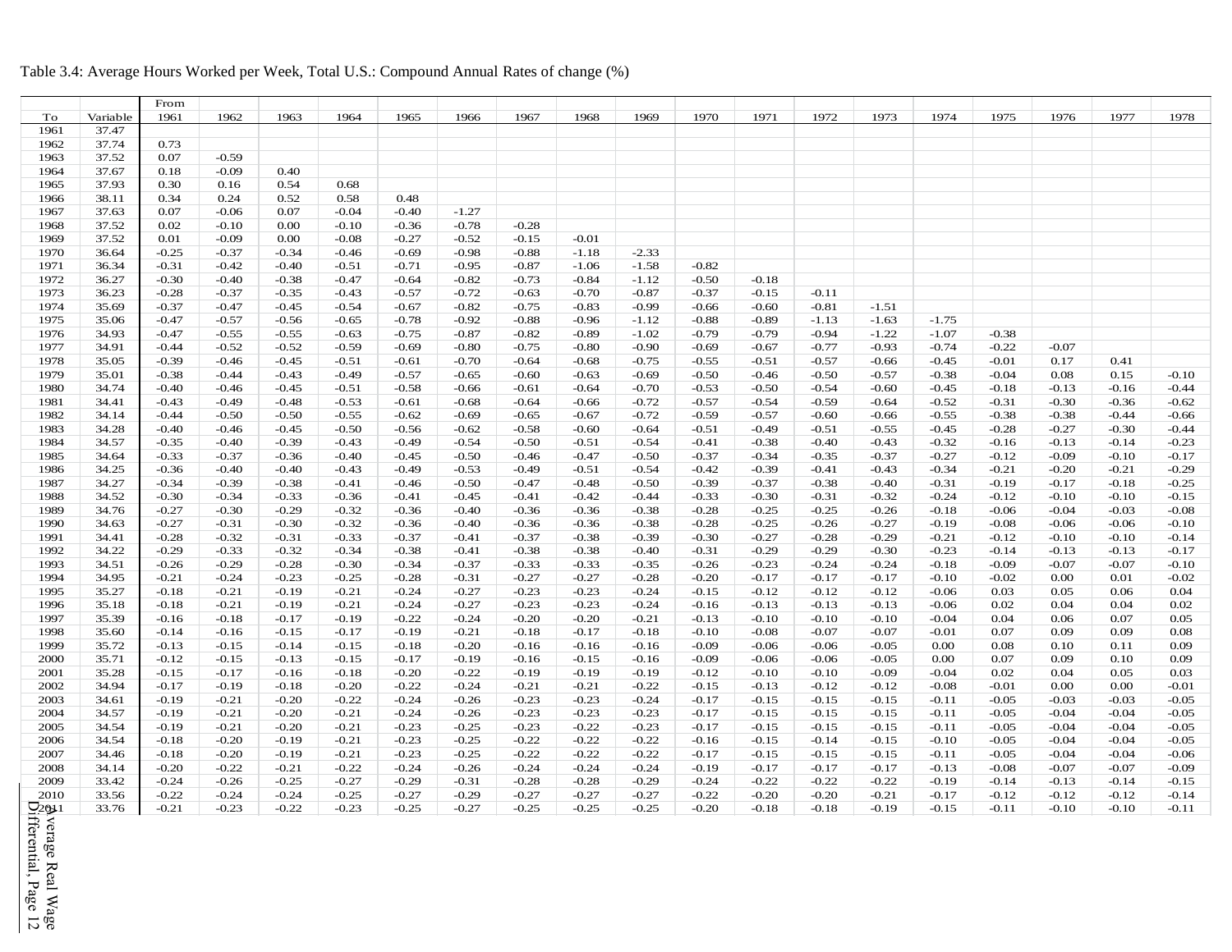Table 3.4: Average Hours Worked per Week, Total U.S.: Compound Annual Rates of change (%)

| To | Variable | From 1961 | 1962 | 1963 | 1964 | 1965 | 1966 | 1967 | 1968 | 1969 | 1970 | 1971 | 1972 | 1973 | 1974 | 1975 | 1976 | 1977 | 1978 |
|---|---|---|---|---|---|---|---|---|---|---|---|---|---|---|---|---|---|---|---|
| 1961 | 37.47 | | | | | | | | | | | | | | | | | | |
| 1962 | 37.74 | 0.73 | | | | | | | | | | | | | | | | | |
| 1963 | 37.52 | 0.07 | -0.59 | | | | | | | | | | | | | | | | |
| 1964 | 37.67 | 0.18 | -0.09 | 0.40 | | | | | | | | | | | | | | | |
| 1965 | 37.93 | 0.30 | 0.16 | 0.54 | 0.68 | | | | | | | | | | | | | | |
| 1966 | 38.11 | 0.34 | 0.24 | 0.52 | 0.58 | 0.48 | | | | | | | | | | | | | |
| 1967 | 37.63 | 0.07 | -0.06 | 0.07 | -0.04 | -0.40 | -1.27 | | | | | | | | | | | | |
| 1968 | 37.52 | 0.02 | -0.10 | 0.00 | -0.10 | -0.36 | -0.78 | -0.28 | | | | | | | | | | | |
| 1969 | 37.52 | 0.01 | -0.09 | 0.00 | -0.08 | -0.27 | -0.52 | -0.15 | -0.01 | | | | | | | | | | |
| 1970 | 36.64 | -0.25 | -0.37 | -0.34 | -0.46 | -0.69 | -0.98 | -0.88 | -1.18 | -2.33 | | | | | | | | | |
| 1971 | 36.34 | -0.31 | -0.42 | -0.40 | -0.51 | -0.71 | -0.95 | -0.87 | -1.06 | -1.58 | -0.82 | | | | | | | | |
| 1972 | 36.27 | -0.30 | -0.40 | -0.38 | -0.47 | -0.64 | -0.82 | -0.73 | -0.84 | -1.12 | -0.50 | -0.18 | | | | | | | |
| 1973 | 36.23 | -0.28 | -0.37 | -0.35 | -0.43 | -0.57 | -0.72 | -0.63 | -0.70 | -0.87 | -0.37 | -0.15 | -0.11 | | | | | | |
| 1974 | 35.69 | -0.37 | -0.47 | -0.45 | -0.54 | -0.67 | -0.82 | -0.75 | -0.83 | -0.99 | -0.66 | -0.60 | -0.81 | -1.51 | | | | | |
| 1975 | 35.06 | -0.47 | -0.57 | -0.56 | -0.65 | -0.78 | -0.92 | -0.88 | -0.96 | -1.12 | -0.88 | -0.89 | -1.13 | -1.63 | -1.75 | | | | |
| 1976 | 34.93 | -0.47 | -0.55 | -0.55 | -0.63 | -0.75 | -0.87 | -0.82 | -0.89 | -1.02 | -0.79 | -0.79 | -0.94 | -1.22 | -1.07 | -0.38 | | | |
| 1977 | 34.91 | -0.44 | -0.52 | -0.52 | -0.59 | -0.69 | -0.80 | -0.75 | -0.80 | -0.90 | -0.69 | -0.67 | -0.77 | -0.93 | -0.74 | -0.22 | -0.07 | | |
| 1978 | 35.05 | -0.39 | -0.46 | -0.45 | -0.51 | -0.61 | -0.70 | -0.64 | -0.68 | -0.75 | -0.55 | -0.51 | -0.57 | -0.66 | -0.45 | -0.01 | 0.17 | 0.41 | |
| 1979 | 35.01 | -0.38 | -0.44 | -0.43 | -0.49 | -0.57 | -0.65 | -0.60 | -0.63 | -0.69 | -0.50 | -0.46 | -0.50 | -0.57 | -0.38 | -0.04 | 0.08 | 0.15 | -0.10 |
| 1980 | 34.74 | -0.40 | -0.46 | -0.45 | -0.51 | -0.58 | -0.66 | -0.61 | -0.64 | -0.70 | -0.53 | -0.50 | -0.54 | -0.60 | -0.45 | -0.18 | -0.13 | -0.16 | -0.44 |
| 1981 | 34.41 | -0.43 | -0.49 | -0.48 | -0.53 | -0.61 | -0.68 | -0.64 | -0.66 | -0.72 | -0.57 | -0.54 | -0.59 | -0.64 | -0.52 | -0.31 | -0.30 | -0.36 | -0.62 |
| 1982 | 34.14 | -0.44 | -0.50 | -0.50 | -0.55 | -0.62 | -0.69 | -0.65 | -0.67 | -0.72 | -0.59 | -0.57 | -0.60 | -0.66 | -0.55 | -0.38 | -0.38 | -0.44 | -0.66 |
| 1983 | 34.28 | -0.40 | -0.46 | -0.45 | -0.50 | -0.56 | -0.62 | -0.58 | -0.60 | -0.64 | -0.51 | -0.49 | -0.51 | -0.55 | -0.45 | -0.28 | -0.27 | -0.30 | -0.44 |
| 1984 | 34.57 | -0.35 | -0.40 | -0.39 | -0.43 | -0.49 | -0.54 | -0.50 | -0.51 | -0.54 | -0.41 | -0.38 | -0.40 | -0.43 | -0.32 | -0.16 | -0.13 | -0.14 | -0.23 |
| 1985 | 34.64 | -0.33 | -0.37 | -0.36 | -0.40 | -0.45 | -0.50 | -0.46 | -0.47 | -0.50 | -0.37 | -0.34 | -0.35 | -0.37 | -0.27 | -0.12 | -0.09 | -0.10 | -0.17 |
| 1986 | 34.25 | -0.36 | -0.40 | -0.40 | -0.43 | -0.49 | -0.53 | -0.49 | -0.51 | -0.54 | -0.42 | -0.39 | -0.41 | -0.43 | -0.34 | -0.21 | -0.20 | -0.21 | -0.29 |
| 1987 | 34.27 | -0.34 | -0.39 | -0.38 | -0.41 | -0.46 | -0.50 | -0.47 | -0.48 | -0.50 | -0.39 | -0.37 | -0.38 | -0.40 | -0.31 | -0.19 | -0.17 | -0.18 | -0.25 |
| 1988 | 34.52 | -0.30 | -0.34 | -0.33 | -0.36 | -0.41 | -0.45 | -0.41 | -0.42 | -0.44 | -0.33 | -0.30 | -0.31 | -0.32 | -0.24 | -0.12 | -0.10 | -0.10 | -0.15 |
| 1989 | 34.76 | -0.27 | -0.30 | -0.29 | -0.32 | -0.36 | -0.40 | -0.36 | -0.36 | -0.38 | -0.28 | -0.25 | -0.25 | -0.26 | -0.18 | -0.06 | -0.04 | -0.03 | -0.08 |
| 1990 | 34.63 | -0.27 | -0.31 | -0.30 | -0.32 | -0.36 | -0.40 | -0.36 | -0.36 | -0.38 | -0.28 | -0.25 | -0.26 | -0.27 | -0.19 | -0.08 | -0.06 | -0.06 | -0.10 |
| 1991 | 34.41 | -0.28 | -0.32 | -0.31 | -0.33 | -0.37 | -0.41 | -0.37 | -0.38 | -0.39 | -0.30 | -0.27 | -0.28 | -0.29 | -0.21 | -0.12 | -0.10 | -0.10 | -0.14 |
| 1992 | 34.22 | -0.29 | -0.33 | -0.32 | -0.34 | -0.38 | -0.41 | -0.38 | -0.38 | -0.40 | -0.31 | -0.29 | -0.29 | -0.30 | -0.23 | -0.14 | -0.13 | -0.13 | -0.17 |
| 1993 | 34.51 | -0.26 | -0.29 | -0.28 | -0.30 | -0.34 | -0.37 | -0.33 | -0.33 | -0.35 | -0.26 | -0.23 | -0.24 | -0.24 | -0.18 | -0.09 | -0.07 | -0.07 | -0.10 |
| 1994 | 34.95 | -0.21 | -0.24 | -0.23 | -0.25 | -0.28 | -0.31 | -0.27 | -0.27 | -0.28 | -0.20 | -0.17 | -0.17 | -0.17 | -0.10 | -0.02 | 0.00 | 0.01 | -0.02 |
| 1995 | 35.27 | -0.18 | -0.21 | -0.19 | -0.21 | -0.24 | -0.27 | -0.23 | -0.23 | -0.24 | -0.15 | -0.12 | -0.12 | -0.12 | -0.06 | 0.03 | 0.05 | 0.06 | 0.04 |
| 1996 | 35.18 | -0.18 | -0.21 | -0.19 | -0.21 | -0.24 | -0.27 | -0.23 | -0.23 | -0.24 | -0.16 | -0.13 | -0.13 | -0.13 | -0.06 | 0.02 | 0.04 | 0.04 | 0.02 |
| 1997 | 35.39 | -0.16 | -0.18 | -0.17 | -0.19 | -0.22 | -0.24 | -0.20 | -0.20 | -0.21 | -0.13 | -0.10 | -0.10 | -0.10 | -0.04 | 0.04 | 0.06 | 0.07 | 0.05 |
| 1998 | 35.60 | -0.14 | -0.16 | -0.15 | -0.17 | -0.19 | -0.21 | -0.18 | -0.17 | -0.18 | -0.10 | -0.08 | -0.07 | -0.07 | -0.01 | 0.07 | 0.09 | 0.09 | 0.08 |
| 1999 | 35.72 | -0.13 | -0.15 | -0.14 | -0.15 | -0.18 | -0.20 | -0.16 | -0.16 | -0.16 | -0.09 | -0.06 | -0.06 | -0.05 | 0.00 | 0.08 | 0.10 | 0.11 | 0.09 |
| 2000 | 35.71 | -0.12 | -0.15 | -0.13 | -0.15 | -0.17 | -0.19 | -0.16 | -0.15 | -0.16 | -0.09 | -0.06 | -0.06 | -0.05 | 0.00 | 0.07 | 0.09 | 0.10 | 0.09 |
| 2001 | 35.28 | -0.15 | -0.17 | -0.16 | -0.18 | -0.20 | -0.22 | -0.19 | -0.19 | -0.19 | -0.12 | -0.10 | -0.10 | -0.09 | -0.04 | 0.02 | 0.04 | 0.05 | 0.03 |
| 2002 | 34.94 | -0.17 | -0.19 | -0.18 | -0.20 | -0.22 | -0.24 | -0.21 | -0.21 | -0.22 | -0.15 | -0.13 | -0.12 | -0.12 | -0.08 | -0.01 | 0.00 | 0.00 | -0.01 |
| 2003 | 34.61 | -0.19 | -0.21 | -0.20 | -0.22 | -0.24 | -0.26 | -0.23 | -0.23 | -0.24 | -0.17 | -0.15 | -0.15 | -0.15 | -0.11 | -0.05 | -0.03 | -0.03 | -0.05 |
| 2004 | 34.57 | -0.19 | -0.21 | -0.20 | -0.21 | -0.24 | -0.26 | -0.23 | -0.23 | -0.23 | -0.17 | -0.15 | -0.15 | -0.15 | -0.11 | -0.05 | -0.04 | -0.04 | -0.05 |
| 2005 | 34.54 | -0.19 | -0.21 | -0.20 | -0.21 | -0.23 | -0.25 | -0.23 | -0.22 | -0.23 | -0.17 | -0.15 | -0.15 | -0.15 | -0.11 | -0.05 | -0.04 | -0.04 | -0.05 |
| 2006 | 34.54 | -0.18 | -0.20 | -0.19 | -0.21 | -0.23 | -0.25 | -0.22 | -0.22 | -0.22 | -0.16 | -0.15 | -0.14 | -0.15 | -0.10 | -0.05 | -0.04 | -0.04 | -0.05 |
| 2007 | 34.46 | -0.18 | -0.20 | -0.19 | -0.21 | -0.23 | -0.25 | -0.22 | -0.22 | -0.22 | -0.17 | -0.15 | -0.15 | -0.15 | -0.11 | -0.05 | -0.04 | -0.04 | -0.06 |
| 2008 | 34.14 | -0.20 | -0.22 | -0.21 | -0.22 | -0.24 | -0.26 | -0.24 | -0.24 | -0.24 | -0.19 | -0.17 | -0.17 | -0.17 | -0.13 | -0.08 | -0.07 | -0.07 | -0.09 |
| 2009 | 33.42 | -0.24 | -0.26 | -0.25 | -0.27 | -0.29 | -0.31 | -0.28 | -0.28 | -0.29 | -0.24 | -0.22 | -0.22 | -0.22 | -0.19 | -0.14 | -0.13 | -0.14 | -0.15 |
| 2010 | 33.56 | -0.22 | -0.24 | -0.24 | -0.25 | -0.27 | -0.29 | -0.27 | -0.27 | -0.27 | -0.22 | -0.20 | -0.20 | -0.21 | -0.17 | -0.12 | -0.12 | -0.12 | -0.14 |
| 2011 | 33.76 | -0.21 | -0.23 | -0.22 | -0.23 | -0.25 | -0.27 | -0.25 | -0.25 | -0.25 | -0.20 | -0.18 | -0.18 | -0.19 | -0.15 | -0.11 | -0.10 | -0.10 | -0.11 |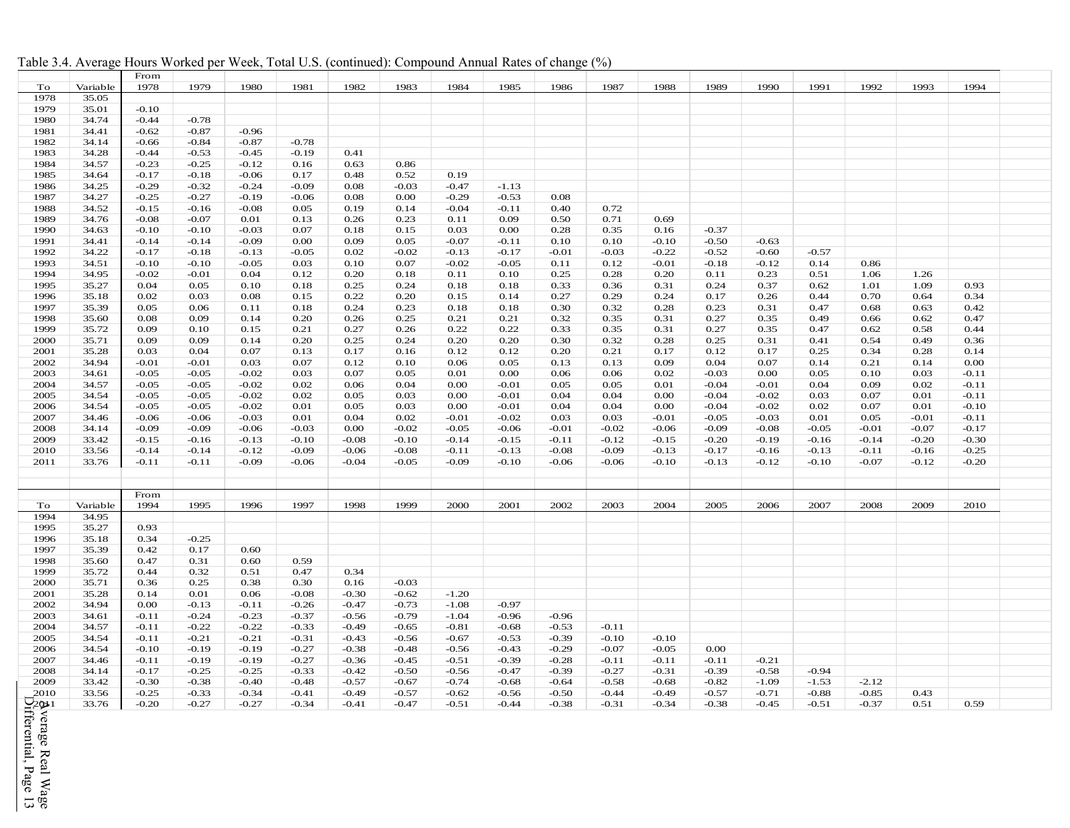Table 3.4. Average Hours Worked per Week, Total U.S. (continued): Compound Annual Rates of change (%)

| To | Variable | From 1978 | 1979 | 1980 | 1981 | 1982 | 1983 | 1984 | 1985 | 1986 | 1987 | 1988 | 1989 | 1990 | 1991 | 1992 | 1993 | 1994 |
|---|---|---|---|---|---|---|---|---|---|---|---|---|---|---|---|---|---|---|
| 1978 | 35.05 | | | | | | | | | | | | | | | | | |
| 1979 | 35.01 | -0.10 | | | | | | | | | | | | | | | | |
| 1980 | 34.74 | -0.44 | -0.78 | | | | | | | | | | | | | | | |
| 1981 | 34.41 | -0.62 | -0.87 | -0.96 | | | | | | | | | | | | | | |
| 1982 | 34.14 | -0.66 | -0.84 | -0.87 | -0.78 | | | | | | | | | | | | | |
| 1983 | 34.28 | -0.44 | -0.53 | -0.45 | -0.19 | 0.41 | | | | | | | | | | | | |
| 1984 | 34.57 | -0.23 | -0.25 | -0.12 | 0.16 | 0.63 | 0.86 | | | | | | | | | | | |
| 1985 | 34.64 | -0.17 | -0.18 | -0.06 | 0.17 | 0.48 | 0.52 | 0.19 | | | | | | | | | | |
| 1986 | 34.25 | -0.29 | -0.32 | -0.24 | -0.09 | 0.08 | -0.03 | -0.47 | -1.13 | | | | | | | | | |
| 1987 | 34.27 | -0.25 | -0.27 | -0.19 | -0.06 | 0.08 | 0.00 | -0.29 | -0.53 | 0.08 | | | | | | | | |
| 1988 | 34.52 | -0.15 | -0.16 | -0.08 | 0.05 | 0.19 | 0.14 | -0.04 | -0.11 | 0.40 | 0.72 | | | | | | | |
| 1989 | 34.76 | -0.08 | -0.07 | 0.01 | 0.13 | 0.26 | 0.23 | 0.11 | 0.09 | 0.50 | 0.71 | 0.69 | | | | | | |
| 1990 | 34.63 | -0.10 | -0.10 | -0.03 | 0.07 | 0.18 | 0.15 | 0.03 | 0.00 | 0.28 | 0.35 | 0.16 | -0.37 | | | | | |
| 1991 | 34.41 | -0.14 | -0.14 | -0.09 | 0.00 | 0.09 | 0.05 | -0.07 | -0.11 | 0.10 | 0.10 | -0.10 | -0.50 | -0.63 | | | | |
| 1992 | 34.22 | -0.17 | -0.18 | -0.13 | -0.05 | 0.02 | -0.02 | -0.13 | -0.17 | -0.01 | -0.03 | -0.22 | -0.52 | -0.60 | -0.57 | | | |
| 1993 | 34.51 | -0.10 | -0.10 | -0.05 | 0.03 | 0.10 | 0.07 | -0.02 | -0.05 | 0.11 | 0.12 | -0.01 | -0.18 | -0.12 | 0.14 | 0.86 | | |
| 1994 | 34.95 | -0.02 | -0.01 | 0.04 | 0.12 | 0.20 | 0.18 | 0.11 | 0.10 | 0.25 | 0.28 | 0.20 | 0.11 | 0.23 | 0.51 | 1.06 | 1.26 | |
| 1995 | 35.27 | 0.04 | 0.05 | 0.10 | 0.18 | 0.25 | 0.24 | 0.18 | 0.18 | 0.33 | 0.36 | 0.31 | 0.24 | 0.37 | 0.62 | 1.01 | 1.09 | 0.93 |
| 1996 | 35.18 | 0.02 | 0.03 | 0.08 | 0.15 | 0.22 | 0.20 | 0.15 | 0.14 | 0.27 | 0.29 | 0.24 | 0.17 | 0.26 | 0.44 | 0.70 | 0.64 | 0.34 |
| 1997 | 35.39 | 0.05 | 0.06 | 0.11 | 0.18 | 0.24 | 0.23 | 0.18 | 0.18 | 0.30 | 0.32 | 0.28 | 0.23 | 0.31 | 0.47 | 0.68 | 0.63 | 0.42 |
| 1998 | 35.60 | 0.08 | 0.09 | 0.14 | 0.20 | 0.26 | 0.25 | 0.21 | 0.21 | 0.32 | 0.35 | 0.31 | 0.27 | 0.35 | 0.49 | 0.66 | 0.62 | 0.47 |
| 1999 | 35.72 | 0.09 | 0.10 | 0.15 | 0.21 | 0.27 | 0.26 | 0.22 | 0.22 | 0.33 | 0.35 | 0.31 | 0.27 | 0.35 | 0.47 | 0.62 | 0.58 | 0.44 |
| 2000 | 35.71 | 0.09 | 0.09 | 0.14 | 0.20 | 0.25 | 0.24 | 0.20 | 0.20 | 0.30 | 0.32 | 0.28 | 0.25 | 0.31 | 0.41 | 0.54 | 0.49 | 0.36 |
| 2001 | 35.28 | 0.03 | 0.04 | 0.07 | 0.13 | 0.17 | 0.16 | 0.12 | 0.12 | 0.20 | 0.21 | 0.17 | 0.12 | 0.17 | 0.25 | 0.34 | 0.28 | 0.14 |
| 2002 | 34.94 | -0.01 | -0.01 | 0.03 | 0.07 | 0.12 | 0.10 | 0.06 | 0.05 | 0.13 | 0.13 | 0.09 | 0.04 | 0.07 | 0.14 | 0.21 | 0.14 | 0.00 |
| 2003 | 34.61 | -0.05 | -0.05 | -0.02 | 0.03 | 0.07 | 0.05 | 0.01 | 0.00 | 0.06 | 0.06 | 0.02 | -0.03 | 0.00 | 0.05 | 0.10 | 0.03 | -0.11 |
| 2004 | 34.57 | -0.05 | -0.05 | -0.02 | 0.02 | 0.06 | 0.04 | 0.00 | -0.01 | 0.05 | 0.05 | 0.01 | -0.04 | -0.01 | 0.04 | 0.09 | 0.02 | -0.11 |
| 2005 | 34.54 | -0.05 | -0.05 | -0.02 | 0.02 | 0.05 | 0.03 | 0.00 | -0.01 | 0.04 | 0.04 | 0.00 | -0.04 | -0.02 | 0.03 | 0.07 | 0.01 | -0.11 |
| 2006 | 34.54 | -0.05 | -0.05 | -0.02 | 0.01 | 0.05 | 0.03 | 0.00 | -0.01 | 0.04 | 0.04 | 0.00 | -0.04 | -0.02 | 0.02 | 0.07 | 0.01 | -0.10 |
| 2007 | 34.46 | -0.06 | -0.06 | -0.03 | 0.01 | 0.04 | 0.02 | -0.01 | -0.02 | 0.03 | 0.03 | -0.01 | -0.05 | -0.03 | 0.01 | 0.05 | -0.01 | -0.11 |
| 2008 | 34.14 | -0.09 | -0.09 | -0.06 | -0.03 | 0.00 | -0.02 | -0.05 | -0.06 | -0.01 | -0.02 | -0.06 | -0.09 | -0.08 | -0.05 | -0.01 | -0.07 | -0.17 |
| 2009 | 33.42 | -0.15 | -0.16 | -0.13 | -0.10 | -0.08 | -0.10 | -0.14 | -0.15 | -0.11 | -0.12 | -0.15 | -0.20 | -0.19 | -0.16 | -0.14 | -0.20 | -0.30 |
| 2010 | 33.56 | -0.14 | -0.14 | -0.12 | -0.09 | -0.06 | -0.08 | -0.11 | -0.13 | -0.08 | -0.09 | -0.13 | -0.17 | -0.16 | -0.13 | -0.11 | -0.16 | -0.25 |
| 2011 | 33.76 | -0.11 | -0.11 | -0.09 | -0.06 | -0.04 | -0.05 | -0.09 | -0.10 | -0.06 | -0.06 | -0.10 | -0.13 | -0.12 | -0.10 | -0.07 | -0.12 | -0.20 |

| To | Variable | From 1994 | 1995 | 1996 | 1997 | 1998 | 1999 | 2000 | 2001 | 2002 | 2003 | 2004 | 2005 | 2006 | 2007 | 2008 | 2009 | 2010 |
|---|---|---|---|---|---|---|---|---|---|---|---|---|---|---|---|---|---|---|
| 1994 | 34.95 | | | | | | | | | | | | | | | | | |
| 1995 | 35.27 | 0.93 | | | | | | | | | | | | | | | | |
| 1996 | 35.18 | 0.34 | -0.25 | | | | | | | | | | | | | | | |
| 1997 | 35.39 | 0.42 | 0.17 | 0.60 | | | | | | | | | | | | | | |
| 1998 | 35.60 | 0.47 | 0.31 | 0.60 | 0.59 | | | | | | | | | | | | | |
| 1999 | 35.72 | 0.44 | 0.32 | 0.51 | 0.47 | 0.34 | | | | | | | | | | | | |
| 2000 | 35.71 | 0.36 | 0.25 | 0.38 | 0.30 | 0.16 | -0.03 | | | | | | | | | | | |
| 2001 | 35.28 | 0.14 | 0.01 | 0.06 | -0.08 | -0.30 | -0.62 | -1.20 | | | | | | | | | | |
| 2002 | 34.94 | 0.00 | -0.13 | -0.11 | -0.26 | -0.47 | -0.73 | -1.08 | -0.97 | | | | | | | | | |
| 2003 | 34.61 | -0.11 | -0.24 | -0.23 | -0.37 | -0.56 | -0.79 | -1.04 | -0.96 | -0.96 | | | | | | | | |
| 2004 | 34.57 | -0.11 | -0.22 | -0.22 | -0.33 | -0.49 | -0.65 | -0.81 | -0.68 | -0.53 | -0.11 | | | | | | | |
| 2005 | 34.54 | -0.11 | -0.21 | -0.21 | -0.31 | -0.43 | -0.56 | -0.67 | -0.53 | -0.39 | -0.10 | -0.10 | | | | | | |
| 2006 | 34.54 | -0.10 | -0.19 | -0.19 | -0.27 | -0.38 | -0.48 | -0.56 | -0.43 | -0.29 | -0.07 | -0.05 | 0.00 | | | | | |
| 2007 | 34.46 | -0.11 | -0.19 | -0.19 | -0.27 | -0.36 | -0.45 | -0.51 | -0.39 | -0.28 | -0.11 | -0.11 | -0.11 | -0.21 | | | | |
| 2008 | 34.14 | -0.17 | -0.25 | -0.25 | -0.33 | -0.42 | -0.50 | -0.56 | -0.47 | -0.39 | -0.27 | -0.31 | -0.39 | -0.58 | -0.94 | | | |
| 2009 | 33.42 | -0.30 | -0.38 | -0.40 | -0.48 | -0.57 | -0.67 | -0.74 | -0.68 | -0.64 | -0.58 | -0.68 | -0.82 | -1.09 | -1.53 | -2.12 | | |
| 2010 | 33.56 | -0.25 | -0.33 | -0.34 | -0.41 | -0.49 | -0.57 | -0.62 | -0.56 | -0.50 | -0.44 | -0.49 | -0.57 | -0.71 | -0.88 | -0.85 | 0.43 | |
| 2011 | 33.76 | -0.20 | -0.27 | -0.27 | -0.34 | -0.41 | -0.47 | -0.51 | -0.44 | -0.38 | -0.31 | -0.34 | -0.38 | -0.45 | -0.51 | -0.37 | 0.51 | 0.59 |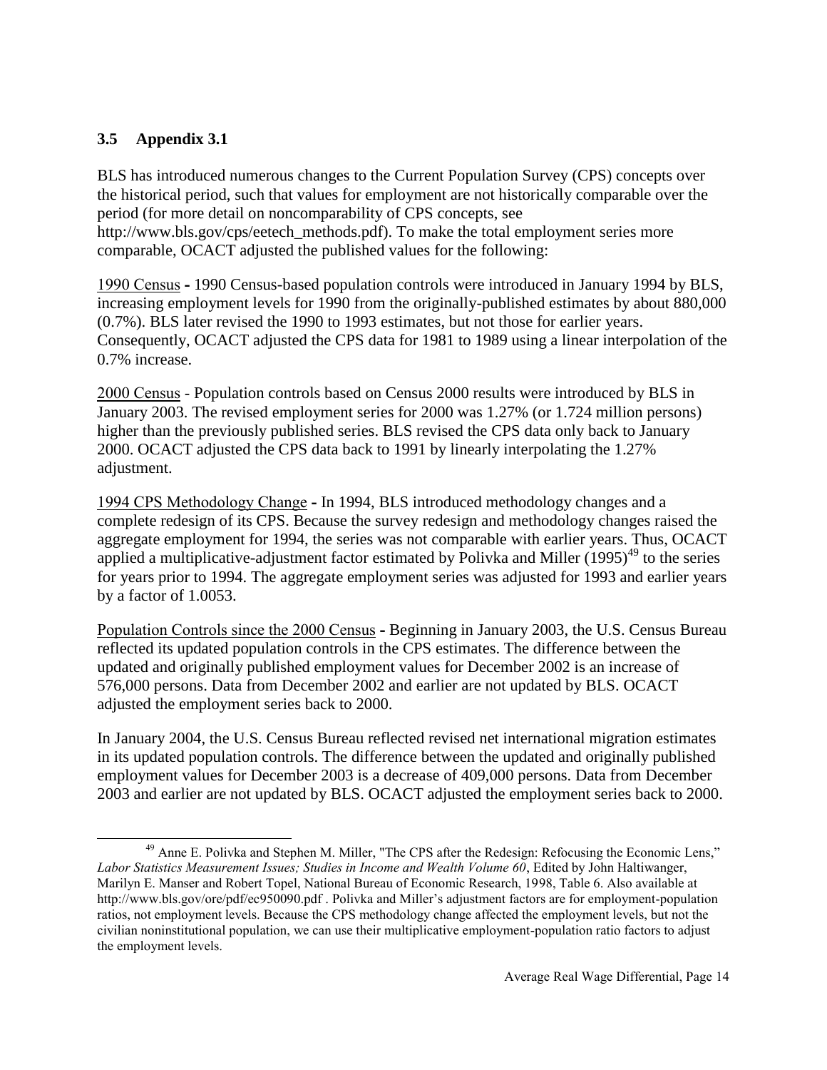### 3.5 Appendix 3.1

BLS has introduced numerous changes to the Current Population Survey (CPS) concepts over the historical period, such that values for employment are not historically comparable over the period (for more detail on noncomparability of CPS concepts, see http://www.bls.gov/cps/eetech_methods.pdf). To make the total employment series more comparable, OCACT adjusted the published values for the following:

<u>1990 Census</u> **-** 1990 Census-based population controls were introduced in January 1994 by BLS, increasing employment levels for 1990 from the originally-published estimates by about 880,000 (0.7%). BLS later revised the 1990 to 1993 estimates, but not those for earlier years. Consequently, OCACT adjusted the CPS data for 1981 to 1989 using a linear interpolation of the 0.7% increase.

<u>2000 Census</u> - Population controls based on Census 2000 results were introduced by BLS in January 2003. The revised employment series for 2000 was 1.27% (or 1.724 million persons) higher than the previously published series. BLS revised the CPS data only back to January 2000. OCACT adjusted the CPS data back to 1991 by linearly interpolating the 1.27% adjustment.

<u>1994 CPS Methodology Change</u> **-** In 1994, BLS introduced methodology changes and a complete redesign of its CPS. Because the survey redesign and methodology changes raised the aggregate employment for 1994, the series was not comparable with earlier years. Thus, OCACT applied a multiplicative-adjustment factor estimated by Polivka and Miller (1995)[49] to the series for years prior to 1994. The aggregate employment series was adjusted for 1993 and earlier years by a factor of 1.0053.

<u>Population Controls since the 2000 Census</u> **-** Beginning in January 2003, the U.S. Census Bureau reflected its updated population controls in the CPS estimates. The difference between the updated and originally published employment values for December 2002 is an increase of 576,000 persons. Data from December 2002 and earlier are not updated by BLS. OCACT adjusted the employment series back to 2000.

In January 2004, the U.S. Census Bureau reflected revised net international migration estimates in its updated population controls. The difference between the updated and originally published employment values for December 2003 is a decrease of 409,000 persons. Data from December 2003 and earlier are not updated by BLS. OCACT adjusted the employment series back to 2000.

---

[49] Anne E. Polivka and Stephen M. Miller, "The CPS after the Redesign: Refocusing the Economic Lens," *Labor Statistics Measurement Issues; Studies in Income and Wealth Volume 60*, Edited by John Haltiwanger, Marilyn E. Manser and Robert Topel, National Bureau of Economic Research, 1998, Table 6. Also available at http://www.bls.gov/ore/pdf/ec950090.pdf . Polivka and Miller's adjustment factors are for employment-population ratios, not employment levels. Because the CPS methodology change affected the employment levels, but not the civilian noninstitutional population, we can use their multiplicative employment-population ratio factors to adjust the employment levels.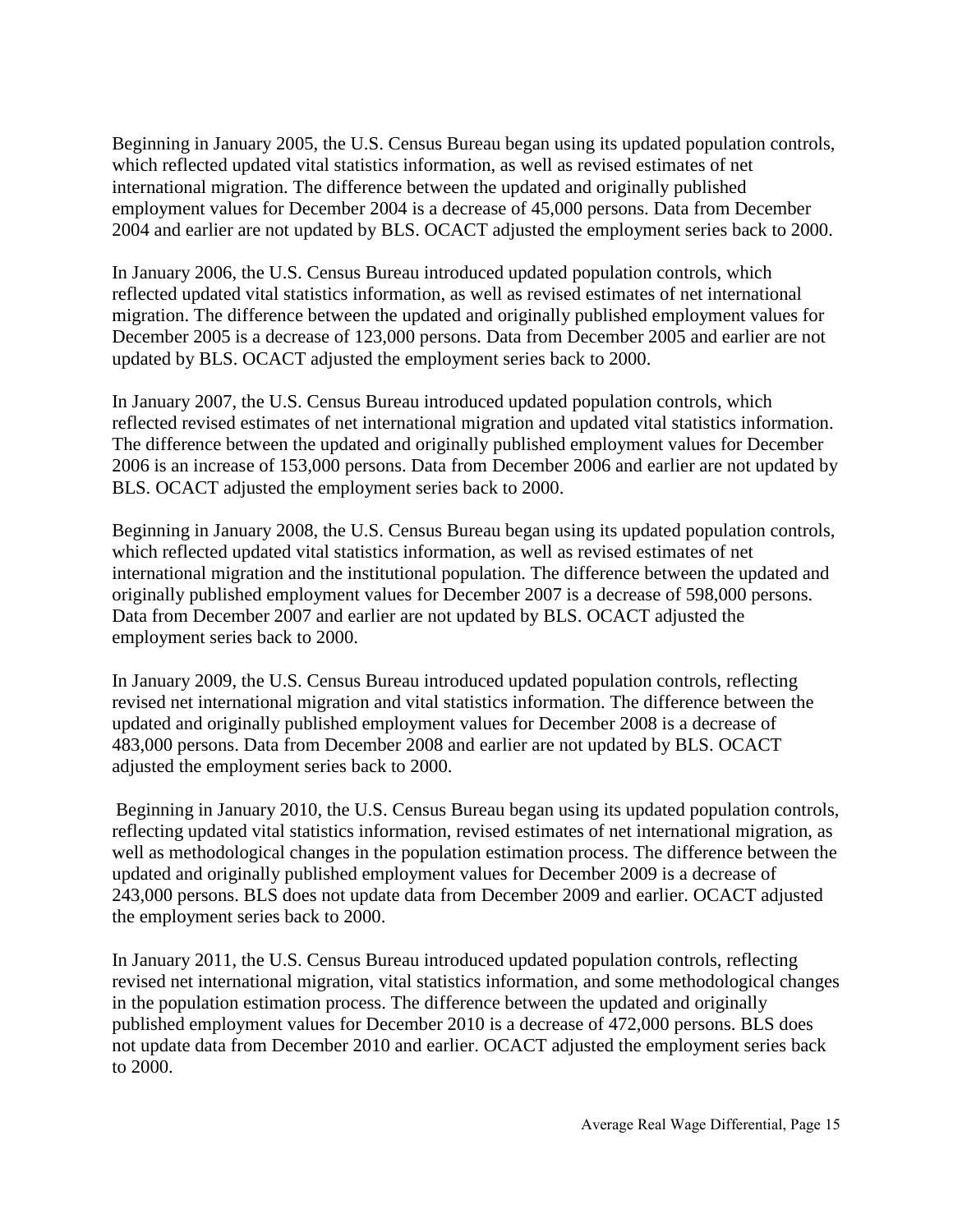Beginning in January 2005, the U.S. Census Bureau began using its updated population controls, which reflected updated vital statistics information, as well as revised estimates of net international migration. The difference between the updated and originally published employment values for December 2004 is a decrease of 45,000 persons. Data from December 2004 and earlier are not updated by BLS. OCACT adjusted the employment series back to 2000.

In January 2006, the U.S. Census Bureau introduced updated population controls, which reflected updated vital statistics information, as well as revised estimates of net international migration. The difference between the updated and originally published employment values for December 2005 is a decrease of 123,000 persons. Data from December 2005 and earlier are not updated by BLS. OCACT adjusted the employment series back to 2000.

In January 2007, the U.S. Census Bureau introduced updated population controls, which reflected revised estimates of net international migration and updated vital statistics information. The difference between the updated and originally published employment values for December 2006 is an increase of 153,000 persons. Data from December 2006 and earlier are not updated by BLS. OCACT adjusted the employment series back to 2000.

Beginning in January 2008, the U.S. Census Bureau began using its updated population controls, which reflected updated vital statistics information, as well as revised estimates of net international migration and the institutional population. The difference between the updated and originally published employment values for December 2007 is a decrease of 598,000 persons. Data from December 2007 and earlier are not updated by BLS. OCACT adjusted the employment series back to 2000.

In January 2009, the U.S. Census Bureau introduced updated population controls, reflecting revised net international migration and vital statistics information. The difference between the updated and originally published employment values for December 2008 is a decrease of 483,000 persons. Data from December 2008 and earlier are not updated by BLS. OCACT adjusted the employment series back to 2000.

Beginning in January 2010, the U.S. Census Bureau began using its updated population controls, reflecting updated vital statistics information, revised estimates of net international migration, as well as methodological changes in the population estimation process. The difference between the updated and originally published employment values for December 2009 is a decrease of 243,000 persons. BLS does not update data from December 2009 and earlier. OCACT adjusted the employment series back to 2000.

In January 2011, the U.S. Census Bureau introduced updated population controls, reflecting revised net international migration, vital statistics information, and some methodological changes in the population estimation process. The difference between the updated and originally published employment values for December 2010 is a decrease of 472,000 persons. BLS does not update data from December 2010 and earlier. OCACT adjusted the employment series back to 2000.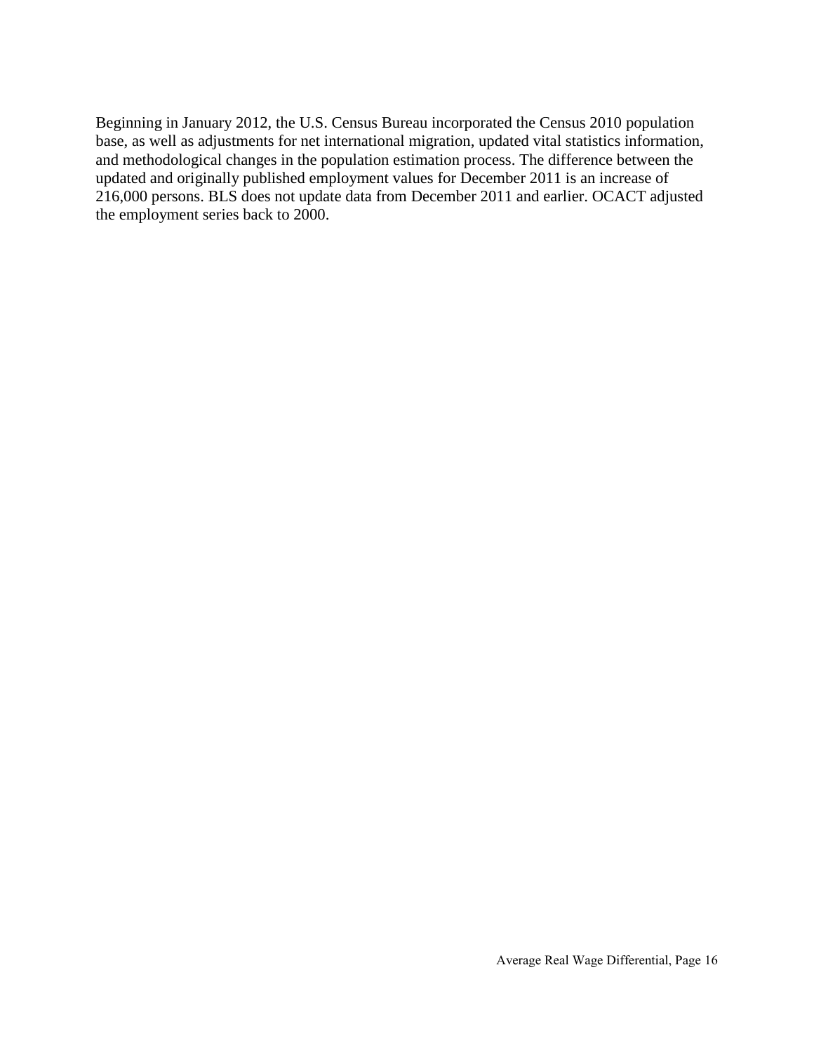Beginning in January 2012, the U.S. Census Bureau incorporated the Census 2010 population base, as well as adjustments for net international migration, updated vital statistics information, and methodological changes in the population estimation process. The difference between the updated and originally published employment values for December 2011 is an increase of 216,000 persons. BLS does not update data from December 2011 and earlier. OCACT adjusted the employment series back to 2000.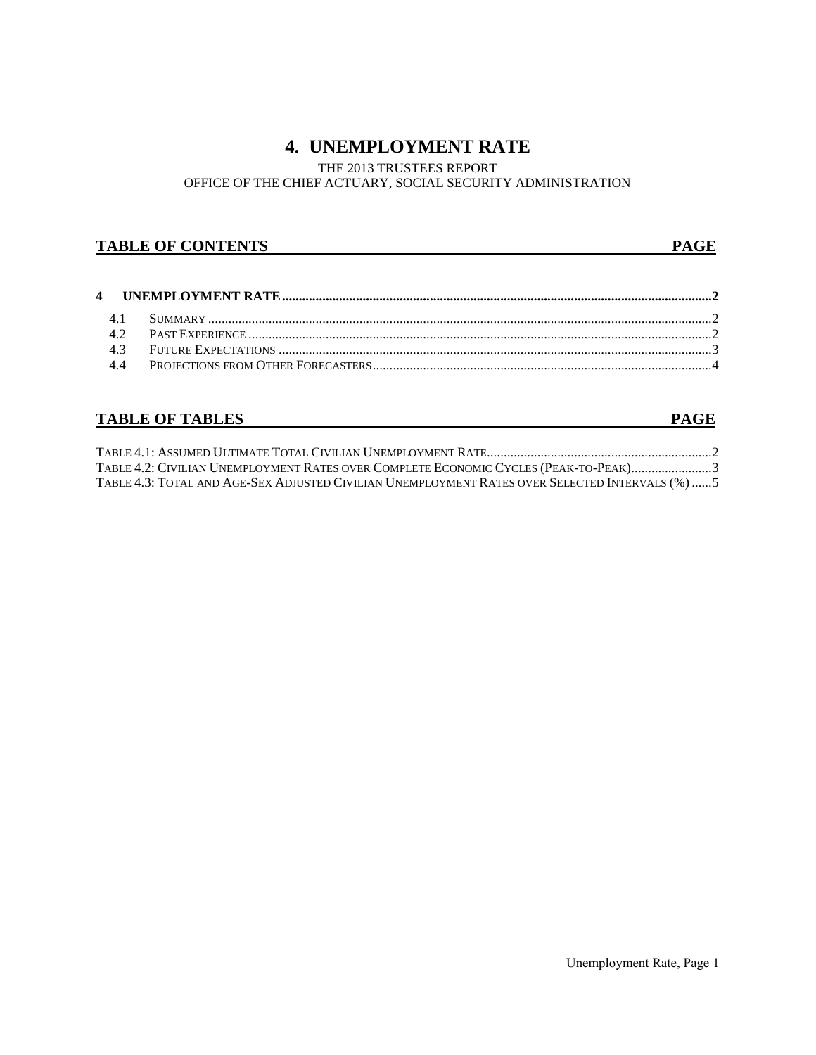# 4. UNEMPLOYMENT RATE

THE 2013 TRUSTEES REPORT
OFFICE OF THE CHIEF ACTUARY, SOCIAL SECURITY ADMINISTRATION

## TABLE OF CONTENTS — PAGE

**4 UNEMPLOYMENT RATE** .......... **2**

- 4.1 SUMMARY .......... 2
- 4.2 PAST EXPERIENCE .......... 2
- 4.3 FUTURE EXPECTATIONS .......... 3
- 4.4 PROJECTIONS FROM OTHER FORECASTERS .......... 4

## TABLE OF TABLES — PAGE

- TABLE 4.1: ASSUMED ULTIMATE TOTAL CIVILIAN UNEMPLOYMENT RATE .......... 2
- TABLE 4.2: CIVILIAN UNEMPLOYMENT RATES OVER COMPLETE ECONOMIC CYCLES (PEAK-TO-PEAK) .......... 3
- TABLE 4.3: TOTAL AND AGE-SEX ADJUSTED CIVILIAN UNEMPLOYMENT RATES OVER SELECTED INTERVALS (%) .......... 5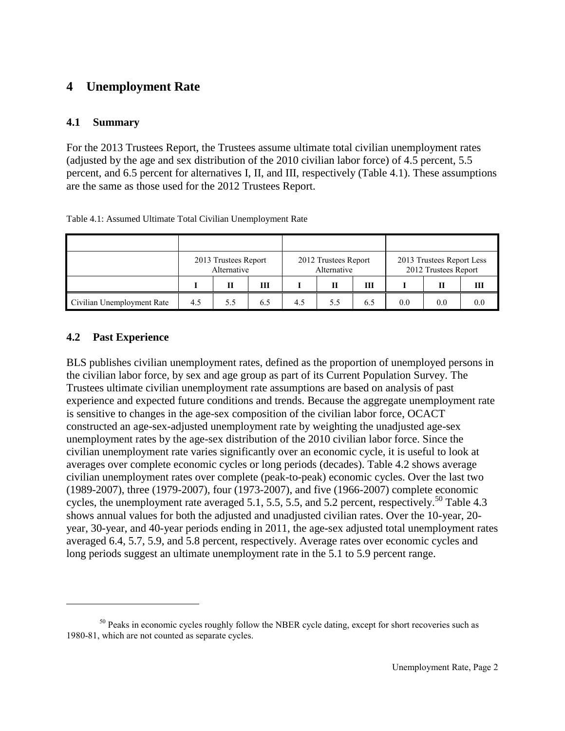# 4 Unemployment Rate

## 4.1 Summary

For the 2013 Trustees Report, the Trustees assume ultimate total civilian unemployment rates (adjusted by the age and sex distribution of the 2010 civilian labor force) of 4.5 percent, 5.5 percent, and 6.5 percent for alternatives I, II, and III, respectively (Table 4.1). These assumptions are the same as those used for the 2012 Trustees Report.

Table 4.1: Assumed Ultimate Total Civilian Unemployment Rate

| | 2013 Trustees Report Alternative | | | 2012 Trustees Report Alternative | | | 2013 Trustees Report Less 2012 Trustees Report | | |
|---|---|---|---|---|---|---|---|---|---|
| | **I** | **II** | **III** | **I** | **II** | **III** | **I** | **II** | **III** |
| Civilian Unemployment Rate | 4.5 | 5.5 | 6.5 | 4.5 | 5.5 | 6.5 | 0.0 | 0.0 | 0.0 |

## 4.2 Past Experience

BLS publishes civilian unemployment rates, defined as the proportion of unemployed persons in the civilian labor force, by sex and age group as part of its Current Population Survey. The Trustees ultimate civilian unemployment rate assumptions are based on analysis of past experience and expected future conditions and trends. Because the aggregate unemployment rate is sensitive to changes in the age-sex composition of the civilian labor force, OCACT constructed an age-sex-adjusted unemployment rate by weighting the unadjusted age-sex unemployment rates by the age-sex distribution of the 2010 civilian labor force. Since the civilian unemployment rate varies significantly over an economic cycle, it is useful to look at averages over complete economic cycles or long periods (decades). Table 4.2 shows average civilian unemployment rates over complete (peak-to-peak) economic cycles. Over the last two (1989-2007), three (1979-2007), four (1973-2007), and five (1966-2007) complete economic cycles, the unemployment rate averaged 5.1, 5.5, 5.5, and 5.2 percent, respectively.[50] Table 4.3 shows annual values for both the adjusted and unadjusted civilian rates. Over the 10-year, 20-year, 30-year, and 40-year periods ending in 2011, the age-sex adjusted total unemployment rates averaged 6.4, 5.7, 5.9, and 5.8 percent, respectively. Average rates over economic cycles and long periods suggest an ultimate unemployment rate in the 5.1 to 5.9 percent range.

[50] Peaks in economic cycles roughly follow the NBER cycle dating, except for short recoveries such as 1980-81, which are not counted as separate cycles.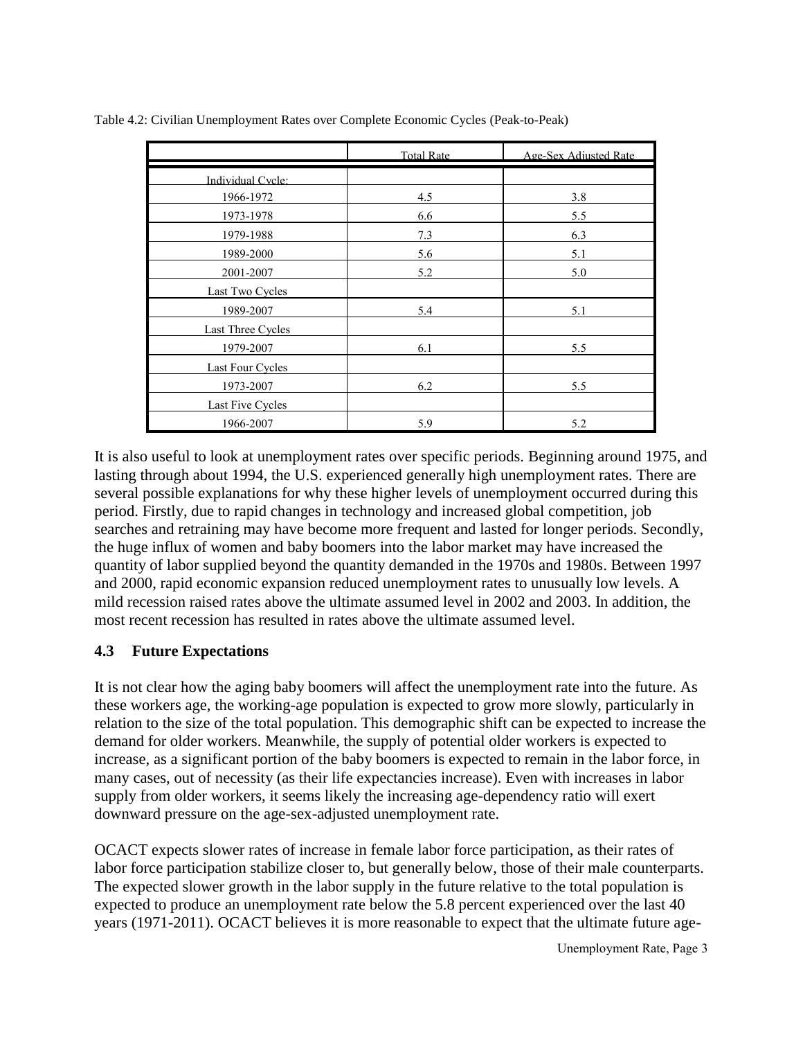Table 4.2: Civilian Unemployment Rates over Complete Economic Cycles (Peak-to-Peak)

| | Total Rate | Age-Sex Adjusted Rate |
|---|---|---|
| Individual Cycle: | | |
| 1966-1972 | 4.5 | 3.8 |
| 1973-1978 | 6.6 | 5.5 |
| 1979-1988 | 7.3 | 6.3 |
| 1989-2000 | 5.6 | 5.1 |
| 2001-2007 | 5.2 | 5.0 |
| Last Two Cycles | | |
| 1989-2007 | 5.4 | 5.1 |
| Last Three Cycles | | |
| 1979-2007 | 6.1 | 5.5 |
| Last Four Cycles | | |
| 1973-2007 | 6.2 | 5.5 |
| Last Five Cycles | | |
| 1966-2007 | 5.9 | 5.2 |

It is also useful to look at unemployment rates over specific periods. Beginning around 1975, and lasting through about 1994, the U.S. experienced generally high unemployment rates. There are several possible explanations for why these higher levels of unemployment occurred during this period. Firstly, due to rapid changes in technology and increased global competition, job searches and retraining may have become more frequent and lasted for longer periods. Secondly, the huge influx of women and baby boomers into the labor market may have increased the quantity of labor supplied beyond the quantity demanded in the 1970s and 1980s. Between 1997 and 2000, rapid economic expansion reduced unemployment rates to unusually low levels. A mild recession raised rates above the ultimate assumed level in 2002 and 2003. In addition, the most recent recession has resulted in rates above the ultimate assumed level.

### 4.3 Future Expectations

It is not clear how the aging baby boomers will affect the unemployment rate into the future. As these workers age, the working-age population is expected to grow more slowly, particularly in relation to the size of the total population. This demographic shift can be expected to increase the demand for older workers. Meanwhile, the supply of potential older workers is expected to increase, as a significant portion of the baby boomers is expected to remain in the labor force, in many cases, out of necessity (as their life expectancies increase). Even with increases in labor supply from older workers, it seems likely the increasing age-dependency ratio will exert downward pressure on the age-sex-adjusted unemployment rate.

OCACT expects slower rates of increase in female labor force participation, as their rates of labor force participation stabilize closer to, but generally below, those of their male counterparts. The expected slower growth in the labor supply in the future relative to the total population is expected to produce an unemployment rate below the 5.8 percent experienced over the last 40 years (1971-2011). OCACT believes it is more reasonable to expect that the ultimate future age-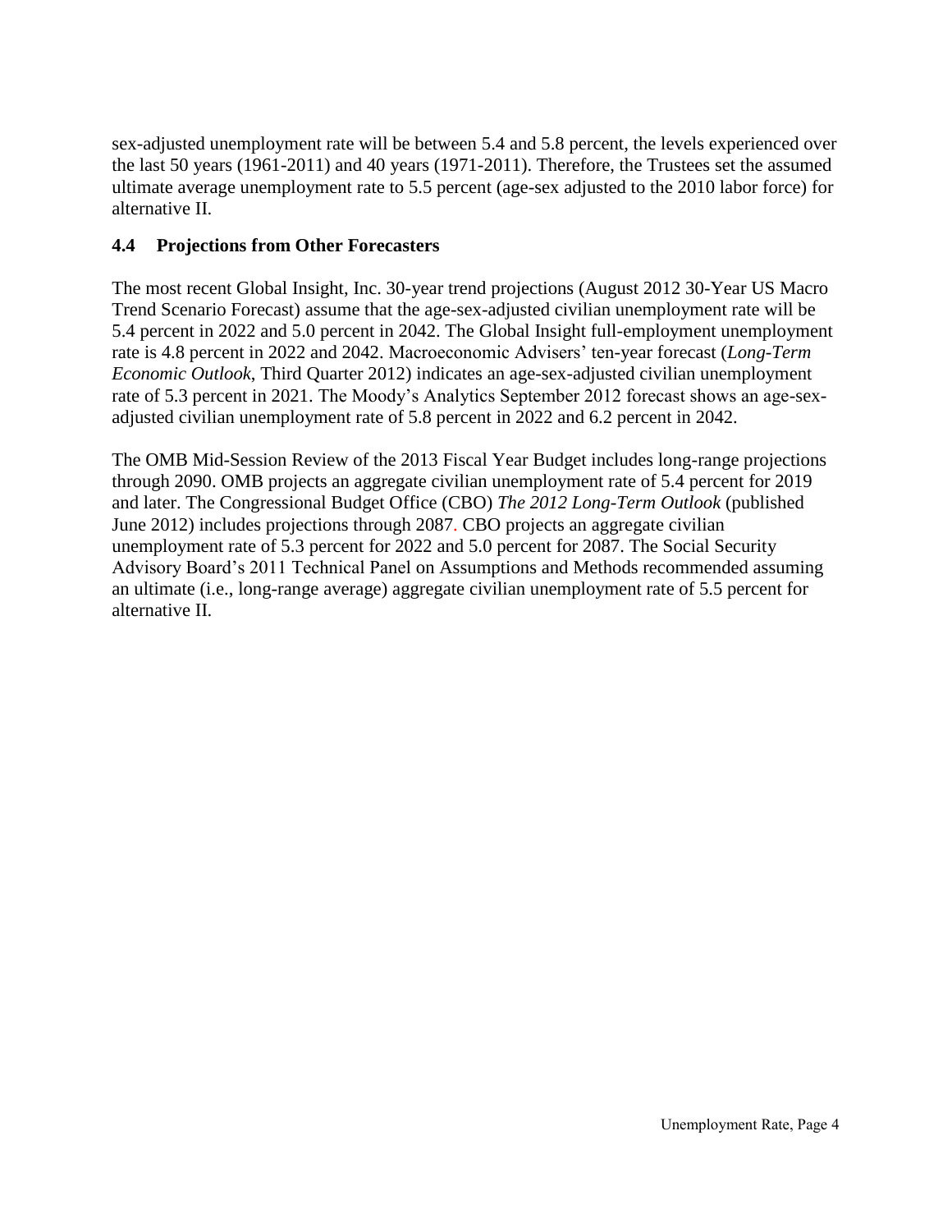sex-adjusted unemployment rate will be between 5.4 and 5.8 percent, the levels experienced over the last 50 years (1961-2011) and 40 years (1971-2011). Therefore, the Trustees set the assumed ultimate average unemployment rate to 5.5 percent (age-sex adjusted to the 2010 labor force) for alternative II.

### 4.4 Projections from Other Forecasters

The most recent Global Insight, Inc. 30-year trend projections (August 2012 30-Year US Macro Trend Scenario Forecast) assume that the age-sex-adjusted civilian unemployment rate will be 5.4 percent in 2022 and 5.0 percent in 2042. The Global Insight full-employment unemployment rate is 4.8 percent in 2022 and 2042. Macroeconomic Advisers' ten-year forecast (*Long-Term Economic Outlook*, Third Quarter 2012) indicates an age-sex-adjusted civilian unemployment rate of 5.3 percent in 2021. The Moody's Analytics September 2012 forecast shows an age-sex-adjusted civilian unemployment rate of 5.8 percent in 2022 and 6.2 percent in 2042.

The OMB Mid-Session Review of the 2013 Fiscal Year Budget includes long-range projections through 2090. OMB projects an aggregate civilian unemployment rate of 5.4 percent for 2019 and later. The Congressional Budget Office (CBO) *The 2012 Long-Term Outlook* (published June 2012) includes projections through 2087. CBO projects an aggregate civilian unemployment rate of 5.3 percent for 2022 and 5.0 percent for 2087. The Social Security Advisory Board's 2011 Technical Panel on Assumptions and Methods recommended assuming an ultimate (i.e., long-range average) aggregate civilian unemployment rate of 5.5 percent for alternative II.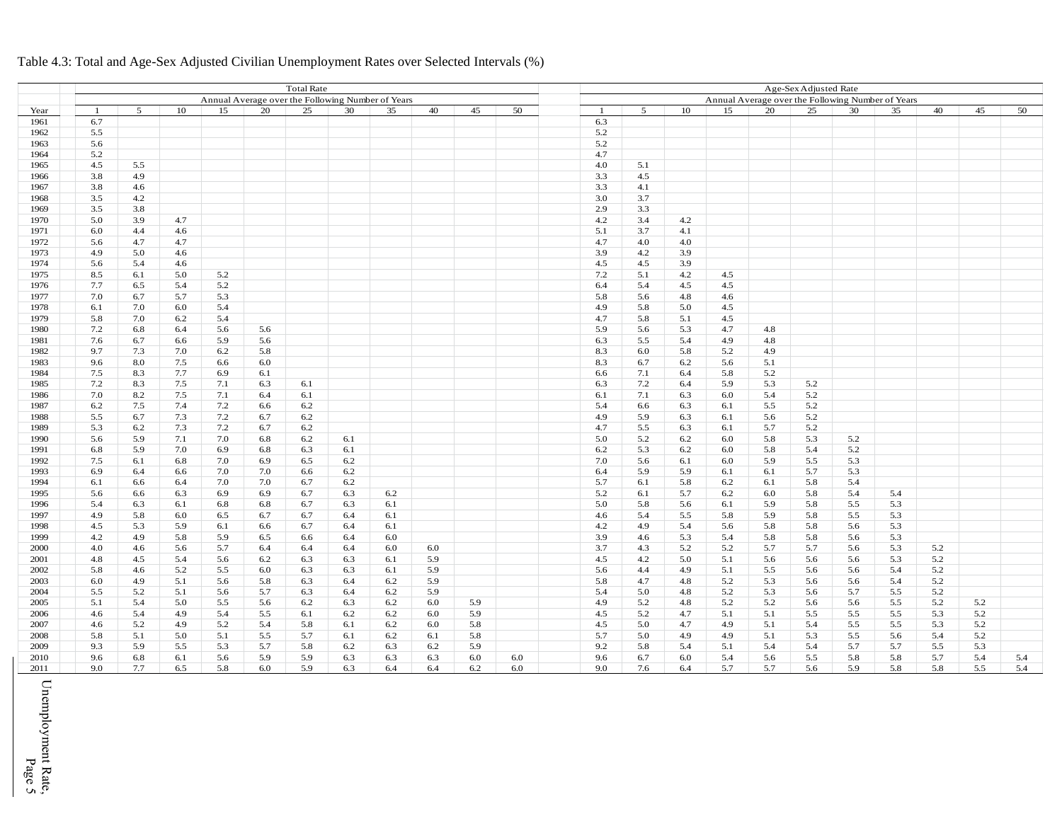Table 4.3: Total and Age-Sex Adjusted Civilian Unemployment Rates over Selected Intervals (%)

| | Total Rate | | | | | | | | | | | Age-Sex Adjusted Rate | | | | | | | | | | |
|---|---|---|---|---|---|---|---|---|---|---|---|---|---|---|---|---|---|---|---|---|---|---|
| | Annual Average over the Following Number of Years | | | | | | | | | | | Annual Average over the Following Number of Years | | | | | | | | | | |
| Year | 1 | 5 | 10 | 15 | 20 | 25 | 30 | 35 | 40 | 45 | 50 | 1 | 5 | 10 | 15 | 20 | 25 | 30 | 35 | 40 | 45 | 50 |
| 1961 | 6.7 | | | | | | | | | | | 6.3 | | | | | | | | | | |
| 1962 | 5.5 | | | | | | | | | | | 5.2 | | | | | | | | | | |
| 1963 | 5.6 | | | | | | | | | | | 5.2 | | | | | | | | | | |
| 1964 | 5.2 | | | | | | | | | | | 4.7 | | | | | | | | | | |
| 1965 | 4.5 | 5.5 | | | | | | | | | | 4.0 | 5.1 | | | | | | | | | |
| 1966 | 3.8 | 4.9 | | | | | | | | | | 3.3 | 4.5 | | | | | | | | | |
| 1967 | 3.8 | 4.6 | | | | | | | | | | 3.3 | 4.1 | | | | | | | | | |
| 1968 | 3.5 | 4.2 | | | | | | | | | | 3.0 | 3.7 | | | | | | | | | |
| 1969 | 3.5 | 3.8 | | | | | | | | | | 2.9 | 3.3 | | | | | | | | | |
| 1970 | 5.0 | 3.9 | 4.7 | | | | | | | | | 4.2 | 3.4 | 4.2 | | | | | | | | |
| 1971 | 6.0 | 4.4 | 4.6 | | | | | | | | | 5.1 | 3.7 | 4.1 | | | | | | | | |
| 1972 | 5.6 | 4.7 | 4.7 | | | | | | | | | 4.7 | 4.0 | 4.0 | | | | | | | | |
| 1973 | 4.9 | 5.0 | 4.6 | | | | | | | | | 3.9 | 4.2 | 3.9 | | | | | | | | |
| 1974 | 5.6 | 5.4 | 4.6 | | | | | | | | | 4.5 | 4.5 | 3.9 | | | | | | | | |
| 1975 | 8.5 | 6.1 | 5.0 | 5.2 | | | | | | | | 7.2 | 5.1 | 4.2 | 4.5 | | | | | | | |
| 1976 | 7.7 | 6.5 | 5.4 | 5.2 | | | | | | | | 6.4 | 5.4 | 4.5 | 4.5 | | | | | | | |
| 1977 | 7.0 | 6.7 | 5.7 | 5.3 | | | | | | | | 5.8 | 5.6 | 4.8 | 4.6 | | | | | | | |
| 1978 | 6.1 | 7.0 | 6.0 | 5.4 | | | | | | | | 4.9 | 5.8 | 5.0 | 4.5 | | | | | | | |
| 1979 | 5.8 | 7.0 | 6.2 | 5.4 | | | | | | | | 4.7 | 5.8 | 5.1 | 4.5 | | | | | | | |
| 1980 | 7.2 | 6.8 | 6.4 | 5.6 | 5.6 | | | | | | | 5.9 | 5.6 | 5.3 | 4.7 | 4.8 | | | | | | |
| 1981 | 7.6 | 6.7 | 6.6 | 5.9 | 5.6 | | | | | | | 6.3 | 5.5 | 5.4 | 4.9 | 4.8 | | | | | | |
| 1982 | 9.7 | 7.3 | 7.0 | 6.2 | 5.8 | | | | | | | 8.3 | 6.0 | 5.8 | 5.2 | 4.9 | | | | | | |
| 1983 | 9.6 | 8.0 | 7.5 | 6.6 | 6.0 | | | | | | | 8.3 | 6.7 | 6.2 | 5.6 | 5.1 | | | | | | |
| 1984 | 7.5 | 8.3 | 7.7 | 6.9 | 6.1 | | | | | | | 6.6 | 7.1 | 6.4 | 5.8 | 5.2 | | | | | | |
| 1985 | 7.2 | 8.3 | 7.5 | 7.1 | 6.3 | 6.1 | | | | | | 6.3 | 7.2 | 6.4 | 5.9 | 5.3 | 5.2 | | | | | |
| 1986 | 7.0 | 8.2 | 7.5 | 7.1 | 6.4 | 6.1 | | | | | | 6.1 | 7.1 | 6.3 | 6.0 | 5.4 | 5.2 | | | | | |
| 1987 | 6.2 | 7.5 | 7.4 | 7.2 | 6.6 | 6.2 | | | | | | 5.4 | 6.6 | 6.3 | 6.1 | 5.5 | 5.2 | | | | | |
| 1988 | 5.5 | 6.7 | 7.3 | 7.2 | 6.7 | 6.2 | | | | | | 4.9 | 5.9 | 6.3 | 6.1 | 5.6 | 5.2 | | | | | |
| 1989 | 5.3 | 6.2 | 7.3 | 7.2 | 6.7 | 6.2 | | | | | | 4.7 | 5.5 | 6.3 | 6.1 | 5.7 | 5.2 | | | | | |
| 1990 | 5.6 | 5.9 | 7.1 | 7.0 | 6.8 | 6.2 | 6.1 | | | | | 5.0 | 5.2 | 6.2 | 6.0 | 5.8 | 5.3 | 5.2 | | | | |
| 1991 | 6.8 | 5.9 | 7.0 | 6.9 | 6.8 | 6.3 | 6.1 | | | | | 6.2 | 5.3 | 6.2 | 6.0 | 5.8 | 5.4 | 5.2 | | | | |
| 1992 | 7.5 | 6.1 | 6.8 | 7.0 | 6.9 | 6.5 | 6.2 | | | | | 7.0 | 5.6 | 6.1 | 6.0 | 5.9 | 5.5 | 5.3 | | | | |
| 1993 | 6.9 | 6.4 | 6.6 | 7.0 | 7.0 | 6.6 | 6.2 | | | | | 6.4 | 5.9 | 5.9 | 6.1 | 6.1 | 5.7 | 5.3 | | | | |
| 1994 | 6.1 | 6.6 | 6.4 | 7.0 | 7.0 | 6.7 | 6.2 | | | | | 5.7 | 6.1 | 5.8 | 6.2 | 6.1 | 5.8 | 5.4 | | | | |
| 1995 | 5.6 | 6.6 | 6.3 | 6.9 | 6.9 | 6.7 | 6.3 | 6.2 | | | | 5.2 | 6.1 | 5.7 | 6.2 | 6.0 | 5.8 | 5.4 | 5.4 | | | |
| 1996 | 5.4 | 6.3 | 6.1 | 6.8 | 6.8 | 6.7 | 6.3 | 6.1 | | | | 5.0 | 5.8 | 5.6 | 6.1 | 5.9 | 5.8 | 5.5 | 5.3 | | | |
| 1997 | 4.9 | 5.8 | 6.0 | 6.5 | 6.7 | 6.7 | 6.4 | 6.1 | | | | 4.6 | 5.4 | 5.5 | 5.8 | 5.9 | 5.8 | 5.5 | 5.3 | | | |
| 1998 | 4.5 | 5.3 | 5.9 | 6.1 | 6.6 | 6.7 | 6.4 | 6.1 | | | | 4.2 | 4.9 | 5.4 | 5.6 | 5.8 | 5.8 | 5.6 | 5.3 | | | |
| 1999 | 4.2 | 4.9 | 5.8 | 5.9 | 6.5 | 6.6 | 6.4 | 6.0 | | | | 3.9 | 4.6 | 5.3 | 5.4 | 5.8 | 5.8 | 5.6 | 5.3 | | | |
| 2000 | 4.0 | 4.6 | 5.6 | 5.7 | 6.4 | 6.4 | 6.4 | 6.0 | 6.0 | | | 3.7 | 4.3 | 5.2 | 5.2 | 5.7 | 5.7 | 5.6 | 5.3 | 5.2 | | |
| 2001 | 4.8 | 4.5 | 5.4 | 5.6 | 6.2 | 6.3 | 6.3 | 6.1 | 5.9 | | | 4.5 | 4.2 | 5.0 | 5.1 | 5.6 | 5.6 | 5.6 | 5.3 | 5.2 | | |
| 2002 | 5.8 | 4.6 | 5.2 | 5.5 | 6.0 | 6.3 | 6.3 | 6.1 | 5.9 | | | 5.6 | 4.4 | 4.9 | 5.1 | 5.5 | 5.6 | 5.6 | 5.4 | 5.2 | | |
| 2003 | 6.0 | 4.9 | 5.1 | 5.6 | 5.8 | 6.3 | 6.4 | 6.2 | 5.9 | | | 5.8 | 4.7 | 4.8 | 5.2 | 5.3 | 5.6 | 5.6 | 5.4 | 5.2 | | |
| 2004 | 5.5 | 5.2 | 5.1 | 5.6 | 5.7 | 6.3 | 6.4 | 6.2 | 5.9 | | | 5.4 | 5.0 | 4.8 | 5.2 | 5.3 | 5.6 | 5.7 | 5.5 | 5.2 | | |
| 2005 | 5.1 | 5.4 | 5.0 | 5.5 | 5.6 | 6.2 | 6.3 | 6.2 | 6.0 | 5.9 | | 4.9 | 5.2 | 4.8 | 5.2 | 5.2 | 5.6 | 5.6 | 5.5 | 5.2 | 5.2 | |
| 2006 | 4.6 | 5.4 | 4.9 | 5.4 | 5.5 | 6.1 | 6.2 | 6.2 | 6.0 | 5.9 | | 4.5 | 5.2 | 4.7 | 5.1 | 5.1 | 5.5 | 5.5 | 5.5 | 5.3 | 5.2 | |
| 2007 | 4.6 | 5.2 | 4.9 | 5.2 | 5.4 | 5.8 | 6.1 | 6.2 | 6.0 | 5.8 | | 4.5 | 5.0 | 4.7 | 4.9 | 5.1 | 5.4 | 5.5 | 5.5 | 5.3 | 5.2 | |
| 2008 | 5.8 | 5.1 | 5.0 | 5.1 | 5.5 | 5.7 | 6.1 | 6.2 | 6.1 | 5.8 | | 5.7 | 5.0 | 4.9 | 4.9 | 5.1 | 5.3 | 5.5 | 5.6 | 5.4 | 5.2 | |
| 2009 | 9.3 | 5.9 | 5.5 | 5.3 | 5.7 | 5.8 | 6.2 | 6.3 | 6.2 | 5.9 | | 9.2 | 5.8 | 5.4 | 5.1 | 5.4 | 5.4 | 5.7 | 5.7 | 5.5 | 5.3 | |
| 2010 | 9.6 | 6.8 | 6.1 | 5.6 | 5.9 | 5.9 | 6.3 | 6.3 | 6.3 | 6.0 | 6.0 | 9.6 | 6.7 | 6.0 | 5.4 | 5.6 | 5.5 | 5.8 | 5.8 | 5.7 | 5.4 | 5.4 |
| 2011 | 9.0 | 7.7 | 6.5 | 5.8 | 6.0 | 5.9 | 6.3 | 6.4 | 6.4 | 6.2 | 6.0 | 9.0 | 7.6 | 6.4 | 5.7 | 5.7 | 5.6 | 5.9 | 5.8 | 5.8 | 5.5 | 5.4 |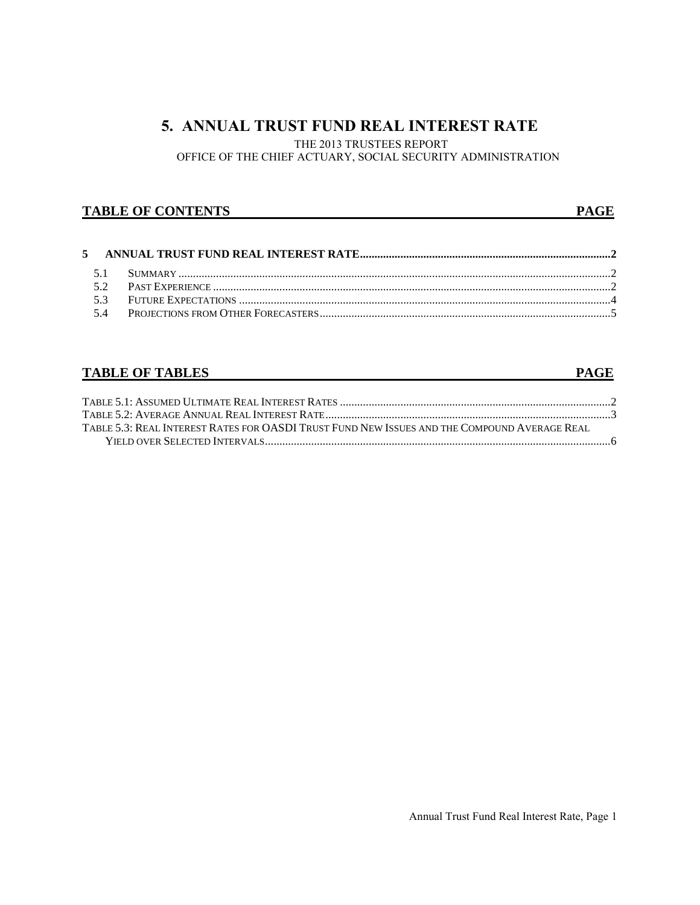# 5. ANNUAL TRUST FUND REAL INTEREST RATE

THE 2013 TRUSTEES REPORT
OFFICE OF THE CHIEF ACTUARY, SOCIAL SECURITY ADMINISTRATION

## TABLE OF CONTENTS — PAGE

**5 ANNUAL TRUST FUND REAL INTEREST RATE ........................................ 2**

- 5.1 SUMMARY ........................................ 2
- 5.2 PAST EXPERIENCE ........................................ 2
- 5.3 FUTURE EXPECTATIONS ........................................ 4
- 5.4 PROJECTIONS FROM OTHER FORECASTERS ........................................ 5

## TABLE OF TABLES — PAGE

- TABLE 5.1: ASSUMED ULTIMATE REAL INTEREST RATES ........................................ 2
- TABLE 5.2: AVERAGE ANNUAL REAL INTEREST RATE ........................................ 3
- TABLE 5.3: REAL INTEREST RATES FOR OASDI TRUST FUND NEW ISSUES AND THE COMPOUND AVERAGE REAL YIELD OVER SELECTED INTERVALS ........................................ 6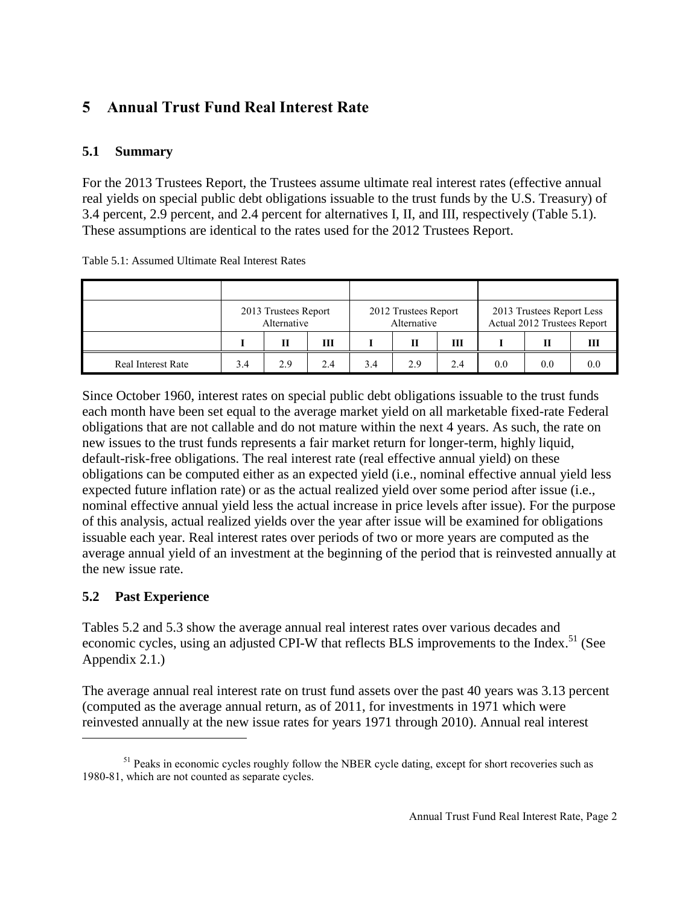# 5 Annual Trust Fund Real Interest Rate

## 5.1 Summary

For the 2013 Trustees Report, the Trustees assume ultimate real interest rates (effective annual real yields on special public debt obligations issuable to the trust funds by the U.S. Treasury) of 3.4 percent, 2.9 percent, and 2.4 percent for alternatives I, II, and III, respectively (Table 5.1). These assumptions are identical to the rates used for the 2012 Trustees Report.

Table 5.1: Assumed Ultimate Real Interest Rates

| | 2013 Trustees Report Alternative | | | 2012 Trustees Report Alternative | | | 2013 Trustees Report Less Actual 2012 Trustees Report | | |
|---|---|---|---|---|---|---|---|---|---|
| | I | II | III | I | II | III | I | II | III |
| Real Interest Rate | 3.4 | 2.9 | 2.4 | 3.4 | 2.9 | 2.4 | 0.0 | 0.0 | 0.0 |

Since October 1960, interest rates on special public debt obligations issuable to the trust funds each month have been set equal to the average market yield on all marketable fixed-rate Federal obligations that are not callable and do not mature within the next 4 years. As such, the rate on new issues to the trust funds represents a fair market return for longer-term, highly liquid, default-risk-free obligations. The real interest rate (real effective annual yield) on these obligations can be computed either as an expected yield (i.e., nominal effective annual yield less expected future inflation rate) or as the actual realized yield over some period after issue (i.e., nominal effective annual yield less the actual increase in price levels after issue). For the purpose of this analysis, actual realized yields over the year after issue will be examined for obligations issuable each year. Real interest rates over periods of two or more years are computed as the average annual yield of an investment at the beginning of the period that is reinvested annually at the new issue rate.

## 5.2 Past Experience

Tables 5.2 and 5.3 show the average annual real interest rates over various decades and economic cycles, using an adjusted CPI-W that reflects BLS improvements to the Index.[51] (See Appendix 2.1.)

The average annual real interest rate on trust fund assets over the past 40 years was 3.13 percent (computed as the average annual return, as of 2011, for investments in 1971 which were reinvested annually at the new issue rates for years 1971 through 2010). Annual real interest

[51] Peaks in economic cycles roughly follow the NBER cycle dating, except for short recoveries such as 1980-81, which are not counted as separate cycles.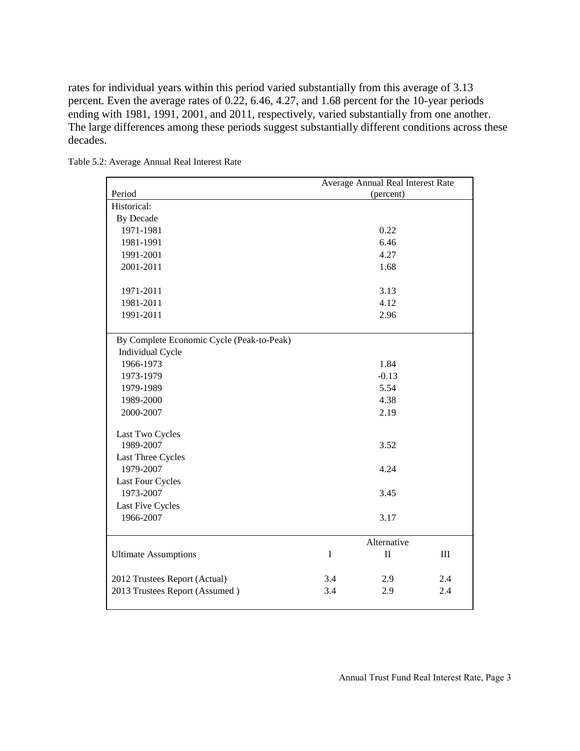rates for individual years within this period varied substantially from this average of 3.13 percent. Even the average rates of 0.22, 6.46, 4.27, and 1.68 percent for the 10-year periods ending with 1981, 1991, 2001, and 2011, respectively, varied substantially from one another. The large differences among these periods suggest substantially different conditions across these decades.

Table 5.2: Average Annual Real Interest Rate

| Period | | Average Annual Real Interest Rate (percent) | |
|---|---|---|---|
| Historical: | | | |
| By Decade | | | |
| 1971-1981 | | 0.22 | |
| 1981-1991 | | 6.46 | |
| 1991-2001 | | 4.27 | |
| 2001-2011 | | 1.68 | |
| 1971-2011 | | 3.13 | |
| 1981-2011 | | 4.12 | |
| 1991-2011 | | 2.96 | |
| By Complete Economic Cycle (Peak-to-Peak) | | | |
| Individual Cycle | | | |
| 1966-1973 | | 1.84 | |
| 1973-1979 | | -0.13 | |
| 1979-1989 | | 5.54 | |
| 1989-2000 | | 4.38 | |
| 2000-2007 | | 2.19 | |
| Last Two Cycles | | | |
| 1989-2007 | | 3.52 | |
| Last Three Cycles | | | |
| 1979-2007 | | 4.24 | |
| Last Four Cycles | | | |
| 1973-2007 | | 3.45 | |
| Last Five Cycles | | | |
| 1966-2007 | | 3.17 | |
| | | Alternative | |
| Ultimate Assumptions | I | II | III |
| 2012 Trustees Report (Actual) | 3.4 | 2.9 | 2.4 |
| 2013 Trustees Report (Assumed ) | 3.4 | 2.9 | 2.4 |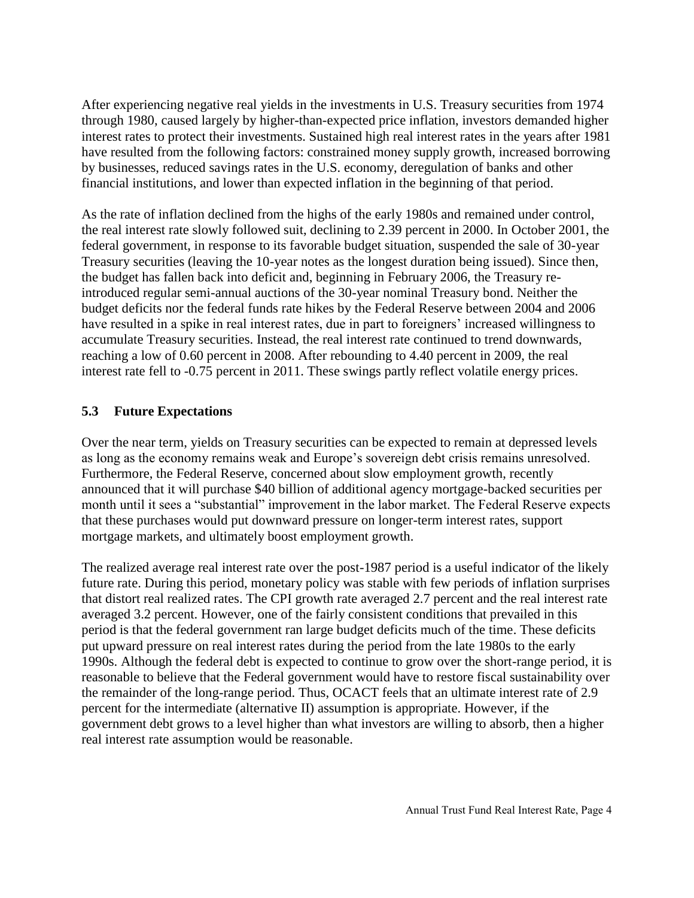After experiencing negative real yields in the investments in U.S. Treasury securities from 1974 through 1980, caused largely by higher-than-expected price inflation, investors demanded higher interest rates to protect their investments. Sustained high real interest rates in the years after 1981 have resulted from the following factors: constrained money supply growth, increased borrowing by businesses, reduced savings rates in the U.S. economy, deregulation of banks and other financial institutions, and lower than expected inflation in the beginning of that period.

As the rate of inflation declined from the highs of the early 1980s and remained under control, the real interest rate slowly followed suit, declining to 2.39 percent in 2000. In October 2001, the federal government, in response to its favorable budget situation, suspended the sale of 30-year Treasury securities (leaving the 10-year notes as the longest duration being issued). Since then, the budget has fallen back into deficit and, beginning in February 2006, the Treasury re-introduced regular semi-annual auctions of the 30-year nominal Treasury bond. Neither the budget deficits nor the federal funds rate hikes by the Federal Reserve between 2004 and 2006 have resulted in a spike in real interest rates, due in part to foreigners' increased willingness to accumulate Treasury securities. Instead, the real interest rate continued to trend downwards, reaching a low of 0.60 percent in 2008. After rebounding to 4.40 percent in 2009, the real interest rate fell to -0.75 percent in 2011. These swings partly reflect volatile energy prices.

### 5.3 Future Expectations

Over the near term, yields on Treasury securities can be expected to remain at depressed levels as long as the economy remains weak and Europe's sovereign debt crisis remains unresolved. Furthermore, the Federal Reserve, concerned about slow employment growth, recently announced that it will purchase $40 billion of additional agency mortgage-backed securities per month until it sees a "substantial" improvement in the labor market. The Federal Reserve expects that these purchases would put downward pressure on longer-term interest rates, support mortgage markets, and ultimately boost employment growth.

The realized average real interest rate over the post-1987 period is a useful indicator of the likely future rate. During this period, monetary policy was stable with few periods of inflation surprises that distort real realized rates. The CPI growth rate averaged 2.7 percent and the real interest rate averaged 3.2 percent. However, one of the fairly consistent conditions that prevailed in this period is that the federal government ran large budget deficits much of the time. These deficits put upward pressure on real interest rates during the period from the late 1980s to the early 1990s. Although the federal debt is expected to continue to grow over the short-range period, it is reasonable to believe that the Federal government would have to restore fiscal sustainability over the remainder of the long-range period. Thus, OCACT feels that an ultimate interest rate of 2.9 percent for the intermediate (alternative II) assumption is appropriate. However, if the government debt grows to a level higher than what investors are willing to absorb, then a higher real interest rate assumption would be reasonable.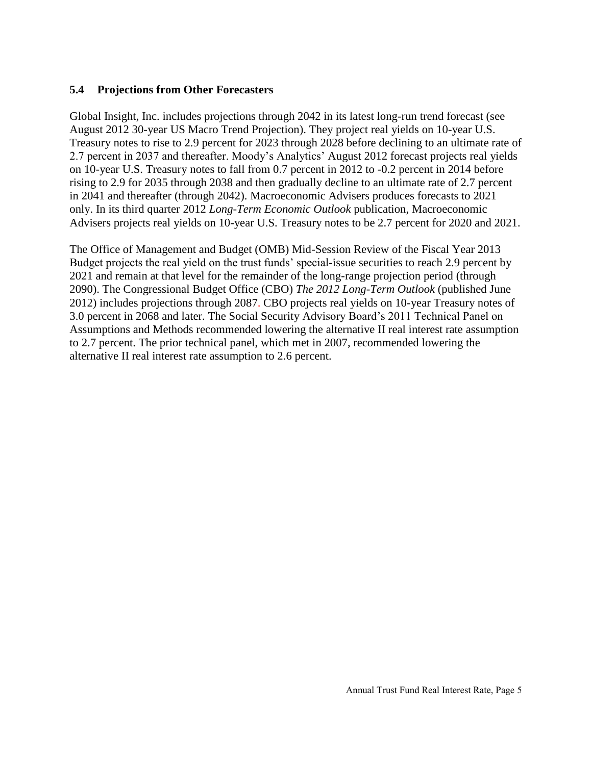### 5.4 Projections from Other Forecasters

Global Insight, Inc. includes projections through 2042 in its latest long-run trend forecast (see August 2012 30-year US Macro Trend Projection). They project real yields on 10-year U.S. Treasury notes to rise to 2.9 percent for 2023 through 2028 before declining to an ultimate rate of 2.7 percent in 2037 and thereafter. Moody's Analytics' August 2012 forecast projects real yields on 10-year U.S. Treasury notes to fall from 0.7 percent in 2012 to -0.2 percent in 2014 before rising to 2.9 for 2035 through 2038 and then gradually decline to an ultimate rate of 2.7 percent in 2041 and thereafter (through 2042). Macroeconomic Advisers produces forecasts to 2021 only. In its third quarter 2012 *Long-Term Economic Outlook* publication, Macroeconomic Advisers projects real yields on 10-year U.S. Treasury notes to be 2.7 percent for 2020 and 2021.

The Office of Management and Budget (OMB) Mid-Session Review of the Fiscal Year 2013 Budget projects the real yield on the trust funds' special-issue securities to reach 2.9 percent by 2021 and remain at that level for the remainder of the long-range projection period (through 2090). The Congressional Budget Office (CBO) *The 2012 Long-Term Outlook* (published June 2012) includes projections through 2087. CBO projects real yields on 10-year Treasury notes of 3.0 percent in 2068 and later. The Social Security Advisory Board's 2011 Technical Panel on Assumptions and Methods recommended lowering the alternative II real interest rate assumption to 2.7 percent. The prior technical panel, which met in 2007, recommended lowering the alternative II real interest rate assumption to 2.6 percent.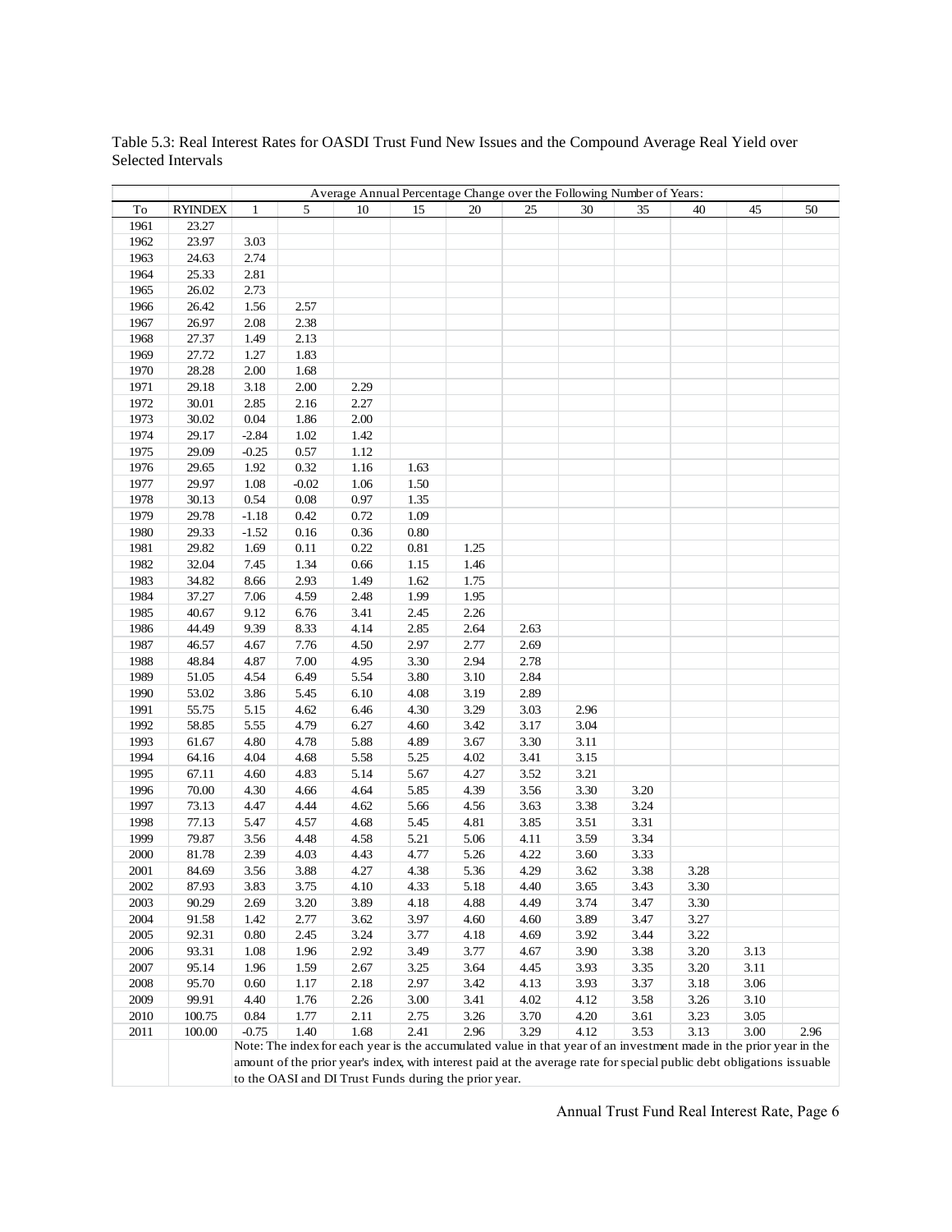Table 5.3: Real Interest Rates for OASDI Trust Fund New Issues and the Compound Average Real Yield over Selected Intervals

| | | Average Annual Percentage Change over the Following Number of Years: | | | | | | | | | | | |
|---|---|---|---|---|---|---|---|---|---|---|---|---|---|
| To | RYINDEX | 1 | 5 | 10 | 15 | 20 | 25 | 30 | 35 | 40 | 45 | 50 |
| 1961 | 23.27 | | | | | | | | | | | |
| 1962 | 23.97 | 3.03 | | | | | | | | | | |
| 1963 | 24.63 | 2.74 | | | | | | | | | | |
| 1964 | 25.33 | 2.81 | | | | | | | | | | |
| 1965 | 26.02 | 2.73 | | | | | | | | | | |
| 1966 | 26.42 | 1.56 | 2.57 | | | | | | | | | |
| 1967 | 26.97 | 2.08 | 2.38 | | | | | | | | | |
| 1968 | 27.37 | 1.49 | 2.13 | | | | | | | | | |
| 1969 | 27.72 | 1.27 | 1.83 | | | | | | | | | |
| 1970 | 28.28 | 2.00 | 1.68 | | | | | | | | | |
| 1971 | 29.18 | 3.18 | 2.00 | 2.29 | | | | | | | | |
| 1972 | 30.01 | 2.85 | 2.16 | 2.27 | | | | | | | | |
| 1973 | 30.02 | 0.04 | 1.86 | 2.00 | | | | | | | | |
| 1974 | 29.17 | -2.84 | 1.02 | 1.42 | | | | | | | | |
| 1975 | 29.09 | -0.25 | 0.57 | 1.12 | | | | | | | | |
| 1976 | 29.65 | 1.92 | 0.32 | 1.16 | 1.63 | | | | | | | |
| 1977 | 29.97 | 1.08 | -0.02 | 1.06 | 1.50 | | | | | | | |
| 1978 | 30.13 | 0.54 | 0.08 | 0.97 | 1.35 | | | | | | | |
| 1979 | 29.78 | -1.18 | 0.42 | 0.72 | 1.09 | | | | | | | |
| 1980 | 29.33 | -1.52 | 0.16 | 0.36 | 0.80 | | | | | | | |
| 1981 | 29.82 | 1.69 | 0.11 | 0.22 | 0.81 | 1.25 | | | | | | |
| 1982 | 32.04 | 7.45 | 1.34 | 0.66 | 1.15 | 1.46 | | | | | | |
| 1983 | 34.82 | 8.66 | 2.93 | 1.49 | 1.62 | 1.75 | | | | | | |
| 1984 | 37.27 | 7.06 | 4.59 | 2.48 | 1.99 | 1.95 | | | | | | |
| 1985 | 40.67 | 9.12 | 6.76 | 3.41 | 2.45 | 2.26 | | | | | | |
| 1986 | 44.49 | 9.39 | 8.33 | 4.14 | 2.85 | 2.64 | 2.63 | | | | | |
| 1987 | 46.57 | 4.67 | 7.76 | 4.50 | 2.97 | 2.77 | 2.69 | | | | | |
| 1988 | 48.84 | 4.87 | 7.00 | 4.95 | 3.30 | 2.94 | 2.78 | | | | | |
| 1989 | 51.05 | 4.54 | 6.49 | 5.54 | 3.80 | 3.10 | 2.84 | | | | | |
| 1990 | 53.02 | 3.86 | 5.45 | 6.10 | 4.08 | 3.19 | 2.89 | | | | | |
| 1991 | 55.75 | 5.15 | 4.62 | 6.46 | 4.30 | 3.29 | 3.03 | 2.96 | | | | |
| 1992 | 58.85 | 5.55 | 4.79 | 6.27 | 4.60 | 3.42 | 3.17 | 3.04 | | | | |
| 1993 | 61.67 | 4.80 | 4.78 | 5.88 | 4.89 | 3.67 | 3.30 | 3.11 | | | | |
| 1994 | 64.16 | 4.04 | 4.68 | 5.58 | 5.25 | 4.02 | 3.41 | 3.15 | | | | |
| 1995 | 67.11 | 4.60 | 4.83 | 5.14 | 5.67 | 4.27 | 3.52 | 3.21 | | | | |
| 1996 | 70.00 | 4.30 | 4.66 | 4.64 | 5.85 | 4.39 | 3.56 | 3.30 | 3.20 | | | |
| 1997 | 73.13 | 4.47 | 4.44 | 4.62 | 5.66 | 4.56 | 3.63 | 3.38 | 3.24 | | | |
| 1998 | 77.13 | 5.47 | 4.57 | 4.68 | 5.45 | 4.81 | 3.85 | 3.51 | 3.31 | | | |
| 1999 | 79.87 | 3.56 | 4.48 | 4.58 | 5.21 | 5.06 | 4.11 | 3.59 | 3.34 | | | |
| 2000 | 81.78 | 2.39 | 4.03 | 4.43 | 4.77 | 5.26 | 4.22 | 3.60 | 3.33 | | | |
| 2001 | 84.69 | 3.56 | 3.88 | 4.27 | 4.38 | 5.36 | 4.29 | 3.62 | 3.38 | 3.28 | | |
| 2002 | 87.93 | 3.83 | 3.75 | 4.10 | 4.33 | 5.18 | 4.40 | 3.65 | 3.43 | 3.30 | | |
| 2003 | 90.29 | 2.69 | 3.20 | 3.89 | 4.18 | 4.88 | 4.49 | 3.74 | 3.47 | 3.30 | | |
| 2004 | 91.58 | 1.42 | 2.77 | 3.62 | 3.97 | 4.60 | 4.60 | 3.89 | 3.47 | 3.27 | | |
| 2005 | 92.31 | 0.80 | 2.45 | 3.24 | 3.77 | 4.18 | 4.69 | 3.92 | 3.44 | 3.22 | | |
| 2006 | 93.31 | 1.08 | 1.96 | 2.92 | 3.49 | 3.77 | 4.67 | 3.90 | 3.38 | 3.20 | 3.13 | |
| 2007 | 95.14 | 1.96 | 1.59 | 2.67 | 3.25 | 3.64 | 4.45 | 3.93 | 3.35 | 3.20 | 3.11 | |
| 2008 | 95.70 | 0.60 | 1.17 | 2.18 | 2.97 | 3.42 | 4.13 | 3.93 | 3.37 | 3.18 | 3.06 | |
| 2009 | 99.91 | 4.40 | 1.76 | 2.26 | 3.00 | 3.41 | 4.02 | 4.12 | 3.58 | 3.26 | 3.10 | |
| 2010 | 100.75 | 0.84 | 1.77 | 2.11 | 2.75 | 3.26 | 3.70 | 4.20 | 3.61 | 3.23 | 3.05 | |
| 2011 | 100.00 | -0.75 | 1.40 | 1.68 | 2.41 | 2.96 | 3.29 | 4.12 | 3.53 | 3.13 | 3.00 | 2.96 |

Note: The index for each year is the accumulated value in that year of an investment made in the prior year in the amount of the prior year's index, with interest paid at the average rate for special public debt obligations issuable to the OASI and DI Trust Funds during the prior year.